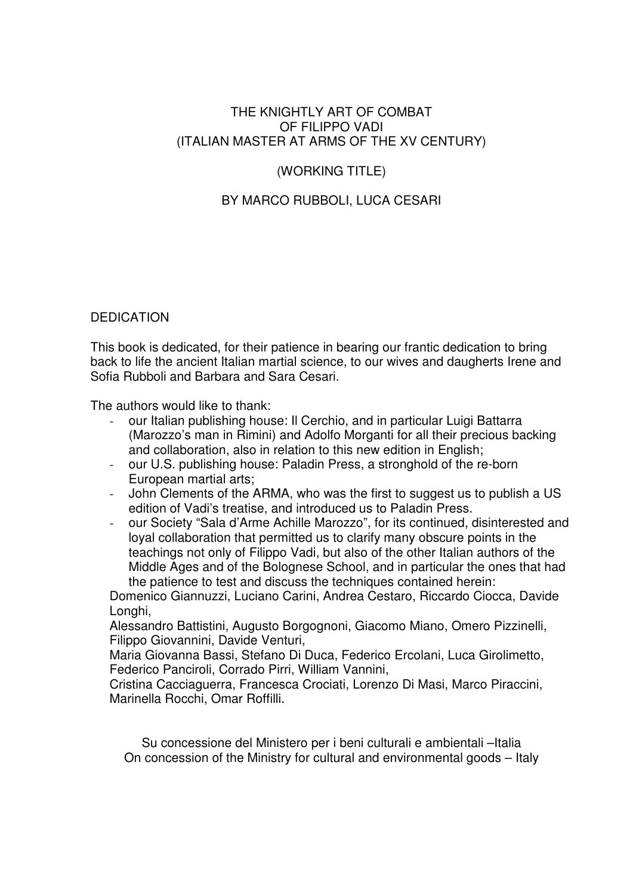# THE KNIGHTLY ART OF COMBAT OF FILIPPO VADI (ITALIAN MASTER AT ARMS OF THE XV CENTURY)

(WORKING TITLE)

BY MARCO RUBBOLI, LUCA CESARI

## DEDICATION

This book is dedicated, for their patience in bearing our frantic dedication to bring back to life the ancient Italian martial science, to our wives and daugherts Irene and Sofia Rubboli and Barbara and Sara Cesari.

The authors would like to thank:

- our Italian publishing house: Il Cerchio, and in particular Luigi Battarra (Marozzo's man in Rimini) and Adolfo Morganti for all their precious backing and collaboration, also in relation to this new edition in English;
- our U.S. publishing house: Paladin Press, a stronghold of the re-born European martial arts;
- John Clements of the ARMA, who was the first to suggest us to publish a US edition of Vadi's treatise, and introduced us to Paladin Press.
- our Society "Sala d'Arme Achille Marozzo", for its continued, disinterested and loyal collaboration that permitted us to clarify many obscure points in the teachings not only of Filippo Vadi, but also of the other Italian authors of the Middle Ages and of the Bolognese School, and in particular the ones that had the patience to test and discuss the techniques contained herein:

Domenico Giannuzzi, Luciano Carini, Andrea Cestaro, Riccardo Ciocca, Davide Longhi,
Alessandro Battistini, Augusto Borgognoni, Giacomo Miano, Omero Pizzinelli, Filippo Giovannini, Davide Venturi,
Maria Giovanna Bassi, Stefano Di Duca, Federico Ercolani, Luca Girolimetto, Federico Panciroli, Corrado Pirri, William Vannini,
Cristina Cacciaguerra, Francesca Crociati, Lorenzo Di Masi, Marco Piraccini, Marinella Rocchi, Omar Roffilli.

Su concessione del Ministero per i beni culturali e ambientali –Italia
On concession of the Ministry for cultural and environmental goods – Italy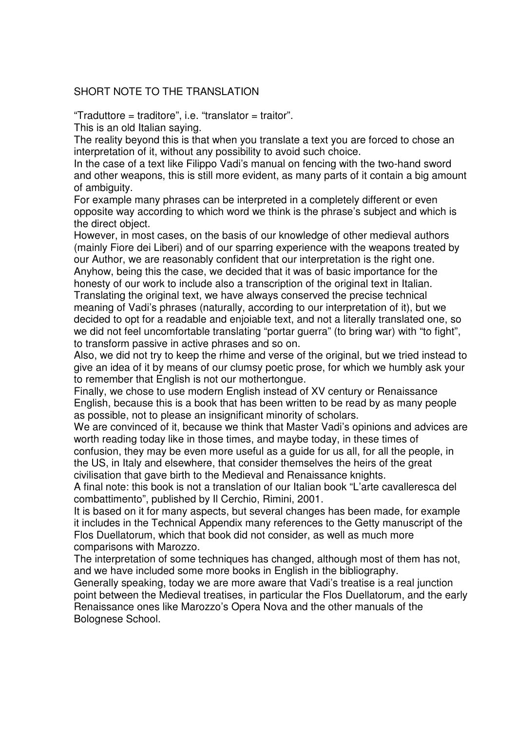## SHORT NOTE TO THE TRANSLATION

"Traduttore = traditore", i.e. "translator = traitor".

This is an old Italian saying.

The reality beyond this is that when you translate a text you are forced to chose an interpretation of it, without any possibility to avoid such choice.

In the case of a text like Filippo Vadi's manual on fencing with the two-hand sword and other weapons, this is still more evident, as many parts of it contain a big amount of ambiguity.

For example many phrases can be interpreted in a completely different or even opposite way according to which word we think is the phrase's subject and which is the direct object.

However, in most cases, on the basis of our knowledge of other medieval authors (mainly Fiore dei Liberi) and of our sparring experience with the weapons treated by our Author, we are reasonably confident that our interpretation is the right one.

Anyhow, being this the case, we decided that it was of basic importance for the honesty of our work to include also a transcription of the original text in Italian.

Translating the original text, we have always conserved the precise technical meaning of Vadi's phrases (naturally, according to our interpretation of it), but we decided to opt for a readable and enjoiable text, and not a literally translated one, so we did not feel uncomfortable translating "portar guerra" (to bring war) with "to fight", to transform passive in active phrases and so on.

Also, we did not try to keep the rhime and verse of the original, but we tried instead to give an idea of it by means of our clumsy poetic prose, for which we humbly ask your to remember that English is not our mothertongue.

Finally, we chose to use modern English instead of XV century or Renaissance English, because this is a book that has been written to be read by as many people as possible, not to please an insignificant minority of scholars.

We are convinced of it, because we think that Master Vadi's opinions and advices are worth reading today like in those times, and maybe today, in these times of confusion, they may be even more useful as a guide for us all, for all the people, in the US, in Italy and elsewhere, that consider themselves the heirs of the great civilisation that gave birth to the Medieval and Renaissance knights.

A final note: this book is not a translation of our Italian book "L'arte cavalleresca del combattimento", published by Il Cerchio, Rimini, 2001.

It is based on it for many aspects, but several changes has been made, for example it includes in the Technical Appendix many references to the Getty manuscript of the Flos Duellatorum, which that book did not consider, as well as much more comparisons with Marozzo.

The interpretation of some techniques has changed, although most of them has not, and we have included some more books in English in the bibliography.

Generally speaking, today we are more aware that Vadi's treatise is a real junction point between the Medieval treatises, in particular the Flos Duellatorum, and the early Renaissance ones like Marozzo's Opera Nova and the other manuals of the Bolognese School.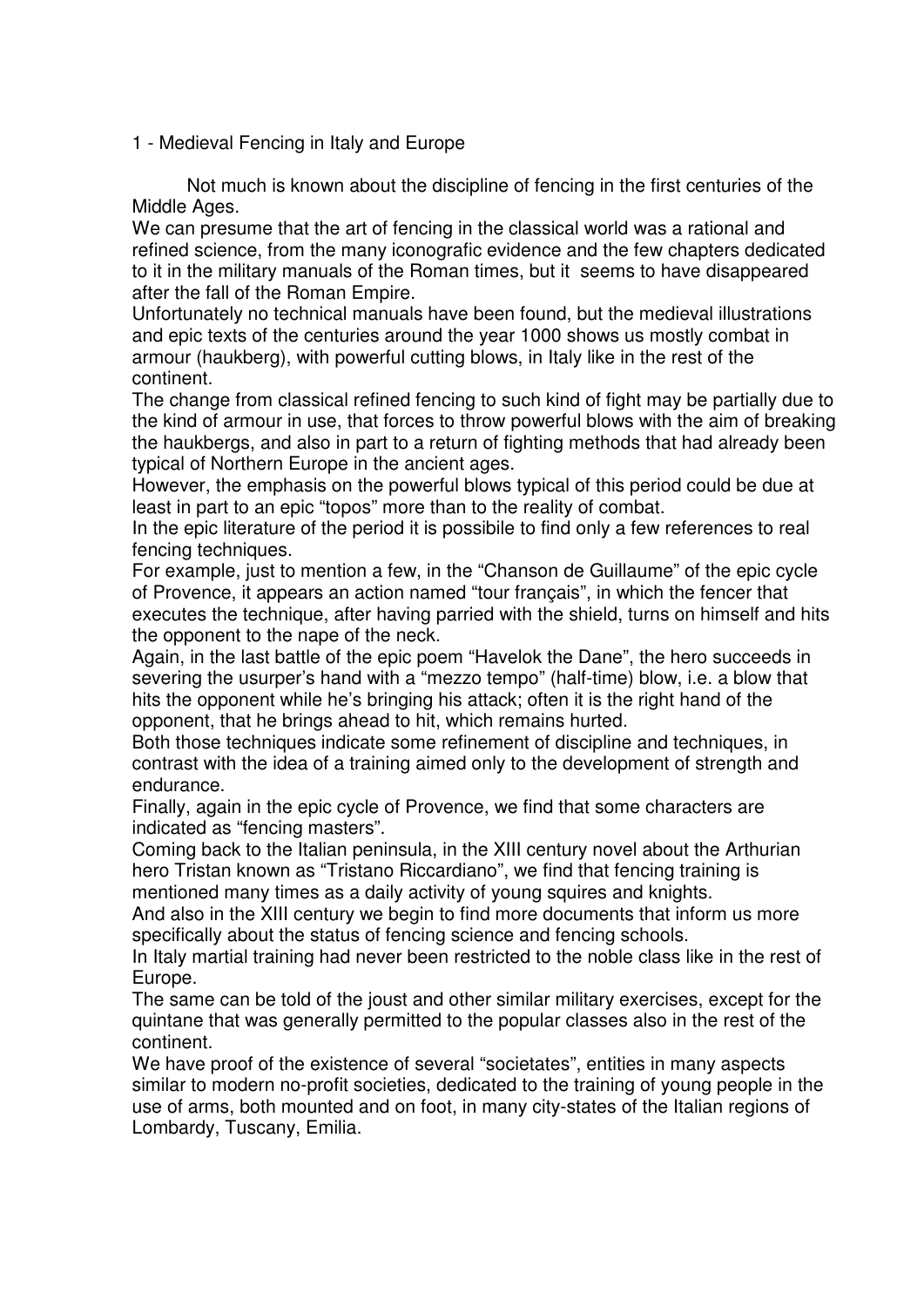## 1 - Medieval Fencing in Italy and Europe

Not much is known about the discipline of fencing in the first centuries of the Middle Ages.

We can presume that the art of fencing in the classical world was a rational and refined science, from the many iconografic evidence and the few chapters dedicated to it in the military manuals of the Roman times, but it seems to have disappeared after the fall of the Roman Empire.

Unfortunately no technical manuals have been found, but the medieval illustrations and epic texts of the centuries around the year 1000 shows us mostly combat in armour (haukberg), with powerful cutting blows, in Italy like in the rest of the continent.

The change from classical refined fencing to such kind of fight may be partially due to the kind of armour in use, that forces to throw powerful blows with the aim of breaking the haukbergs, and also in part to a return of fighting methods that had already been typical of Northern Europe in the ancient ages.

However, the emphasis on the powerful blows typical of this period could be due at least in part to an epic "topos" more than to the reality of combat.

In the epic literature of the period it is possibile to find only a few references to real fencing techniques.

For example, just to mention a few, in the "Chanson de Guillaume" of the epic cycle of Provence, it appears an action named "tour français", in which the fencer that executes the technique, after having parried with the shield, turns on himself and hits the opponent to the nape of the neck.

Again, in the last battle of the epic poem "Havelok the Dane", the hero succeeds in severing the usurper's hand with a "mezzo tempo" (half-time) blow, i.e. a blow that hits the opponent while he's bringing his attack; often it is the right hand of the opponent, that he brings ahead to hit, which remains hurted.

Both those techniques indicate some refinement of discipline and techniques, in contrast with the idea of a training aimed only to the development of strength and endurance.

Finally, again in the epic cycle of Provence, we find that some characters are indicated as "fencing masters".

Coming back to the Italian peninsula, in the XIII century novel about the Arthurian hero Tristan known as "Tristano Riccardiano", we find that fencing training is mentioned many times as a daily activity of young squires and knights.

And also in the XIII century we begin to find more documents that inform us more specifically about the status of fencing science and fencing schools.

In Italy martial training had never been restricted to the noble class like in the rest of Europe.

The same can be told of the joust and other similar military exercises, except for the quintane that was generally permitted to the popular classes also in the rest of the continent.

We have proof of the existence of several "societates", entities in many aspects similar to modern no-profit societies, dedicated to the training of young people in the use of arms, both mounted and on foot, in many city-states of the Italian regions of Lombardy, Tuscany, Emilia.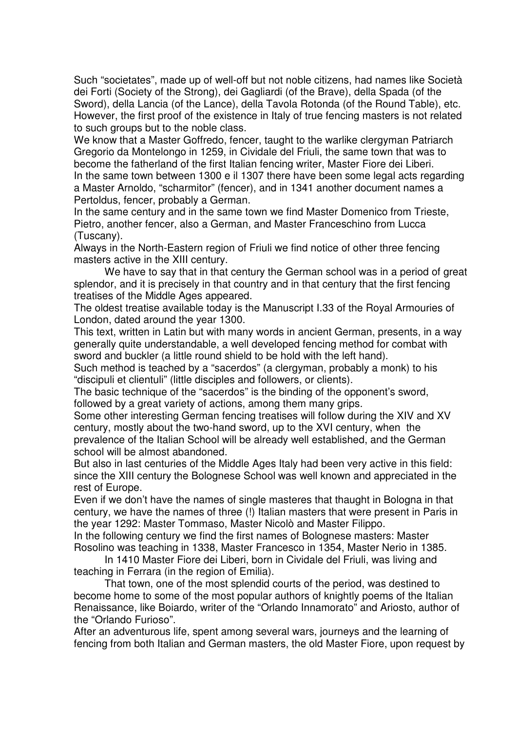Such "societates", made up of well-off but not noble citizens, had names like Società dei Forti (Society of the Strong), dei Gagliardi (of the Brave), della Spada (of the Sword), della Lancia (of the Lance), della Tavola Rotonda (of the Round Table), etc. However, the first proof of the existence in Italy of true fencing masters is not related to such groups but to the noble class.

We know that a Master Goffredo, fencer, taught to the warlike clergyman Patriarch Gregorio da Montelongo in 1259, in Cividale del Friuli, the same town that was to become the fatherland of the first Italian fencing writer, Master Fiore dei Liberi.

In the same town between 1300 e il 1307 there have been some legal acts regarding a Master Arnoldo, "scharmitor" (fencer), and in 1341 another document names a Pertoldus, fencer, probably a German.

In the same century and in the same town we find Master Domenico from Trieste, Pietro, another fencer, also a German, and Master Franceschino from Lucca (Tuscany).

Always in the North-Eastern region of Friuli we find notice of other three fencing masters active in the XIII century.

We have to say that in that century the German school was in a period of great splendor, and it is precisely in that country and in that century that the first fencing treatises of the Middle Ages appeared.

The oldest treatise available today is the Manuscript I.33 of the Royal Armouries of London, dated around the year 1300.

This text, written in Latin but with many words in ancient German, presents, in a way generally quite understandable, a well developed fencing method for combat with sword and buckler (a little round shield to be hold with the left hand).

Such method is teached by a "sacerdos" (a clergyman, probably a monk) to his "discipuli et clientuli" (little disciples and followers, or clients).

The basic technique of the "sacerdos" is the binding of the opponent's sword, followed by a great variety of actions, among them many grips.

Some other interesting German fencing treatises will follow during the XIV and XV century, mostly about the two-hand sword, up to the XVI century, when the prevalence of the Italian School will be already well established, and the German school will be almost abandoned.

But also in last centuries of the Middle Ages Italy had been very active in this field: since the XIII century the Bolognese School was well known and appreciated in the rest of Europe.

Even if we don't have the names of single masteres that thaught in Bologna in that century, we have the names of three (!) Italian masters that were present in Paris in the year 1292: Master Tommaso, Master Nicolò and Master Filippo.

In the following century we find the first names of Bolognese masters: Master Rosolino was teaching in 1338, Master Francesco in 1354, Master Nerio in 1385.

In 1410 Master Fiore dei Liberi, born in Cividale del Friuli, was living and teaching in Ferrara (in the region of Emilia).

That town, one of the most splendid courts of the period, was destined to become home to some of the most popular authors of knightly poems of the Italian Renaissance, like Boiardo, writer of the "Orlando Innamorato" and Ariosto, author of the "Orlando Furioso".

After an adventurous life, spent among several wars, journeys and the learning of fencing from both Italian and German masters, the old Master Fiore, upon request by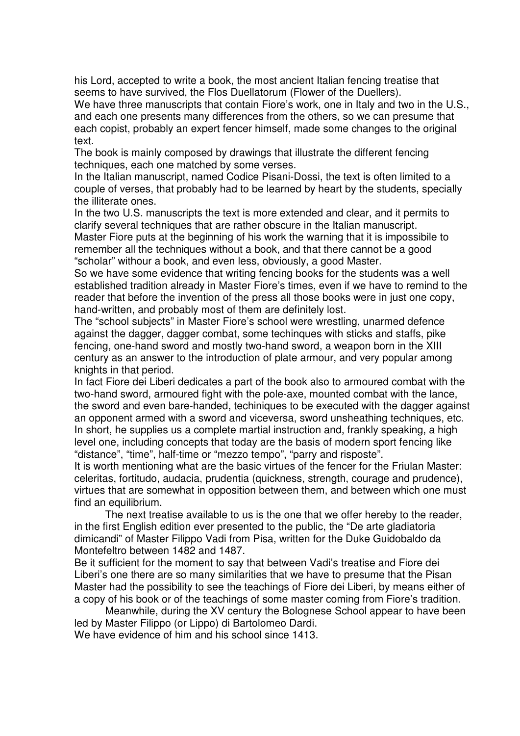his Lord, accepted to write a book, the most ancient Italian fencing treatise that seems to have survived, the Flos Duellatorum (Flower of the Duellers).

We have three manuscripts that contain Fiore's work, one in Italy and two in the U.S., and each one presents many differences from the others, so we can presume that each copist, probably an expert fencer himself, made some changes to the original text.

The book is mainly composed by drawings that illustrate the different fencing techniques, each one matched by some verses.

In the Italian manuscript, named Codice Pisani-Dossi, the text is often limited to a couple of verses, that probably had to be learned by heart by the students, specially the illiterate ones.

In the two U.S. manuscripts the text is more extended and clear, and it permits to clarify several techniques that are rather obscure in the Italian manuscript.

Master Fiore puts at the beginning of his work the warning that it is impossibile to remember all the techniques without a book, and that there cannot be a good "scholar" withour a book, and even less, obviously, a good Master.

So we have some evidence that writing fencing books for the students was a well established tradition already in Master Fiore's times, even if we have to remind to the reader that before the invention of the press all those books were in just one copy, hand-written, and probably most of them are definitely lost.

The "school subjects" in Master Fiore's school were wrestling, unarmed defence against the dagger, dagger combat, some techinques with sticks and staffs, pike fencing, one-hand sword and mostly two-hand sword, a weapon born in the XIII century as an answer to the introduction of plate armour, and very popular among knights in that period.

In fact Fiore dei Liberi dedicates a part of the book also to armoured combat with the two-hand sword, armoured fight with the pole-axe, mounted combat with the lance, the sword and even bare-handed, techiniques to be executed with the dagger against an opponent armed with a sword and viceversa, sword unsheathing techniques, etc.

In short, he supplies us a complete martial instruction and, frankly speaking, a high level one, including concepts that today are the basis of modern sport fencing like "distance", "time", half-time or "mezzo tempo", "parry and risposte".

It is worth mentioning what are the basic virtues of the fencer for the Friulan Master: celeritas, fortitudo, audacia, prudentia (quickness, strength, courage and prudence), virtues that are somewhat in opposition between them, and between which one must find an equilibrium.

The next treatise available to us is the one that we offer hereby to the reader, in the first English edition ever presented to the public, the "De arte gladiatoria dimicandi" of Master Filippo Vadi from Pisa, written for the Duke Guidobaldo da Montefeltro between 1482 and 1487.

Be it sufficient for the moment to say that between Vadi's treatise and Fiore dei Liberi's one there are so many similarities that we have to presume that the Pisan Master had the possibility to see the teachings of Fiore dei Liberi, by means either of a copy of his book or of the teachings of some master coming from Fiore's tradition.

Meanwhile, during the XV century the Bolognese School appear to have been led by Master Filippo (or Lippo) di Bartolomeo Dardi.

We have evidence of him and his school since 1413.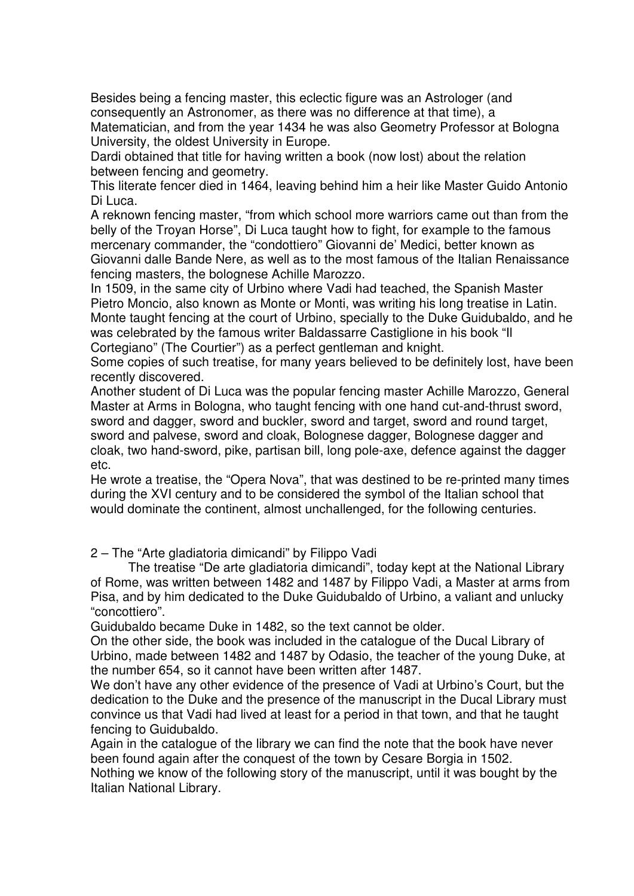Besides being a fencing master, this eclectic figure was an Astrologer (and consequently an Astronomer, as there was no difference at that time), a Matematician, and from the year 1434 he was also Geometry Professor at Bologna University, the oldest University in Europe.

Dardi obtained that title for having written a book (now lost) about the relation between fencing and geometry.

This literate fencer died in 1464, leaving behind him a heir like Master Guido Antonio Di Luca.

A reknown fencing master, "from which school more warriors came out than from the belly of the Troyan Horse", Di Luca taught how to fight, for example to the famous mercenary commander, the "condottiero" Giovanni de' Medici, better known as Giovanni dalle Bande Nere, as well as to the most famous of the Italian Renaissance fencing masters, the bolognese Achille Marozzo.

In 1509, in the same city of Urbino where Vadi had teached, the Spanish Master Pietro Moncio, also known as Monte or Monti, was writing his long treatise in Latin. Monte taught fencing at the court of Urbino, specially to the Duke Guidubaldo, and he was celebrated by the famous writer Baldassarre Castiglione in his book "Il Cortegiano" (The Courtier") as a perfect gentleman and knight.

Some copies of such treatise, for many years believed to be definitely lost, have been recently discovered.

Another student of Di Luca was the popular fencing master Achille Marozzo, General Master at Arms in Bologna, who taught fencing with one hand cut-and-thrust sword, sword and dagger, sword and buckler, sword and target, sword and round target, sword and palvese, sword and cloak, Bolognese dagger, Bolognese dagger and cloak, two hand-sword, pike, partisan bill, long pole-axe, defence against the dagger etc.

He wrote a treatise, the "Opera Nova", that was destined to be re-printed many times during the XVI century and to be considered the symbol of the Italian school that would dominate the continent, almost unchallenged, for the following centuries.

## 2 – The "Arte gladiatoria dimicandi" by Filippo Vadi

The treatise "De arte gladiatoria dimicandi", today kept at the National Library of Rome, was written between 1482 and 1487 by Filippo Vadi, a Master at arms from Pisa, and by him dedicated to the Duke Guidubaldo of Urbino, a valiant and unlucky "concottiero".

Guidubaldo became Duke in 1482, so the text cannot be older.

On the other side, the book was included in the catalogue of the Ducal Library of Urbino, made between 1482 and 1487 by Odasio, the teacher of the young Duke, at the number 654, so it cannot have been written after 1487.

We don't have any other evidence of the presence of Vadi at Urbino's Court, but the dedication to the Duke and the presence of the manuscript in the Ducal Library must convince us that Vadi had lived at least for a period in that town, and that he taught fencing to Guidubaldo.

Again in the catalogue of the library we can find the note that the book have never been found again after the conquest of the town by Cesare Borgia in 1502.

Nothing we know of the following story of the manuscript, until it was bought by the Italian National Library.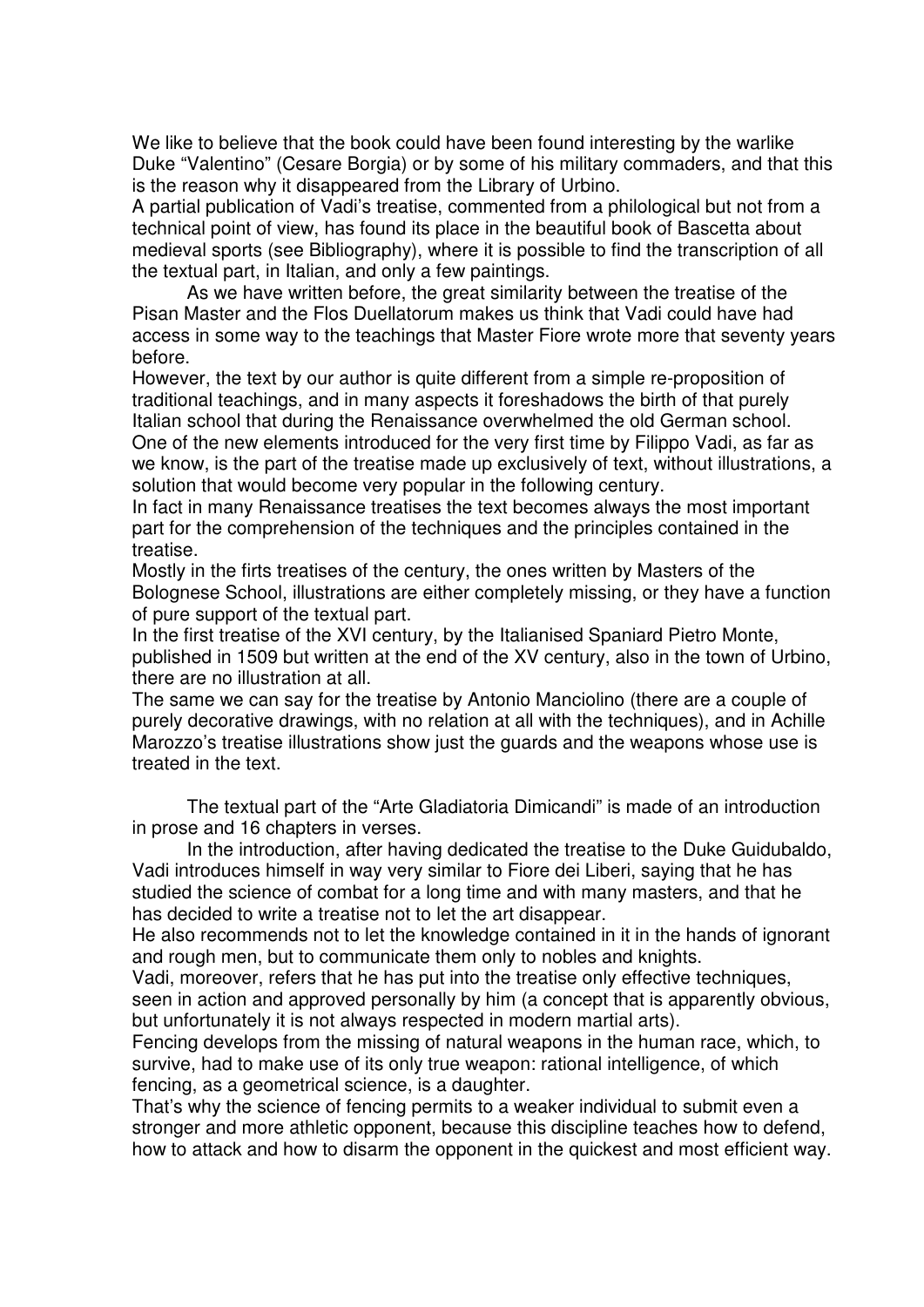We like to believe that the book could have been found interesting by the warlike Duke "Valentino" (Cesare Borgia) or by some of his military commaders, and that this is the reason why it disappeared from the Library of Urbino.
A partial publication of Vadi's treatise, commented from a philological but not from a technical point of view, has found its place in the beautiful book of Bascetta about medieval sports (see Bibliography), where it is possible to find the transcription of all the textual part, in Italian, and only a few paintings.

As we have written before, the great similarity between the treatise of the Pisan Master and the Flos Duellatorum makes us think that Vadi could have had access in some way to the teachings that Master Fiore wrote more that seventy years before.
However, the text by our author is quite different from a simple re-proposition of traditional teachings, and in many aspects it foreshadows the birth of that purely Italian school that during the Renaissance overwhelmed the old German school.
One of the new elements introduced for the very first time by Filippo Vadi, as far as we know, is the part of the treatise made up exclusively of text, without illustrations, a solution that would become very popular in the following century.
In fact in many Renaissance treatises the text becomes always the most important part for the comprehension of the techniques and the principles contained in the treatise.
Mostly in the firts treatises of the century, the ones written by Masters of the Bolognese School, illustrations are either completely missing, or they have a function of pure support of the textual part.
In the first treatise of the XVI century, by the Italianised Spaniard Pietro Monte, published in 1509 but written at the end of the XV century, also in the town of Urbino, there are no illustration at all.
The same we can say for the treatise by Antonio Manciolino (there are a couple of purely decorative drawings, with no relation at all with the techniques), and in Achille Marozzo's treatise illustrations show just the guards and the weapons whose use is treated in the text.

The textual part of the "Arte Gladiatoria Dimicandi" is made of an introduction in prose and 16 chapters in verses.

In the introduction, after having dedicated the treatise to the Duke Guidubaldo, Vadi introduces himself in way very similar to Fiore dei Liberi, saying that he has studied the science of combat for a long time and with many masters, and that he has decided to write a treatise not to let the art disappear.
He also recommends not to let the knowledge contained in it in the hands of ignorant and rough men, but to communicate them only to nobles and knights.
Vadi, moreover, refers that he has put into the treatise only effective techniques, seen in action and approved personally by him (a concept that is apparently obvious, but unfortunately it is not always respected in modern martial arts).
Fencing develops from the missing of natural weapons in the human race, which, to survive, had to make use of its only true weapon: rational intelligence, of which fencing, as a geometrical science, is a daughter.
That's why the science of fencing permits to a weaker individual to submit even a stronger and more athletic opponent, because this discipline teaches how to defend, how to attack and how to disarm the opponent in the quickest and most efficient way.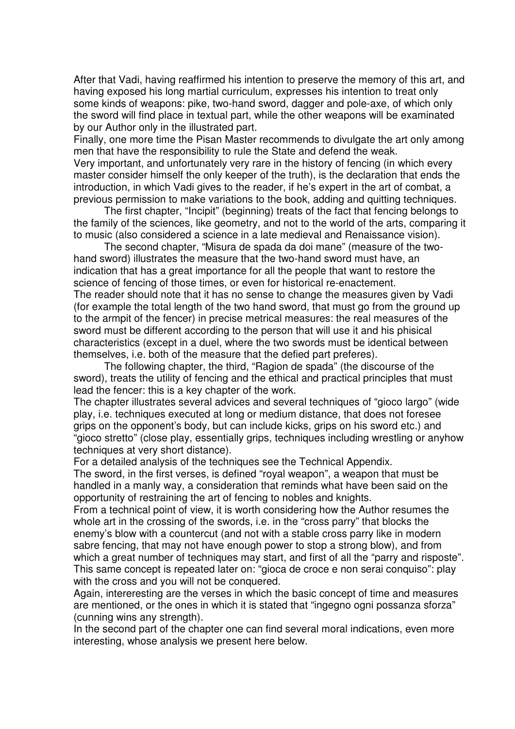After that Vadi, having reaffirmed his intention to preserve the memory of this art, and having exposed his long martial curriculum, expresses his intention to treat only some kinds of weapons: pike, two-hand sword, dagger and pole-axe, of which only the sword will find place in textual part, while the other weapons will be examinated by our Author only in the illustrated part.

Finally, one more time the Pisan Master recommends to divulgate the art only among men that have the responsibility to rule the State and defend the weak.

Very important, and unfortunately very rare in the history of fencing (in which every master consider himself the only keeper of the truth), is the declaration that ends the introduction, in which Vadi gives to the reader, if he's expert in the art of combat, a previous permission to make variations to the book, adding and quitting techniques.

The first chapter, "Incipit" (beginning) treats of the fact that fencing belongs to the family of the sciences, like geometry, and not to the world of the arts, comparing it to music (also considered a science in a late medieval and Renaissance vision).

The second chapter, "Misura de spada da doi mane" (measure of the two-hand sword) illustrates the measure that the two-hand sword must have, an indication that has a great importance for all the people that want to restore the science of fencing of those times, or even for historical re-enactement.

The reader should note that it has no sense to change the measures given by Vadi (for example the total length of the two hand sword, that must go from the ground up to the armpit of the fencer) in precise metrical measures: the real measures of the sword must be different according to the person that will use it and his phisical characteristics (except in a duel, where the two swords must be identical between themselves, i.e. both of the measure that the defied part preferes).

The following chapter, the third, "Ragion de spada" (the discourse of the sword), treats the utility of fencing and the ethical and practical principles that must lead the fencer: this is a key chapter of the work.

The chapter illustrates several advices and several techniques of "gioco largo" (wide play, i.e. techniques executed at long or medium distance, that does not foresee grips on the opponent's body, but can include kicks, grips on his sword etc.) and "gioco stretto" (close play, essentially grips, techniques including wrestling or anyhow techniques at very short distance).

For a detailed analysis of the techniques see the Technical Appendix.

The sword, in the first verses, is defined "royal weapon", a weapon that must be handled in a manly way, a consideration that reminds what have been said on the opportunity of restraining the art of fencing to nobles and knights.

From a technical point of view, it is worth considering how the Author resumes the whole art in the crossing of the swords, i.e. in the "cross parry" that blocks the enemy's blow with a countercut (and not with a stable cross parry like in modern sabre fencing, that may not have enough power to stop a strong blow), and from which a great number of techniques may start, and first of all the "parry and risposte".

This same concept is repeated later on: "gioca de croce e non serai conquiso": play with the cross and you will not be conquered.

Again, intereresting are the verses in which the basic concept of time and measures are mentioned, or the ones in which it is stated that "ingegno ogni possanza sforza" (cunning wins any strength).

In the second part of the chapter one can find several moral indications, even more interesting, whose analysis we present here below.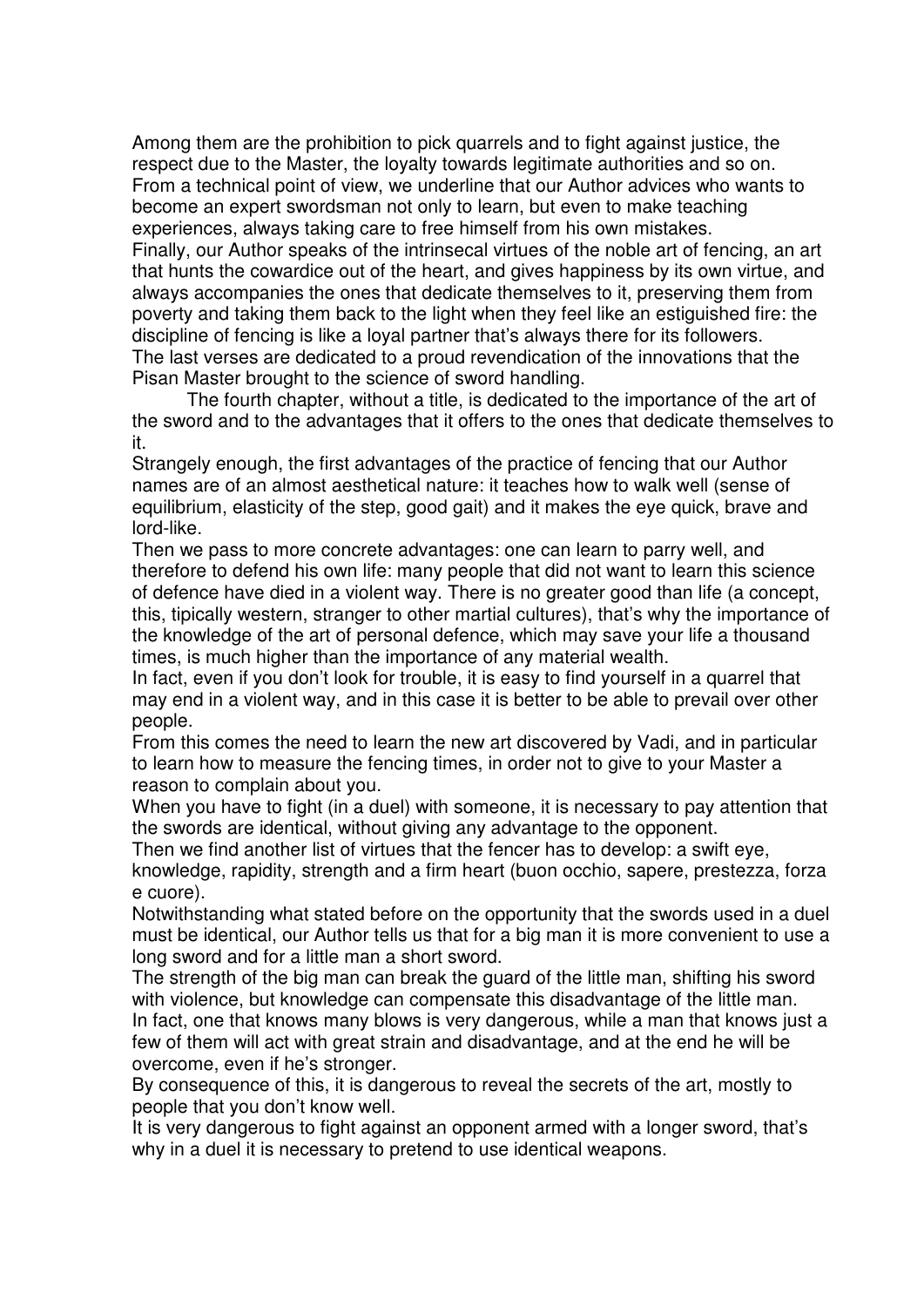Among them are the prohibition to pick quarrels and to fight against justice, the respect due to the Master, the loyalty towards legitimate authorities and so on. From a technical point of view, we underline that our Author advices who wants to become an expert swordsman not only to learn, but even to make teaching experiences, always taking care to free himself from his own mistakes.

Finally, our Author speaks of the intrinsecal virtues of the noble art of fencing, an art that hunts the cowardice out of the heart, and gives happiness by its own virtue, and always accompanies the ones that dedicate themselves to it, preserving them from poverty and taking them back to the light when they feel like an estiguished fire: the discipline of fencing is like a loyal partner that's always there for its followers.

The last verses are dedicated to a proud revendication of the innovations that the Pisan Master brought to the science of sword handling.

The fourth chapter, without a title, is dedicated to the importance of the art of the sword and to the advantages that it offers to the ones that dedicate themselves to it.

Strangely enough, the first advantages of the practice of fencing that our Author names are of an almost aesthetical nature: it teaches how to walk well (sense of equilibrium, elasticity of the step, good gait) and it makes the eye quick, brave and lord-like.

Then we pass to more concrete advantages: one can learn to parry well, and therefore to defend his own life: many people that did not want to learn this science of defence have died in a violent way. There is no greater good than life (a concept, this, tipically western, stranger to other martial cultures), that's why the importance of the knowledge of the art of personal defence, which may save your life a thousand times, is much higher than the importance of any material wealth.

In fact, even if you don't look for trouble, it is easy to find yourself in a quarrel that may end in a violent way, and in this case it is better to be able to prevail over other people.

From this comes the need to learn the new art discovered by Vadi, and in particular to learn how to measure the fencing times, in order not to give to your Master a reason to complain about you.

When you have to fight (in a duel) with someone, it is necessary to pay attention that the swords are identical, without giving any advantage to the opponent.

Then we find another list of virtues that the fencer has to develop: a swift eye, knowledge, rapidity, strength and a firm heart (buon occhio, sapere, prestezza, forza e cuore).

Notwithstanding what stated before on the opportunity that the swords used in a duel must be identical, our Author tells us that for a big man it is more convenient to use a long sword and for a little man a short sword.

The strength of the big man can break the guard of the little man, shifting his sword with violence, but knowledge can compensate this disadvantage of the little man.

In fact, one that knows many blows is very dangerous, while a man that knows just a few of them will act with great strain and disadvantage, and at the end he will be overcome, even if he's stronger.

By consequence of this, it is dangerous to reveal the secrets of the art, mostly to people that you don't know well.

It is very dangerous to fight against an opponent armed with a longer sword, that's why in a duel it is necessary to pretend to use identical weapons.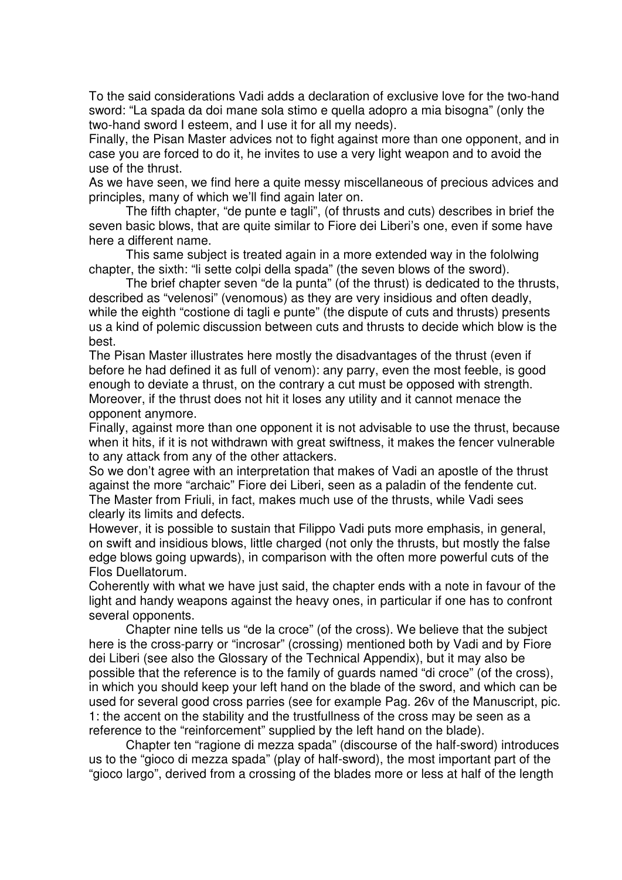To the said considerations Vadi adds a declaration of exclusive love for the two-hand sword: "La spada da doi mane sola stimo e quella adopro a mia bisogna" (only the two-hand sword I esteem, and I use it for all my needs).

Finally, the Pisan Master advices not to fight against more than one opponent, and in case you are forced to do it, he invites to use a very light weapon and to avoid the use of the thrust.

As we have seen, we find here a quite messy miscellaneous of precious advices and principles, many of which we'll find again later on.

The fifth chapter, "de punte e tagli", (of thrusts and cuts) describes in brief the seven basic blows, that are quite similar to Fiore dei Liberi's one, even if some have here a different name.

This same subject is treated again in a more extended way in the fololwing chapter, the sixth: "li sette colpi della spada" (the seven blows of the sword).

The brief chapter seven "de la punta" (of the thrust) is dedicated to the thrusts, described as "velenosi" (venomous) as they are very insidious and often deadly, while the eighth "costione di tagli e punte" (the dispute of cuts and thrusts) presents us a kind of polemic discussion between cuts and thrusts to decide which blow is the best.

The Pisan Master illustrates here mostly the disadvantages of the thrust (even if before he had defined it as full of venom): any parry, even the most feeble, is good enough to deviate a thrust, on the contrary a cut must be opposed with strength. Moreover, if the thrust does not hit it loses any utility and it cannot menace the opponent anymore.

Finally, against more than one opponent it is not advisable to use the thrust, because when it hits, if it is not withdrawn with great swiftness, it makes the fencer vulnerable to any attack from any of the other attackers.

So we don't agree with an interpretation that makes of Vadi an apostle of the thrust against the more "archaic" Fiore dei Liberi, seen as a paladin of the fendente cut. The Master from Friuli, in fact, makes much use of the thrusts, while Vadi sees clearly its limits and defects.

However, it is possible to sustain that Filippo Vadi puts more emphasis, in general, on swift and insidious blows, little charged (not only the thrusts, but mostly the false edge blows going upwards), in comparison with the often more powerful cuts of the Flos Duellatorum.

Coherently with what we have just said, the chapter ends with a note in favour of the light and handy weapons against the heavy ones, in particular if one has to confront several opponents.

Chapter nine tells us "de la croce" (of the cross). We believe that the subject here is the cross-parry or "incrosar" (crossing) mentioned both by Vadi and by Fiore dei Liberi (see also the Glossary of the Technical Appendix), but it may also be possible that the reference is to the family of guards named "di croce" (of the cross), in which you should keep your left hand on the blade of the sword, and which can be used for several good cross parries (see for example Pag. 26v of the Manuscript, pic. 1: the accent on the stability and the trustfullness of the cross may be seen as a reference to the "reinforcement" supplied by the left hand on the blade).

Chapter ten "ragione di mezza spada" (discourse of the half-sword) introduces us to the "gioco di mezza spada" (play of half-sword), the most important part of the "gioco largo", derived from a crossing of the blades more or less at half of the length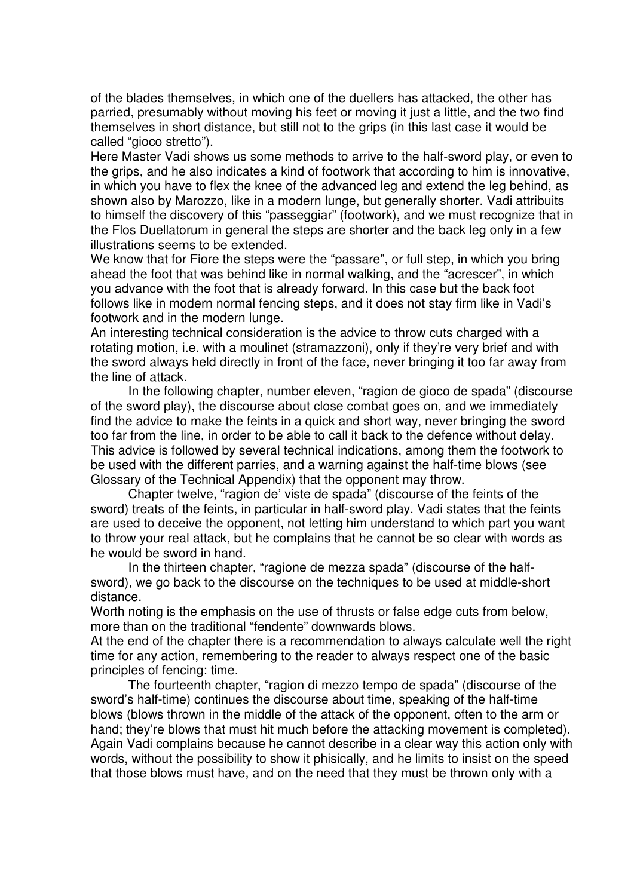of the blades themselves, in which one of the duellers has attacked, the other has parried, presumably without moving his feet or moving it just a little, and the two find themselves in short distance, but still not to the grips (in this last case it would be called "gioco stretto").

Here Master Vadi shows us some methods to arrive to the half-sword play, or even to the grips, and he also indicates a kind of footwork that according to him is innovative, in which you have to flex the knee of the advanced leg and extend the leg behind, as shown also by Marozzo, like in a modern lunge, but generally shorter. Vadi attribuits to himself the discovery of this "passeggiar" (footwork), and we must recognize that in the Flos Duellatorum in general the steps are shorter and the back leg only in a few illustrations seems to be extended.

We know that for Fiore the steps were the "passare", or full step, in which you bring ahead the foot that was behind like in normal walking, and the "acrescer", in which you advance with the foot that is already forward. In this case but the back foot follows like in modern normal fencing steps, and it does not stay firm like in Vadi's footwork and in the modern lunge.

An interesting technical consideration is the advice to throw cuts charged with a rotating motion, i.e. with a moulinet (stramazzoni), only if they're very brief and with the sword always held directly in front of the face, never bringing it too far away from the line of attack.

In the following chapter, number eleven, "ragion de gioco de spada" (discourse of the sword play), the discourse about close combat goes on, and we immediately find the advice to make the feints in a quick and short way, never bringing the sword too far from the line, in order to be able to call it back to the defence without delay. This advice is followed by several technical indications, among them the footwork to be used with the different parries, and a warning against the half-time blows (see Glossary of the Technical Appendix) that the opponent may throw.

Chapter twelve, "ragion de' viste de spada" (discourse of the feints of the sword) treats of the feints, in particular in half-sword play. Vadi states that the feints are used to deceive the opponent, not letting him understand to which part you want to throw your real attack, but he complains that he cannot be so clear with words as he would be sword in hand.

In the thirteen chapter, "ragione de mezza spada" (discourse of the half-sword), we go back to the discourse on the techniques to be used at middle-short distance.

Worth noting is the emphasis on the use of thrusts or false edge cuts from below, more than on the traditional "fendente" downwards blows.

At the end of the chapter there is a recommendation to always calculate well the right time for any action, remembering to the reader to always respect one of the basic principles of fencing: time.

The fourteenth chapter, "ragion di mezzo tempo de spada" (discourse of the sword's half-time) continues the discourse about time, speaking of the half-time blows (blows thrown in the middle of the attack of the opponent, often to the arm or hand; they're blows that must hit much before the attacking movement is completed). Again Vadi complains because he cannot describe in a clear way this action only with words, without the possibility to show it phisically, and he limits to insist on the speed that those blows must have, and on the need that they must be thrown only with a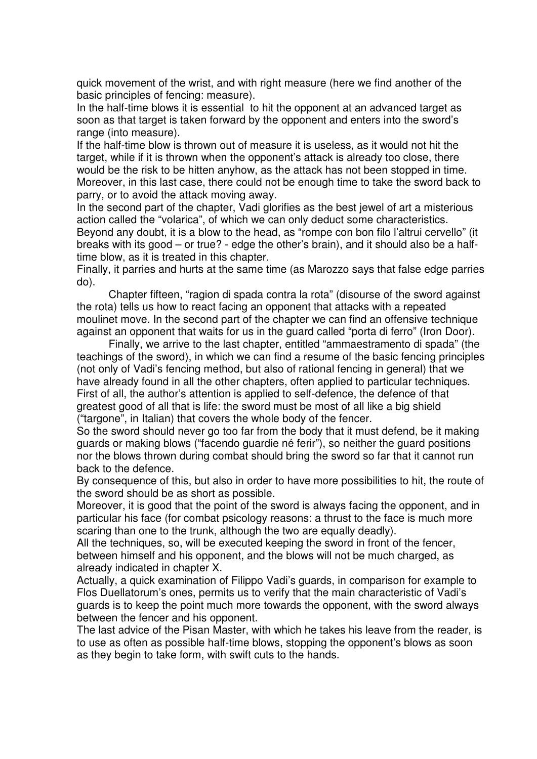quick movement of the wrist, and with right measure (here we find another of the basic principles of fencing: measure).
In the half-time blows it is essential to hit the opponent at an advanced target as soon as that target is taken forward by the opponent and enters into the sword's range (into measure).
If the half-time blow is thrown out of measure it is useless, as it would not hit the target, while if it is thrown when the opponent's attack is already too close, there would be the risk to be hitten anyhow, as the attack has not been stopped in time. Moreover, in this last case, there could not be enough time to take the sword back to parry, or to avoid the attack moving away.
In the second part of the chapter, Vadi glorifies as the best jewel of art a misterious action called the "volarica", of which we can only deduct some characteristics.
Beyond any doubt, it is a blow to the head, as "rompe con bon filo l'altrui cervello" (it breaks with its good – or true? - edge the other's brain), and it should also be a half-time blow, as it is treated in this chapter.
Finally, it parries and hurts at the same time (as Marozzo says that false edge parries do).

Chapter fifteen, "ragion di spada contra la rota" (disourse of the sword against the rota) tells us how to react facing an opponent that attacks with a repeated moulinet move. In the second part of the chapter we can find an offensive technique against an opponent that waits for us in the guard called "porta di ferro" (Iron Door).

Finally, we arrive to the last chapter, entitled "ammaestramento di spada" (the teachings of the sword), in which we can find a resume of the basic fencing principles (not only of Vadi's fencing method, but also of rational fencing in general) that we have already found in all the other chapters, often applied to particular techniques.
First of all, the author's attention is applied to self-defence, the defence of that greatest good of all that is life: the sword must be most of all like a big shield ("targone", in Italian) that covers the whole body of the fencer.
So the sword should never go too far from the body that it must defend, be it making guards or making blows ("facendo guardie né ferir"), so neither the guard positions nor the blows thrown during combat should bring the sword so far that it cannot run back to the defence.
By consequence of this, but also in order to have more possibilities to hit, the route of the sword should be as short as possible.
Moreover, it is good that the point of the sword is always facing the opponent, and in particular his face (for combat psicology reasons: a thrust to the face is much more scaring than one to the trunk, although the two are equally deadly).
All the techniques, so, will be executed keeping the sword in front of the fencer, between himself and his opponent, and the blows will not be much charged, as already indicated in chapter X.
Actually, a quick examination of Filippo Vadi's guards, in comparison for example to Flos Duellatorum's ones, permits us to verify that the main characteristic of Vadi's guards is to keep the point much more towards the opponent, with the sword always between the fencer and his opponent.
The last advice of the Pisan Master, with which he takes his leave from the reader, is to use as often as possible half-time blows, stopping the opponent's blows as soon as they begin to take form, with swift cuts to the hands.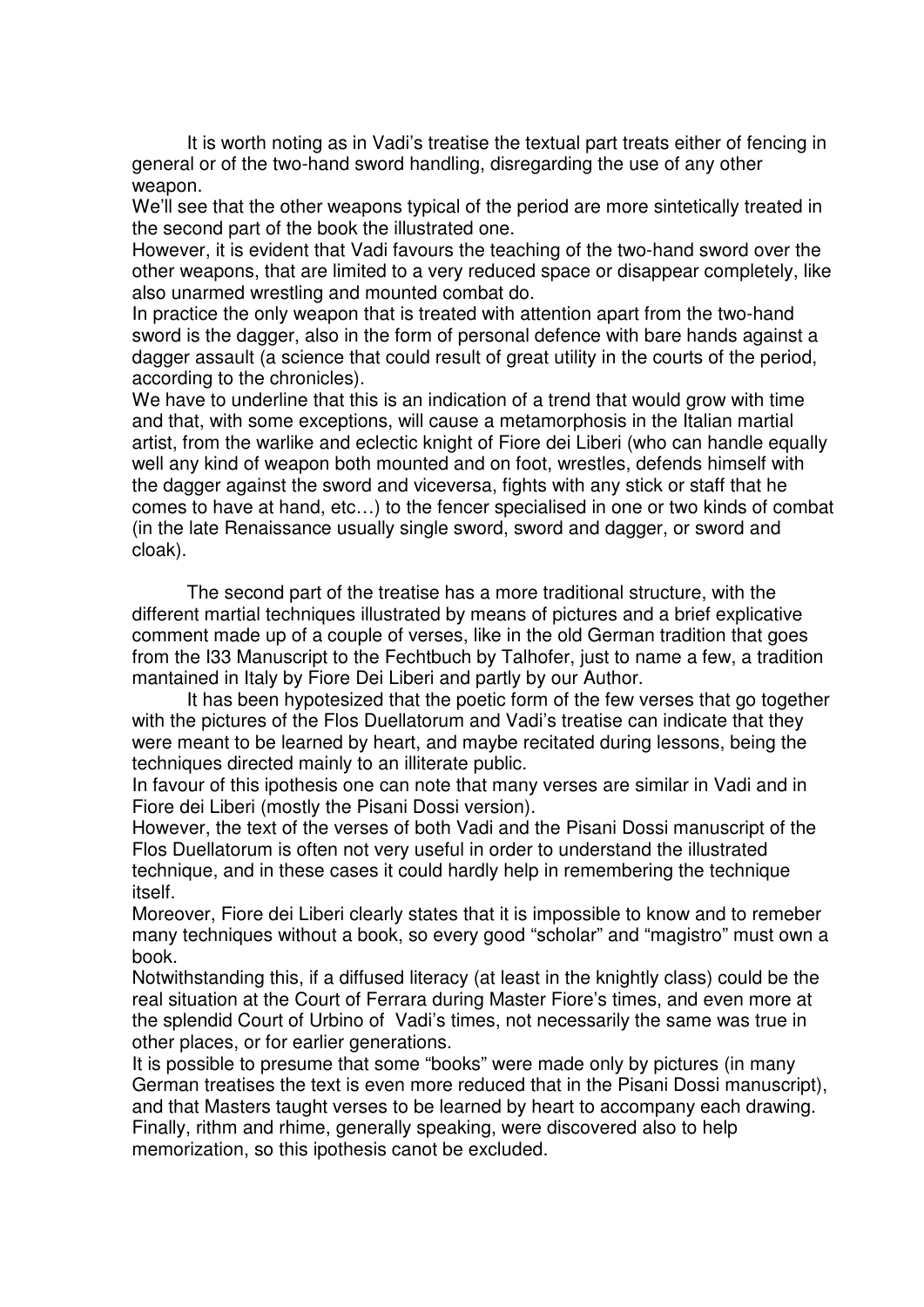It is worth noting as in Vadi's treatise the textual part treats either of fencing in general or of the two-hand sword handling, disregarding the use of any other weapon.
We'll see that the other weapons typical of the period are more sintetically treated in the second part of the book the illustrated one.
However, it is evident that Vadi favours the teaching of the two-hand sword over the other weapons, that are limited to a very reduced space or disappear completely, like also unarmed wrestling and mounted combat do.
In practice the only weapon that is treated with attention apart from the two-hand sword is the dagger, also in the form of personal defence with bare hands against a dagger assault (a science that could result of great utility in the courts of the period, according to the chronicles).
We have to underline that this is an indication of a trend that would grow with time and that, with some exceptions, will cause a metamorphosis in the Italian martial artist, from the warlike and eclectic knight of Fiore dei Liberi (who can handle equally well any kind of weapon both mounted and on foot, wrestles, defends himself with the dagger against the sword and viceversa, fights with any stick or staff that he comes to have at hand, etc…) to the fencer specialised in one or two kinds of combat (in the late Renaissance usually single sword, sword and dagger, or sword and cloak).

The second part of the treatise has a more traditional structure, with the different martial techniques illustrated by means of pictures and a brief explicative comment made up of a couple of verses, like in the old German tradition that goes from the I33 Manuscript to the Fechtbuch by Talhofer, just to name a few, a tradition mantained in Italy by Fiore Dei Liberi and partly by our Author.

It has been hypotesized that the poetic form of the few verses that go together with the pictures of the Flos Duellatorum and Vadi's treatise can indicate that they were meant to be learned by heart, and maybe recitated during lessons, being the techniques directed mainly to an illiterate public.
In favour of this ipothesis one can note that many verses are similar in Vadi and in Fiore dei Liberi (mostly the Pisani Dossi version).
However, the text of the verses of both Vadi and the Pisani Dossi manuscript of the Flos Duellatorum is often not very useful in order to understand the illustrated technique, and in these cases it could hardly help in remembering the technique itself.
Moreover, Fiore dei Liberi clearly states that it is impossible to know and to remeber many techniques without a book, so every good "scholar" and "magistro" must own a book.
Notwithstanding this, if a diffused literacy (at least in the knightly class) could be the real situation at the Court of Ferrara during Master Fiore's times, and even more at the splendid Court of Urbino of Vadi's times, not necessarily the same was true in other places, or for earlier generations.
It is possible to presume that some "books" were made only by pictures (in many German treatises the text is even more reduced that in the Pisani Dossi manuscript), and that Masters taught verses to be learned by heart to accompany each drawing.
Finally, rithm and rhime, generally speaking, were discovered also to help memorization, so this ipothesis canot be excluded.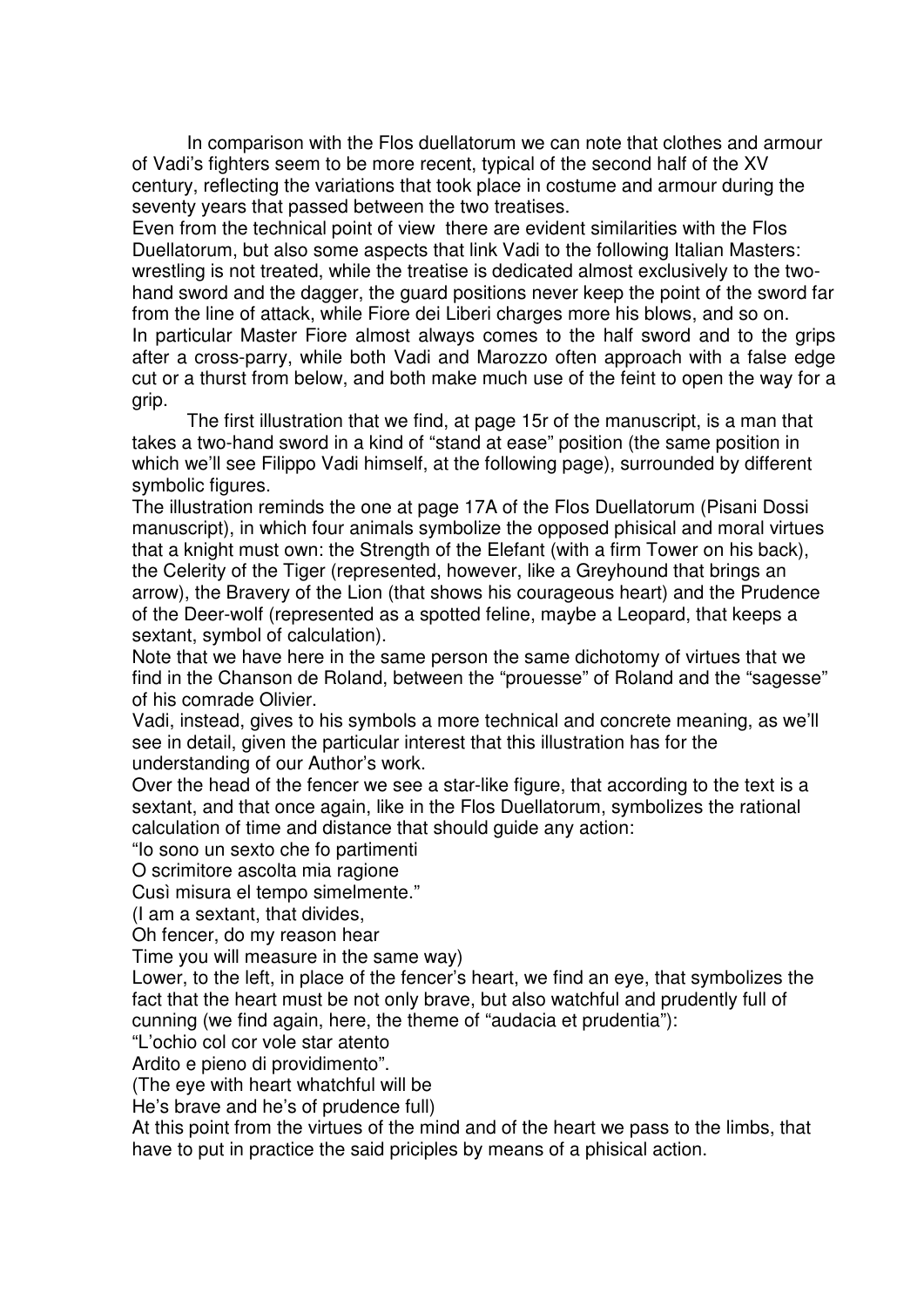In comparison with the Flos duellatorum we can note that clothes and armour of Vadi's fighters seem to be more recent, typical of the second half of the XV century, reflecting the variations that took place in costume and armour during the seventy years that passed between the two treatises.

Even from the technical point of view there are evident similarities with the Flos Duellatorum, but also some aspects that link Vadi to the following Italian Masters: wrestling is not treated, while the treatise is dedicated almost exclusively to the two-hand sword and the dagger, the guard positions never keep the point of the sword far from the line of attack, while Fiore dei Liberi charges more his blows, and so on.

In particular Master Fiore almost always comes to the half sword and to the grips after a cross-parry, while both Vadi and Marozzo often approach with a false edge cut or a thurst from below, and both make much use of the feint to open the way for a grip.

The first illustration that we find, at page 15r of the manuscript, is a man that takes a two-hand sword in a kind of "stand at ease" position (the same position in which we'll see Filippo Vadi himself, at the following page), surrounded by different symbolic figures.

The illustration reminds the one at page 17A of the Flos Duellatorum (Pisani Dossi manuscript), in which four animals symbolize the opposed phisical and moral virtues that a knight must own: the Strength of the Elefant (with a firm Tower on his back), the Celerity of the Tiger (represented, however, like a Greyhound that brings an arrow), the Bravery of the Lion (that shows his courageous heart) and the Prudence of the Deer-wolf (represented as a spotted feline, maybe a Leopard, that keeps a sextant, symbol of calculation).

Note that we have here in the same person the same dichotomy of virtues that we find in the Chanson de Roland, between the "prouesse" of Roland and the "sagesse" of his comrade Olivier.

Vadi, instead, gives to his symbols a more technical and concrete meaning, as we'll see in detail, given the particular interest that this illustration has for the understanding of our Author's work.

Over the head of the fencer we see a star-like figure, that according to the text is a sextant, and that once again, like in the Flos Duellatorum, symbolizes the rational calculation of time and distance that should guide any action:

"Io sono un sexto che fo partimenti
O scrimitore ascolta mia ragione
Cusì misura el tempo simelmente."

(I am a sextant, that divides,
Oh fencer, do my reason hear
Time you will measure in the same way)

Lower, to the left, in place of the fencer's heart, we find an eye, that symbolizes the fact that the heart must be not only brave, but also watchful and prudently full of cunning (we find again, here, the theme of "audacia et prudentia"):

"L'ochio col cor vole star atento
Ardito e pieno di providimento".

(The eye with heart whatchful will be
He's brave and he's of prudence full)

At this point from the virtues of the mind and of the heart we pass to the limbs, that have to put in practice the said priciples by means of a phisical action.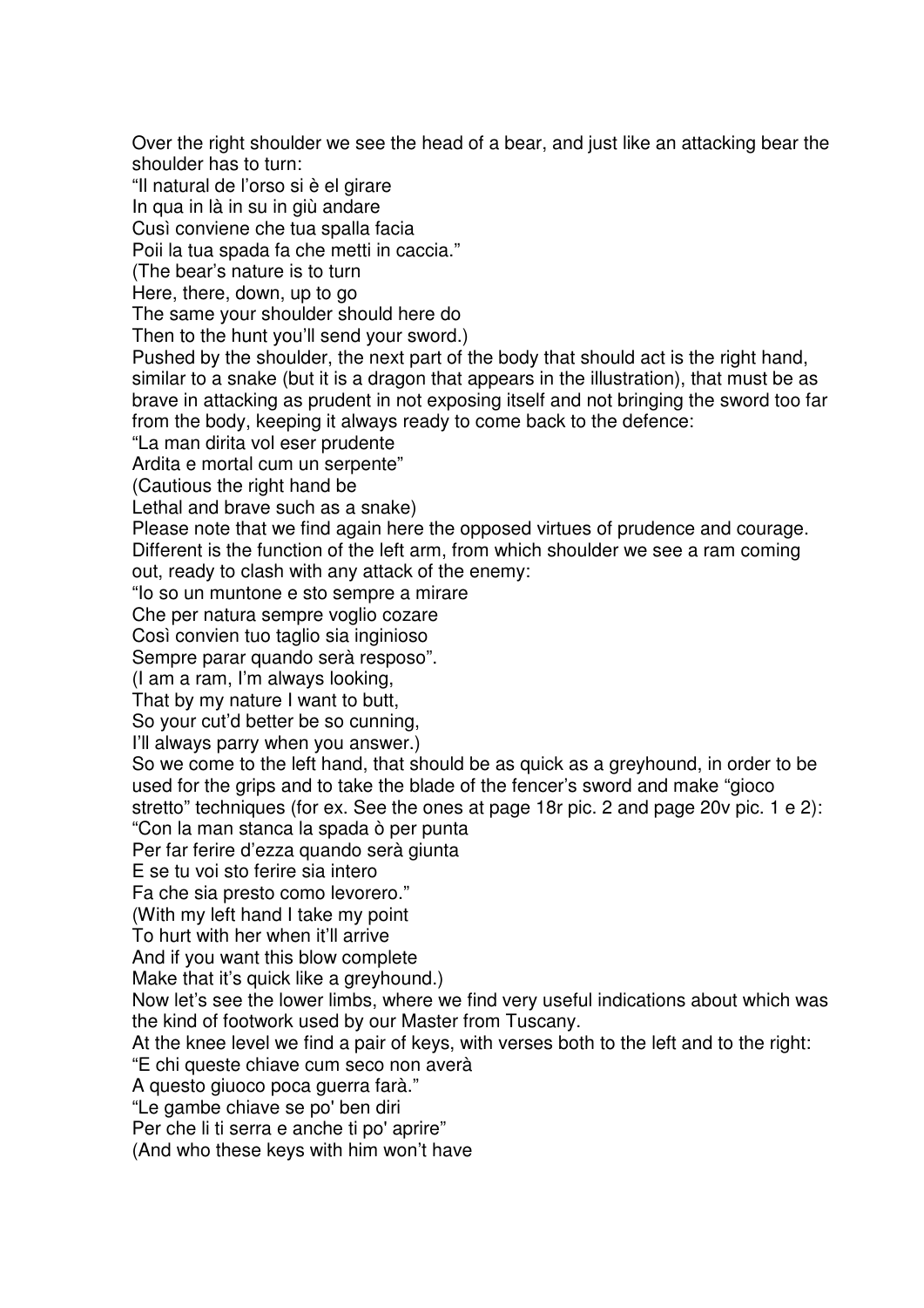Over the right shoulder we see the head of a bear, and just like an attacking bear the shoulder has to turn:

"Il natural de l'orso si è el girare
In qua in là in su in giù andare
Cusì conviene che tua spalla facia
Poii la tua spada fa che metti in caccia."
(The bear's nature is to turn
Here, there, down, up to go
The same your shoulder should here do
Then to the hunt you'll send your sword.)

Pushed by the shoulder, the next part of the body that should act is the right hand, similar to a snake (but it is a dragon that appears in the illustration), that must be as brave in attacking as prudent in not exposing itself and not bringing the sword too far from the body, keeping it always ready to come back to the defence:

"La man dirita vol eser prudente
Ardita e mortal cum un serpente"
(Cautious the right hand be
Lethal and brave such as a snake)

Please note that we find again here the opposed virtues of prudence and courage.

Different is the function of the left arm, from which shoulder we see a ram coming out, ready to clash with any attack of the enemy:

"Io so un muntone e sto sempre a mirare
Che per natura sempre voglio cozare
Così convien tuo taglio sia inginioso
Sempre parar quando serà resposo".
(I am a ram, I'm always looking,
That by my nature I want to butt,
So your cut'd better be so cunning,
I'll always parry when you answer.)

So we come to the left hand, that should be as quick as a greyhound, in order to be used for the grips and to take the blade of the fencer's sword and make "gioco stretto" techniques (for ex. See the ones at page 18r pic. 2 and page 20v pic. 1 e 2):

"Con la man stanca la spada ò per punta
Per far ferire d'ezza quando serà giunta
E se tu voi sto ferire sia intero
Fa che sia presto como levorero."
(With my left hand I take my point
To hurt with her when it'll arrive
And if you want this blow complete
Make that it's quick like a greyhound.)

Now let's see the lower limbs, where we find very useful indications about which was the kind of footwork used by our Master from Tuscany.

At the knee level we find a pair of keys, with verses both to the left and to the right:

"E chi queste chiave cum seco non averà
A questo giuoco poca guerra farà."
"Le gambe chiave se po' ben diri
Per che li ti serra e anche ti po' aprire"
(And who these keys with him won't have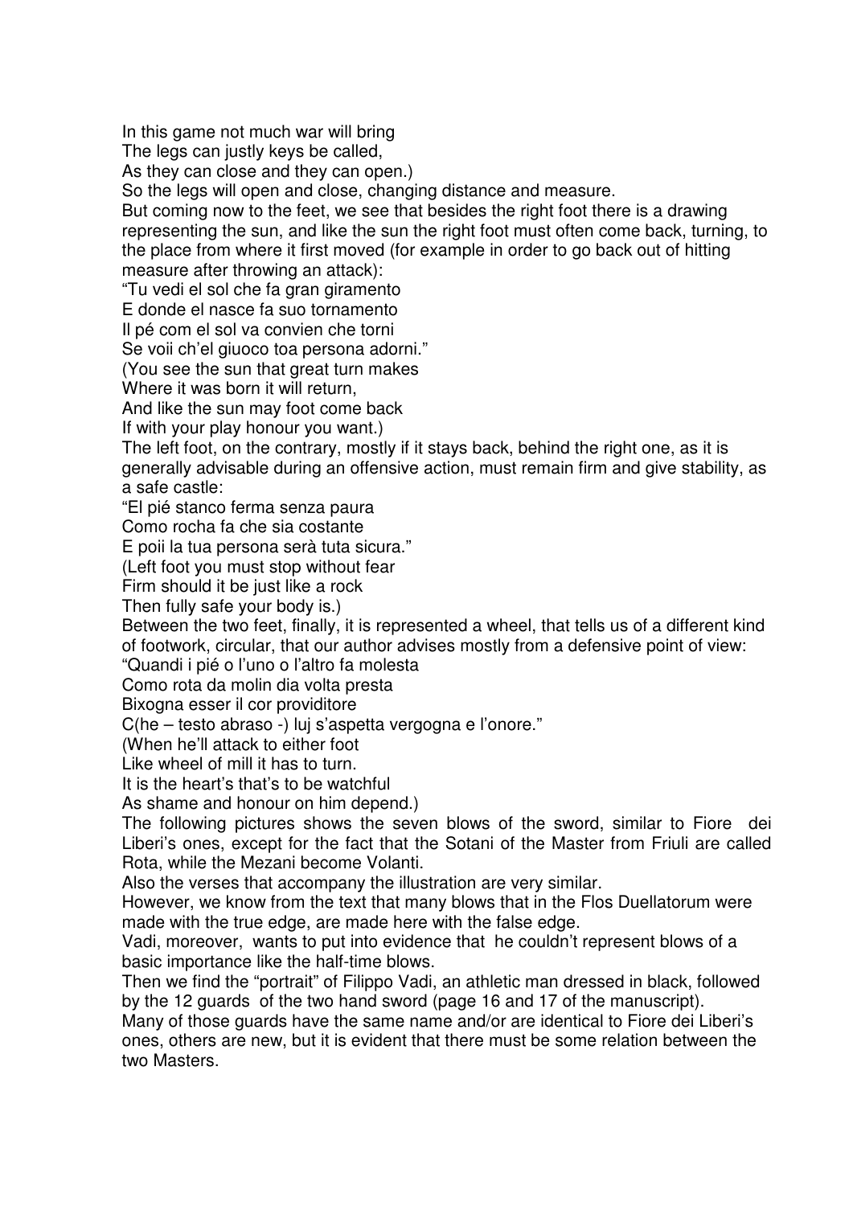In this game not much war will bring  
The legs can justly keys be called,  
As they can close and they can open.)

So the legs will open and close, changing distance and measure.

But coming now to the feet, we see that besides the right foot there is a drawing representing the sun, and like the sun the right foot must often come back, turning, to the place from where it first moved (for example in order to go back out of hitting measure after throwing an attack):

"Tu vedi el sol che fa gran giramento  
E donde el nasce fa suo tornamento  
Il pé com el sol va convien che torni  
Se voii ch'el giuoco toa persona adorni."  
(You see the sun that great turn makes  
Where it was born it will return,  
And like the sun may foot come back  
If with your play honour you want.)

The left foot, on the contrary, mostly if it stays back, behind the right one, as it is generally advisable during an offensive action, must remain firm and give stability, as a safe castle:

"El pié stanco ferma senza paura  
Como rocha fa che sia costante  
E poii la tua persona serà tuta sicura."  
(Left foot you must stop without fear  
Firm should it be just like a rock  
Then fully safe your body is.)

Between the two feet, finally, it is represented a wheel, that tells us of a different kind of footwork, circular, that our author advises mostly from a defensive point of view:

"Quandi i pié o l'uno o l'altro fa molesta  
Como rota da molin dia volta presta  
Bixogna esser il cor providitore  
C(he – testo abraso -) luj s'aspetta vergogna e l'onore."  
(When he'll attack to either foot  
Like wheel of mill it has to turn.  
It is the heart's that's to be watchful  
As shame and honour on him depend.)

The following pictures shows the seven blows of the sword, similar to Fiore dei Liberi's ones, except for the fact that the Sotani of the Master from Friuli are called Rota, while the Mezani become Volanti.

Also the verses that accompany the illustration are very similar.

However, we know from the text that many blows that in the Flos Duellatorum were made with the true edge, are made here with the false edge.

Vadi, moreover, wants to put into evidence that he couldn't represent blows of a basic importance like the half-time blows.

Then we find the "portrait" of Filippo Vadi, an athletic man dressed in black, followed by the 12 guards of the two hand sword (page 16 and 17 of the manuscript).

Many of those guards have the same name and/or are identical to Fiore dei Liberi's ones, others are new, but it is evident that there must be some relation between the two Masters.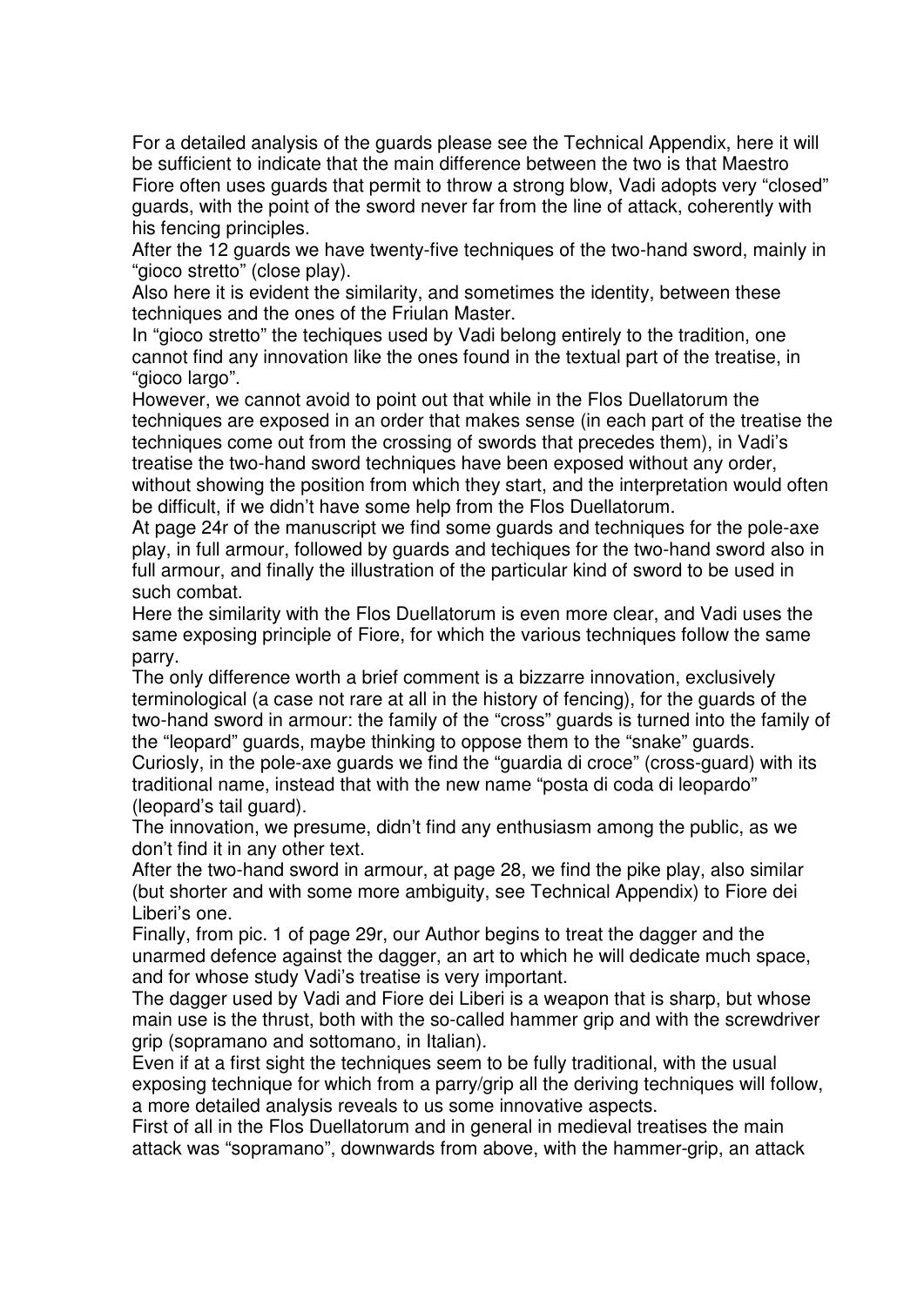For a detailed analysis of the guards please see the Technical Appendix, here it will be sufficient to indicate that the main difference between the two is that Maestro Fiore often uses guards that permit to throw a strong blow, Vadi adopts very "closed" guards, with the point of the sword never far from the line of attack, coherently with his fencing principles.

After the 12 guards we have twenty-five techniques of the two-hand sword, mainly in "gioco stretto" (close play).

Also here it is evident the similarity, and sometimes the identity, between these techniques and the ones of the Friulan Master.

In "gioco stretto" the techiques used by Vadi belong entirely to the tradition, one cannot find any innovation like the ones found in the textual part of the treatise, in "gioco largo".

However, we cannot avoid to point out that while in the Flos Duellatorum the techniques are exposed in an order that makes sense (in each part of the treatise the techniques come out from the crossing of swords that precedes them), in Vadi's treatise the two-hand sword techniques have been exposed without any order, without showing the position from which they start, and the interpretation would often be difficult, if we didn't have some help from the Flos Duellatorum.

At page 24r of the manuscript we find some guards and techniques for the pole-axe play, in full armour, followed by guards and techiques for the two-hand sword also in full armour, and finally the illustration of the particular kind of sword to be used in such combat.

Here the similarity with the Flos Duellatorum is even more clear, and Vadi uses the same exposing principle of Fiore, for which the various techniques follow the same parry.

The only difference worth a brief comment is a bizzarre innovation, exclusively terminological (a case not rare at all in the history of fencing), for the guards of the two-hand sword in armour: the family of the "cross" guards is turned into the family of the "leopard" guards, maybe thinking to oppose them to the "snake" guards.

Curiosly, in the pole-axe guards we find the "guardia di croce" (cross-guard) with its traditional name, instead that with the new name "posta di coda di leopardo" (leopard's tail guard).

The innovation, we presume, didn't find any enthusiasm among the public, as we don't find it in any other text.

After the two-hand sword in armour, at page 28, we find the pike play, also similar (but shorter and with some more ambiguity, see Technical Appendix) to Fiore dei Liberi's one.

Finally, from pic. 1 of page 29r, our Author begins to treat the dagger and the unarmed defence against the dagger, an art to which he will dedicate much space, and for whose study Vadi's treatise is very important.

The dagger used by Vadi and Fiore dei Liberi is a weapon that is sharp, but whose main use is the thrust, both with the so-called hammer grip and with the screwdriver grip (sopramano and sottomano, in Italian).

Even if at a first sight the techniques seem to be fully traditional, with the usual exposing technique for which from a parry/grip all the deriving techniques will follow, a more detailed analysis reveals to us some innovative aspects.

First of all in the Flos Duellatorum and in general in medieval treatises the main attack was "sopramano", downwards from above, with the hammer-grip, an attack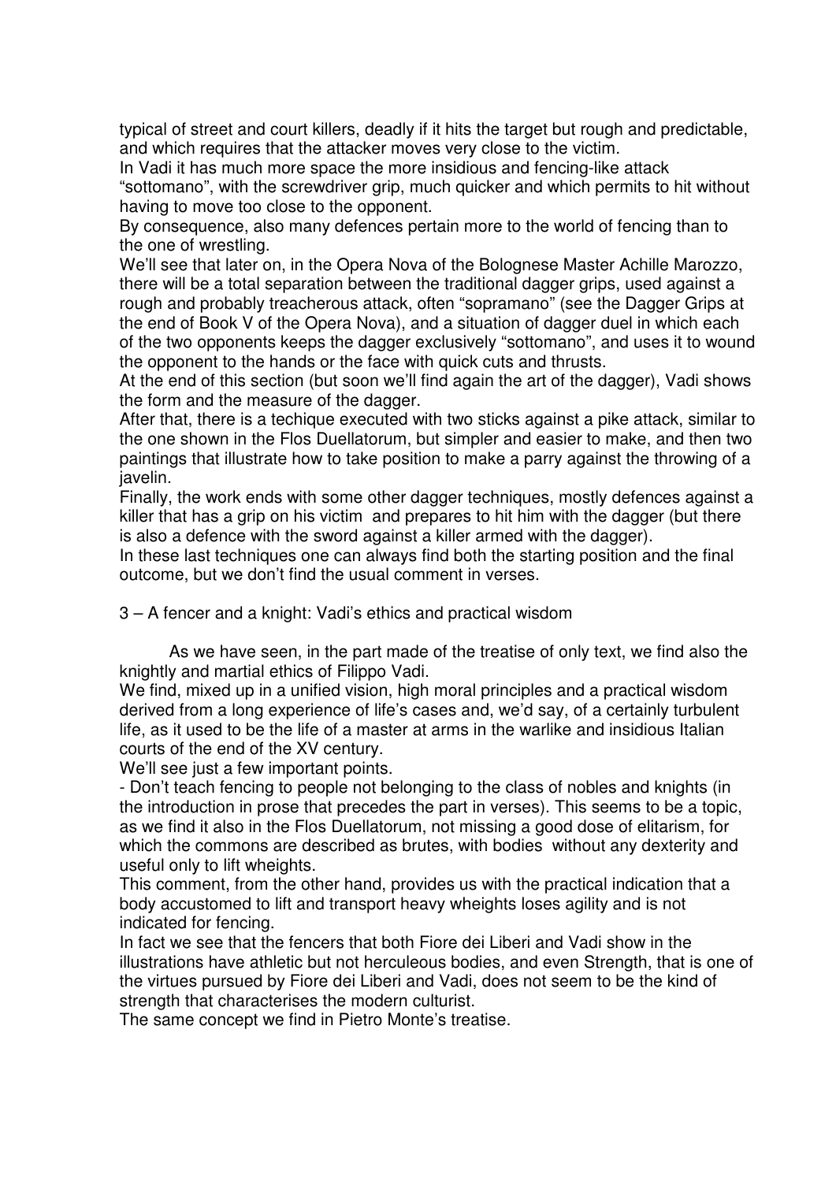typical of street and court killers, deadly if it hits the target but rough and predictable, and which requires that the attacker moves very close to the victim.
In Vadi it has much more space the more insidious and fencing-like attack "sottomano", with the screwdriver grip, much quicker and which permits to hit without having to move too close to the opponent.
By consequence, also many defences pertain more to the world of fencing than to the one of wrestling.
We'll see that later on, in the Opera Nova of the Bolognese Master Achille Marozzo, there will be a total separation between the traditional dagger grips, used against a rough and probably treacherous attack, often "sopramano" (see the Dagger Grips at the end of Book V of the Opera Nova), and a situation of dagger duel in which each of the two opponents keeps the dagger exclusively "sottomano", and uses it to wound the opponent to the hands or the face with quick cuts and thrusts.
At the end of this section (but soon we'll find again the art of the dagger), Vadi shows the form and the measure of the dagger.
After that, there is a techique executed with two sticks against a pike attack, similar to the one shown in the Flos Duellatorum, but simpler and easier to make, and then two paintings that illustrate how to take position to make a parry against the throwing of a javelin.
Finally, the work ends with some other dagger techniques, mostly defences against a killer that has a grip on his victim and prepares to hit him with the dagger (but there is also a defence with the sword against a killer armed with the dagger).
In these last techniques one can always find both the starting position and the final outcome, but we don't find the usual comment in verses.

## 3 – A fencer and a knight: Vadi's ethics and practical wisdom

As we have seen, in the part made of the treatise of only text, we find also the knightly and martial ethics of Filippo Vadi.
We find, mixed up in a unified vision, high moral principles and a practical wisdom derived from a long experience of life's cases and, we'd say, of a certainly turbulent life, as it used to be the life of a master at arms in the warlike and insidious Italian courts of the end of the XV century.
We'll see just a few important points.
- Don't teach fencing to people not belonging to the class of nobles and knights (in the introduction in prose that precedes the part in verses). This seems to be a topic, as we find it also in the Flos Duellatorum, not missing a good dose of elitarism, for which the commons are described as brutes, with bodies without any dexterity and useful only to lift wheights.

This comment, from the other hand, provides us with the practical indication that a body accustomed to lift and transport heavy wheights loses agility and is not indicated for fencing.
In fact we see that the fencers that both Fiore dei Liberi and Vadi show in the illustrations have athletic but not herculeous bodies, and even Strength, that is one of the virtues pursued by Fiore dei Liberi and Vadi, does not seem to be the kind of strength that characterises the modern culturist.
The same concept we find in Pietro Monte's treatise.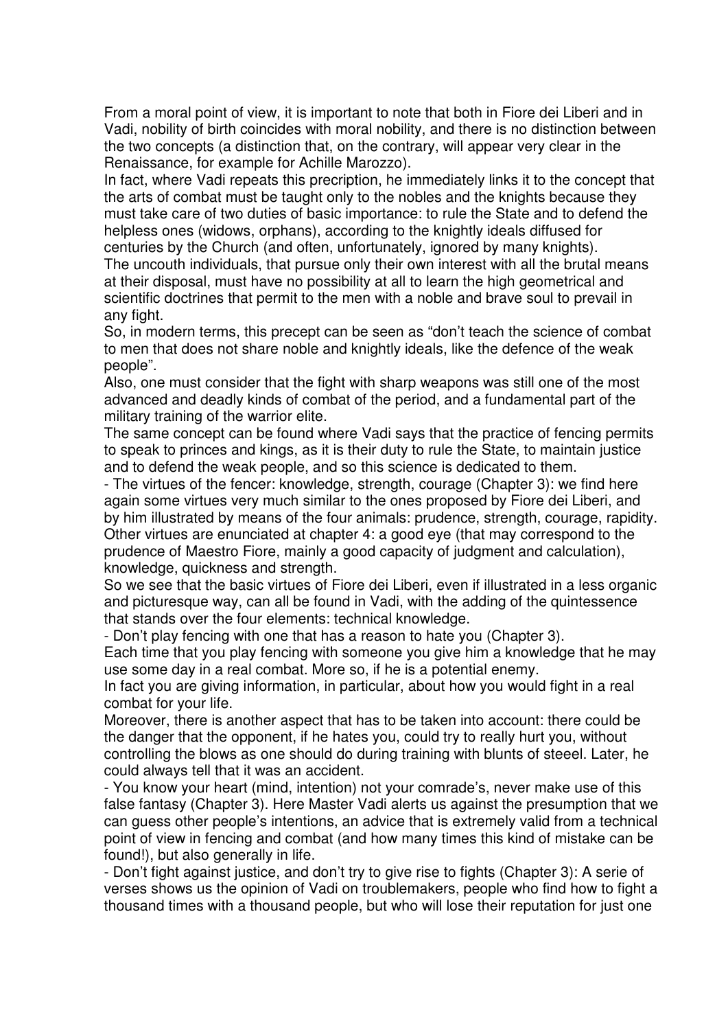From a moral point of view, it is important to note that both in Fiore dei Liberi and in Vadi, nobility of birth coincides with moral nobility, and there is no distinction between the two concepts (a distinction that, on the contrary, will appear very clear in the Renaissance, for example for Achille Marozzo).

In fact, where Vadi repeats this precription, he immediately links it to the concept that the arts of combat must be taught only to the nobles and the knights because they must take care of two duties of basic importance: to rule the State and to defend the helpless ones (widows, orphans), according to the knightly ideals diffused for centuries by the Church (and often, unfortunately, ignored by many knights).

The uncouth individuals, that pursue only their own interest with all the brutal means at their disposal, must have no possibility at all to learn the high geometrical and scientific doctrines that permit to the men with a noble and brave soul to prevail in any fight.

So, in modern terms, this precept can be seen as "don't teach the science of combat to men that does not share noble and knightly ideals, like the defence of the weak people".

Also, one must consider that the fight with sharp weapons was still one of the most advanced and deadly kinds of combat of the period, and a fundamental part of the military training of the warrior elite.

The same concept can be found where Vadi says that the practice of fencing permits to speak to princes and kings, as it is their duty to rule the State, to maintain justice and to defend the weak people, and so this science is dedicated to them.

- The virtues of the fencer: knowledge, strength, courage (Chapter 3): we find here again some virtues very much similar to the ones proposed by Fiore dei Liberi, and by him illustrated by means of the four animals: prudence, strength, courage, rapidity. Other virtues are enunciated at chapter 4: a good eye (that may correspond to the prudence of Maestro Fiore, mainly a good capacity of judgment and calculation), knowledge, quickness and strength.

So we see that the basic virtues of Fiore dei Liberi, even if illustrated in a less organic and picturesque way, can all be found in Vadi, with the adding of the quintessence that stands over the four elements: technical knowledge.

- Don't play fencing with one that has a reason to hate you (Chapter 3).

Each time that you play fencing with someone you give him a knowledge that he may use some day in a real combat. More so, if he is a potential enemy.

In fact you are giving information, in particular, about how you would fight in a real combat for your life.

Moreover, there is another aspect that has to be taken into account: there could be the danger that the opponent, if he hates you, could try to really hurt you, without controlling the blows as one should do during training with blunts of steeel. Later, he could always tell that it was an accident.

- You know your heart (mind, intention) not your comrade's, never make use of this false fantasy (Chapter 3). Here Master Vadi alerts us against the presumption that we can guess other people's intentions, an advice that is extremely valid from a technical point of view in fencing and combat (and how many times this kind of mistake can be found!), but also generally in life.

- Don't fight against justice, and don't try to give rise to fights (Chapter 3): A serie of verses shows us the opinion of Vadi on troublemakers, people who find how to fight a thousand times with a thousand people, but who will lose their reputation for just one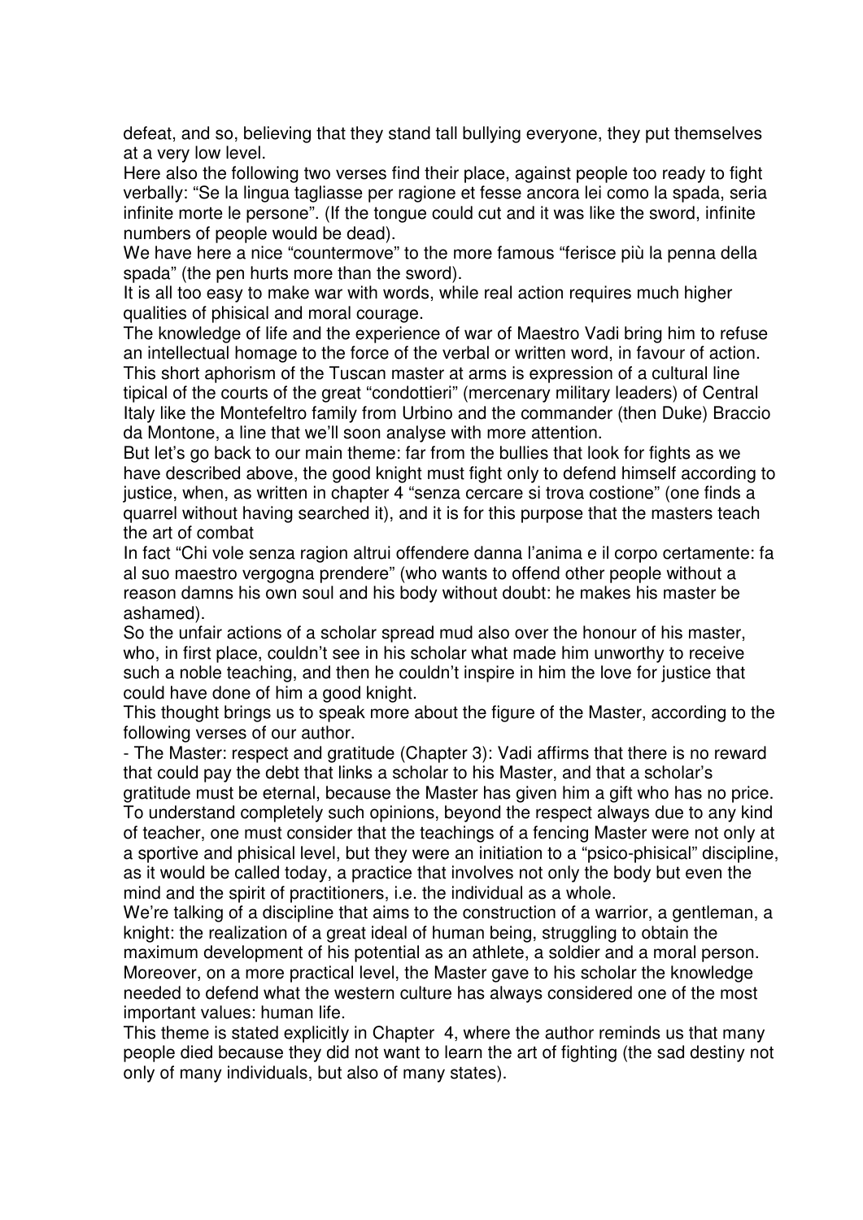defeat, and so, believing that they stand tall bullying everyone, they put themselves at a very low level.

Here also the following two verses find their place, against people too ready to fight verbally: “Se la lingua tagliasse per ragione et fesse ancora lei como la spada, seria infinite morte le persone”. (If the tongue could cut and it was like the sword, infinite numbers of people would be dead).

We have here a nice “countermove” to the more famous “ferisce più la penna della spada” (the pen hurts more than the sword).

It is all too easy to make war with words, while real action requires much higher qualities of phisical and moral courage.

The knowledge of life and the experience of war of Maestro Vadi bring him to refuse an intellectual homage to the force of the verbal or written word, in favour of action.

This short aphorism of the Tuscan master at arms is expression of a cultural line tipical of the courts of the great “condottieri” (mercenary military leaders) of Central Italy like the Montefeltro family from Urbino and the commander (then Duke) Braccio da Montone, a line that we’ll soon analyse with more attention.

But let’s go back to our main theme: far from the bullies that look for fights as we have described above, the good knight must fight only to defend himself according to justice, when, as written in chapter 4 “senza cercare si trova costione” (one finds a quarrel without having searched it), and it is for this purpose that the masters teach the art of combat

In fact “Chi vole senza ragion altrui offendere danna l’anima e il corpo certamente: fa al suo maestro vergogna prendere” (who wants to offend other people without a reason damns his own soul and his body without doubt: he makes his master be ashamed).

So the unfair actions of a scholar spread mud also over the honour of his master, who, in first place, couldn’t see in his scholar what made him unworthy to receive such a noble teaching, and then he couldn’t inspire in him the love for justice that could have done of him a good knight.

This thought brings us to speak more about the figure of the Master, according to the following verses of our author.

- The Master: respect and gratitude (Chapter 3): Vadi affirms that there is no reward that could pay the debt that links a scholar to his Master, and that a scholar’s gratitude must be eternal, because the Master has given him a gift who has no price.

To understand completely such opinions, beyond the respect always due to any kind of teacher, one must consider that the teachings of a fencing Master were not only at a sportive and phisical level, but they were an initiation to a “psico-phisical” discipline, as it would be called today, a practice that involves not only the body but even the mind and the spirit of practitioners, i.e. the individual as a whole.

We’re talking of a discipline that aims to the construction of a warrior, a gentleman, a knight: the realization of a great ideal of human being, struggling to obtain the maximum development of his potential as an athlete, a soldier and a moral person.

Moreover, on a more practical level, the Master gave to his scholar the knowledge needed to defend what the western culture has always considered one of the most important values: human life.

This theme is stated explicitly in Chapter 4, where the author reminds us that many people died because they did not want to learn the art of fighting (the sad destiny not only of many individuals, but also of many states).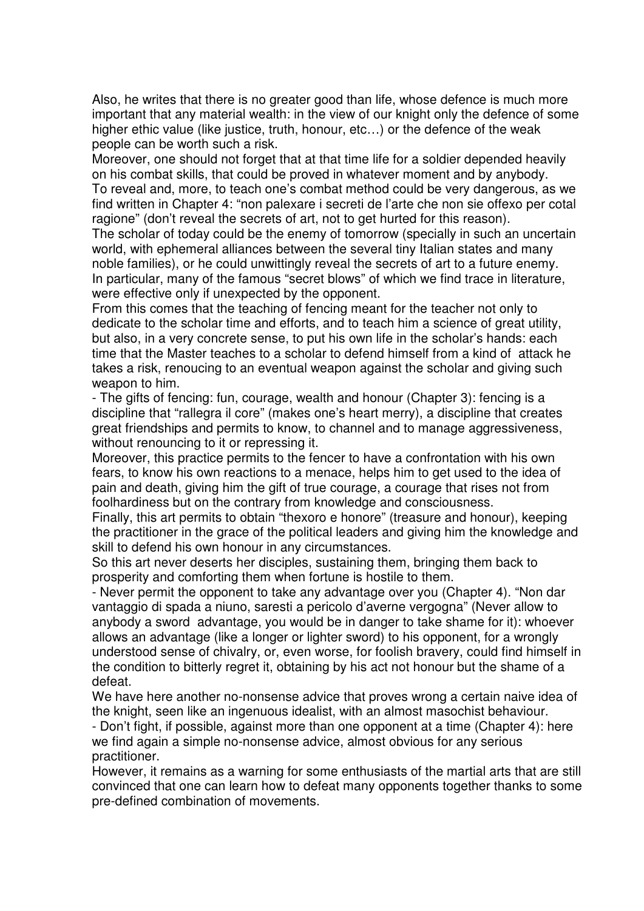Also, he writes that there is no greater good than life, whose defence is much more important that any material wealth: in the view of our knight only the defence of some higher ethic value (like justice, truth, honour, etc…) or the defence of the weak people can be worth such a risk.

Moreover, one should not forget that at that time life for a soldier depended heavily on his combat skills, that could be proved in whatever moment and by anybody.

To reveal and, more, to teach one's combat method could be very dangerous, as we find written in Chapter 4: "non palexare i secreti de l'arte che non sie offexo per cotal ragione" (don't reveal the secrets of art, not to get hurted for this reason).

The scholar of today could be the enemy of tomorrow (specially in such an uncertain world, with ephemeral alliances between the several tiny Italian states and many noble families), or he could unwittingly reveal the secrets of art to a future enemy.

In particular, many of the famous "secret blows" of which we find trace in literature, were effective only if unexpected by the opponent.

From this comes that the teaching of fencing meant for the teacher not only to dedicate to the scholar time and efforts, and to teach him a science of great utility, but also, in a very concrete sense, to put his own life in the scholar's hands: each time that the Master teaches to a scholar to defend himself from a kind of attack he takes a risk, renoucing to an eventual weapon against the scholar and giving such weapon to him.

- The gifts of fencing: fun, courage, wealth and honour (Chapter 3): fencing is a discipline that "rallegra il core" (makes one's heart merry), a discipline that creates great friendships and permits to know, to channel and to manage aggressiveness, without renouncing to it or repressing it.

Moreover, this practice permits to the fencer to have a confrontation with his own fears, to know his own reactions to a menace, helps him to get used to the idea of pain and death, giving him the gift of true courage, a courage that rises not from foolhardiness but on the contrary from knowledge and consciousness.

Finally, this art permits to obtain "thexoro e honore" (treasure and honour), keeping the practitioner in the grace of the political leaders and giving him the knowledge and skill to defend his own honour in any circumstances.

So this art never deserts her disciples, sustaining them, bringing them back to prosperity and comforting them when fortune is hostile to them.

- Never permit the opponent to take any advantage over you (Chapter 4). "Non dar vantaggio di spada a niuno, saresti a pericolo d'averne vergogna" (Never allow to anybody a sword advantage, you would be in danger to take shame for it): whoever allows an advantage (like a longer or lighter sword) to his opponent, for a wrongly understood sense of chivalry, or, even worse, for foolish bravery, could find himself in the condition to bitterly regret it, obtaining by his act not honour but the shame of a defeat.

We have here another no-nonsense advice that proves wrong a certain naive idea of the knight, seen like an ingenuous idealist, with an almost masochist behaviour.

- Don't fight, if possible, against more than one opponent at a time (Chapter 4): here we find again a simple no-nonsense advice, almost obvious for any serious practitioner.

However, it remains as a warning for some enthusiasts of the martial arts that are still convinced that one can learn how to defeat many opponents together thanks to some pre-defined combination of movements.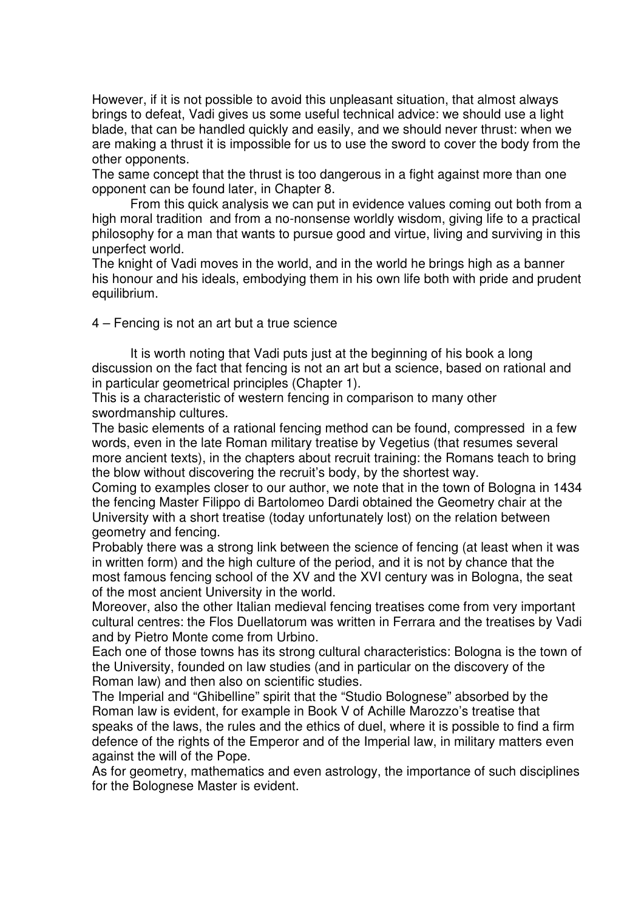However, if it is not possible to avoid this unpleasant situation, that almost always brings to defeat, Vadi gives us some useful technical advice: we should use a light blade, that can be handled quickly and easily, and we should never thrust: when we are making a thrust it is impossible for us to use the sword to cover the body from the other opponents.

The same concept that the thrust is too dangerous in a fight against more than one opponent can be found later, in Chapter 8.

From this quick analysis we can put in evidence values coming out both from a high moral tradition and from a no-nonsense worldly wisdom, giving life to a practical philosophy for a man that wants to pursue good and virtue, living and surviving in this unperfect world.

The knight of Vadi moves in the world, and in the world he brings high as a banner his honour and his ideals, embodying them in his own life both with pride and prudent equilibrium.

## 4 – Fencing is not an art but a true science

It is worth noting that Vadi puts just at the beginning of his book a long discussion on the fact that fencing is not an art but a science, based on rational and in particular geometrical principles (Chapter 1).

This is a characteristic of western fencing in comparison to many other swordmanship cultures.

The basic elements of a rational fencing method can be found, compressed in a few words, even in the late Roman military treatise by Vegetius (that resumes several more ancient texts), in the chapters about recruit training: the Romans teach to bring the blow without discovering the recruit's body, by the shortest way.

Coming to examples closer to our author, we note that in the town of Bologna in 1434 the fencing Master Filippo di Bartolomeo Dardi obtained the Geometry chair at the University with a short treatise (today unfortunately lost) on the relation between geometry and fencing.

Probably there was a strong link between the science of fencing (at least when it was in written form) and the high culture of the period, and it is not by chance that the most famous fencing school of the XV and the XVI century was in Bologna, the seat of the most ancient University in the world.

Moreover, also the other Italian medieval fencing treatises come from very important cultural centres: the Flos Duellatorum was written in Ferrara and the treatises by Vadi and by Pietro Monte come from Urbino.

Each one of those towns has its strong cultural characteristics: Bologna is the town of the University, founded on law studies (and in particular on the discovery of the Roman law) and then also on scientific studies.

The Imperial and "Ghibelline" spirit that the "Studio Bolognese" absorbed by the Roman law is evident, for example in Book V of Achille Marozzo's treatise that speaks of the laws, the rules and the ethics of duel, where it is possible to find a firm defence of the rights of the Emperor and of the Imperial law, in military matters even against the will of the Pope.

As for geometry, mathematics and even astrology, the importance of such disciplines for the Bolognese Master is evident.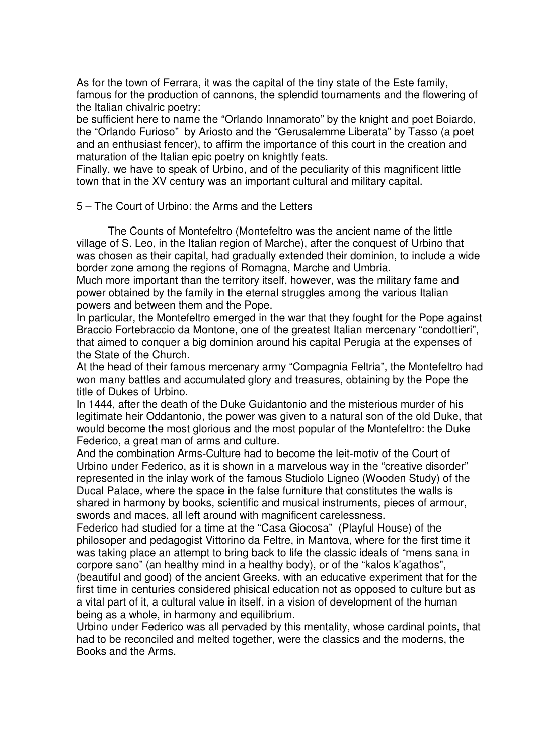As for the town of Ferrara, it was the capital of the tiny state of the Este family, famous for the production of cannons, the splendid tournaments and the flowering of the Italian chivalric poetry:
be sufficient here to name the "Orlando Innamorato" by the knight and poet Boiardo, the "Orlando Furioso" by Ariosto and the "Gerusalemme Liberata" by Tasso (a poet and an enthusiast fencer), to affirm the importance of this court in the creation and maturation of the Italian epic poetry on knightly feats.
Finally, we have to speak of Urbino, and of the peculiarity of this magnificent little town that in the XV century was an important cultural and military capital.

## 5 – The Court of Urbino: the Arms and the Letters

The Counts of Montefeltro (Montefeltro was the ancient name of the little village of S. Leo, in the Italian region of Marche), after the conquest of Urbino that was chosen as their capital, had gradually extended their dominion, to include a wide border zone among the regions of Romagna, Marche and Umbria.
Much more important than the territory itself, however, was the military fame and power obtained by the family in the eternal struggles among the various Italian powers and between them and the Pope.
In particular, the Montefeltro emerged in the war that they fought for the Pope against Braccio Fortebraccio da Montone, one of the greatest Italian mercenary "condottieri", that aimed to conquer a big dominion around his capital Perugia at the expenses of the State of the Church.
At the head of their famous mercenary army "Compagnia Feltria", the Montefeltro had won many battles and accumulated glory and treasures, obtaining by the Pope the title of Dukes of Urbino.
In 1444, after the death of the Duke Guidantonio and the misterious murder of his legitimate heir Oddantonio, the power was given to a natural son of the old Duke, that would become the most glorious and the most popular of the Montefeltro: the Duke Federico, a great man of arms and culture.
And the combination Arms-Culture had to become the leit-motiv of the Court of Urbino under Federico, as it is shown in a marvelous way in the "creative disorder" represented in the inlay work of the famous Studiolo Ligneo (Wooden Study) of the Ducal Palace, where the space in the false furniture that constitutes the walls is shared in harmony by books, scientific and musical instruments, pieces of armour, swords and maces, all left around with magnificent carelessness.
Federico had studied for a time at the "Casa Giocosa" (Playful House) of the philosoper and pedagogist Vittorino da Feltre, in Mantova, where for the first time it was taking place an attempt to bring back to life the classic ideals of "mens sana in corpore sano" (an healthy mind in a healthy body), or of the "kalos k'agathos", (beautiful and good) of the ancient Greeks, with an educative experiment that for the first time in centuries considered phisical education not as opposed to culture but as a vital part of it, a cultural value in itself, in a vision of development of the human being as a whole, in harmony and equilibrium.
Urbino under Federico was all pervaded by this mentality, whose cardinal points, that had to be reconciled and melted together, were the classics and the moderns, the Books and the Arms.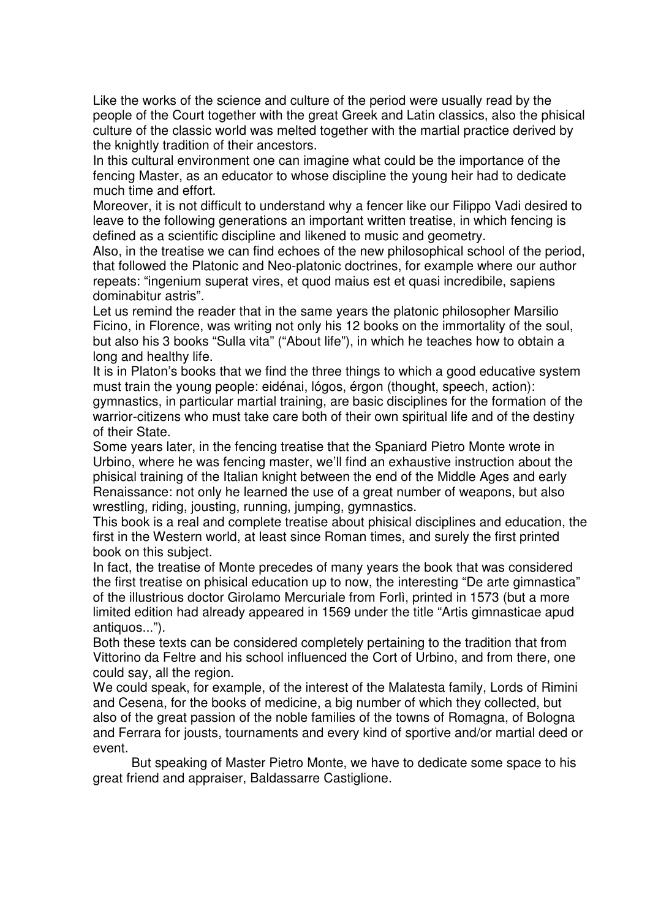Like the works of the science and culture of the period were usually read by the people of the Court together with the great Greek and Latin classics, also the phisical culture of the classic world was melted together with the martial practice derived by the knightly tradition of their ancestors.

In this cultural environment one can imagine what could be the importance of the fencing Master, as an educator to whose discipline the young heir had to dedicate much time and effort.

Moreover, it is not difficult to understand why a fencer like our Filippo Vadi desired to leave to the following generations an important written treatise, in which fencing is defined as a scientific discipline and likened to music and geometry.

Also, in the treatise we can find echoes of the new philosophical school of the period, that followed the Platonic and Neo-platonic doctrines, for example where our author repeats: "ingenium superat vires, et quod maius est et quasi incredibile, sapiens dominabitur astris".

Let us remind the reader that in the same years the platonic philosopher Marsilio Ficino, in Florence, was writing not only his 12 books on the immortality of the soul, but also his 3 books "Sulla vita" ("About life"), in which he teaches how to obtain a long and healthy life.

It is in Platon's books that we find the three things to which a good educative system must train the young people: eidénai, lógos, érgon (thought, speech, action): gymnastics, in particular martial training, are basic disciplines for the formation of the warrior-citizens who must take care both of their own spiritual life and of the destiny of their State.

Some years later, in the fencing treatise that the Spaniard Pietro Monte wrote in Urbino, where he was fencing master, we'll find an exhaustive instruction about the phisical training of the Italian knight between the end of the Middle Ages and early Renaissance: not only he learned the use of a great number of weapons, but also wrestling, riding, jousting, running, jumping, gymnastics.

This book is a real and complete treatise about phisical disciplines and education, the first in the Western world, at least since Roman times, and surely the first printed book on this subject.

In fact, the treatise of Monte precedes of many years the book that was considered the first treatise on phisical education up to now, the interesting "De arte gimnastica" of the illustrious doctor Girolamo Mercuriale from Forlì, printed in 1573 (but a more limited edition had already appeared in 1569 under the title "Artis gimnasticae apud antiquos...").

Both these texts can be considered completely pertaining to the tradition that from Vittorino da Feltre and his school influenced the Cort of Urbino, and from there, one could say, all the region.

We could speak, for example, of the interest of the Malatesta family, Lords of Rimini and Cesena, for the books of medicine, a big number of which they collected, but also of the great passion of the noble families of the towns of Romagna, of Bologna and Ferrara for jousts, tournaments and every kind of sportive and/or martial deed or event.

But speaking of Master Pietro Monte, we have to dedicate some space to his great friend and appraiser, Baldassarre Castiglione.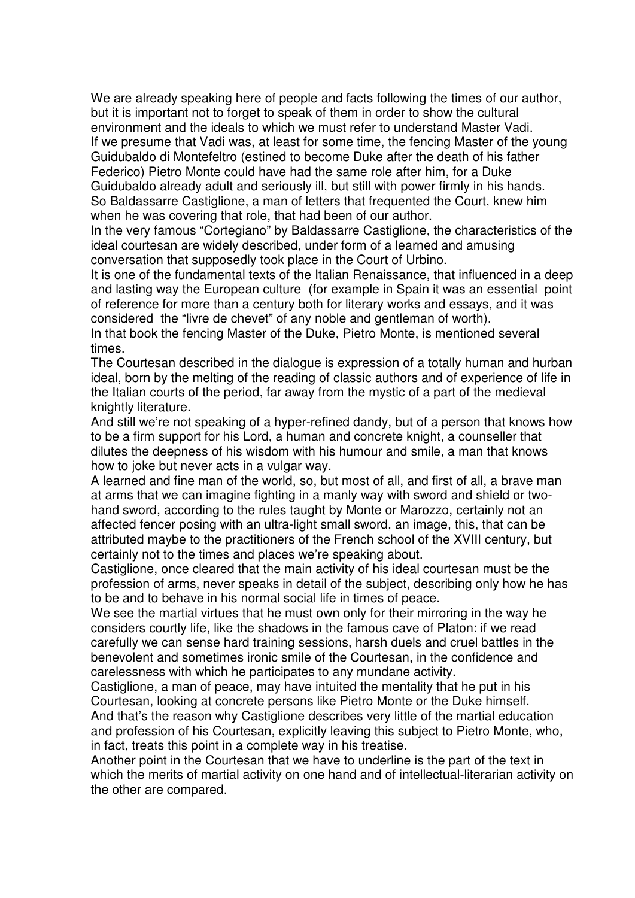We are already speaking here of people and facts following the times of our author, but it is important not to forget to speak of them in order to show the cultural environment and the ideals to which we must refer to understand Master Vadi.

If we presume that Vadi was, at least for some time, the fencing Master of the young Guidubaldo di Montefeltro (estined to become Duke after the death of his father Federico) Pietro Monte could have had the same role after him, for a Duke Guidubaldo already adult and seriously ill, but still with power firmly in his hands.

So Baldassarre Castiglione, a man of letters that frequented the Court, knew him when he was covering that role, that had been of our author.

In the very famous "Cortegiano" by Baldassarre Castiglione, the characteristics of the ideal courtesan are widely described, under form of a learned and amusing conversation that supposedly took place in the Court of Urbino.

It is one of the fundamental texts of the Italian Renaissance, that influenced in a deep and lasting way the European culture (for example in Spain it was an essential point of reference for more than a century both for literary works and essays, and it was considered the "livre de chevet" of any noble and gentleman of worth).

In that book the fencing Master of the Duke, Pietro Monte, is mentioned several times.

The Courtesan described in the dialogue is expression of a totally human and hurban ideal, born by the melting of the reading of classic authors and of experience of life in the Italian courts of the period, far away from the mystic of a part of the medieval knightly literature.

And still we're not speaking of a hyper-refined dandy, but of a person that knows how to be a firm support for his Lord, a human and concrete knight, a counseller that dilutes the deepness of his wisdom with his humour and smile, a man that knows how to joke but never acts in a vulgar way.

A learned and fine man of the world, so, but most of all, and first of all, a brave man at arms that we can imagine fighting in a manly way with sword and shield or two-hand sword, according to the rules taught by Monte or Marozzo, certainly not an affected fencer posing with an ultra-light small sword, an image, this, that can be attributed maybe to the practitioners of the French school of the XVIII century, but certainly not to the times and places we're speaking about.

Castiglione, once cleared that the main activity of his ideal courtesan must be the profession of arms, never speaks in detail of the subject, describing only how he has to be and to behave in his normal social life in times of peace.

We see the martial virtues that he must own only for their mirroring in the way he considers courtly life, like the shadows in the famous cave of Platon: if we read carefully we can sense hard training sessions, harsh duels and cruel battles in the benevolent and sometimes ironic smile of the Courtesan, in the confidence and carelessness with which he participates to any mundane activity.

Castiglione, a man of peace, may have intuited the mentality that he put in his Courtesan, looking at concrete persons like Pietro Monte or the Duke himself.

And that's the reason why Castiglione describes very little of the martial education and profession of his Courtesan, explicitly leaving this subject to Pietro Monte, who, in fact, treats this point in a complete way in his treatise.

Another point in the Courtesan that we have to underline is the part of the text in which the merits of martial activity on one hand and of intellectual-literarian activity on the other are compared.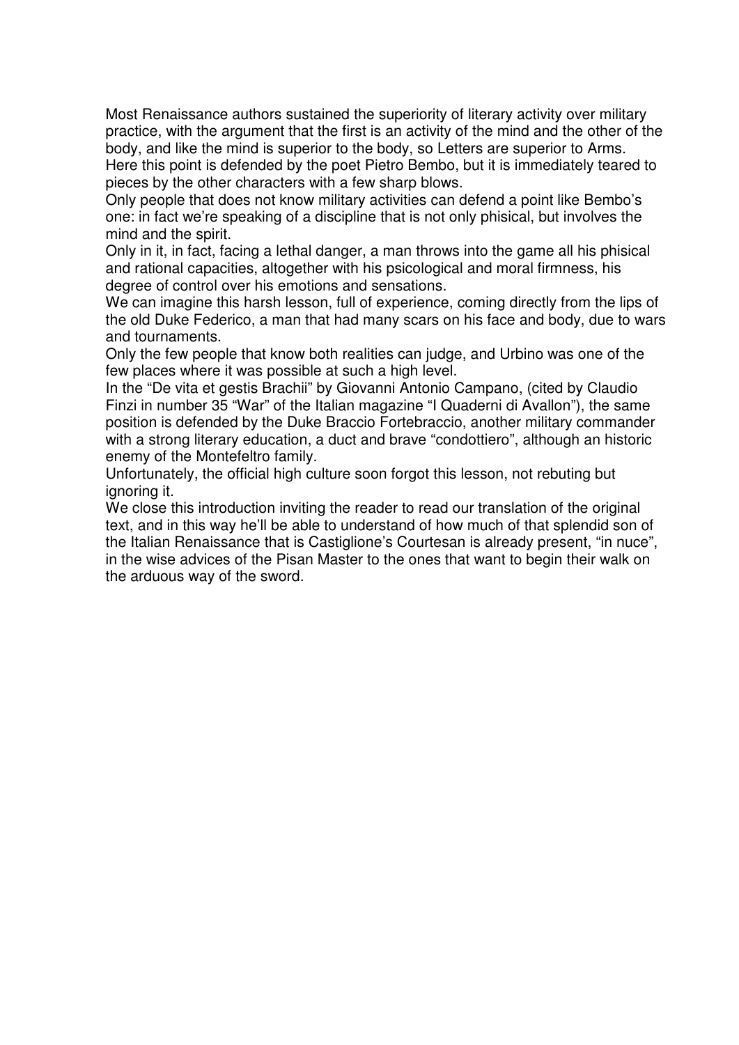Most Renaissance authors sustained the superiority of literary activity over military practice, with the argument that the first is an activity of the mind and the other of the body, and like the mind is superior to the body, so Letters are superior to Arms. Here this point is defended by the poet Pietro Bembo, but it is immediately teared to pieces by the other characters with a few sharp blows.

Only people that does not know military activities can defend a point like Bembo's one: in fact we're speaking of a discipline that is not only phisical, but involves the mind and the spirit.

Only in it, in fact, facing a lethal danger, a man throws into the game all his phisical and rational capacities, altogether with his psicological and moral firmness, his degree of control over his emotions and sensations.

We can imagine this harsh lesson, full of experience, coming directly from the lips of the old Duke Federico, a man that had many scars on his face and body, due to wars and tournaments.

Only the few people that know both realities can judge, and Urbino was one of the few places where it was possible at such a high level.

In the "De vita et gestis Brachii" by Giovanni Antonio Campano, (cited by Claudio Finzi in number 35 "War" of the Italian magazine "I Quaderni di Avallon"), the same position is defended by the Duke Braccio Fortebraccio, another military commander with a strong literary education, a duct and brave "condottiero", although an historic enemy of the Montefeltro family.

Unfortunately, the official high culture soon forgot this lesson, not rebuting but ignoring it.

We close this introduction inviting the reader to read our translation of the original text, and in this way he'll be able to understand of how much of that splendid son of the Italian Renaissance that is Castiglione's Courtesan is already present, "in nuce", in the wise advices of the Pisan Master to the ones that want to begin their walk on the arduous way of the sword.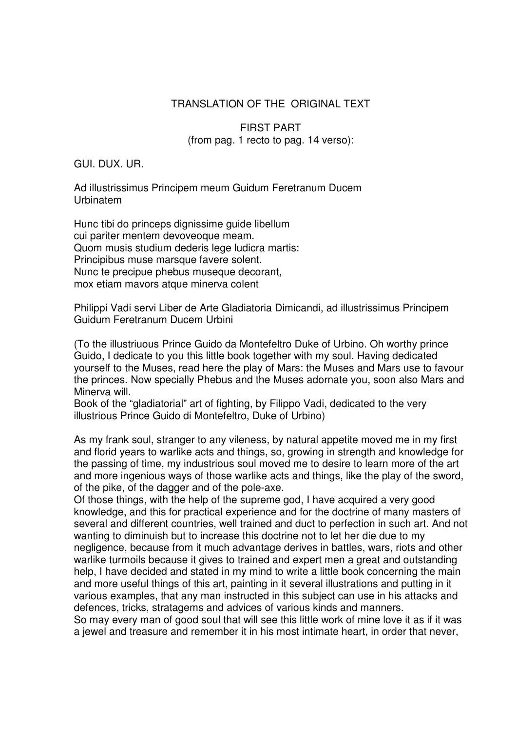## TRANSLATION OF THE ORIGINAL TEXT

### FIRST PART
(from pag. 1 recto to pag. 14 verso):

GUI. DUX. UR.

Ad illustrissimus Principem meum Guidum Feretranum Ducem Urbinatem

Hunc tibi do princeps dignissime guide libellum
cui pariter mentem devoveoque meam.
Quom musis studium dederis lege ludicra martis:
Principibus muse marsque favere solent.
Nunc te precipue phebus museque decorant,
mox etiam mavors atque minerva colent

Philippi Vadi servi Liber de Arte Gladiatoria Dimicandi, ad illustrissimus Principem Guidum Feretranum Ducem Urbini

(To the illustriuous Prince Guido da Montefeltro Duke of Urbino. Oh worthy prince Guido, I dedicate to you this little book together with my soul. Having dedicated yourself to the Muses, read here the play of Mars: the Muses and Mars use to favour the princes. Now specially Phebus and the Muses adornate you, soon also Mars and Minerva will.
Book of the "gladiatorial" art of fighting, by Filippo Vadi, dedicated to the very illustrious Prince Guido di Montefeltro, Duke of Urbino)

As my frank soul, stranger to any vileness, by natural appetite moved me in my first and florid years to warlike acts and things, so, growing in strength and knowledge for the passing of time, my industrious soul moved me to desire to learn more of the art and more ingenious ways of those warlike acts and things, like the play of the sword, of the pike, of the dagger and of the pole-axe.
Of those things, with the help of the supreme god, I have acquired a very good knowledge, and this for practical experience and for the doctrine of many masters of several and different countries, well trained and duct to perfection in such art. And not wanting to diminuish but to increase this doctrine not to let her die due to my negligence, because from it much advantage derives in battles, wars, riots and other warlike turmoils because it gives to trained and expert men a great and outstanding help, I have decided and stated in my mind to write a little book concerning the main and more useful things of this art, painting in it several illustrations and putting in it various examples, that any man instructed in this subject can use in his attacks and defences, tricks, stratagems and advices of various kinds and manners.
So may every man of good soul that will see this little work of mine love it as if it was a jewel and treasure and remember it in his most intimate heart, in order that never,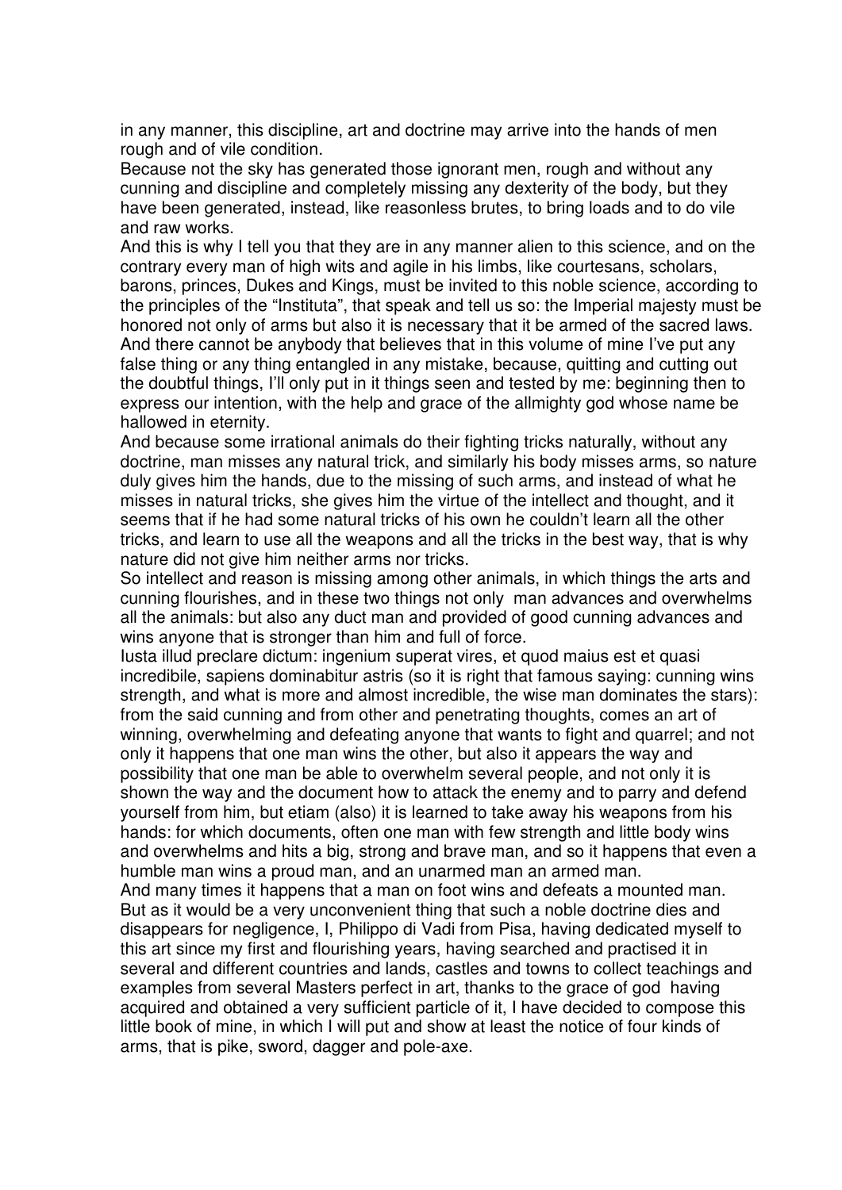in any manner, this discipline, art and doctrine may arrive into the hands of men rough and of vile condition.

Because not the sky has generated those ignorant men, rough and without any cunning and discipline and completely missing any dexterity of the body, but they have been generated, instead, like reasonless brutes, to bring loads and to do vile and raw works.

And this is why I tell you that they are in any manner alien to this science, and on the contrary every man of high wits and agile in his limbs, like courtesans, scholars, barons, princes, Dukes and Kings, must be invited to this noble science, according to the principles of the "Instituta", that speak and tell us so: the Imperial majesty must be honored not only of arms but also it is necessary that it be armed of the sacred laws.

And there cannot be anybody that believes that in this volume of mine I've put any false thing or any thing entangled in any mistake, because, quitting and cutting out the doubtful things, I'll only put in it things seen and tested by me: beginning then to express our intention, with the help and grace of the allmighty god whose name be hallowed in eternity.

And because some irrational animals do their fighting tricks naturally, without any doctrine, man misses any natural trick, and similarly his body misses arms, so nature duly gives him the hands, due to the missing of such arms, and instead of what he misses in natural tricks, she gives him the virtue of the intellect and thought, and it seems that if he had some natural tricks of his own he couldn't learn all the other tricks, and learn to use all the weapons and all the tricks in the best way, that is why nature did not give him neither arms nor tricks.

So intellect and reason is missing among other animals, in which things the arts and cunning flourishes, and in these two things not only man advances and overwhelms all the animals: but also any duct man and provided of good cunning advances and wins anyone that is stronger than him and full of force.

Iusta illud preclare dictum: ingenium superat vires, et quod maius est et quasi incredibile, sapiens dominabitur astris (so it is right that famous saying: cunning wins strength, and what is more and almost incredible, the wise man dominates the stars): from the said cunning and from other and penetrating thoughts, comes an art of winning, overwhelming and defeating anyone that wants to fight and quarrel; and not only it happens that one man wins the other, but also it appears the way and possibility that one man be able to overwhelm several people, and not only it is shown the way and the document how to attack the enemy and to parry and defend yourself from him, but etiam (also) it is learned to take away his weapons from his hands: for which documents, often one man with few strength and little body wins and overwhelms and hits a big, strong and brave man, and so it happens that even a humble man wins a proud man, and an unarmed man an armed man.

And many times it happens that a man on foot wins and defeats a mounted man.

But as it would be a very unconvenient thing that such a noble doctrine dies and disappears for negligence, I, Philippo di Vadi from Pisa, having dedicated myself to this art since my first and flourishing years, having searched and practised it in several and different countries and lands, castles and towns to collect teachings and examples from several Masters perfect in art, thanks to the grace of god having acquired and obtained a very sufficient particle of it, I have decided to compose this little book of mine, in which I will put and show at least the notice of four kinds of arms, that is pike, sword, dagger and pole-axe.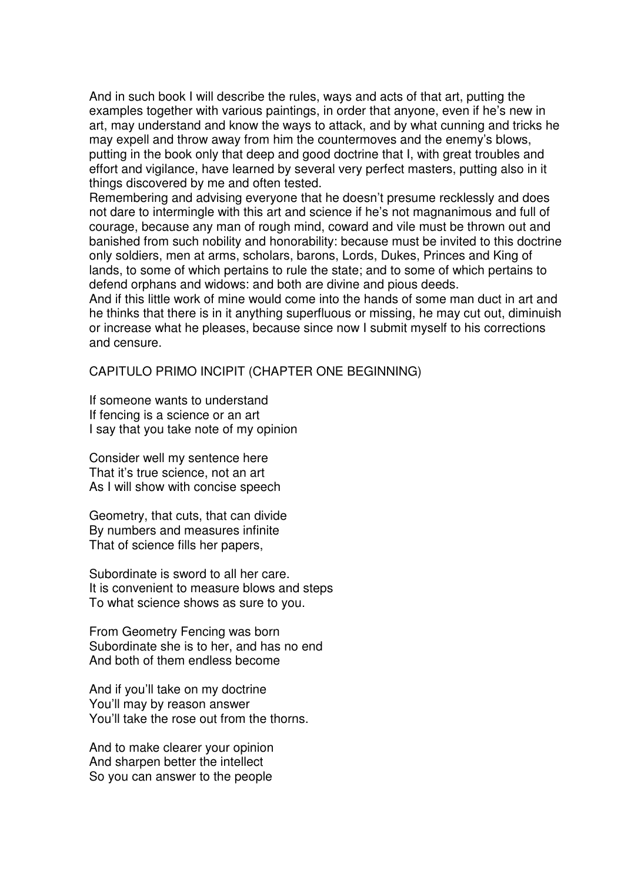And in such book I will describe the rules, ways and acts of that art, putting the examples together with various paintings, in order that anyone, even if he's new in art, may understand and know the ways to attack, and by what cunning and tricks he may expell and throw away from him the countermoves and the enemy's blows, putting in the book only that deep and good doctrine that I, with great troubles and effort and vigilance, have learned by several very perfect masters, putting also in it things discovered by me and often tested.

Remembering and advising everyone that he doesn't presume recklessly and does not dare to intermingle with this art and science if he's not magnanimous and full of courage, because any man of rough mind, coward and vile must be thrown out and banished from such nobility and honorability: because must be invited to this doctrine only soldiers, men at arms, scholars, barons, Lords, Dukes, Princes and King of lands, to some of which pertains to rule the state; and to some of which pertains to defend orphans and widows: and both are divine and pious deeds.

And if this little work of mine would come into the hands of some man duct in art and he thinks that there is in it anything superfluous or missing, he may cut out, diminuish or increase what he pleases, because since now I submit myself to his corrections and censure.

## CAPITULO PRIMO INCIPIT (CHAPTER ONE BEGINNING)

If someone wants to understand  
If fencing is a science or an art  
I say that you take note of my opinion

Consider well my sentence here  
That it's true science, not an art  
As I will show with concise speech

Geometry, that cuts, that can divide  
By numbers and measures infinite  
That of science fills her papers,

Subordinate is sword to all her care.  
It is convenient to measure blows and steps  
To what science shows as sure to you.

From Geometry Fencing was born  
Subordinate she is to her, and has no end  
And both of them endless become

And if you'll take on my doctrine  
You'll may by reason answer  
You'll take the rose out from the thorns.

And to make clearer your opinion  
And sharpen better the intellect  
So you can answer to the people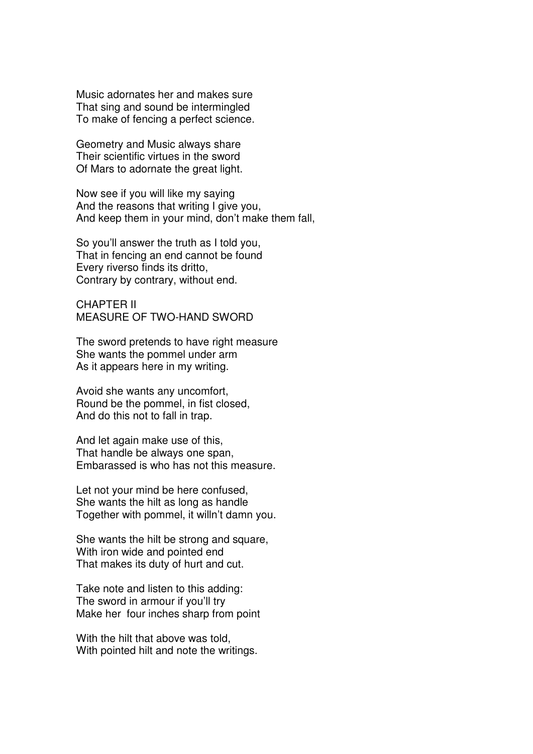Music adornates her and makes sure  
That sing and sound be intermingled  
To make of fencing a perfect science.

Geometry and Music always share  
Their scientific virtues in the sword  
Of Mars to adornate the great light.

Now see if you will like my saying  
And the reasons that writing I give you,  
And keep them in your mind, don't make them fall,

So you'll answer the truth as I told you,  
That in fencing an end cannot be found  
Every riverso finds its dritto,  
Contrary by contrary, without end.

## CHAPTER II
## MEASURE OF TWO-HAND SWORD

The sword pretends to have right measure  
She wants the pommel under arm  
As it appears here in my writing.

Avoid she wants any uncomfort,  
Round be the pommel, in fist closed,  
And do this not to fall in trap.

And let again make use of this,  
That handle be always one span,  
Embarassed is who has not this measure.

Let not your mind be here confused,  
She wants the hilt as long as handle  
Together with pommel, it willn't damn you.

She wants the hilt be strong and square,  
With iron wide and pointed end  
That makes its duty of hurt and cut.

Take note and listen to this adding:  
The sword in armour if you'll try  
Make her four inches sharp from point

With the hilt that above was told,  
With pointed hilt and note the writings.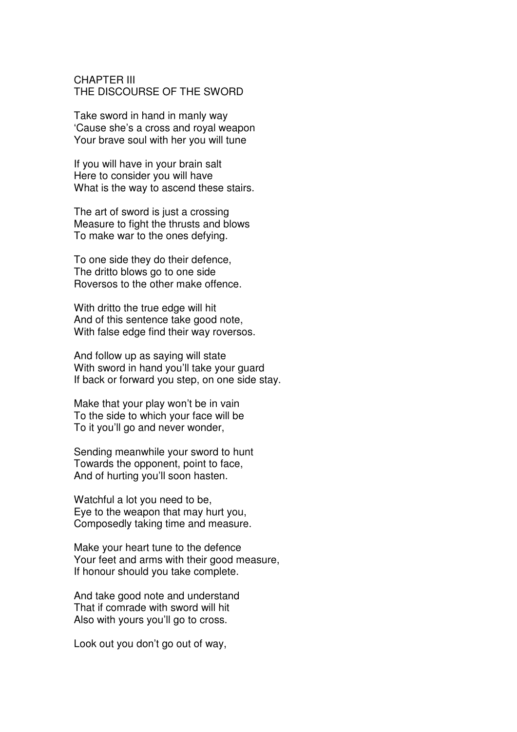# CHAPTER III
## THE DISCOURSE OF THE SWORD

Take sword in hand in manly way
'Cause she's a cross and royal weapon
Your brave soul with her you will tune

If you will have in your brain salt
Here to consider you will have
What is the way to ascend these stairs.

The art of sword is just a crossing
Measure to fight the thrusts and blows
To make war to the ones defying.

To one side they do their defence,
The dritto blows go to one side
Roversos to the other make offence.

With dritto the true edge will hit
And of this sentence take good note,
With false edge find their way roversos.

And follow up as saying will state
With sword in hand you'll take your guard
If back or forward you step, on one side stay.

Make that your play won't be in vain
To the side to which your face will be
To it you'll go and never wonder,

Sending meanwhile your sword to hunt
Towards the opponent, point to face,
And of hurting you'll soon hasten.

Watchful a lot you need to be,
Eye to the weapon that may hurt you,
Composedly taking time and measure.

Make your heart tune to the defence
Your feet and arms with their good measure,
If honour should you take complete.

And take good note and understand
That if comrade with sword will hit
Also with yours you'll go to cross.

Look out you don't go out of way,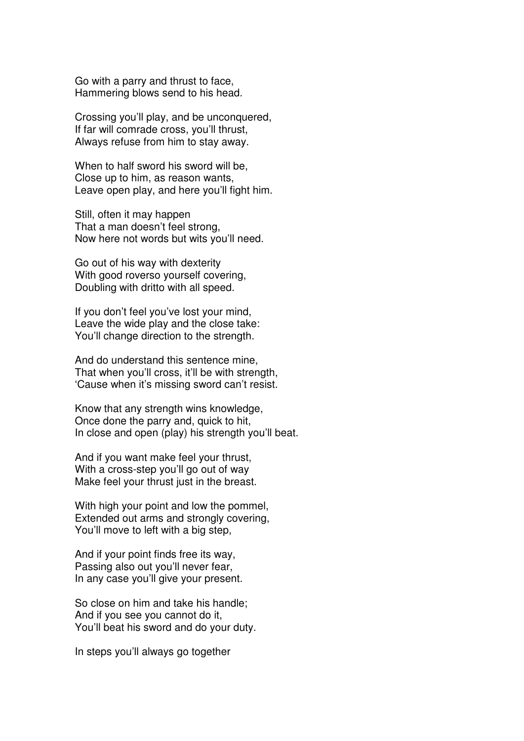Go with a parry and thrust to face,
Hammering blows send to his head.

Crossing you'll play, and be unconquered,
If far will comrade cross, you'll thrust,
Always refuse from him to stay away.

When to half sword his sword will be,
Close up to him, as reason wants,
Leave open play, and here you'll fight him.

Still, often it may happen
That a man doesn't feel strong,
Now here not words but wits you'll need.

Go out of his way with dexterity
With good roverso yourself covering,
Doubling with dritto with all speed.

If you don't feel you've lost your mind,
Leave the wide play and the close take:
You'll change direction to the strength.

And do understand this sentence mine,
That when you'll cross, it'll be with strength,
'Cause when it's missing sword can't resist.

Know that any strength wins knowledge,
Once done the parry and, quick to hit,
In close and open (play) his strength you'll beat.

And if you want make feel your thrust,
With a cross-step you'll go out of way
Make feel your thrust just in the breast.

With high your point and low the pommel,
Extended out arms and strongly covering,
You'll move to left with a big step,

And if your point finds free its way,
Passing also out you'll never fear,
In any case you'll give your present.

So close on him and take his handle;
And if you see you cannot do it,
You'll beat his sword and do your duty.

In steps you'll always go together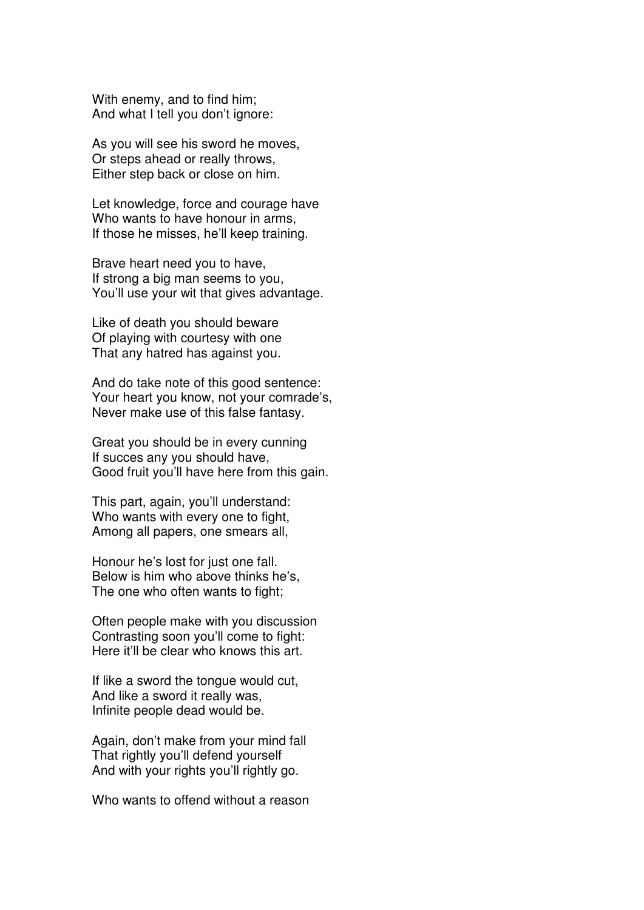With enemy, and to find him;
And what I tell you don't ignore:

As you will see his sword he moves,
Or steps ahead or really throws,
Either step back or close on him.

Let knowledge, force and courage have
Who wants to have honour in arms,
If those he misses, he'll keep training.

Brave heart need you to have,
If strong a big man seems to you,
You'll use your wit that gives advantage.

Like of death you should beware
Of playing with courtesy with one
That any hatred has against you.

And do take note of this good sentence:
Your heart you know, not your comrade's,
Never make use of this false fantasy.

Great you should be in every cunning
If succes any you should have,
Good fruit you'll have here from this gain.

This part, again, you'll understand:
Who wants with every one to fight,
Among all papers, one smears all,

Honour he's lost for just one fall.
Below is him who above thinks he's,
The one who often wants to fight;

Often people make with you discussion
Contrasting soon you'll come to fight:
Here it'll be clear who knows this art.

If like a sword the tongue would cut,
And like a sword it really was,
Infinite people dead would be.

Again, don't make from your mind fall
That rightly you'll defend yourself
And with your rights you'll rightly go.

Who wants to offend without a reason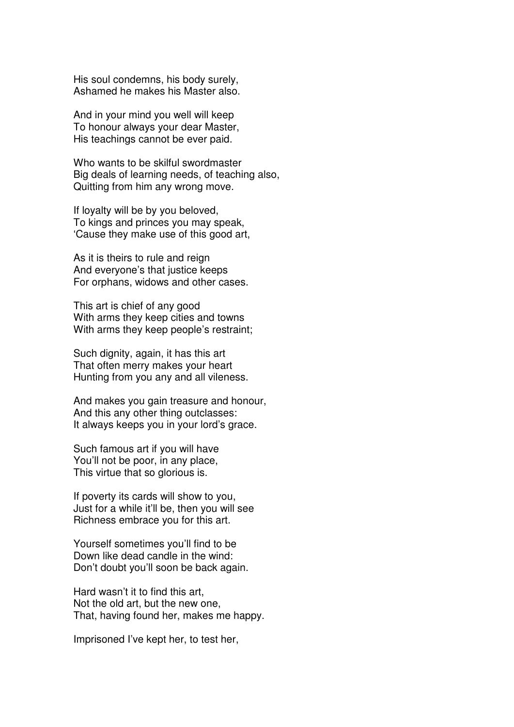His soul condemns, his body surely,
Ashamed he makes his Master also.

And in your mind you well will keep
To honour always your dear Master,
His teachings cannot be ever paid.

Who wants to be skilful swordmaster
Big deals of learning needs, of teaching also,
Quitting from him any wrong move.

If loyalty will be by you beloved,
To kings and princes you may speak,
'Cause they make use of this good art,

As it is theirs to rule and reign
And everyone's that justice keeps
For orphans, widows and other cases.

This art is chief of any good
With arms they keep cities and towns
With arms they keep people's restraint;

Such dignity, again, it has this art
That often merry makes your heart
Hunting from you any and all vileness.

And makes you gain treasure and honour,
And this any other thing outclasses:
It always keeps you in your lord's grace.

Such famous art if you will have
You'll not be poor, in any place,
This virtue that so glorious is.

If poverty its cards will show to you,
Just for a while it'll be, then you will see
Richness embrace you for this art.

Yourself sometimes you'll find to be
Down like dead candle in the wind:
Don't doubt you'll soon be back again.

Hard wasn't it to find this art,
Not the old art, but the new one,
That, having found her, makes me happy.

Imprisoned I've kept her, to test her,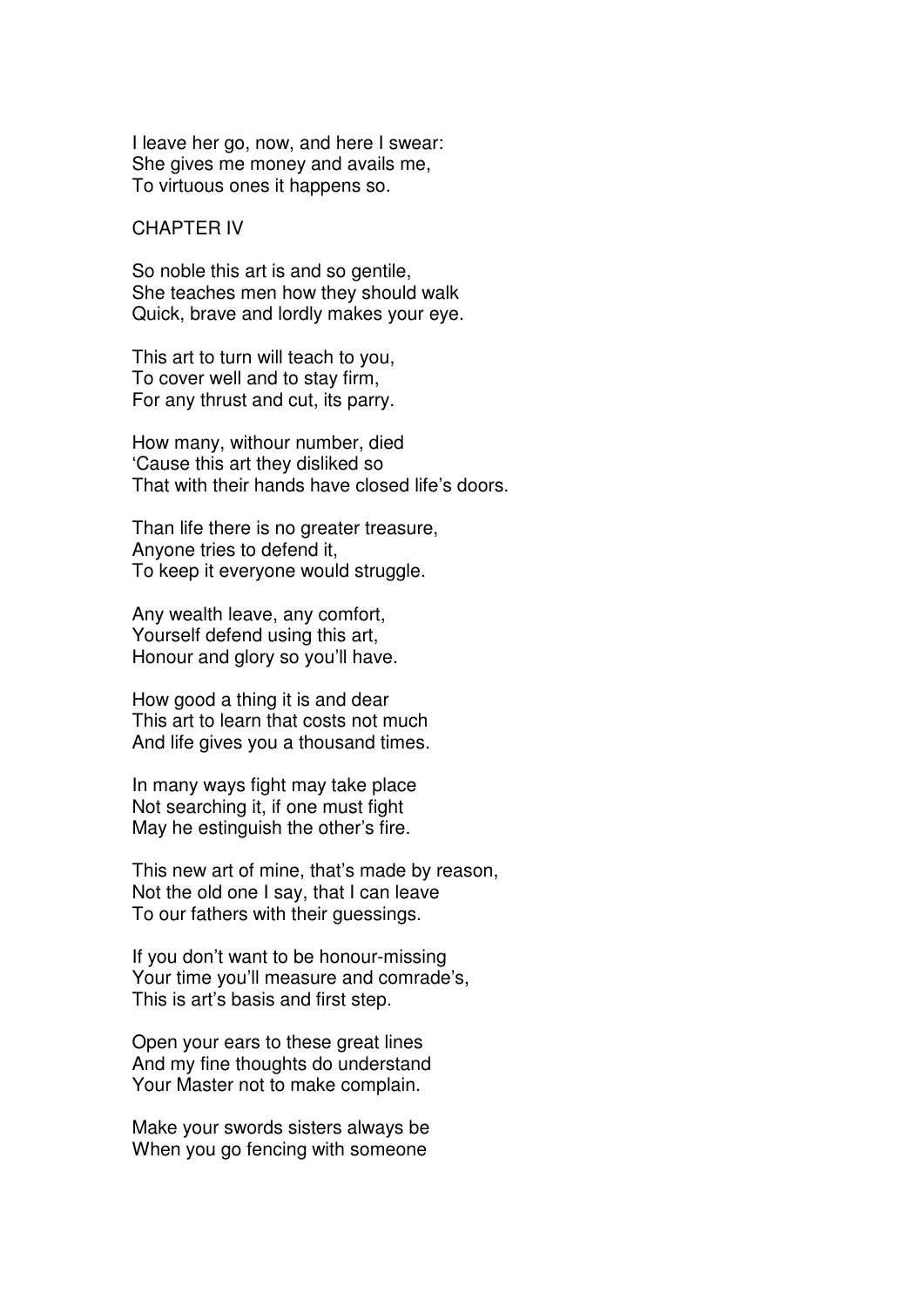I leave her go, now, and here I swear:  
She gives me money and avails me,  
To virtuous ones it happens so.

## CHAPTER IV

So noble this art is and so gentile,  
She teaches men how they should walk  
Quick, brave and lordly makes your eye.

This art to turn will teach to you,  
To cover well and to stay firm,  
For any thrust and cut, its parry.

How many, withour number, died  
'Cause this art they disliked so  
That with their hands have closed life's doors.

Than life there is no greater treasure,  
Anyone tries to defend it,  
To keep it everyone would struggle.

Any wealth leave, any comfort,  
Yourself defend using this art,  
Honour and glory so you'll have.

How good a thing it is and dear  
This art to learn that costs not much  
And life gives you a thousand times.

In many ways fight may take place  
Not searching it, if one must fight  
May he estinguish the other's fire.

This new art of mine, that's made by reason,  
Not the old one I say, that I can leave  
To our fathers with their guessings.

If you don't want to be honour-missing  
Your time you'll measure and comrade's,  
This is art's basis and first step.

Open your ears to these great lines  
And my fine thoughts do understand  
Your Master not to make complain.

Make your swords sisters always be  
When you go fencing with someone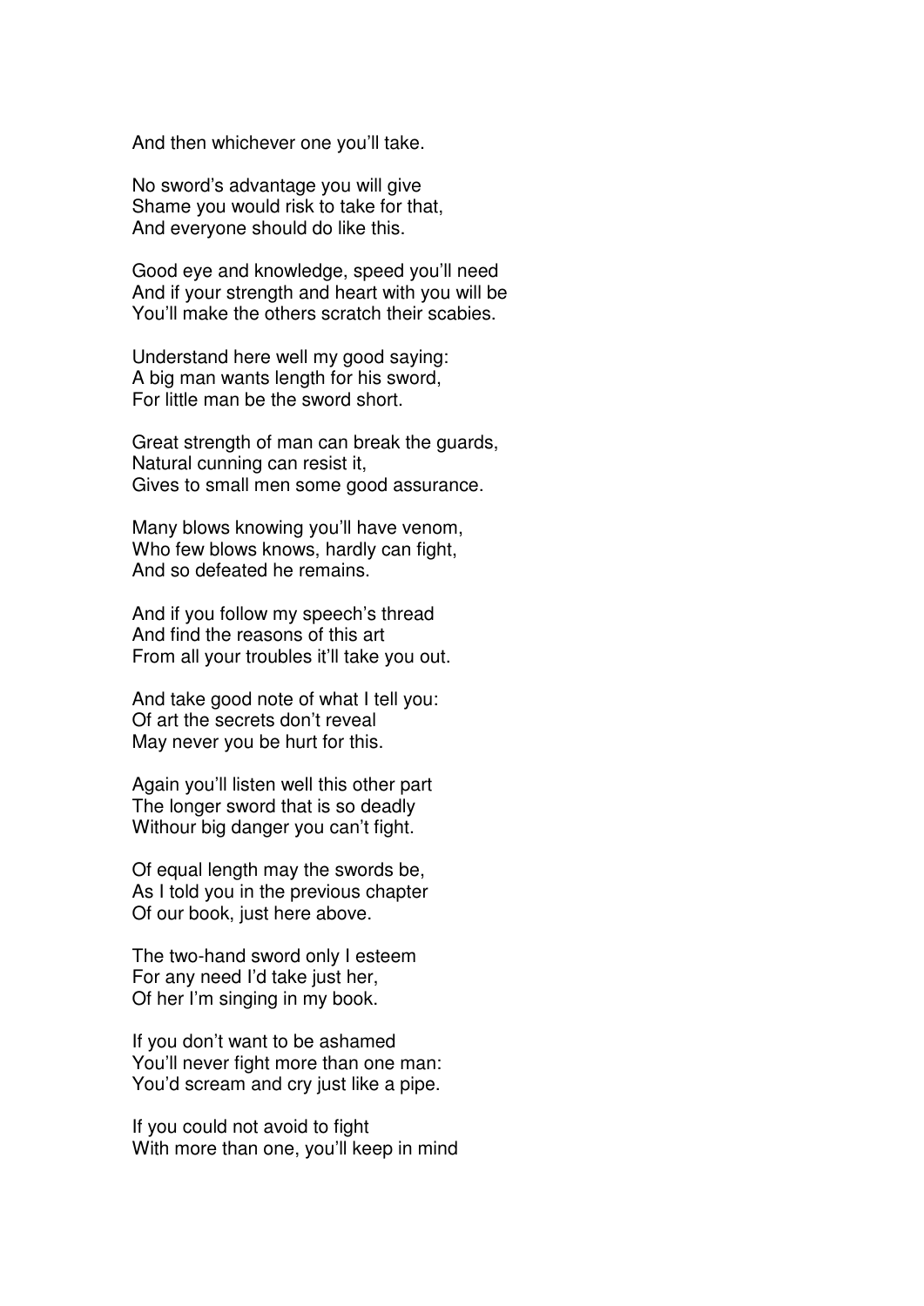And then whichever one you'll take.

No sword's advantage you will give
Shame you would risk to take for that,
And everyone should do like this.

Good eye and knowledge, speed you'll need
And if your strength and heart with you will be
You'll make the others scratch their scabies.

Understand here well my good saying:
A big man wants length for his sword,
For little man be the sword short.

Great strength of man can break the guards,
Natural cunning can resist it,
Gives to small men some good assurance.

Many blows knowing you'll have venom,
Who few blows knows, hardly can fight,
And so defeated he remains.

And if you follow my speech's thread
And find the reasons of this art
From all your troubles it'll take you out.

And take good note of what I tell you:
Of art the secrets don't reveal
May never you be hurt for this.

Again you'll listen well this other part
The longer sword that is so deadly
Withour big danger you can't fight.

Of equal length may the swords be,
As I told you in the previous chapter
Of our book, just here above.

The two-hand sword only I esteem
For any need I'd take just her,
Of her I'm singing in my book.

If you don't want to be ashamed
You'll never fight more than one man:
You'd scream and cry just like a pipe.

If you could not avoid to fight
With more than one, you'll keep in mind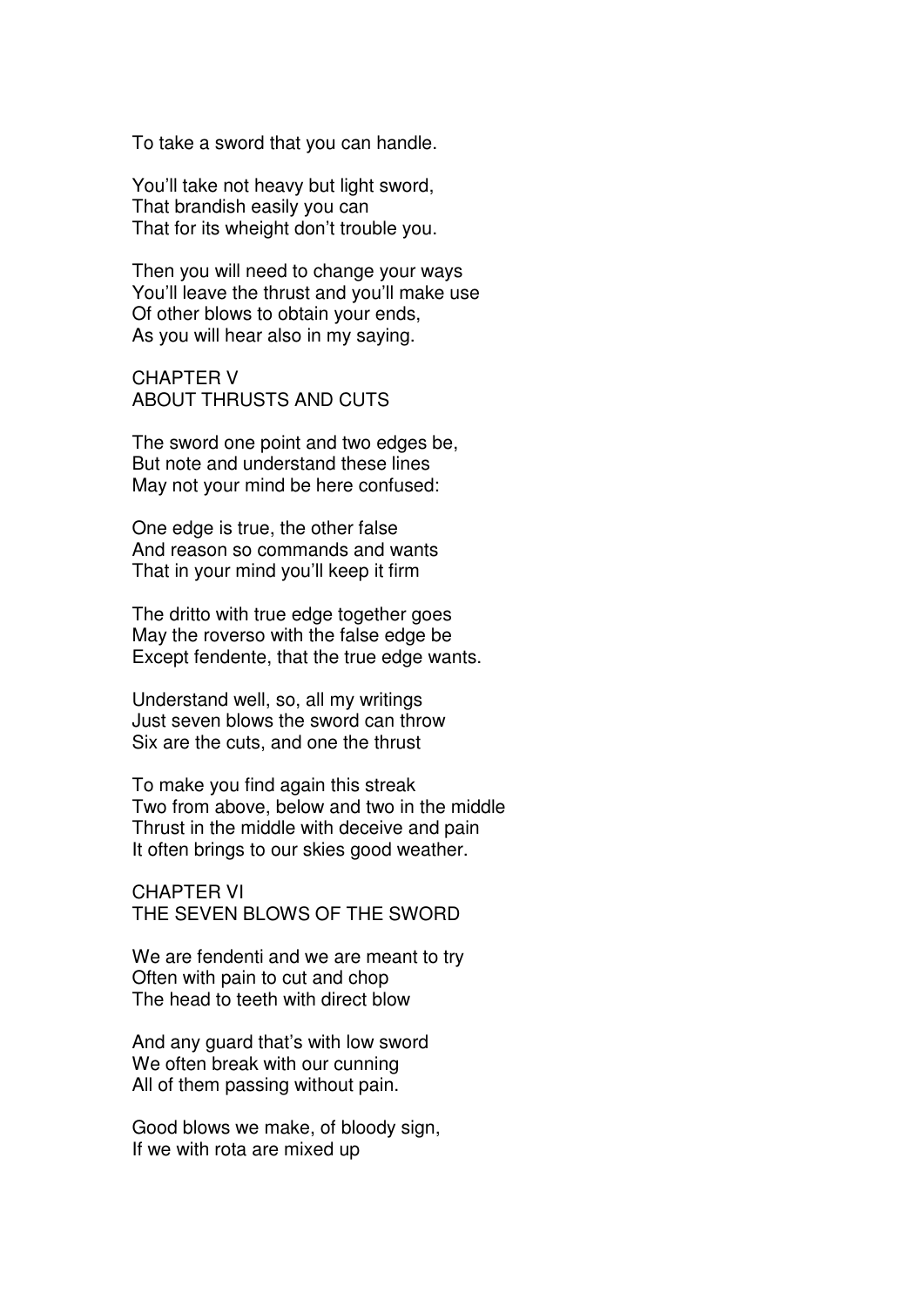To take a sword that you can handle.

You'll take not heavy but light sword,
That brandish easily you can
That for its wheight don't trouble you.

Then you will need to change your ways
You'll leave the thrust and you'll make use
Of other blows to obtain your ends,
As you will hear also in my saying.

## CHAPTER V
## ABOUT THRUSTS AND CUTS

The sword one point and two edges be,
But note and understand these lines
May not your mind be here confused:

One edge is true, the other false
And reason so commands and wants
That in your mind you'll keep it firm

The dritto with true edge together goes
May the roverso with the false edge be
Except fendente, that the true edge wants.

Understand well, so, all my writings
Just seven blows the sword can throw
Six are the cuts, and one the thrust

To make you find again this streak
Two from above, below and two in the middle
Thrust in the middle with deceive and pain
It often brings to our skies good weather.

## CHAPTER VI
## THE SEVEN BLOWS OF THE SWORD

We are fendenti and we are meant to try
Often with pain to cut and chop
The head to teeth with direct blow

And any guard that's with low sword
We often break with our cunning
All of them passing without pain.

Good blows we make, of bloody sign,
If we with rota are mixed up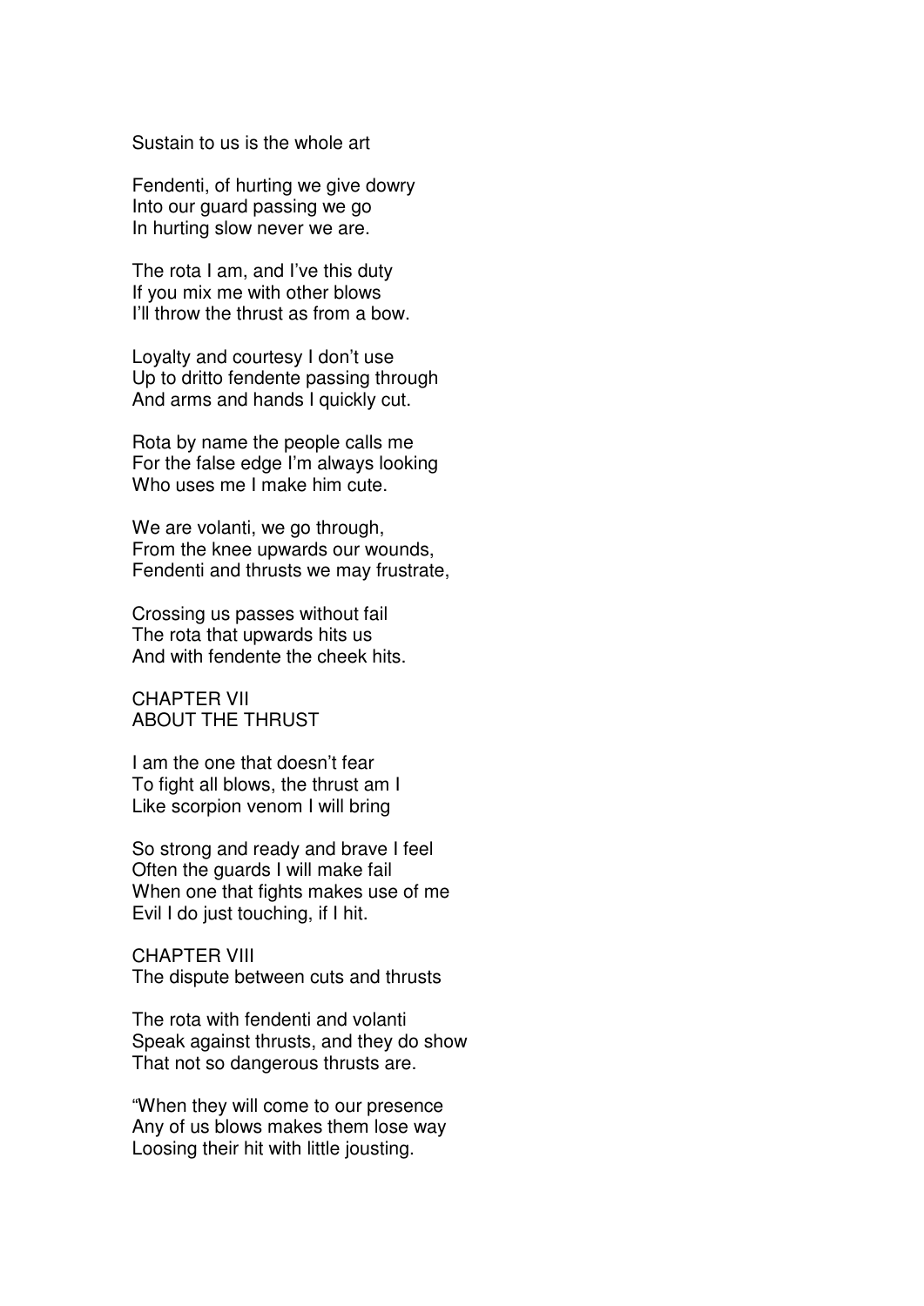Sustain to us is the whole art

Fendenti, of hurting we give dowry
Into our guard passing we go
In hurting slow never we are.

The rota I am, and I've this duty
If you mix me with other blows
I'll throw the thrust as from a bow.

Loyalty and courtesy I don't use
Up to dritto fendente passing through
And arms and hands I quickly cut.

Rota by name the people calls me
For the false edge I'm always looking
Who uses me I make him cute.

We are volanti, we go through,
From the knee upwards our wounds,
Fendenti and thrusts we may frustrate,

Crossing us passes without fail
The rota that upwards hits us
And with fendente the cheek hits.

## CHAPTER VII
## ABOUT THE THRUST

I am the one that doesn't fear
To fight all blows, the thrust am I
Like scorpion venom I will bring

So strong and ready and brave I feel
Often the guards I will make fail
When one that fights makes use of me
Evil I do just touching, if I hit.

## CHAPTER VIII
## The dispute between cuts and thrusts

The rota with fendenti and volanti
Speak against thrusts, and they do show
That not so dangerous thrusts are.

"When they will come to our presence
Any of us blows makes them lose way
Loosing their hit with little jousting.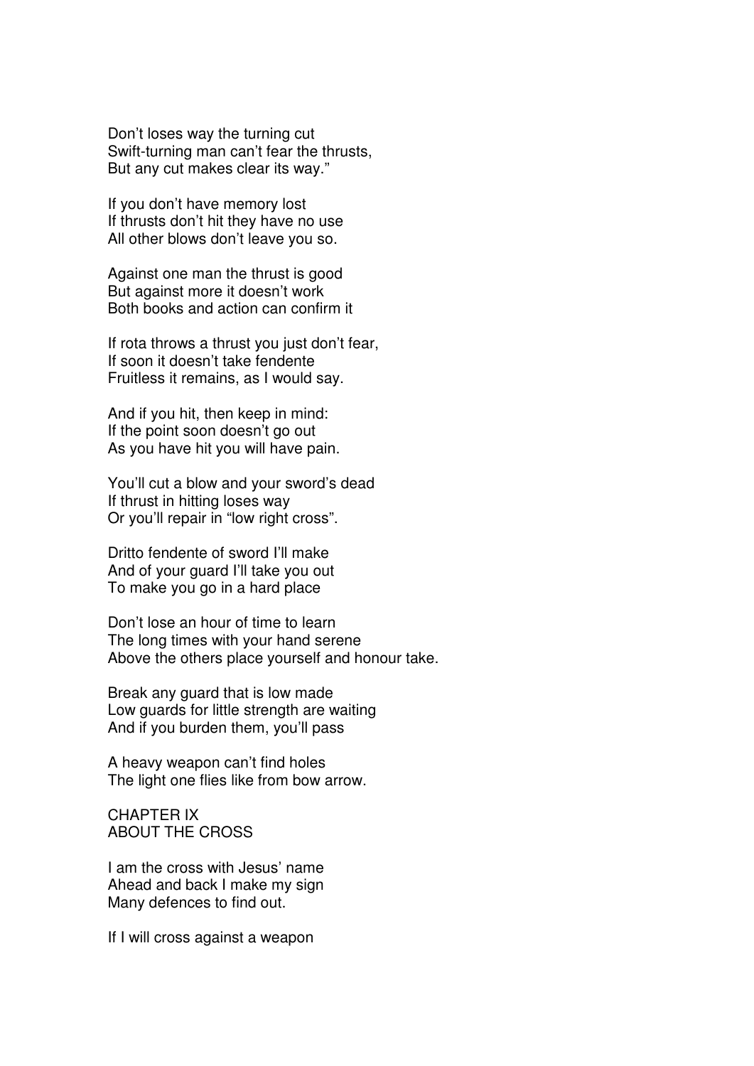Don’t loses way the turning cut
Swift-turning man can’t fear the thrusts,
But any cut makes clear its way.”

If you don’t have memory lost
If thrusts don’t hit they have no use
All other blows don’t leave you so.

Against one man the thrust is good
But against more it doesn’t work
Both books and action can confirm it

If rota throws a thrust you just don’t fear,
If soon it doesn’t take fendente
Fruitless it remains, as I would say.

And if you hit, then keep in mind:
If the point soon doesn’t go out
As you have hit you will have pain.

You’ll cut a blow and your sword’s dead
If thrust in hitting loses way
Or you’ll repair in “low right cross”.

Dritto fendente of sword I’ll make
And of your guard I’ll take you out
To make you go in a hard place

Don’t lose an hour of time to learn
The long times with your hand serene
Above the others place yourself and honour take.

Break any guard that is low made
Low guards for little strength are waiting
And if you burden them, you’ll pass

A heavy weapon can’t find holes
The light one flies like from bow arrow.

## CHAPTER IX
## ABOUT THE CROSS

I am the cross with Jesus’ name
Ahead and back I make my sign
Many defences to find out.

If I will cross against a weapon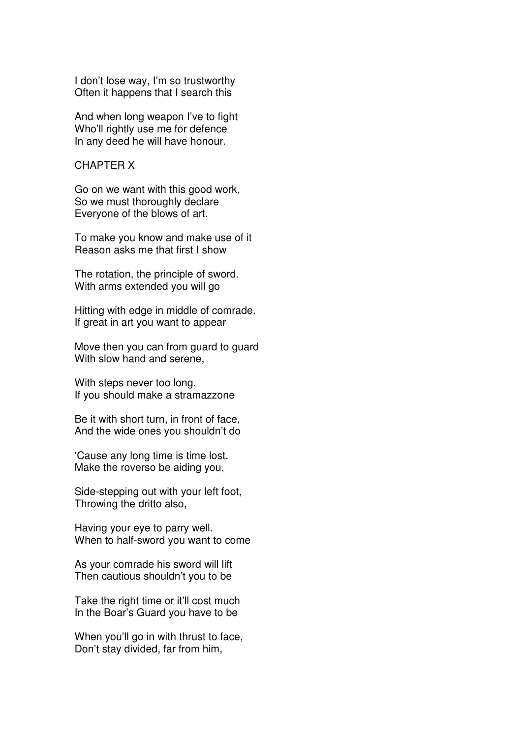I don't lose way, I'm so trustworthy
Often it happens that I search this

And when long weapon I've to fight
Who'll rightly use me for defence
In any deed he will have honour.

## CHAPTER X

Go on we want with this good work,
So we must thoroughly declare
Everyone of the blows of art.

To make you know and make use of it
Reason asks me that first I show

The rotation, the principle of sword.
With arms extended you will go

Hitting with edge in middle of comrade.
If great in art you want to appear

Move then you can from guard to guard
With slow hand and serene,

With steps never too long.
If you should make a stramazzone

Be it with short turn, in front of face,
And the wide ones you shouldn't do

'Cause any long time is time lost.
Make the roverso be aiding you,

Side-stepping out with your left foot,
Throwing the dritto also,

Having your eye to parry well.
When to half-sword you want to come

As your comrade his sword will lift
Then cautious shouldn't you to be

Take the right time or it'll cost much
In the Boar's Guard you have to be

When you'll go in with thrust to face,
Don't stay divided, far from him,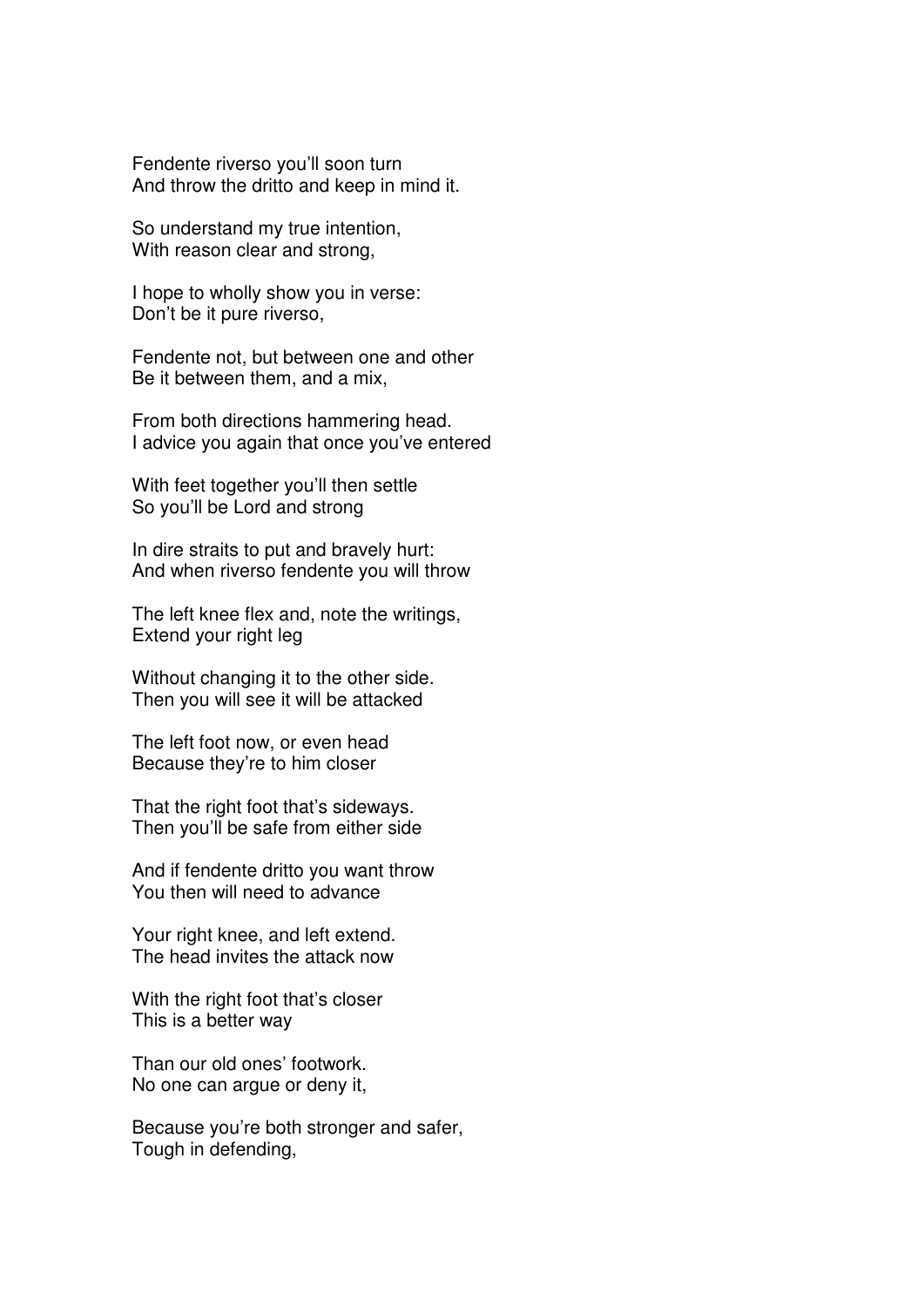Fendente riverso you'll soon turn
And throw the dritto and keep in mind it.

So understand my true intention,
With reason clear and strong,

I hope to wholly show you in verse:
Don't be it pure riverso,

Fendente not, but between one and other
Be it between them, and a mix,

From both directions hammering head.
I advice you again that once you've entered

With feet together you'll then settle
So you'll be Lord and strong

In dire straits to put and bravely hurt:
And when riverso fendente you will throw

The left knee flex and, note the writings,
Extend your right leg

Without changing it to the other side.
Then you will see it will be attacked

The left foot now, or even head
Because they're to him closer

That the right foot that's sideways.
Then you'll be safe from either side

And if fendente dritto you want throw
You then will need to advance

Your right knee, and left extend.
The head invites the attack now

With the right foot that's closer
This is a better way

Than our old ones' footwork.
No one can argue or deny it,

Because you're both stronger and safer,
Tough in defending,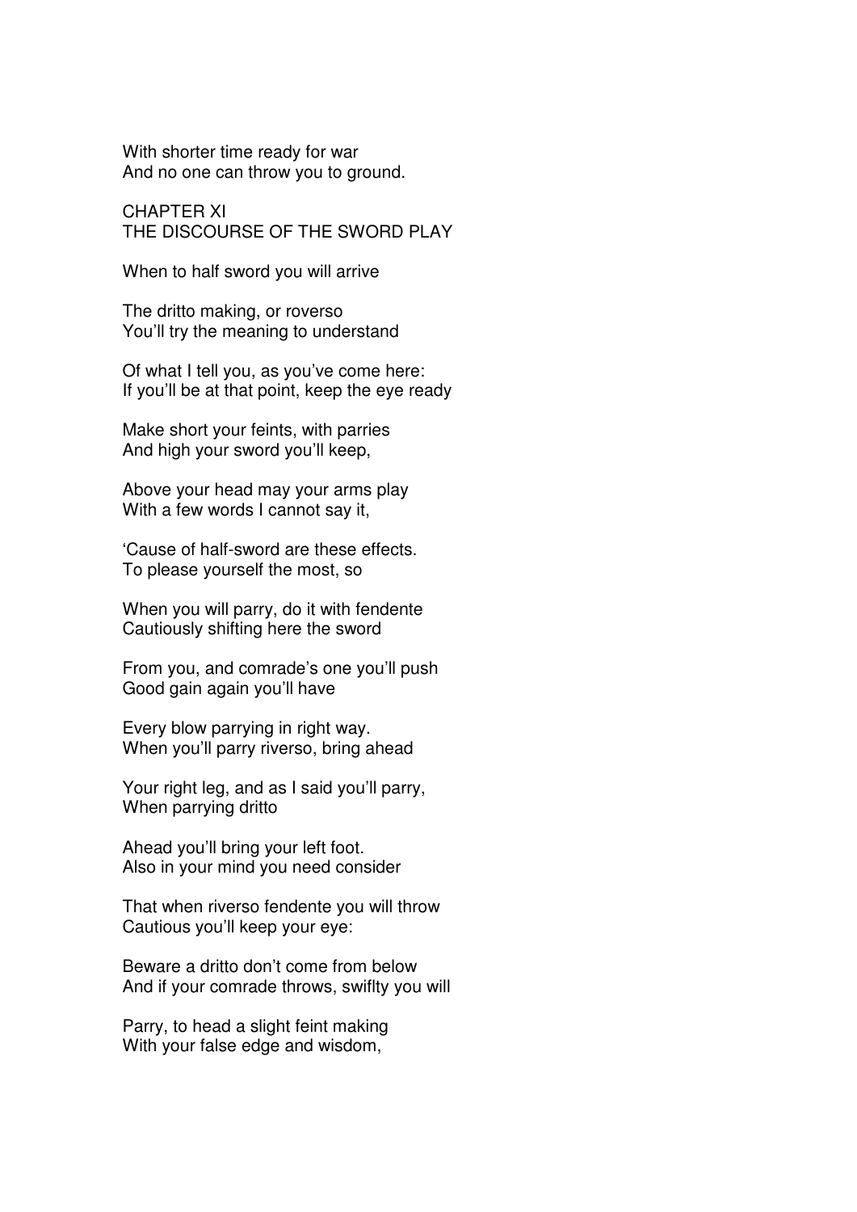With shorter time ready for war  
And no one can throw you to ground.

## CHAPTER XI
## THE DISCOURSE OF THE SWORD PLAY

When to half sword you will arrive

The dritto making, or roverso  
You'll try the meaning to understand

Of what I tell you, as you've come here:  
If you'll be at that point, keep the eye ready

Make short your feints, with parries  
And high your sword you'll keep,

Above your head may your arms play  
With a few words I cannot say it,

'Cause of half-sword are these effects.  
To please yourself the most, so

When you will parry, do it with fendente  
Cautiously shifting here the sword

From you, and comrade's one you'll push  
Good gain again you'll have

Every blow parrying in right way.  
When you'll parry riverso, bring ahead

Your right leg, and as I said you'll parry,  
When parrying dritto

Ahead you'll bring your left foot.  
Also in your mind you need consider

That when riverso fendente you will throw  
Cautious you'll keep your eye:

Beware a dritto don't come from below  
And if your comrade throws, swiflty you will

Parry, to head a slight feint making  
With your false edge and wisdom,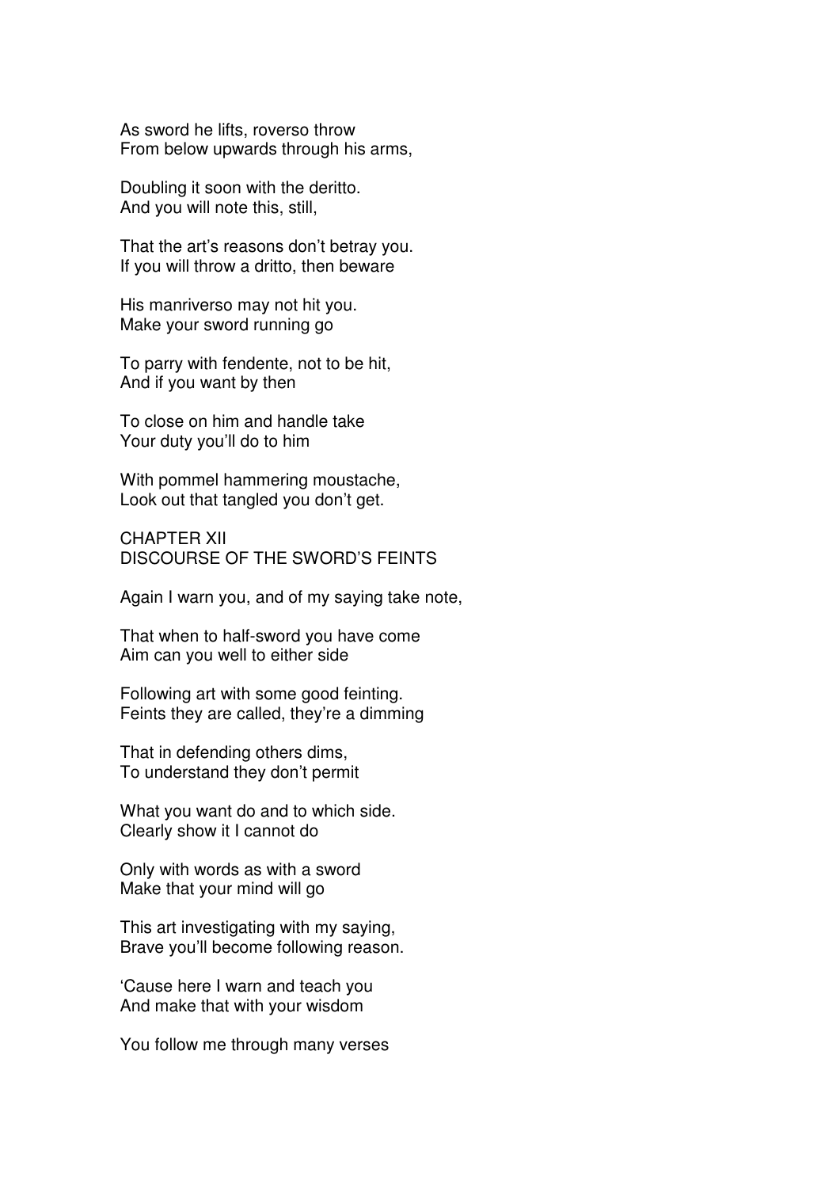As sword he lifts, roverso throw
From below upwards through his arms,

Doubling it soon with the deritto.
And you will note this, still,

That the art's reasons don't betray you.
If you will throw a dritto, then beware

His manriverso may not hit you.
Make your sword running go

To parry with fendente, not to be hit,
And if you want by then

To close on him and handle take
Your duty you'll do to him

With pommel hammering moustache,
Look out that tangled you don't get.

## CHAPTER XII
## DISCOURSE OF THE SWORD'S FEINTS

Again I warn you, and of my saying take note,

That when to half-sword you have come
Aim can you well to either side

Following art with some good feinting.
Feints they are called, they're a dimming

That in defending others dims,
To understand they don't permit

What you want do and to which side.
Clearly show it I cannot do

Only with words as with a sword
Make that your mind will go

This art investigating with my saying,
Brave you'll become following reason.

'Cause here I warn and teach you
And make that with your wisdom

You follow me through many verses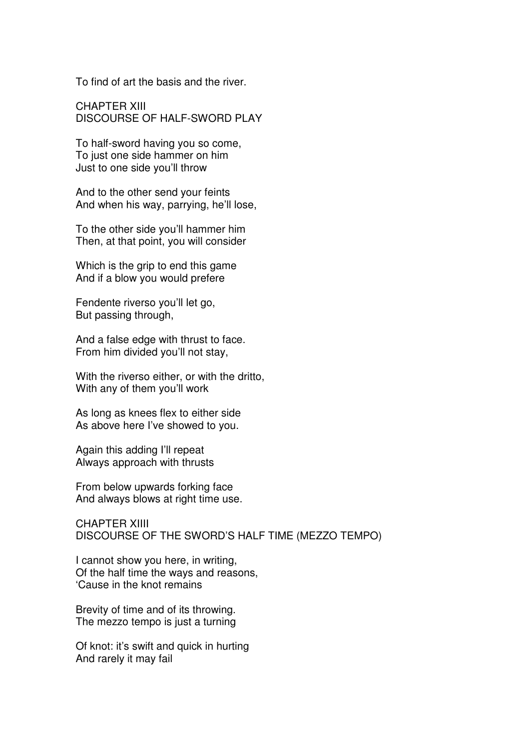To find of art the basis and the river.

## CHAPTER XIII
## DISCOURSE OF HALF-SWORD PLAY

To half-sword having you so come,
To just one side hammer on him
Just to one side you'll throw

And to the other send your feints
And when his way, parrying, he'll lose,

To the other side you'll hammer him
Then, at that point, you will consider

Which is the grip to end this game
And if a blow you would prefere

Fendente riverso you'll let go,
But passing through,

And a false edge with thrust to face.
From him divided you'll not stay,

With the riverso either, or with the dritto,
With any of them you'll work

As long as knees flex to either side
As above here I've showed to you.

Again this adding I'll repeat
Always approach with thrusts

From below upwards forking face
And always blows at right time use.

## CHAPTER XIIII
## DISCOURSE OF THE SWORD'S HALF TIME (MEZZO TEMPO)

I cannot show you here, in writing,
Of the half time the ways and reasons,
'Cause in the knot remains

Brevity of time and of its throwing.
The mezzo tempo is just a turning

Of knot: it's swift and quick in hurting
And rarely it may fail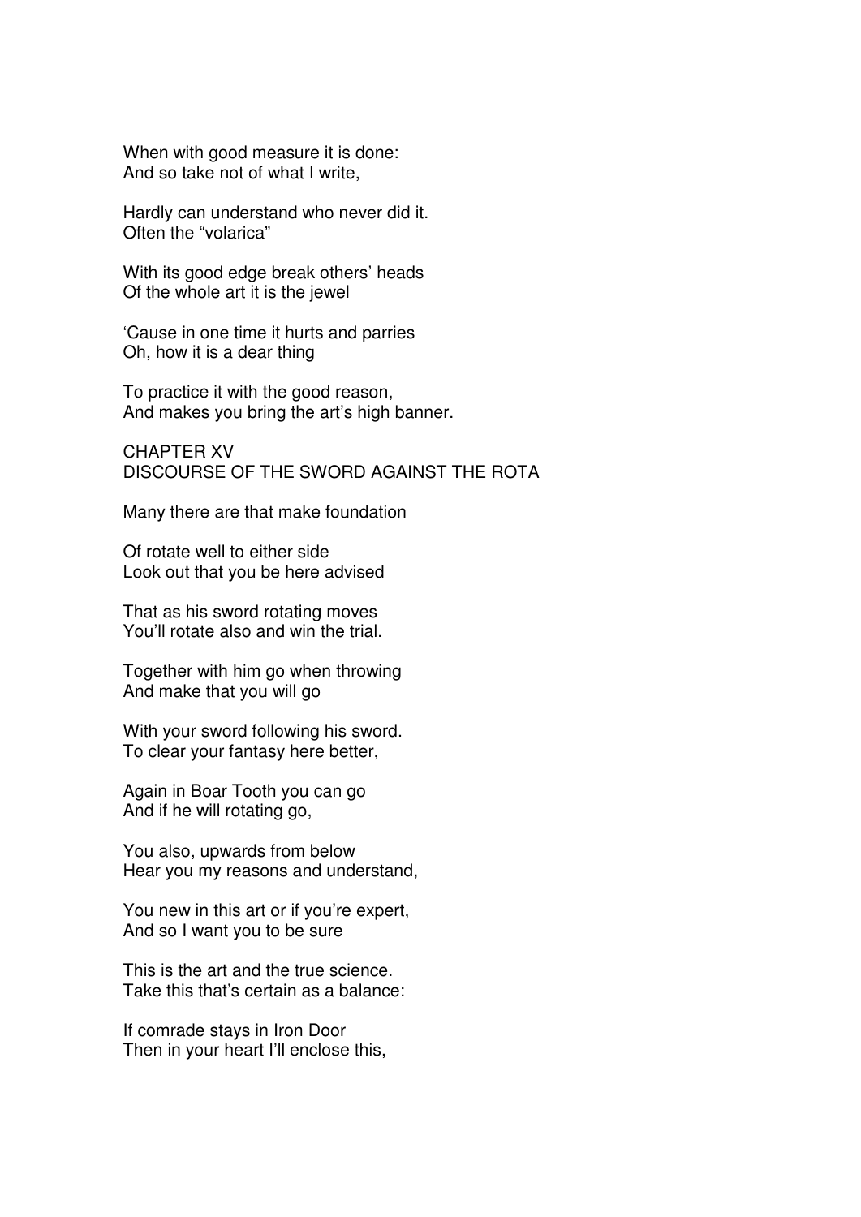When with good measure it is done:
And so take not of what I write,

Hardly can understand who never did it.
Often the “volarica”

With its good edge break others’ heads
Of the whole art it is the jewel

‘Cause in one time it hurts and parries
Oh, how it is a dear thing

To practice it with the good reason,
And makes you bring the art’s high banner.

## CHAPTER XV
## DISCOURSE OF THE SWORD AGAINST THE ROTA

Many there are that make foundation

Of rotate well to either side
Look out that you be here advised

That as his sword rotating moves
You’ll rotate also and win the trial.

Together with him go when throwing
And make that you will go

With your sword following his sword.
To clear your fantasy here better,

Again in Boar Tooth you can go
And if he will rotating go,

You also, upwards from below
Hear you my reasons and understand,

You new in this art or if you’re expert,
And so I want you to be sure

This is the art and the true science.
Take this that’s certain as a balance:

If comrade stays in Iron Door
Then in your heart I’ll enclose this,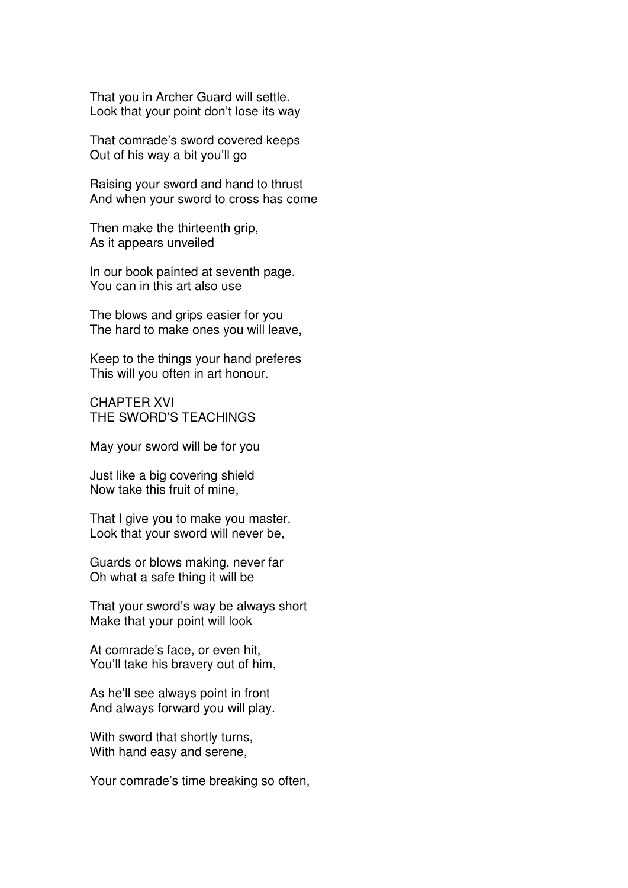That you in Archer Guard will settle.
Look that your point don't lose its way

That comrade's sword covered keeps
Out of his way a bit you'll go

Raising your sword and hand to thrust
And when your sword to cross has come

Then make the thirteenth grip,
As it appears unveiled

In our book painted at seventh page.
You can in this art also use

The blows and grips easier for you
The hard to make ones you will leave,

Keep to the things your hand preferes
This will you often in art honour.

## CHAPTER XVI
## THE SWORD'S TEACHINGS

May your sword will be for you

Just like a big covering shield
Now take this fruit of mine,

That I give you to make you master.
Look that your sword will never be,

Guards or blows making, never far
Oh what a safe thing it will be

That your sword's way be always short
Make that your point will look

At comrade's face, or even hit,
You'll take his bravery out of him,

As he'll see always point in front
And always forward you will play.

With sword that shortly turns,
With hand easy and serene,

Your comrade's time breaking so often,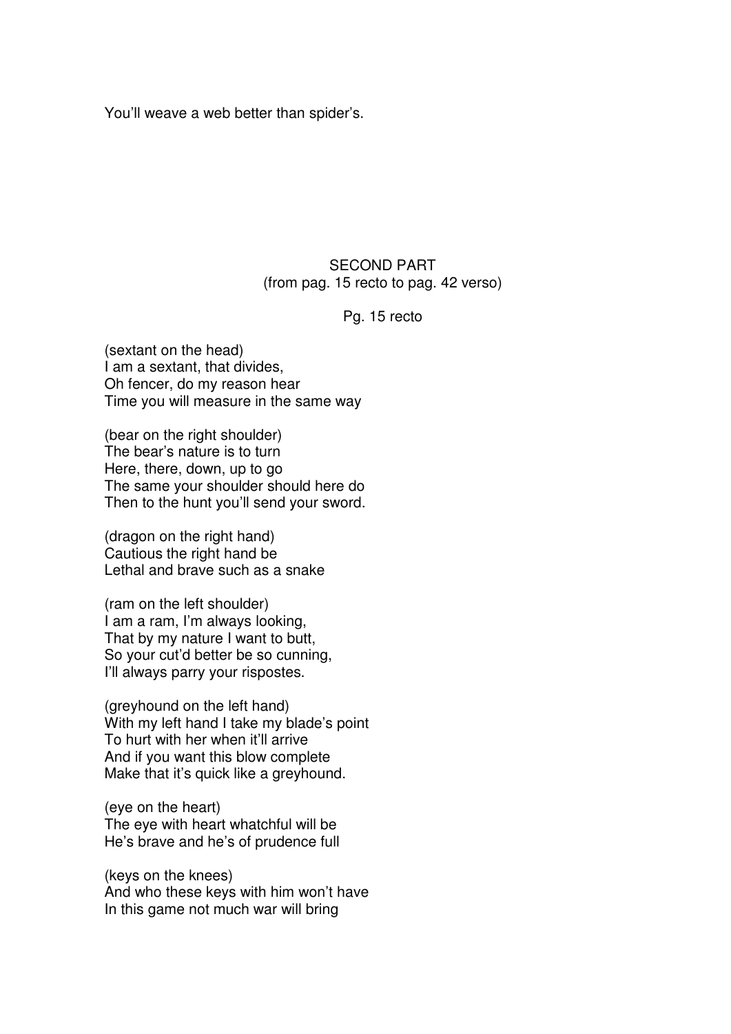You'll weave a web better than spider's.

## SECOND PART
(from pag. 15 recto to pag. 42 verso)

Pg. 15 recto

(sextant on the head)
I am a sextant, that divides,
Oh fencer, do my reason hear
Time you will measure in the same way

(bear on the right shoulder)
The bear's nature is to turn
Here, there, down, up to go
The same your shoulder should here do
Then to the hunt you'll send your sword.

(dragon on the right hand)
Cautious the right hand be
Lethal and brave such as a snake

(ram on the left shoulder)
I am a ram, I'm always looking,
That by my nature I want to butt,
So your cut'd better be so cunning,
I'll always parry your rispostes.

(greyhound on the left hand)
With my left hand I take my blade's point
To hurt with her when it'll arrive
And if you want this blow complete
Make that it's quick like a greyhound.

(eye on the heart)
The eye with heart whatchful will be
He's brave and he's of prudence full

(keys on the knees)
And who these keys with him won't have
In this game not much war will bring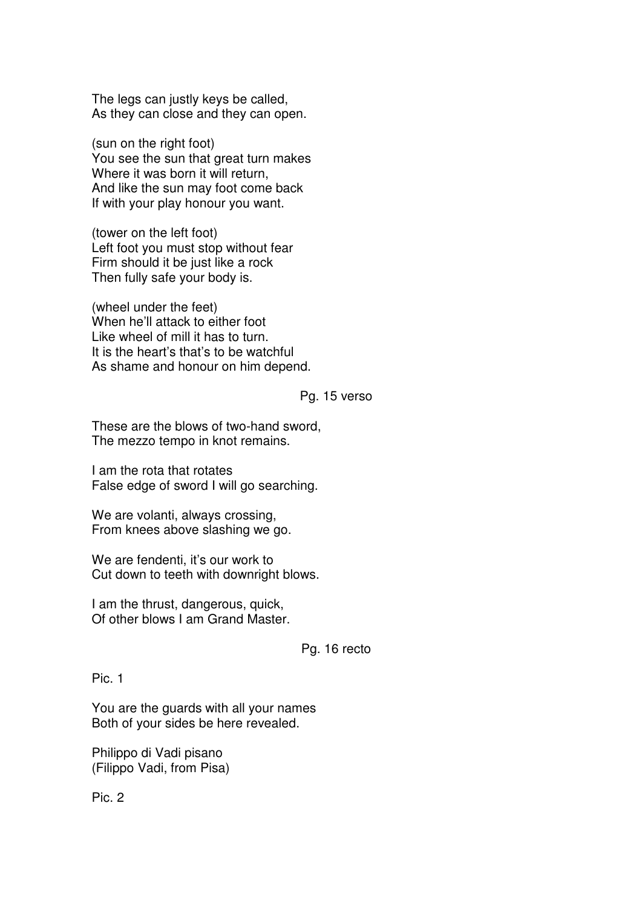The legs can justly keys be called,
As they can close and they can open.

(sun on the right foot)
You see the sun that great turn makes
Where it was born it will return,
And like the sun may foot come back
If with your play honour you want.

(tower on the left foot)
Left foot you must stop without fear
Firm should it be just like a rock
Then fully safe your body is.

(wheel under the feet)
When he'll attack to either foot
Like wheel of mill it has to turn.
It is the heart's that's to be watchful
As shame and honour on him depend.

Pg. 15 verso

These are the blows of two-hand sword,
The mezzo tempo in knot remains.

I am the rota that rotates
False edge of sword I will go searching.

We are volanti, always crossing,
From knees above slashing we go.

We are fendenti, it's our work to
Cut down to teeth with downright blows.

I am the thrust, dangerous, quick,
Of other blows I am Grand Master.

Pg. 16 recto

Pic. 1

You are the guards with all your names
Both of your sides be here revealed.

Philippo di Vadi pisano
(Filippo Vadi, from Pisa)

Pic. 2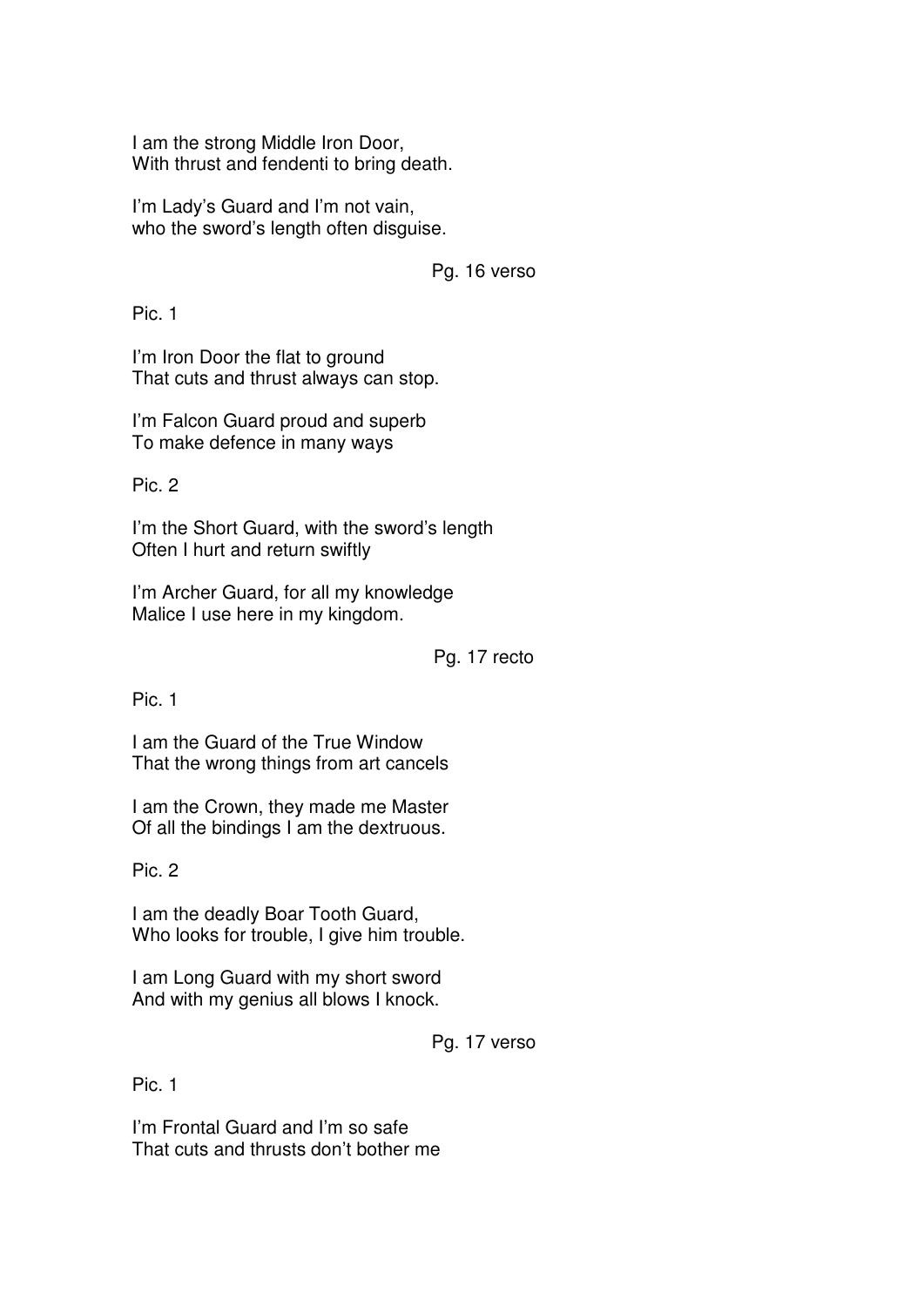I am the strong Middle Iron Door,
With thrust and fendenti to bring death.

I'm Lady's Guard and I'm not vain,
who the sword's length often disguise.

Pg. 16 verso

Pic. 1

I'm Iron Door the flat to ground
That cuts and thrust always can stop.

I'm Falcon Guard proud and superb
To make defence in many ways

Pic. 2

I'm the Short Guard, with the sword's length
Often I hurt and return swiftly

I'm Archer Guard, for all my knowledge
Malice I use here in my kingdom.

Pg. 17 recto

Pic. 1

I am the Guard of the True Window
That the wrong things from art cancels

I am the Crown, they made me Master
Of all the bindings I am the dextruous.

Pic. 2

I am the deadly Boar Tooth Guard,
Who looks for trouble, I give him trouble.

I am Long Guard with my short sword
And with my genius all blows I knock.

Pg. 17 verso

Pic. 1

I'm Frontal Guard and I'm so safe
That cuts and thrusts don't bother me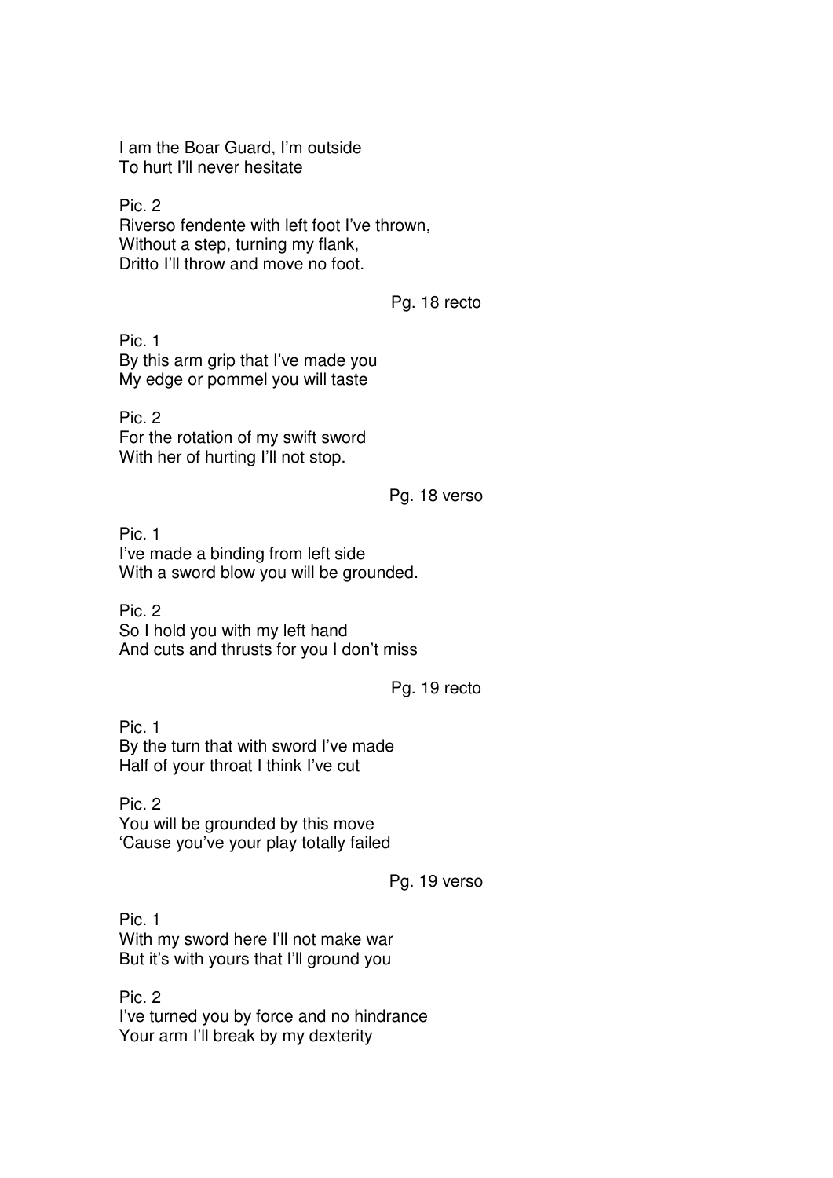I am the Boar Guard, I'm outside
To hurt I'll never hesitate

Pic. 2
Riverso fendente with left foot I've thrown,
Without a step, turning my flank,
Dritto I'll throw and move no foot.

Pg. 18 recto

Pic. 1
By this arm grip that I've made you
My edge or pommel you will taste

Pic. 2
For the rotation of my swift sword
With her of hurting I'll not stop.

Pg. 18 verso

Pic. 1
I've made a binding from left side
With a sword blow you will be grounded.

Pic. 2
So I hold you with my left hand
And cuts and thrusts for you I don't miss

Pg. 19 recto

Pic. 1
By the turn that with sword I've made
Half of your throat I think I've cut

Pic. 2
You will be grounded by this move
'Cause you've your play totally failed

Pg. 19 verso

Pic. 1
With my sword here I'll not make war
But it's with yours that I'll ground you

Pic. 2
I've turned you by force and no hindrance
Your arm I'll break by my dexterity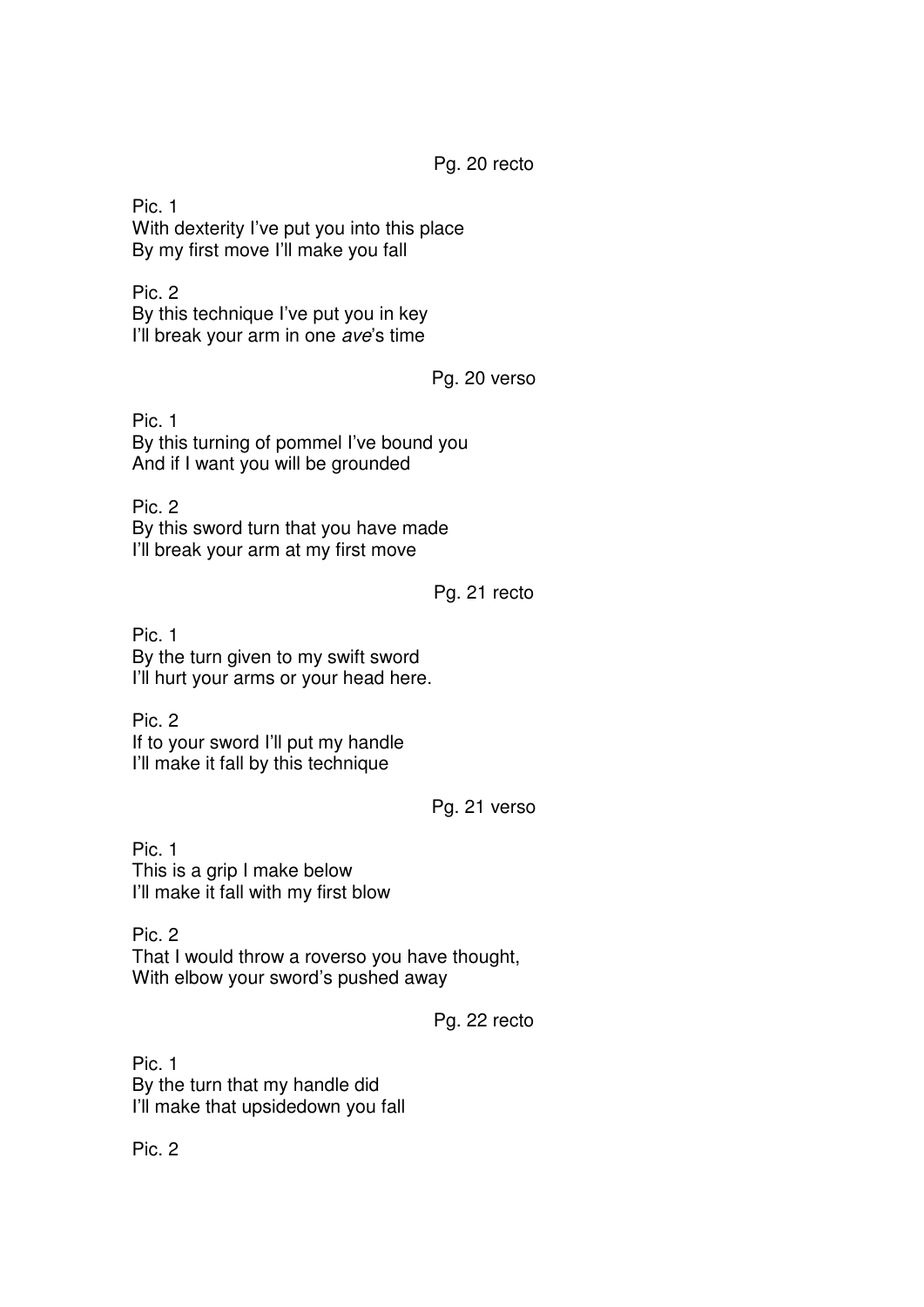Pg. 20 recto

Pic. 1
With dexterity I've put you into this place
By my first move I'll make you fall

Pic. 2
By this technique I've put you in key
I'll break your arm in one *ave*'s time

Pg. 20 verso

Pic. 1
By this turning of pommel I've bound you
And if I want you will be grounded

Pic. 2
By this sword turn that you have made
I'll break your arm at my first move

Pg. 21 recto

Pic. 1
By the turn given to my swift sword
I'll hurt your arms or your head here.

Pic. 2
If to your sword I'll put my handle
I'll make it fall by this technique

Pg. 21 verso

Pic. 1
This is a grip I make below
I'll make it fall with my first blow

Pic. 2
That I would throw a roverso you have thought,
With elbow your sword's pushed away

Pg. 22 recto

Pic. 1
By the turn that my handle did
I'll make that upsidedown you fall

Pic. 2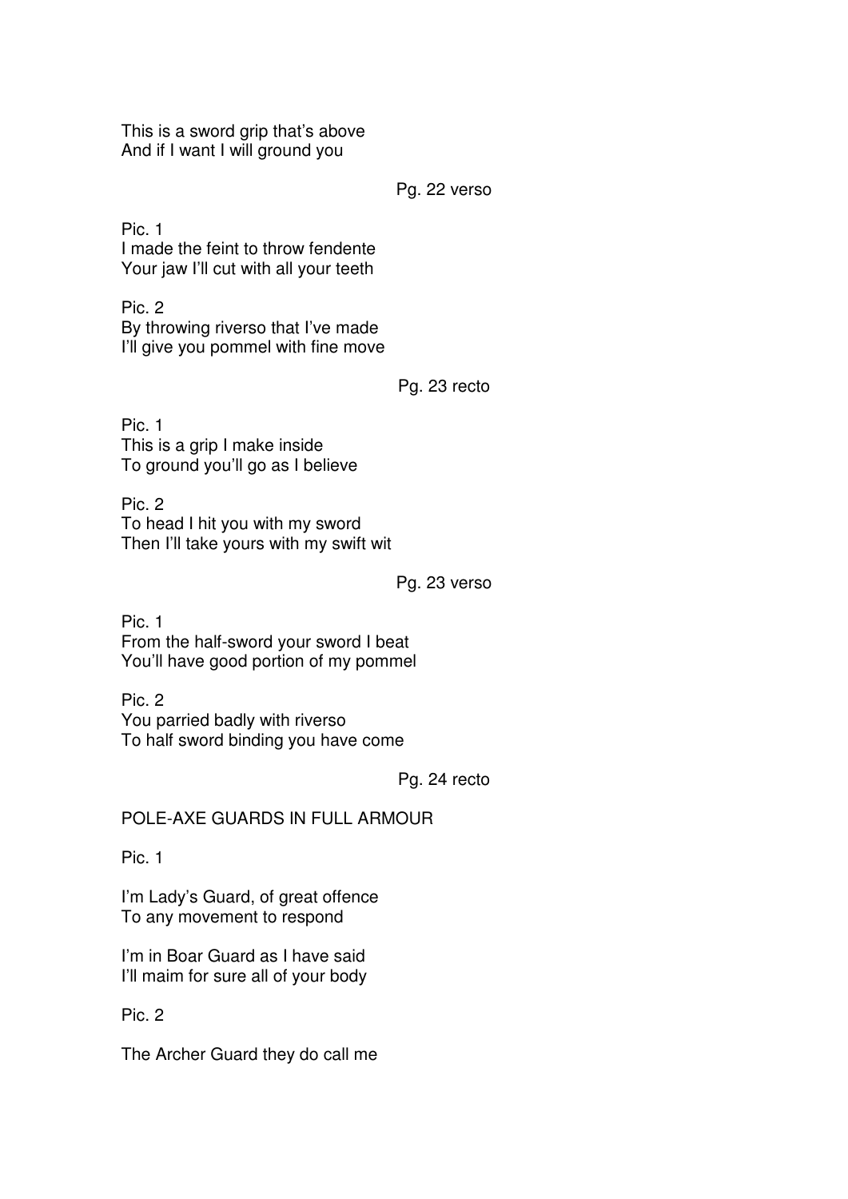This is a sword grip that's above
And if I want I will ground you

Pg. 22 verso

Pic. 1
I made the feint to throw fendente
Your jaw I'll cut with all your teeth

Pic. 2
By throwing riverso that I've made
I'll give you pommel with fine move

Pg. 23 recto

Pic. 1
This is a grip I make inside
To ground you'll go as I believe

Pic. 2
To head I hit you with my sword
Then I'll take yours with my swift wit

Pg. 23 verso

Pic. 1
From the half-sword your sword I beat
You'll have good portion of my pommel

Pic. 2
You parried badly with riverso
To half sword binding you have come

Pg. 24 recto

POLE-AXE GUARDS IN FULL ARMOUR

Pic. 1

I'm Lady's Guard, of great offence
To any movement to respond

I'm in Boar Guard as I have said
I'll maim for sure all of your body

Pic. 2

The Archer Guard they do call me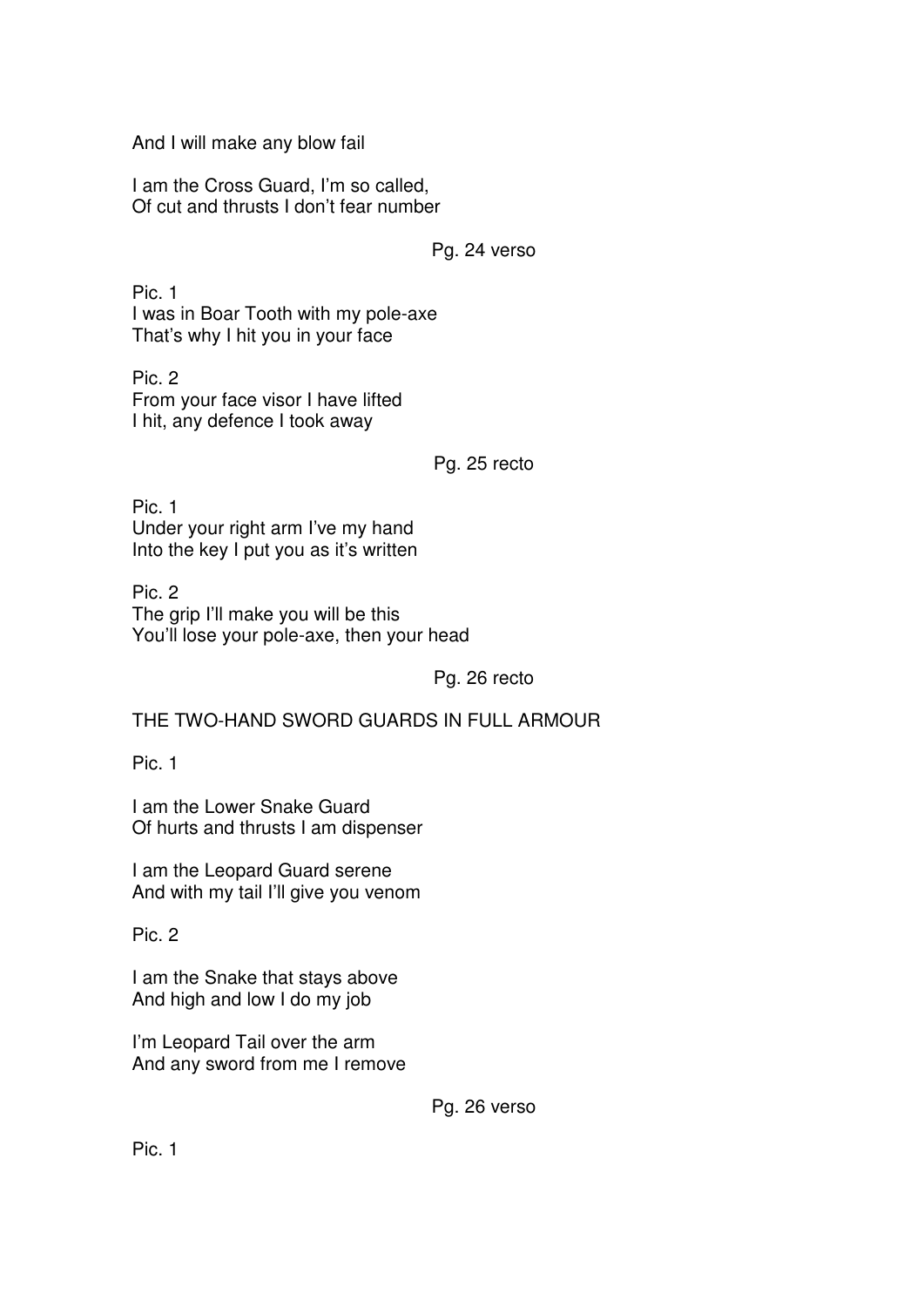And I will make any blow fail

I am the Cross Guard, I'm so called,
Of cut and thrusts I don't fear number

Pg. 24 verso

Pic. 1
I was in Boar Tooth with my pole-axe
That's why I hit you in your face

Pic. 2
From your face visor I have lifted
I hit, any defence I took away

Pg. 25 recto

Pic. 1
Under your right arm I've my hand
Into the key I put you as it's written

Pic. 2
The grip I'll make you will be this
You'll lose your pole-axe, then your head

Pg. 26 recto

THE TWO-HAND SWORD GUARDS IN FULL ARMOUR

Pic. 1

I am the Lower Snake Guard
Of hurts and thrusts I am dispenser

I am the Leopard Guard serene
And with my tail I'll give you venom

Pic. 2

I am the Snake that stays above
And high and low I do my job

I'm Leopard Tail over the arm
And any sword from me I remove

Pg. 26 verso

Pic. 1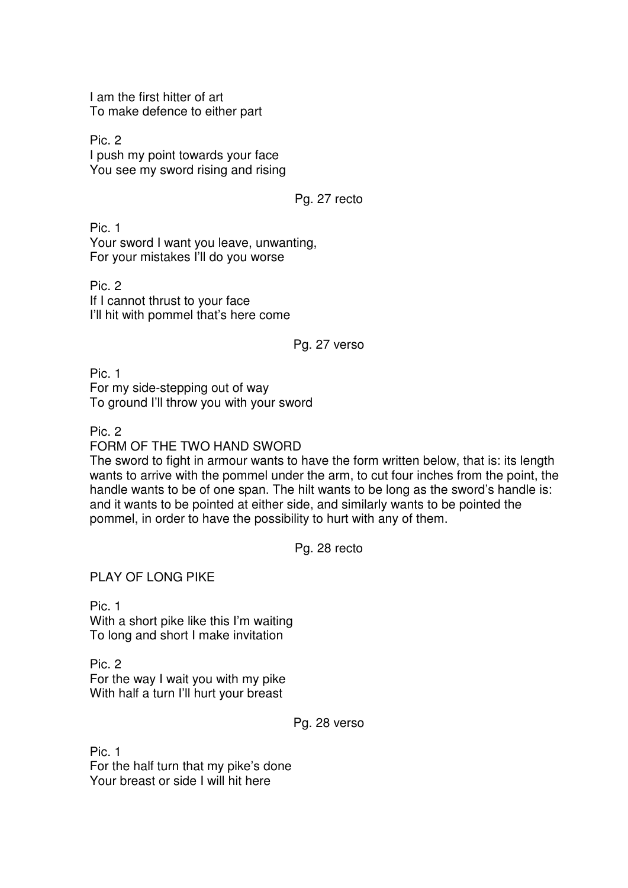I am the first hitter of art
To make defence to either part

Pic. 2
I push my point towards your face
You see my sword rising and rising

Pg. 27 recto

Pic. 1
Your sword I want you leave, unwanting,
For your mistakes I'll do you worse

Pic. 2
If I cannot thrust to your face
I'll hit with pommel that's here come

Pg. 27 verso

Pic. 1
For my side-stepping out of way
To ground I'll throw you with your sword

Pic. 2
FORM OF THE TWO HAND SWORD
The sword to fight in armour wants to have the form written below, that is: its length wants to arrive with the pommel under the arm, to cut four inches from the point, the handle wants to be of one span. The hilt wants to be long as the sword's handle is: and it wants to be pointed at either side, and similarly wants to be pointed the pommel, in order to have the possibility to hurt with any of them.

Pg. 28 recto

PLAY OF LONG PIKE

Pic. 1
With a short pike like this I'm waiting
To long and short I make invitation

Pic. 2
For the way I wait you with my pike
With half a turn I'll hurt your breast

Pg. 28 verso

Pic. 1
For the half turn that my pike's done
Your breast or side I will hit here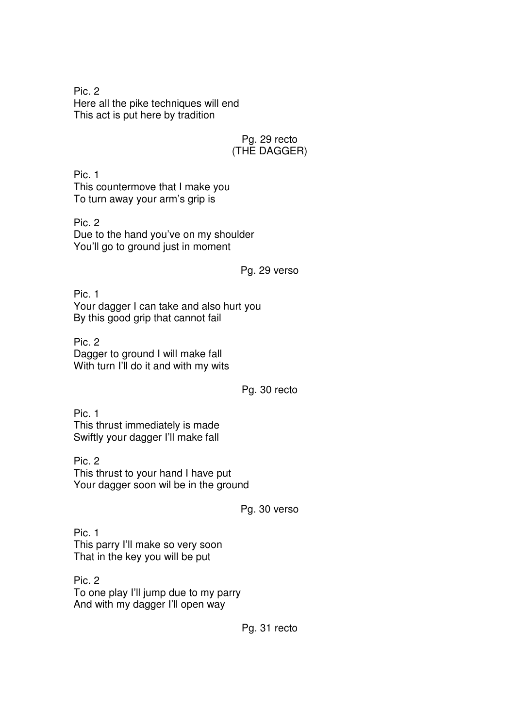Pic. 2
Here all the pike techniques will end
This act is put here by tradition

Pg. 29 recto
(THE DAGGER)

Pic. 1
This countermove that I make you
To turn away your arm's grip is

Pic. 2
Due to the hand you've on my shoulder
You'll go to ground just in moment

Pg. 29 verso

Pic. 1
Your dagger I can take and also hurt you
By this good grip that cannot fail

Pic. 2
Dagger to ground I will make fall
With turn I'll do it and with my wits

Pg. 30 recto

Pic. 1
This thrust immediately is made
Swiftly your dagger I'll make fall

Pic. 2
This thrust to your hand I have put
Your dagger soon wil be in the ground

Pg. 30 verso

Pic. 1
This parry I'll make so very soon
That in the key you will be put

Pic. 2
To one play I'll jump due to my parry
And with my dagger I'll open way

Pg. 31 recto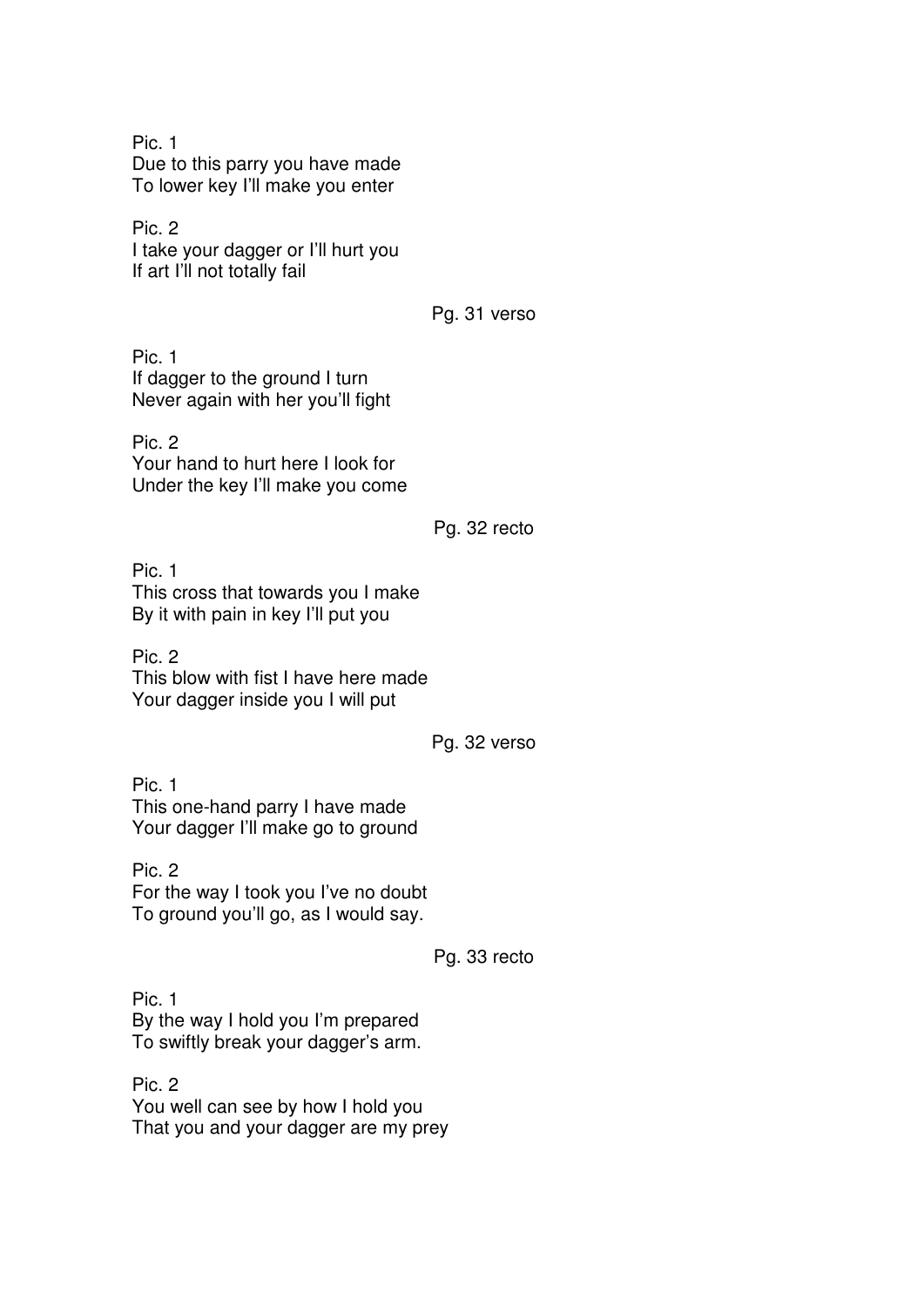Pic. 1
Due to this parry you have made
To lower key I'll make you enter

Pic. 2
I take your dagger or I'll hurt you
If art I'll not totally fail

Pg. 31 verso

Pic. 1
If dagger to the ground I turn
Never again with her you'll fight

Pic. 2
Your hand to hurt here I look for
Under the key I'll make you come

Pg. 32 recto

Pic. 1
This cross that towards you I make
By it with pain in key I'll put you

Pic. 2
This blow with fist I have here made
Your dagger inside you I will put

Pg. 32 verso

Pic. 1
This one-hand parry I have made
Your dagger I'll make go to ground

Pic. 2
For the way I took you I've no doubt
To ground you'll go, as I would say.

Pg. 33 recto

Pic. 1
By the way I hold you I'm prepared
To swiftly break your dagger's arm.

Pic. 2
You well can see by how I hold you
That you and your dagger are my prey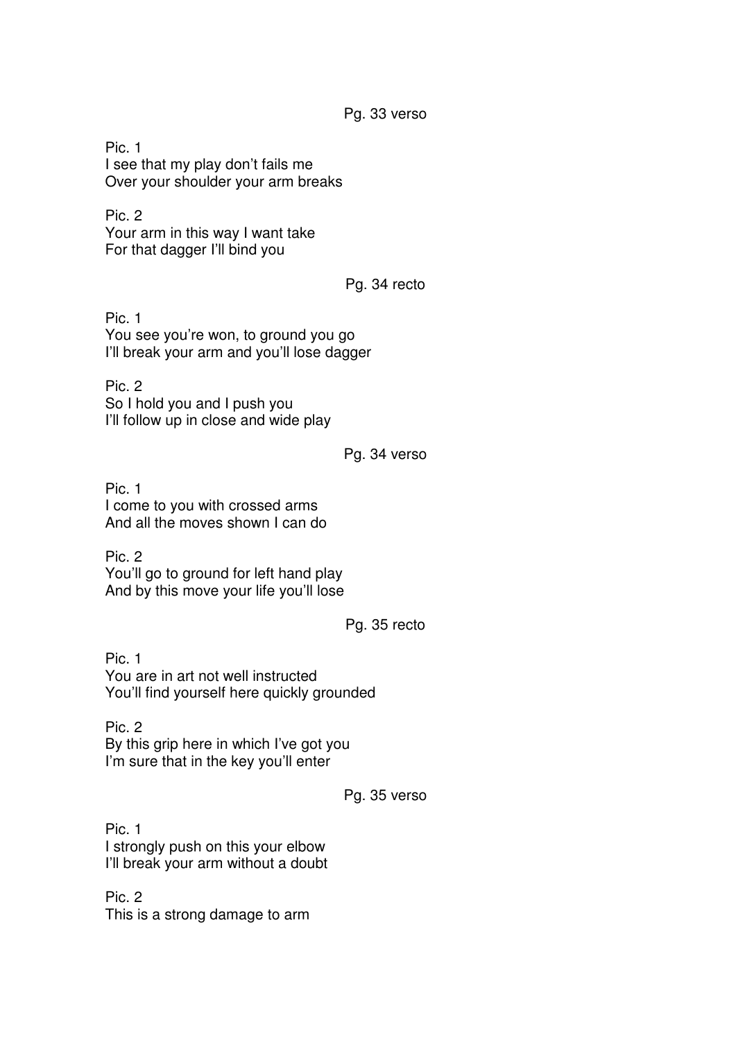Pg. 33 verso

Pic. 1
I see that my play don't fails me
Over your shoulder your arm breaks

Pic. 2
Your arm in this way I want take
For that dagger I'll bind you

Pg. 34 recto

Pic. 1
You see you're won, to ground you go
I'll break your arm and you'll lose dagger

Pic. 2
So I hold you and I push you
I'll follow up in close and wide play

Pg. 34 verso

Pic. 1
I come to you with crossed arms
And all the moves shown I can do

Pic. 2
You'll go to ground for left hand play
And by this move your life you'll lose

Pg. 35 recto

Pic. 1
You are in art not well instructed
You'll find yourself here quickly grounded

Pic. 2
By this grip here in which I've got you
I'm sure that in the key you'll enter

Pg. 35 verso

Pic. 1
I strongly push on this your elbow
I'll break your arm without a doubt

Pic. 2
This is a strong damage to arm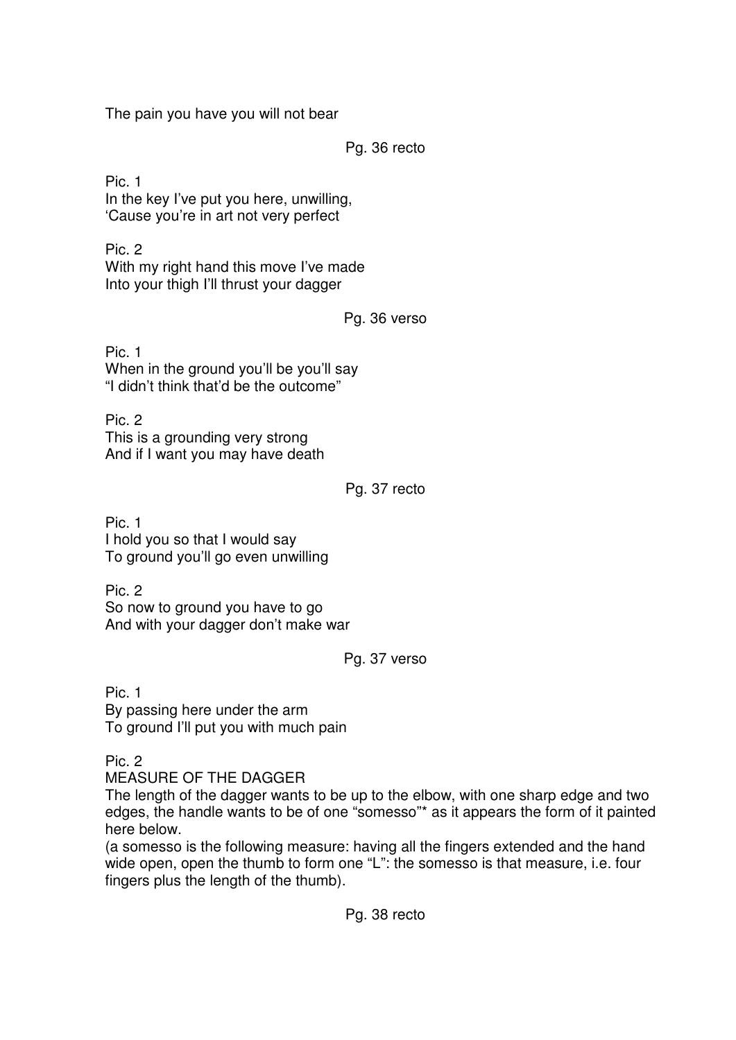The pain you have you will not bear

Pg. 36 recto

Pic. 1
In the key I've put you here, unwilling,
'Cause you're in art not very perfect

Pic. 2
With my right hand this move I've made
Into your thigh I'll thrust your dagger

Pg. 36 verso

Pic. 1
When in the ground you'll be you'll say
"I didn't think that'd be the outcome"

Pic. 2
This is a grounding very strong
And if I want you may have death

Pg. 37 recto

Pic. 1
I hold you so that I would say
To ground you'll go even unwilling

Pic. 2
So now to ground you have to go
And with your dagger don't make war

Pg. 37 verso

Pic. 1
By passing here under the arm
To ground I'll put you with much pain

Pic. 2
MEASURE OF THE DAGGER
The length of the dagger wants to be up to the elbow, with one sharp edge and two edges, the handle wants to be of one "somesso"* as it appears the form of it painted here below.
(a somesso is the following measure: having all the fingers extended and the hand wide open, open the thumb to form one "L": the somesso is that measure, i.e. four fingers plus the length of the thumb).

Pg. 38 recto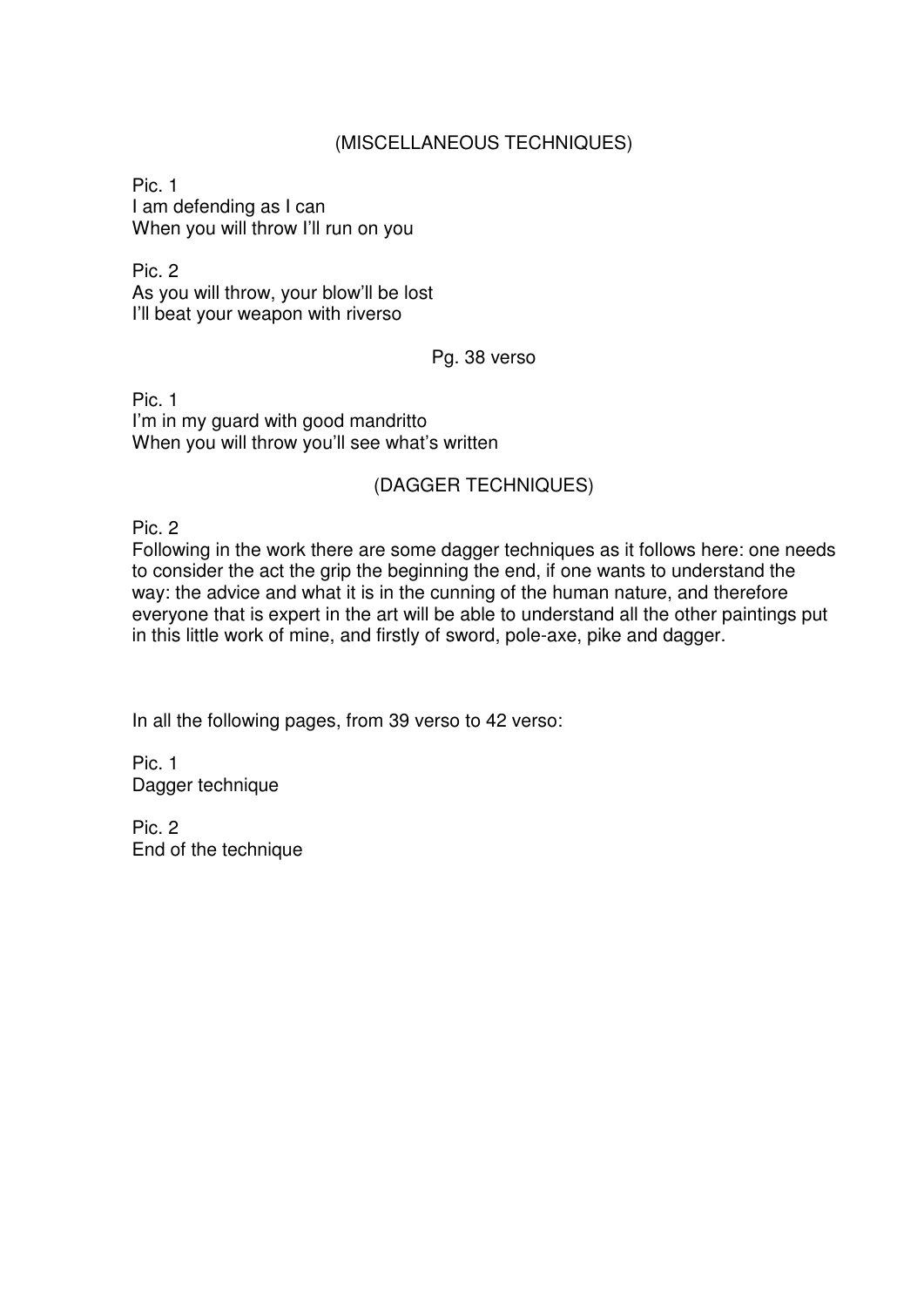## (MISCELLANEOUS TECHNIQUES)

Pic. 1
I am defending as I can
When you will throw I'll run on you

Pic. 2
As you will throw, your blow'll be lost
I'll beat your weapon with riverso

Pg. 38 verso

Pic. 1
I'm in my guard with good mandritto
When you will throw you'll see what's written

## (DAGGER TECHNIQUES)

Pic. 2
Following in the work there are some dagger techniques as it follows here: one needs to consider the act the grip the beginning the end, if one wants to understand the way: the advice and what it is in the cunning of the human nature, and therefore everyone that is expert in the art will be able to understand all the other paintings put in this little work of mine, and firstly of sword, pole-axe, pike and dagger.

In all the following pages, from 39 verso to 42 verso:

Pic. 1
Dagger technique

Pic. 2
End of the technique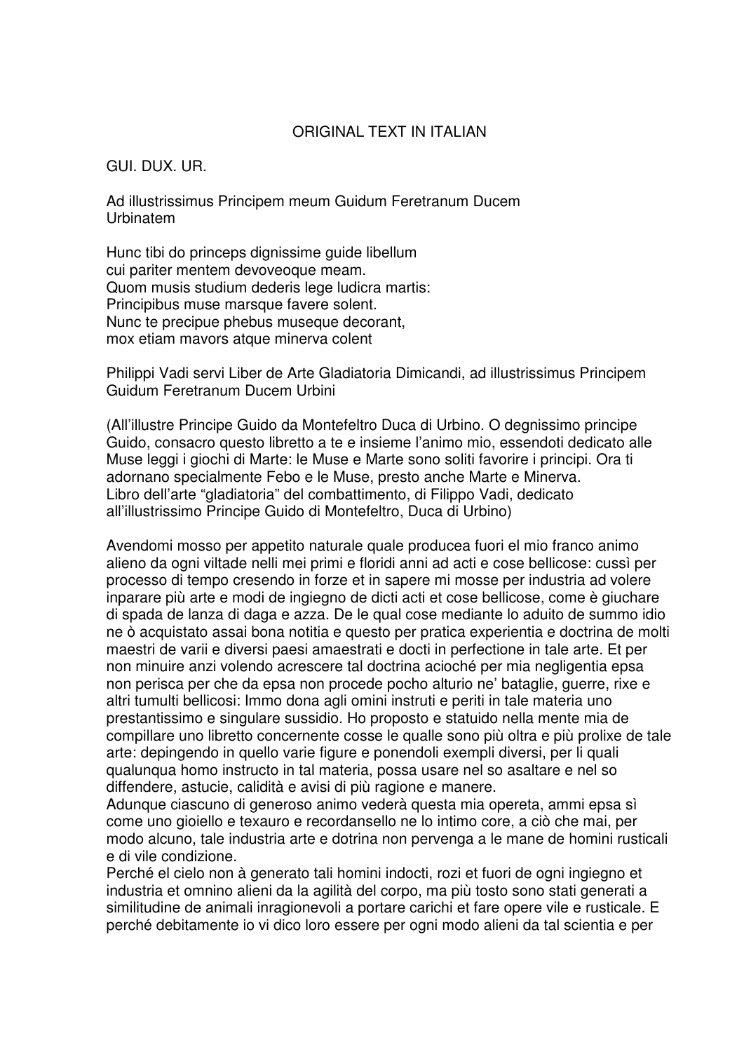ORIGINAL TEXT IN ITALIAN

GUI. DUX. UR.

Ad illustrissimus Principem meum Guidum Feretranum Ducem Urbinatem

Hunc tibi do princeps dignissime guide libellum
cui pariter mentem devoveoque meam.
Quom musis studium dederis lege ludicra martis:
Principibus muse marsque favere solent.
Nunc te precipue phebus museque decorant,
mox etiam mavors atque minerva colent

Philippi Vadi servi Liber de Arte Gladiatoria Dimicandi, ad illustrissimus Principem Guidum Feretranum Ducem Urbini

(All'illustre Principe Guido da Montefeltro Duca di Urbino. O degnissimo principe Guido, consacro questo libretto a te e insieme l'animo mio, essendoti dedicato alle Muse leggi i giochi di Marte: le Muse e Marte sono soliti favorire i principi. Ora ti adornano specialmente Febo e le Muse, presto anche Marte e Minerva.
Libro dell'arte "gladiatoria" del combattimento, di Filippo Vadi, dedicato all'illustrissimo Principe Guido di Montefeltro, Duca di Urbino)

Avendomi mosso per appetito naturale quale producea fuori el mio franco animo alieno da ogni viltade nelli mei primi e floridi anni ad acti e cose bellicose: cussì per processo di tempo cresendo in forze et in sapere mi mosse per industria ad volere inparare più arte e modi de ingiegno de dicti acti et cose bellicose, come è giuchare di spada de lanza di daga e azza. De le qual cose mediante lo aduito de summo idio ne ò acquistato assai bona notitia e questo per pratica experientia e doctrina de molti maestri de varii e diversi paesi amaestrati e docti in perfectione in tale arte. Et per non minuire anzi volendo acrescere tal doctrina acioché per mia negligentia epsa non perisca per che da epsa non procede pocho alturio ne' bataglie, guerre, rixe e altri tumulti bellicosi: Immo dona agli omini instruti e periti in tale materia uno prestantissimo e singulare sussidio. Ho proposto e statuido nella mente mia de compillare uno libretto concernente cosse le qualle sono più oltra e più prolixe de tale arte: depingendo in quello varie figure e ponendoli exempli diversi, per li quali qualunqua homo instructo in tal materia, possa usare nel so asaltare e nel so diffendere, astucie, calidità e avisi di più ragione e manere.
Adunque ciascuno di generoso animo vederà questa mia opereta, ammi epsa sì come uno gioiello e texauro e recordansello ne lo intimo core, a ciò che mai, per modo alcuno, tale industria arte e dotrina non pervenga a le mane de homini rusticali e di vile condizione.
Perché el cielo non à generato tali homini indocti, rozi et fuori de ogni ingiegno et industria et omnino alieni da la agilità del corpo, ma più tosto sono stati generati a similitudine de animali inragionevoli a portare carichi et fare opere vile e rusticale. E perché debitamente io vi dico loro essere per ogni modo alieni da tal scientia e per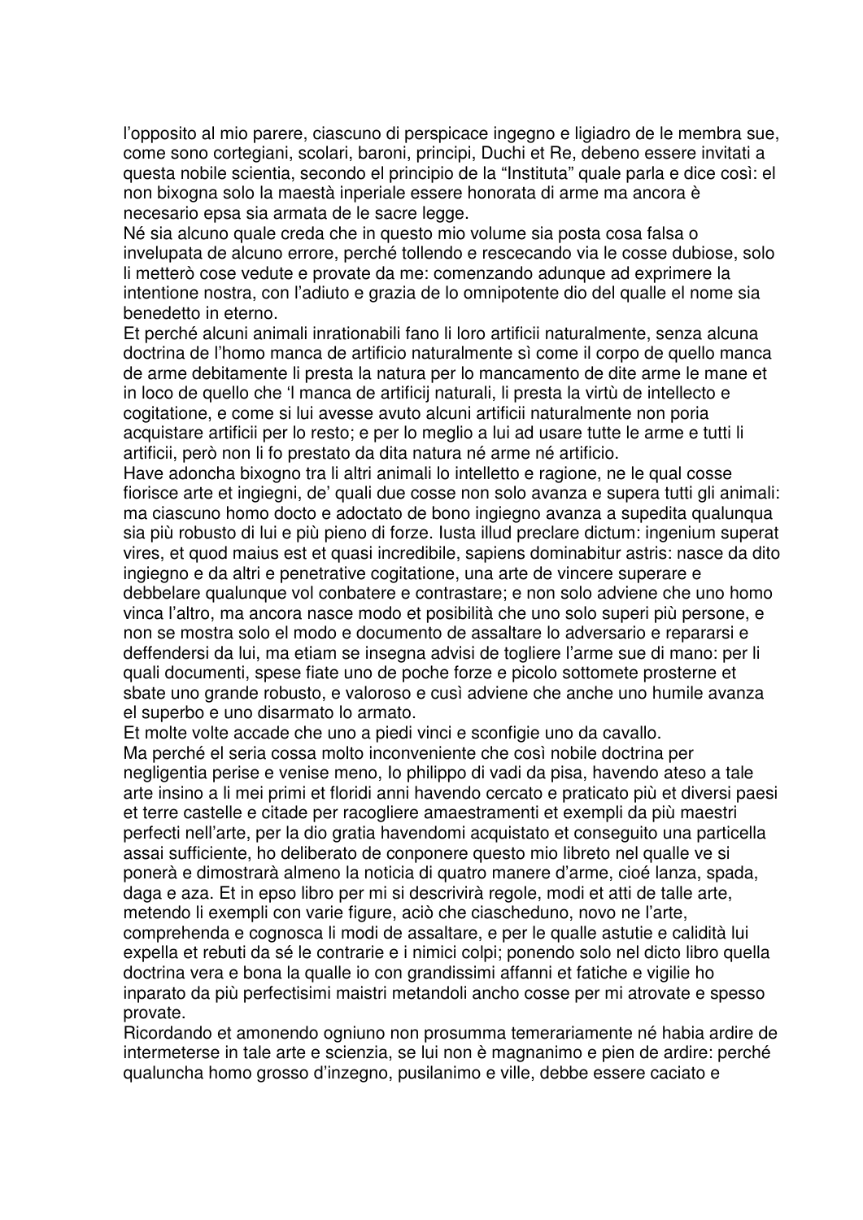l'opposito al mio parere, ciascuno di perspicace ingegno e ligiadro de le membra sue, come sono cortegiani, scolari, baroni, principi, Duchi et Re, debeno essere invitati a questa nobile scientia, secondo el principio de la "Instituta" quale parla e dice così: el non bixogna solo la maestà inperiale essere honorata di arme ma ancora è necesario epsa sia armata de le sacre legge.

Né sia alcuno quale creda che in questo mio volume sia posta cosa falsa o invelupata de alcuno errore, perché tollendo e rescecando via le cosse dubiose, solo li metterò cose vedute e provate da me: comenzando adunque ad exprimere la intentione nostra, con l'adiuto e grazia de lo omnipotente dio del qualle el nome sia benedetto in eterno.

Et perché alcuni animali inrationabili fano li loro artificii naturalmente, senza alcuna doctrina de l'homo manca de artificio naturalmente sì come il corpo de quello manca de arme debitamente li presta la natura per lo mancamento de dite arme le mane et in loco de quello che 'l manca de artificij naturali, li presta la virtù de intellecto e cogitatione, e come si lui avesse avuto alcuni artificii naturalmente non poria acquistare artificii per lo resto; e per lo meglio a lui ad usare tutte le arme e tutti li artificii, però non li fo prestato da dita natura né arme né artificio.

Have adoncha bixogno tra li altri animali lo intelletto e ragione, ne le qual cosse fiorisce arte et ingiegni, de' quali due cosse non solo avanza e supera tutti gli animali: ma ciascuno homo docto e adoctato de bono ingiegno avanza a supedita qualunqua sia più robusto di lui e più pieno di forze. Iusta illud preclare dictum: ingenium superat vires, et quod maius est et quasi incredibile, sapiens dominabitur astris: nasce da dito ingiegno e da altri e penetrative cogitatione, una arte de vincere superare e debbelare qualunque vol conbatere e contrastare; e non solo adviene che uno homo vinca l'altro, ma ancora nasce modo et posibilità che uno solo superi più persone, e non se mostra solo el modo e documento de assaltare lo adversario e repararsi e deffendersi da lui, ma etiam se insegna advisi de togliere l'arme sue di mano: per li quali documenti, spese fiate uno de poche forze e picolo sottomete prosterne et sbate uno grande robusto, e valoroso e cusì adviene che anche uno humile avanza el superbo e uno disarmato lo armato.

Et molte volte accade che uno a piedi vinci e sconfigie uno da cavallo.

Ma perché el seria cossa molto inconveniente che così nobile doctrina per negligentia perise e venise meno, Io philippo di vadi da pisa, havendo ateso a tale arte insino a li mei primi et floridi anni havendo cercato e praticato più et diversi paesi et terre castelle e citade per racogliere amaestramenti et exempli da più maestri perfecti nell'arte, per la dio gratia havendomi acquistato et conseguito una particella assai sufficiente, ho deliberato de conponere questo mio libreto nel qualle ve si ponerà e dimostrarà almeno la noticia di quatro manere d'arme, cioé lanza, spada, daga e aza. Et in epso libro per mi si descrivirà regole, modi et atti de talle arte, metendo li exempli con varie figure, aciò che ciascheduno, novo ne l'arte, comprehenda e cognosca li modi de assaltare, e per le qualle astutie e calidità lui expella et rebuti da sé le contrarie e i nimici colpi; ponendo solo nel dicto libro quella doctrina vera e bona la qualle io con grandissimi affanni et fatiche e vigilie ho inparato da più perfectisimi maistri metandoli ancho cosse per mi atrovate e spesso provate.

Ricordando et amonendo ogniuno non prosumma temerariamente né habia ardire de intermeterse in tale arte e scienzia, se lui non è magnanimo e pien de ardire: perché qualuncha homo grosso d'inzegno, pusilanimo e ville, debbe essere caciato e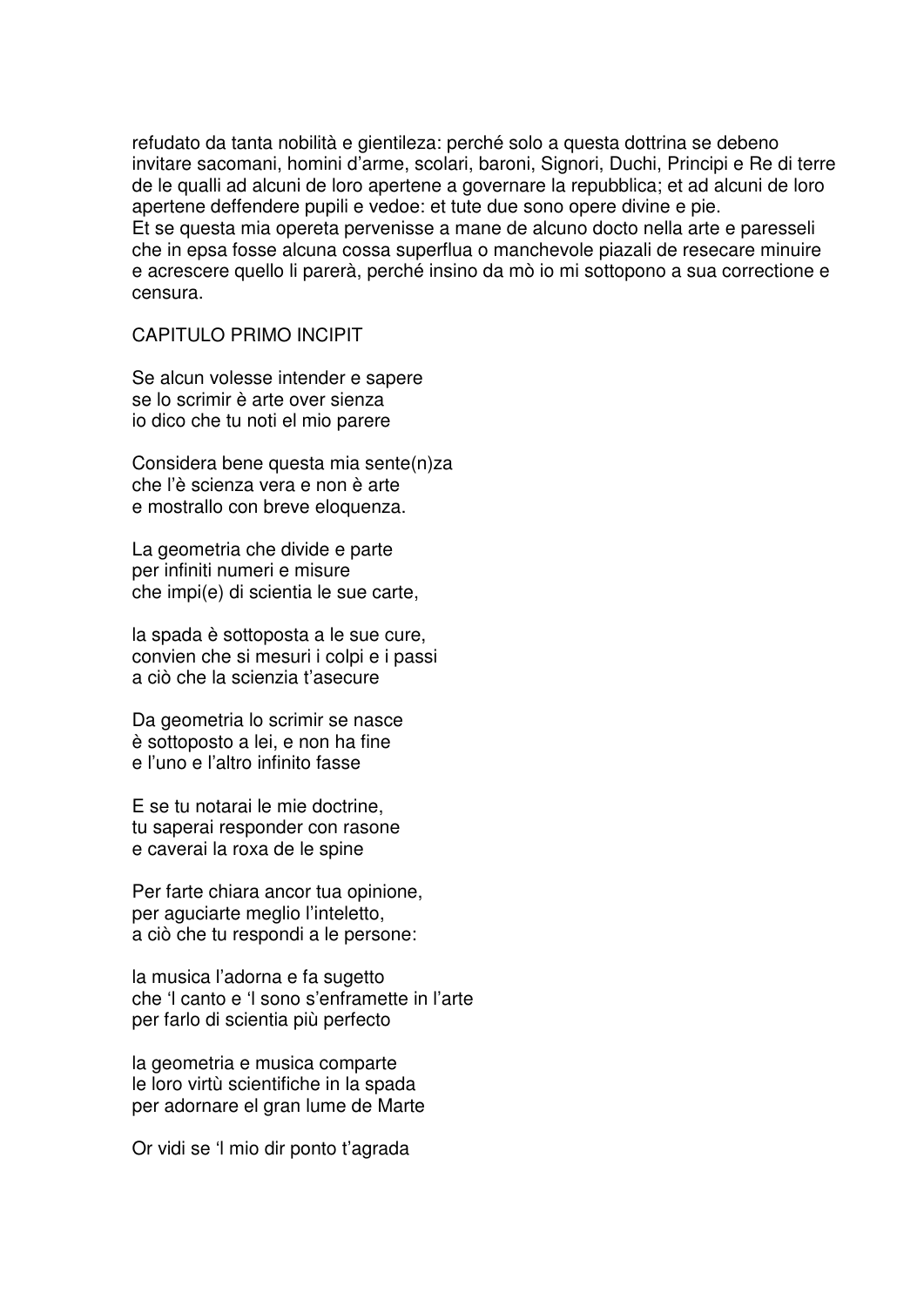refudato da tanta nobilità e gientileza: perché solo a questa dottrina se debeno invitare sacomani, homini d'arme, scolari, baroni, Signori, Duchi, Principi e Re di terre de le qualli ad alcuni de loro apertene a governare la repubblica; et ad alcuni de loro apertene deffendere pupili e vedoe: et tute due sono opere divine e pie.
Et se questa mia opereta pervenisse a mane de alcuno docto nella arte e paresseli che in epsa fosse alcuna cossa superflua o manchevole piazali de resecare minuire e acrescere quello li parerà, perché insino da mò io mi sottopono a sua correctione e censura.

## CAPITULO PRIMO INCIPIT

Se alcun volesse intender e sapere
se lo scrimir è arte over sienza
io dico che tu noti el mio parere

Considera bene questa mia sente(n)za
che l'è scienza vera e non è arte
e mostrallo con breve eloquenza.

La geometria che divide e parte
per infiniti numeri e misure
che impi(e) di scientia le sue carte,

la spada è sottoposta a le sue cure,
convien che si mesuri i colpi e i passi
a ciò che la scienzia t'asecure

Da geometria lo scrimir se nasce
è sottoposto a lei, e non ha fine
e l'uno e l'altro infinito fasse

E se tu notarai le mie doctrine,
tu saperai responder con rasone
e caverai la roxa de le spine

Per farte chiara ancor tua opinione,
per aguciarte meglio l'inteletto,
a ciò che tu respondi a le persone:

la musica l'adorna e fa sugetto
che 'l canto e 'l sono s'enframette in l'arte
per farlo di scientia più perfecto

la geometria e musica comparte
le loro virtù scientifiche in la spada
per adornare el gran lume de Marte

Or vidi se 'l mio dir ponto t'agrada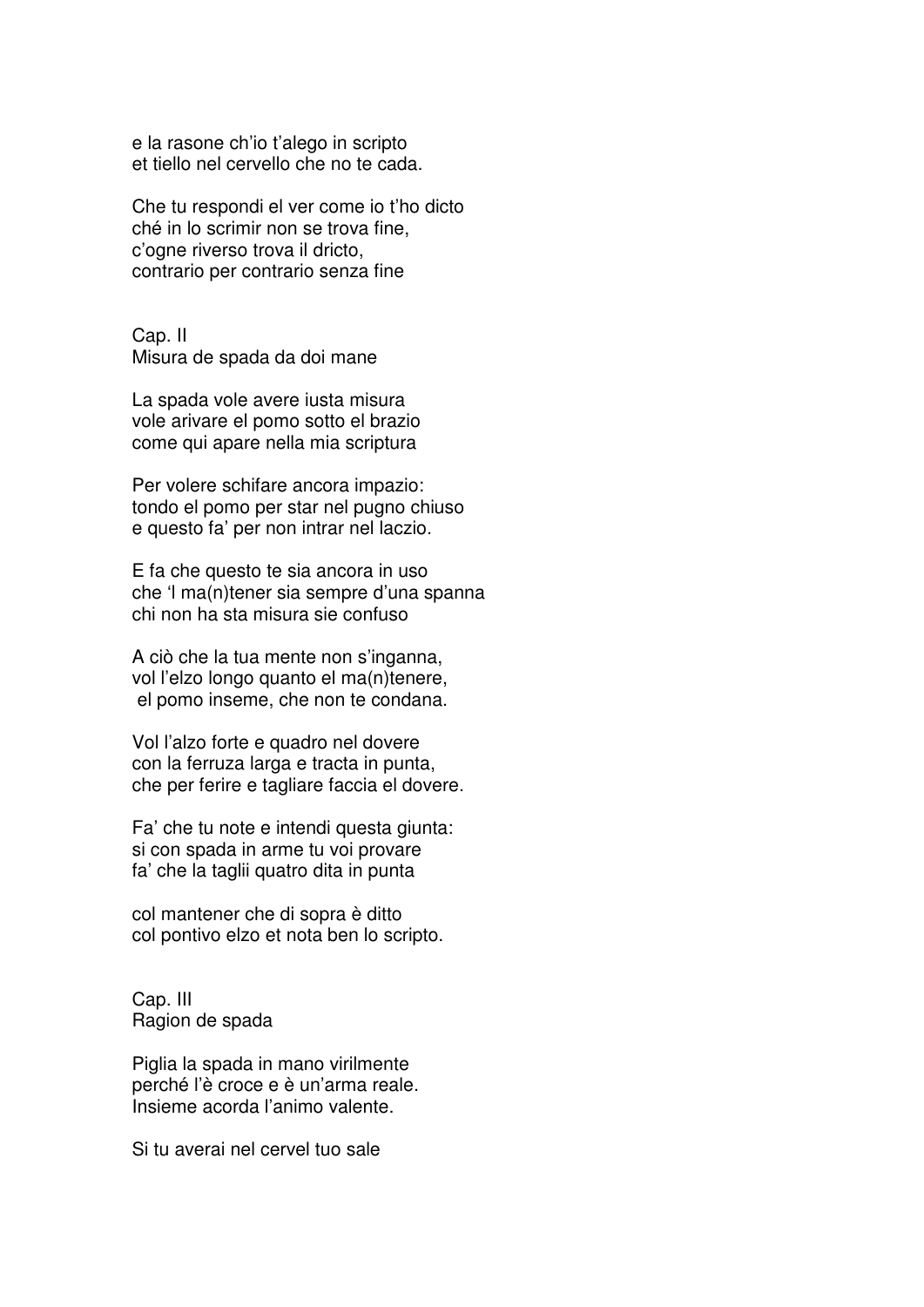e la rasone ch'io t'alego in scripto
et tiello nel cervello che no te cada.

Che tu respondi el ver come io t'ho dicto
ché in lo scrimir non se trova fine,
c'ogne riverso trova il dricto,
contrario per contrario senza fine

## Cap. II
## Misura de spada da doi mane

La spada vole avere iusta misura
vole arivare el pomo sotto el brazio
come qui apare nella mia scriptura

Per volere schifare ancora impazio:
tondo el pomo per star nel pugno chiuso
e questo fa' per non intrar nel laczio.

E fa che questo te sia ancora in uso
che 'l ma(n)tener sia sempre d'una spanna
chi non ha sta misura sie confuso

A ciò che la tua mente non s'inganna,
vol l'elzo longo quanto el ma(n)tenere,
el pomo inseme, che non te condana.

Vol l'alzo forte e quadro nel dovere
con la ferruza larga e tracta in punta,
che per ferire e tagliare faccia el dovere.

Fa' che tu note e intendi questa giunta:
si con spada in arme tu voi provare
fa' che la taglii quatro dita in punta

col mantener che di sopra è ditto
col pontivo elzo et nota ben lo scripto.

## Cap. III
## Ragion de spada

Piglia la spada in mano virilmente
perché l'è croce e è un'arma reale.
Insieme acorda l'animo valente.

Si tu averai nel cervel tuo sale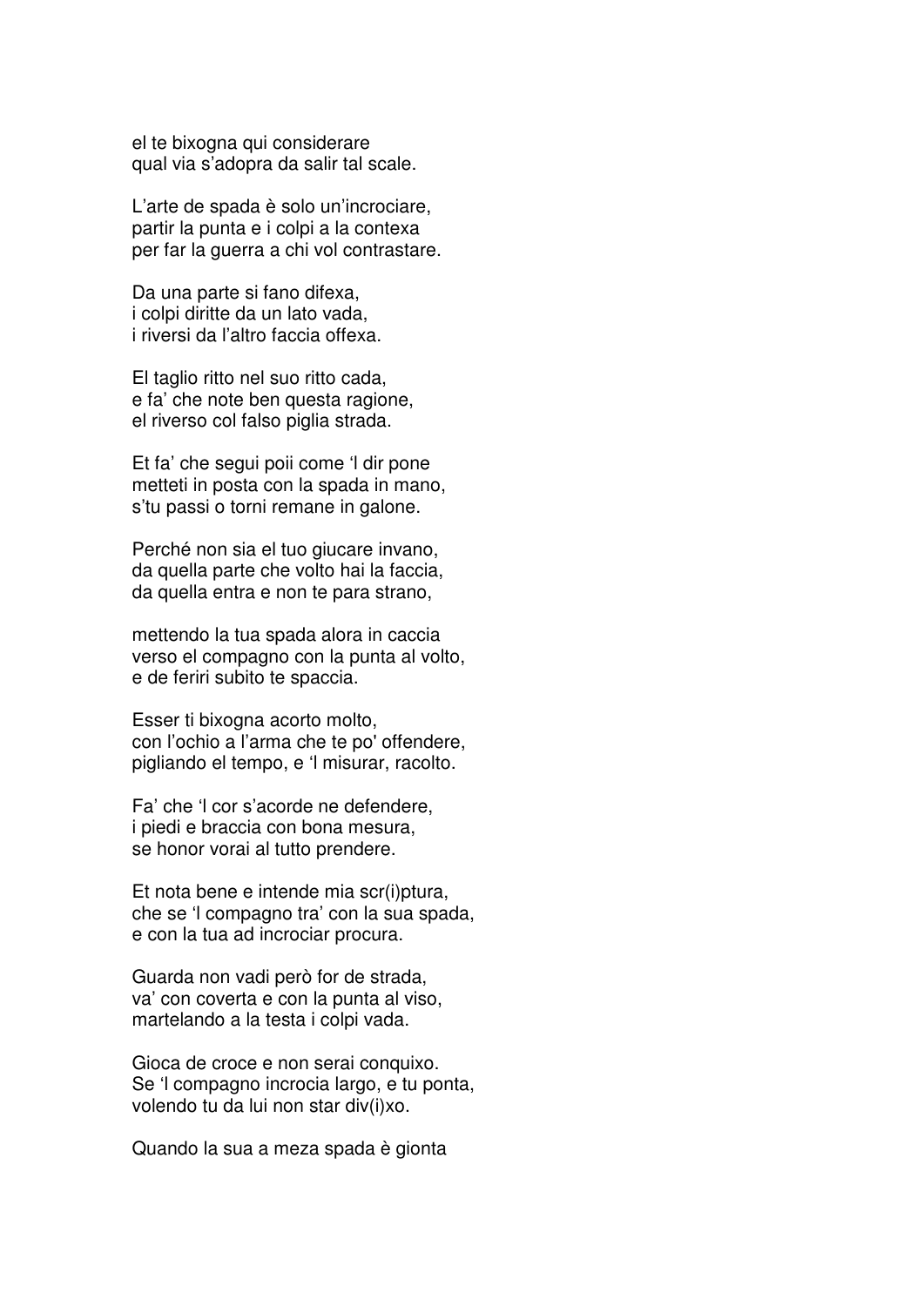el te bixogna qui considerare
qual via s'adopra da salir tal scale.

L'arte de spada è solo un'incrociare,
partir la punta e i colpi a la contexa
per far la guerra a chi vol contrastare.

Da una parte si fano difexa,
i colpi diritte da un lato vada,
i riversi da l'altro faccia offexa.

El taglio ritto nel suo ritto cada,
e fa' che note ben questa ragione,
el riverso col falso piglia strada.

Et fa' che segui poii come 'l dir pone
metteti in posta con la spada in mano,
s'tu passi o torni remane in galone.

Perché non sia el tuo giucare invano,
da quella parte che volto hai la faccia,
da quella entra e non te para strano,

mettendo la tua spada alora in caccia
verso el compagno con la punta al volto,
e de feriri subito te spaccia.

Esser ti bixogna acorto molto,
con l'ochio a l'arma che te po' offendere,
pigliando el tempo, e 'l misurar, racolto.

Fa' che 'l cor s'acorde ne defendere,
i piedi e braccia con bona mesura,
se honor vorai al tutto prendere.

Et nota bene e intende mia scr(i)ptura,
che se 'l compagno tra' con la sua spada,
e con la tua ad incrociar procura.

Guarda non vadi però for de strada,
va' con coverta e con la punta al viso,
martelando a la testa i colpi vada.

Gioca de croce e non serai conquixo.
Se 'l compagno incrocia largo, e tu ponta,
volendo tu da lui non star div(i)xo.

Quando la sua a meza spada è gionta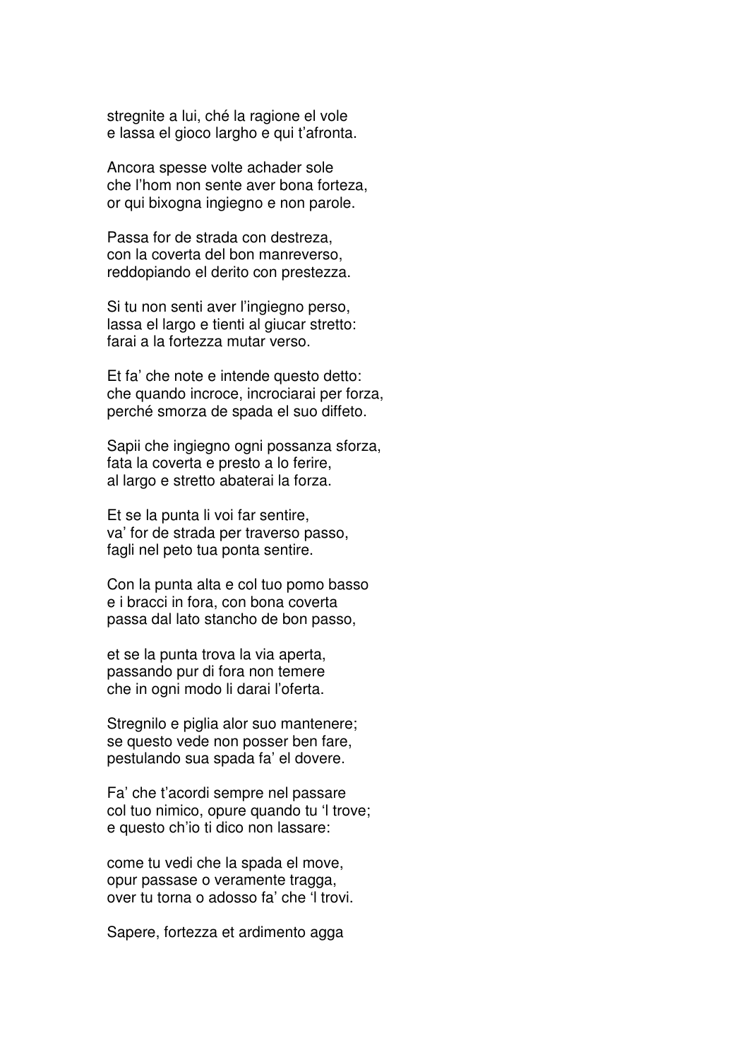stregnite a lui, ché la ragione el vole
e lassa el gioco largho e qui t'afronta.

Ancora spesse volte achader sole
che l'hom non sente aver bona forteza,
or qui bixogna ingiegno e non parole.

Passa for de strada con destreza,
con la coverta del bon manreverso,
reddopiando el derito con prestezza.

Si tu non senti aver l'ingiegno perso,
lassa el largo e tienti al giucar stretto:
farai a la fortezza mutar verso.

Et fa' che note e intende questo detto:
che quando incroce, incrociarai per forza,
perché smorza de spada el suo diffeto.

Sapii che ingiegno ogni possanza sforza,
fata la coverta e presto a lo ferire,
al largo e stretto abaterai la forza.

Et se la punta li voi far sentire,
va' for de strada per traverso passo,
fagli nel peto tua ponta sentire.

Con la punta alta e col tuo pomo basso
e i bracci in fora, con bona coverta
passa dal lato stancho de bon passo,

et se la punta trova la via aperta,
passando pur di fora non temere
che in ogni modo li darai l'oferta.

Stregnilo e piglia alor suo mantenere;
se questo vede non posser ben fare,
pestulando sua spada fa' el dovere.

Fa' che t'acordi sempre nel passare
col tuo nimico, opure quando tu 'l trove;
e questo ch'io ti dico non lassare:

come tu vedi che la spada el move,
opur passase o veramente tragga,
over tu torna o adosso fa' che 'l trovi.

Sapere, fortezza et ardimento agga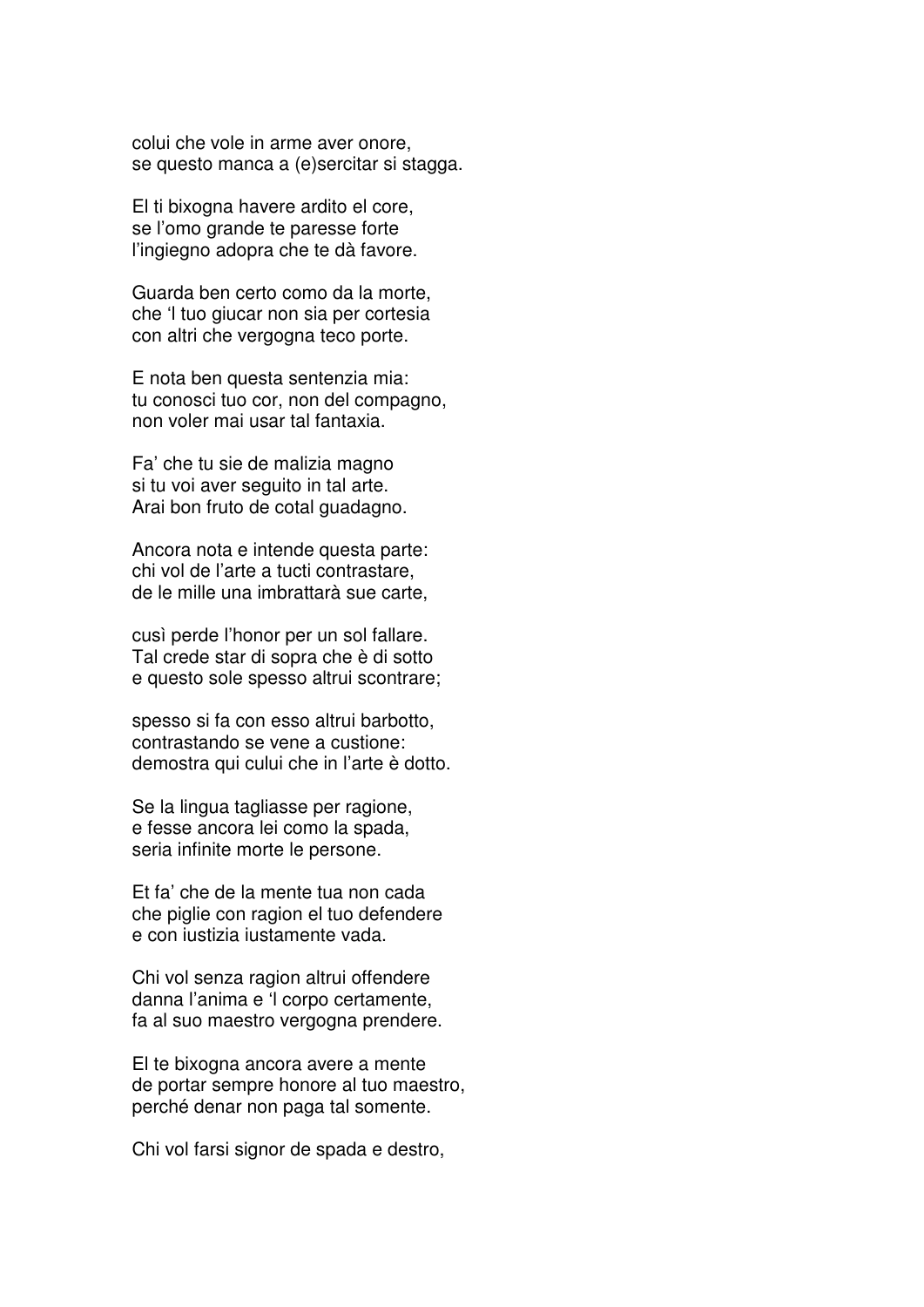colui che vole in arme aver onore,
se questo manca a (e)sercitar si stagga.

El ti bixogna havere ardito el core,
se l'omo grande te paresse forte
l'ingiegno adopra che te dà favore.

Guarda ben certo como da la morte,
che 'l tuo giucar non sia per cortesia
con altri che vergogna teco porte.

E nota ben questa sentenzia mia:
tu conosci tuo cor, non del compagno,
non voler mai usar tal fantaxia.

Fa' che tu sie de malizia magno
si tu voi aver seguito in tal arte.
Arai bon fruto de cotal guadagno.

Ancora nota e intende questa parte:
chi vol de l'arte a tucti contrastare,
de le mille una imbrattarà sue carte,

cusì perde l'honor per un sol fallare.
Tal crede star di sopra che è di sotto
e questo sole spesso altrui scontrare;

spesso si fa con esso altrui barbotto,
contrastando se vene a custione:
demostra qui cului che in l'arte è dotto.

Se la lingua tagliasse per ragione,
e fesse ancora lei como la spada,
seria infinite morte le persone.

Et fa' che de la mente tua non cada
che piglie con ragion el tuo defendere
e con iustizia iustamente vada.

Chi vol senza ragion altrui offendere
danna l'anima e 'l corpo certamente,
fa al suo maestro vergogna prendere.

El te bixogna ancora avere a mente
de portar sempre honore al tuo maestro,
perché denar non paga tal somente.

Chi vol farsi signor de spada e destro,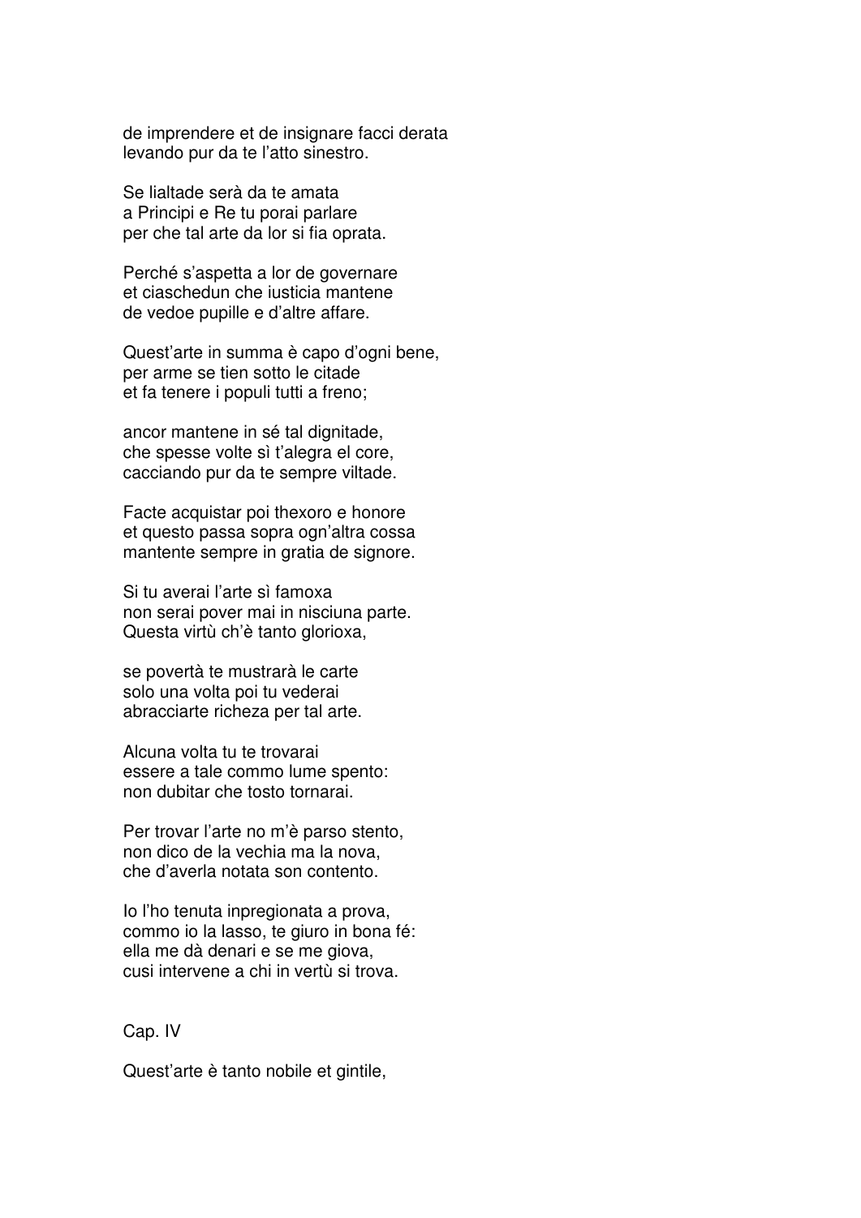de imprendere et de insignare facci derata
levando pur da te l'atto sinestro.

Se lialtade serà da te amata
a Principi e Re tu porai parlare
per che tal arte da lor si fia oprata.

Perché s'aspetta a lor de governare
et ciaschedun che iusticia mantene
de vedoe pupille e d'altre affare.

Quest'arte in summa è capo d'ogni bene,
per arme se tien sotto le citade
et fa tenere i populi tutti a freno;

ancor mantene in sé tal dignitade,
che spesse volte sì t'alegra el core,
cacciando pur da te sempre viltade.

Facte acquistar poi thexoro e honore
et questo passa sopra ogn'altra cossa
mantente sempre in gratia de signore.

Si tu averai l'arte sì famoxa
non serai pover mai in nisciuna parte.
Questa virtù ch'è tanto glorioxa,

se povertà te mustrarà le carte
solo una volta poi tu vederai
abracciarte richeza per tal arte.

Alcuna volta tu te trovarai
essere a tale commo lume spento:
non dubitar che tosto tornarai.

Per trovar l'arte no m'è parso stento,
non dico de la vechia ma la nova,
che d'averla notata son contento.

Io l'ho tenuta inpregionata a prova,
commo io la lasso, te giuro in bona fé:
ella me dà denari e se me giova,
cusi intervene a chi in vertù si trova.

Cap. IV

Quest'arte è tanto nobile et gintile,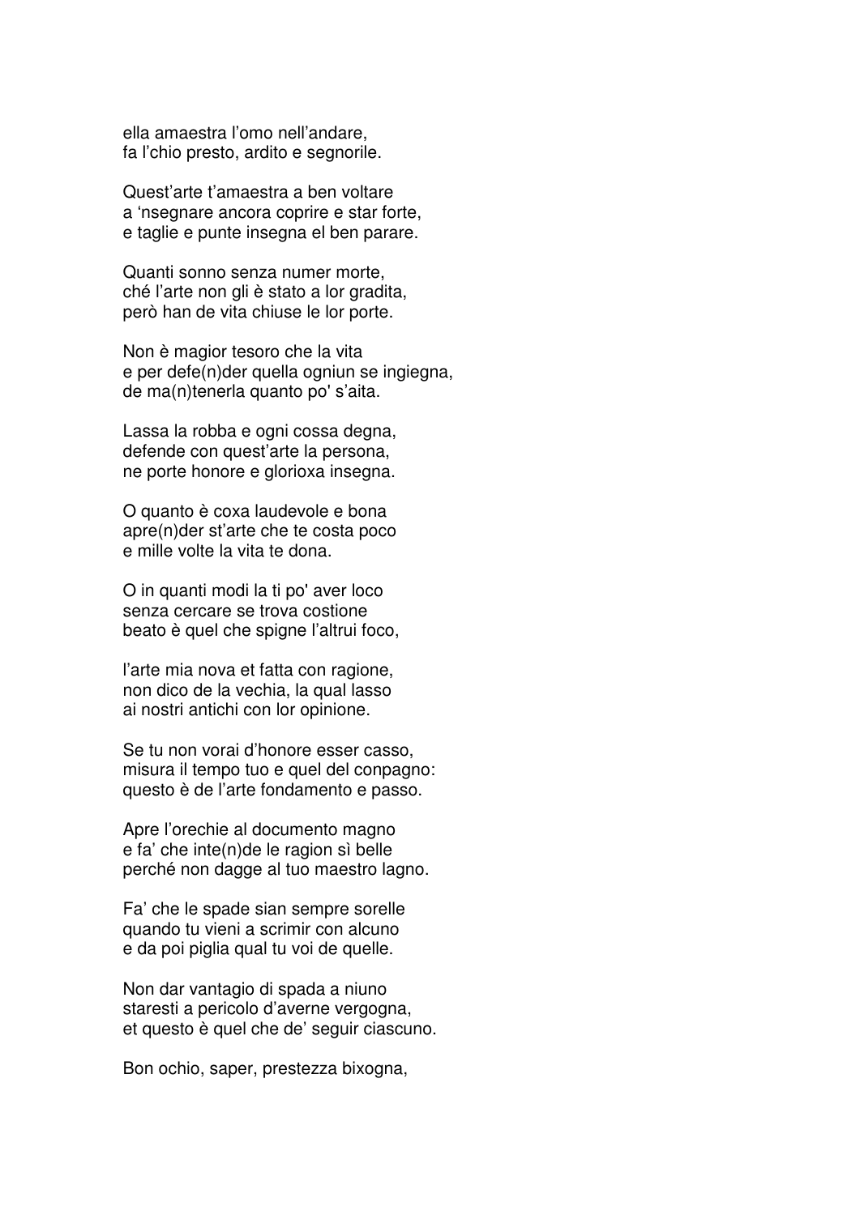ella amaestra l'omo nell'andare,  
fa l'chio presto, ardito e segnorile.

Quest'arte t'amaestra a ben voltare  
a 'nsegnare ancora coprire e star forte,  
e taglie e punte insegna el ben parare.

Quanti sonno senza numer morte,  
ché l'arte non gli è stato a lor gradita,  
però han de vita chiuse le lor porte.

Non è magior tesoro che la vita  
e per defe(n)der quella ogniun se ingiegna,  
de ma(n)tenerla quanto po' s'aita.

Lassa la robba e ogni cossa degna,  
defende con quest'arte la persona,  
ne porte honore e glorioxa insegna.

O quanto è coxa laudevole e bona  
apre(n)der st'arte che te costa poco  
e mille volte la vita te dona.

O in quanti modi la ti po' aver loco  
senza cercare se trova costione  
beato è quel che spigne l'altrui foco,

l'arte mia nova et fatta con ragione,  
non dico de la vechia, la qual lasso  
ai nostri antichi con lor opinione.

Se tu non vorai d'honore esser casso,  
misura il tempo tuo e quel del conpagno:  
questo è de l'arte fondamento e passo.

Apre l'orechie al documento magno  
e fa' che inte(n)de le ragion sì belle  
perché non dagge al tuo maestro lagno.

Fa' che le spade sian sempre sorelle  
quando tu vieni a scrimir con alcuno  
e da poi piglia qual tu voi de quelle.

Non dar vantagio di spada a niuno  
staresti a pericolo d'averne vergogna,  
et questo è quel che de' seguir ciascuno.

Bon ochio, saper, prestezza bixogna,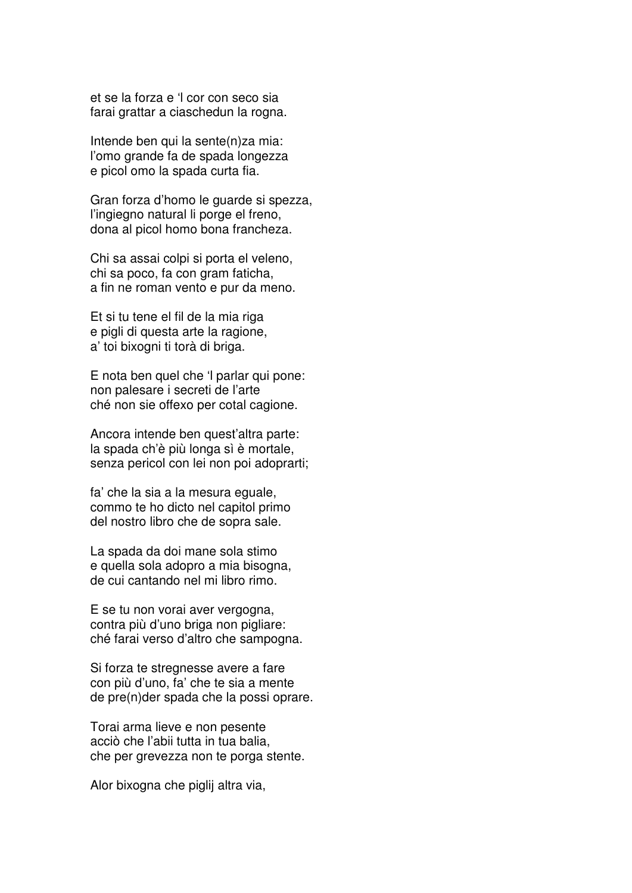et se la forza e 'l cor con seco sia
farai grattar a ciaschedun la rogna.

Intende ben qui la sente(n)za mia:
l'omo grande fa de spada longezza
e picol omo la spada curta fia.

Gran forza d'homo le guarde si spezza,
l'ingiegno natural li porge el freno,
dona al picol homo bona francheza.

Chi sa assai colpi si porta el veleno,
chi sa poco, fa con gram faticha,
a fin ne roman vento e pur da meno.

Et si tu tene el fil de la mia riga
e pigli di questa arte la ragione,
a' toi bixogni ti torà di briga.

E nota ben quel che 'l parlar qui pone:
non palesare i secreti de l'arte
ché non sie offexo per cotal cagione.

Ancora intende ben quest'altra parte:
la spada ch'è più longa sì è mortale,
senza pericol con lei non poi adoprarti;

fa' che la sia a la mesura eguale,
commo te ho dicto nel capitol primo
del nostro libro che de sopra sale.

La spada da doi mane sola stimo
e quella sola adopro a mia bisogna,
de cui cantando nel mi libro rimo.

E se tu non vorai aver vergogna,
contra più d'uno briga non pigliare:
ché farai verso d'altro che sampogna.

Si forza te stregnesse avere a fare
con più d'uno, fa' che te sia a mente
de pre(n)der spada che la possi oprare.

Torai arma lieve e non pesente
acciò che l'abii tutta in tua balia,
che per grevezza non te porga stente.

Alor bixogna che piglij altra via,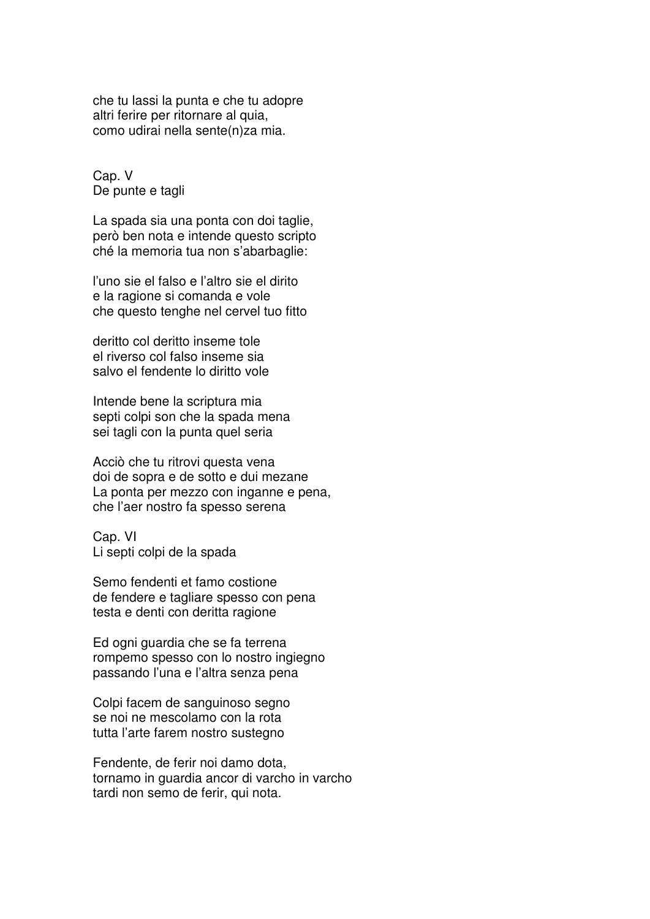che tu lassi la punta e che tu adopre
altri ferire per ritornare al quia,
como udirai nella sente(n)za mia.

## Cap. V
De punte e tagli

La spada sia una ponta con doi taglie,
però ben nota e intende questo scripto
ché la memoria tua non s'abarbaglie:

l'uno sie el falso e l'altro sie el dirito
e la ragione si comanda e vole
che questo tenghe nel cervel tuo fitto

deritto col deritto inseme tole
el riverso col falso inseme sia
salvo el fendente lo diritto vole

Intende bene la scriptura mia
septi colpi son che la spada mena
sei tagli con la punta quel seria

Acciò che tu ritrovi questa vena
doi de sopra e de sotto e dui mezane
La ponta per mezzo con inganne e pena,
che l'aer nostro fa spesso serena

## Cap. VI
Li septi colpi de la spada

Semo fendenti et famo costione
de fendere e tagliare spesso con pena
testa e denti con deritta ragione

Ed ogni guardia che se fa terrena
rompemo spesso con lo nostro ingiegno
passando l'una e l'altra senza pena

Colpi facem de sanguinoso segno
se noi ne mescolamo con la rota
tutta l'arte farem nostro sustegno

Fendente, de ferir noi damo dota,
tornamo in guardia ancor di varcho in varcho
tardi non semo de ferir, qui nota.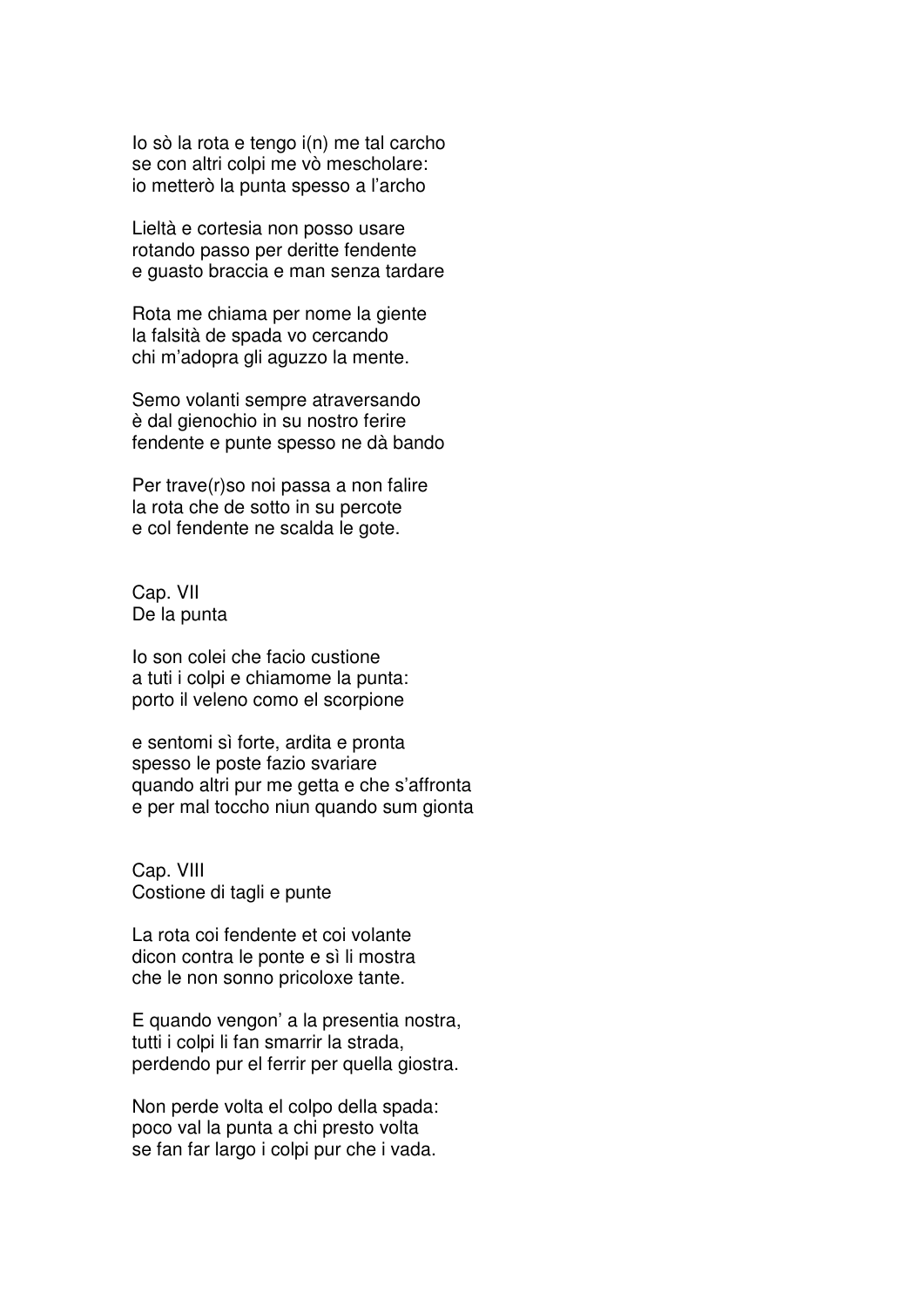Io sò la rota e tengo i(n) me tal carcho
se con altri colpi me vò mescholare:
io metterò la punta spesso a l'archo

Lieltà e cortesia non posso usare
rotando passo per deritte fendente
e guasto braccia e man senza tardare

Rota me chiama per nome la giente
la falsità de spada vo cercando
chi m'adopra gli aguzzo la mente.

Semo volanti sempre atraversando
è dal gienochio in su nostro ferire
fendente e punte spesso ne dà bando

Per trave(r)so noi passa a non falire
la rota che de sotto in su percote
e col fendente ne scalda le gote.

Cap. VII
De la punta

Io son colei che facio custione
a tuti i colpi e chiamome la punta:
porto il veleno como el scorpione

e sentomi sì forte, ardita e pronta
spesso le poste fazio svariare
quando altri pur me getta e che s'affronta
e per mal toccho niun quando sum gionta

Cap. VIII
Costione di tagli e punte

La rota coi fendente et coi volante
dicon contra le ponte e sì li mostra
che le non sonno pricoloxe tante.

E quando vengon' a la presentia nostra,
tutti i colpi li fan smarrir la strada,
perdendo pur el ferrir per quella giostra.

Non perde volta el colpo della spada:
poco val la punta a chi presto volta
se fan far largo i colpi pur che i vada.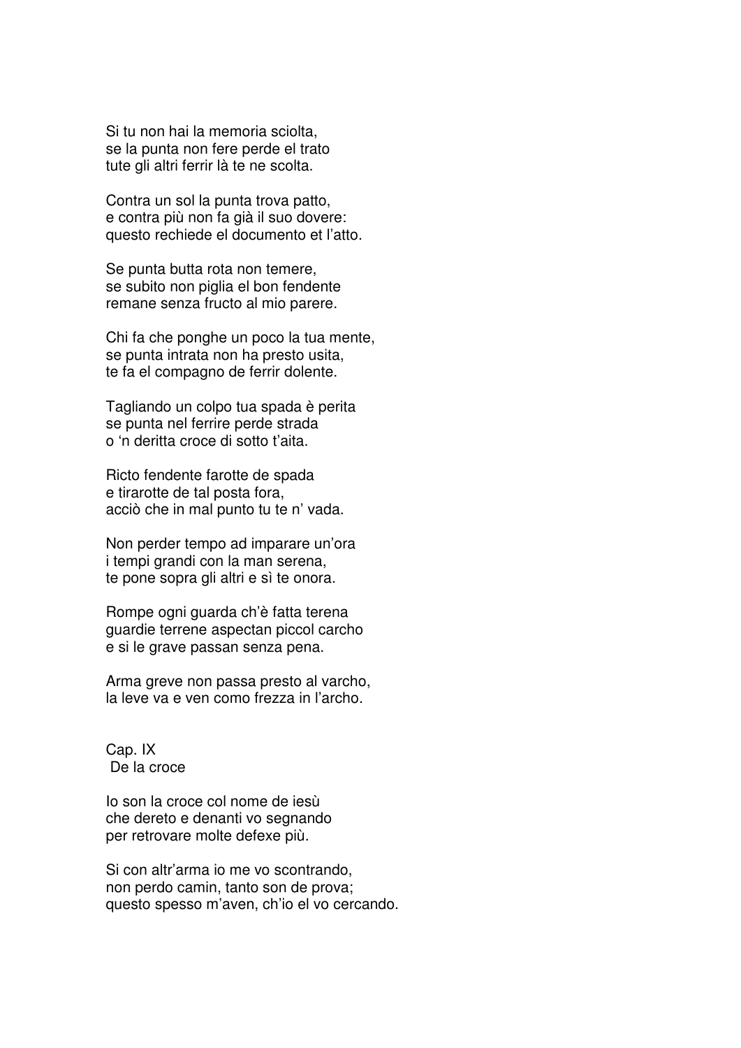Si tu non hai la memoria sciolta,  
se la punta non fere perde el trato  
tute gli altri ferrir là te ne scolta.

Contra un sol la punta trova patto,  
e contra più non fa già il suo dovere:  
questo rechiede el documento et l'atto.

Se punta butta rota non temere,  
se subito non piglia el bon fendente  
remane senza fructo al mio parere.

Chi fa che ponghe un poco la tua mente,  
se punta intrata non ha presto usita,  
te fa el compagno de ferrir dolente.

Tagliando un colpo tua spada è perita  
se punta nel ferrire perde strada  
o 'n deritta croce di sotto t'aita.

Ricto fendente farotte de spada  
e tirarotte de tal posta fora,  
acciò che in mal punto tu te n' vada.

Non perder tempo ad imparare un'ora  
i tempi grandi con la man serena,  
te pone sopra gli altri e sì te onora.

Rompe ogni guarda ch'è fatta terena  
guardie terrene aspectan piccol carcho  
e si le grave passan senza pena.

Arma greve non passa presto al varcho,  
la leve va e ven como frezza in l'archo.

## Cap. IX
### De la croce

Io son la croce col nome de iesù  
che dereto e denanti vo segnando  
per retrovare molte defexe più.

Si con altr'arma io me vo scontrando,  
non perdo camin, tanto son de prova;  
questo spesso m'aven, ch'io el vo cercando.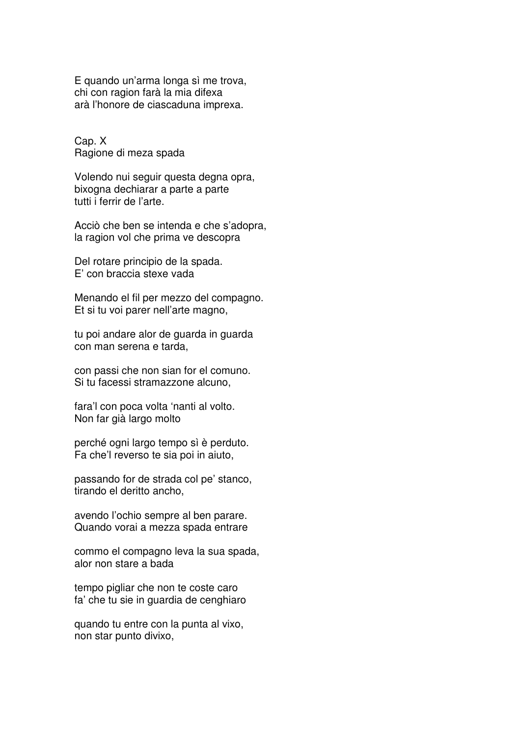E quando un'arma longa sì me trova,
chi con ragion farà la mia difexa
arà l'honore de ciascaduna imprexa.

Cap. X
Ragione di meza spada

Volendo nui seguir questa degna opra,
bixogna dechiarar a parte a parte
tutti i ferrir de l'arte.

Acciò che ben se intenda e che s'adopra,
la ragion vol che prima ve descopra

Del rotare principio de la spada.
E' con braccia stexe vada

Menando el fil per mezzo del compagno.
Et si tu voi parer nell'arte magno,

tu poi andare alor de guarda in guarda
con man serena e tarda,

con passi che non sian for el comuno.
Si tu facessi stramazzone alcuno,

fara'l con poca volta 'nanti al volto.
Non far già largo molto

perché ogni largo tempo sì è perduto.
Fa che'l reverso te sia poi in aiuto,

passando for de strada col pe' stanco,
tirando el deritto ancho,

avendo l'ochio sempre al ben parare.
Quando vorai a mezza spada entrare

commo el compagno leva la sua spada,
alor non stare a bada

tempo pigliar che non te coste caro
fa' che tu sie in guardia de cenghiaro

quando tu entre con la punta al vixo,
non star punto divixo,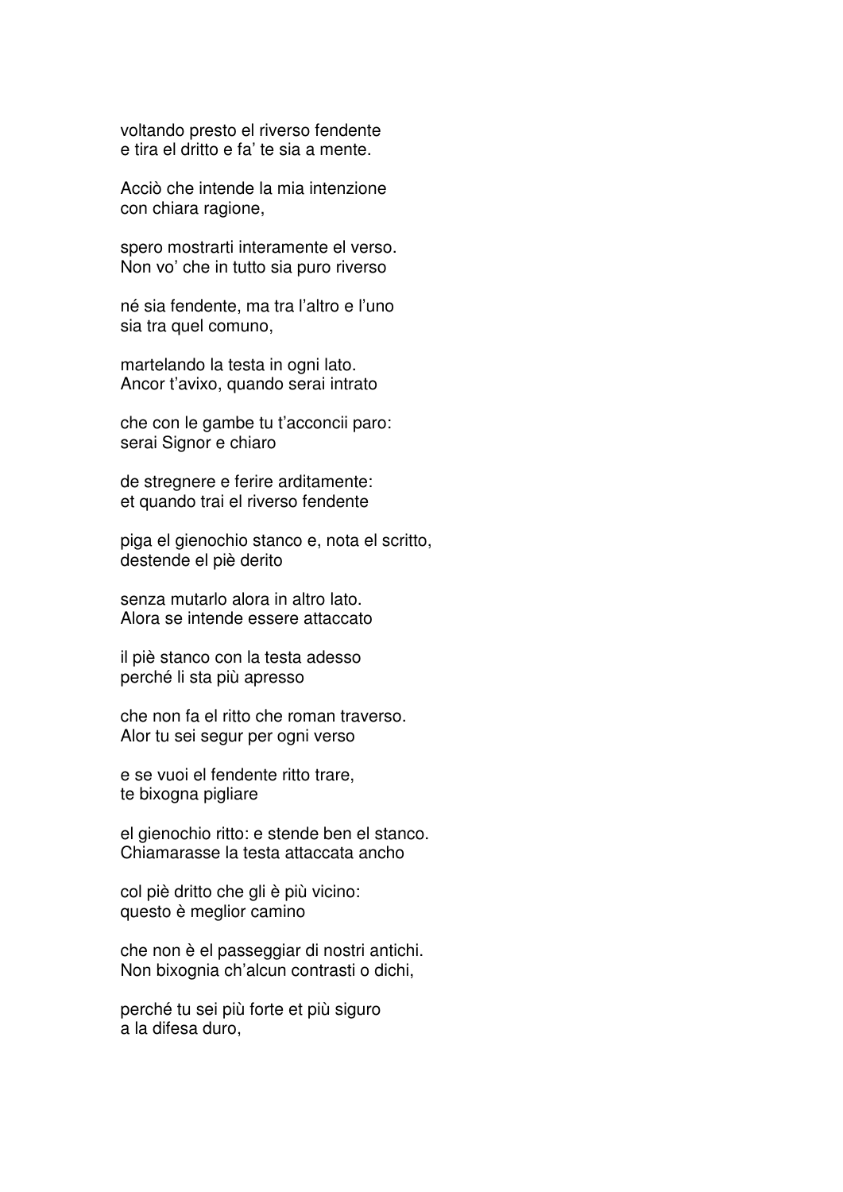voltando presto el riverso fendente
e tira el dritto e fa' te sia a mente.

Acciò che intende la mia intenzione
con chiara ragione,

spero mostrarti interamente el verso.
Non vo' che in tutto sia puro riverso

né sia fendente, ma tra l'altro e l'uno
sia tra quel comuno,

martelando la testa in ogni lato.
Ancor t'avixo, quando serai intrato

che con le gambe tu t'acconcii paro:
serai Signor e chiaro

de stregnere e ferire arditamente:
et quando trai el riverso fendente

piga el gienochio stanco e, nota el scritto,
destende el piè derito

senza mutarlo alora in altro lato.
Alora se intende essere attaccato

il piè stanco con la testa adesso
perché li sta più apresso

che non fa el ritto che roman traverso.
Alor tu sei segur per ogni verso

e se vuoi el fendente ritto trare,
te bixogna pigliare

el gienochio ritto: e stende ben el stanco.
Chiamarasse la testa attaccata ancho

col piè dritto che gli è più vicino:
questo è meglior camino

che non è el passeggiar di nostri antichi.
Non bixognia ch'alcun contrasti o dichi,

perché tu sei più forte et più siguro
a la difesa duro,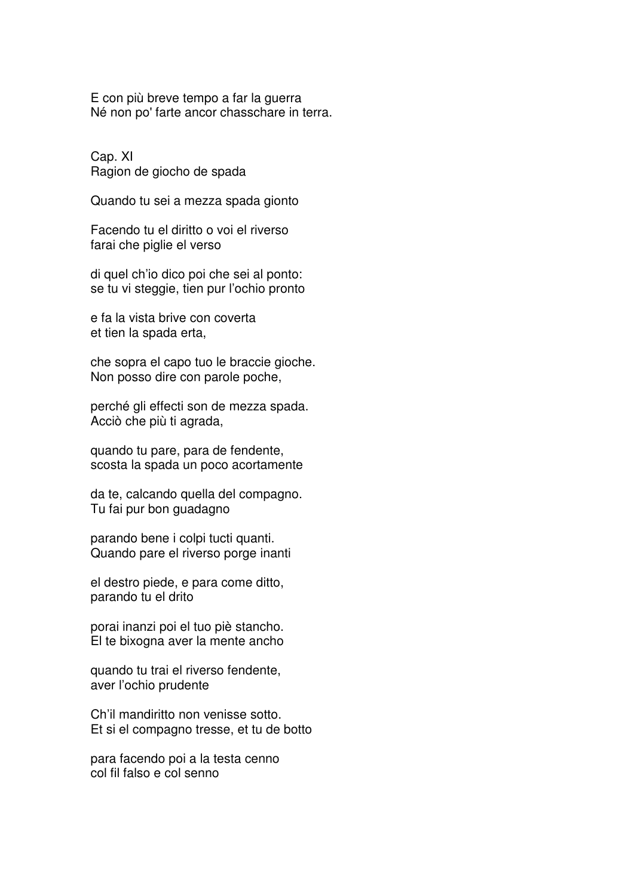E con più breve tempo a far la guerra  
Né non po' farte ancor chasschare in terra.

Cap. XI  
Ragion de giocho de spada

Quando tu sei a mezza spada gionto

Facendo tu el diritto o voi el riverso  
farai che piglie el verso

di quel ch'io dico poi che sei al ponto:  
se tu vi steggie, tien pur l'ochio pronto

e fa la vista brive con coverta  
et tien la spada erta,

che sopra el capo tuo le braccie gioche.  
Non posso dire con parole poche,

perché gli effecti son de mezza spada.  
Acciò che più ti agrada,

quando tu pare, para de fendente,  
scosta la spada un poco acortamente

da te, calcando quella del compagno.  
Tu fai pur bon guadagno

parando bene i colpi tucti quanti.  
Quando pare el riverso porge inanti

el destro piede, e para come ditto,  
parando tu el drito

porai inanzi poi el tuo piè stancho.  
El te bixogna aver la mente ancho

quando tu trai el riverso fendente,  
aver l'ochio prudente

Ch'il mandiritto non venisse sotto.  
Et si el compagno tresse, et tu de botto

para facendo poi a la testa cenno  
col fil falso e col senno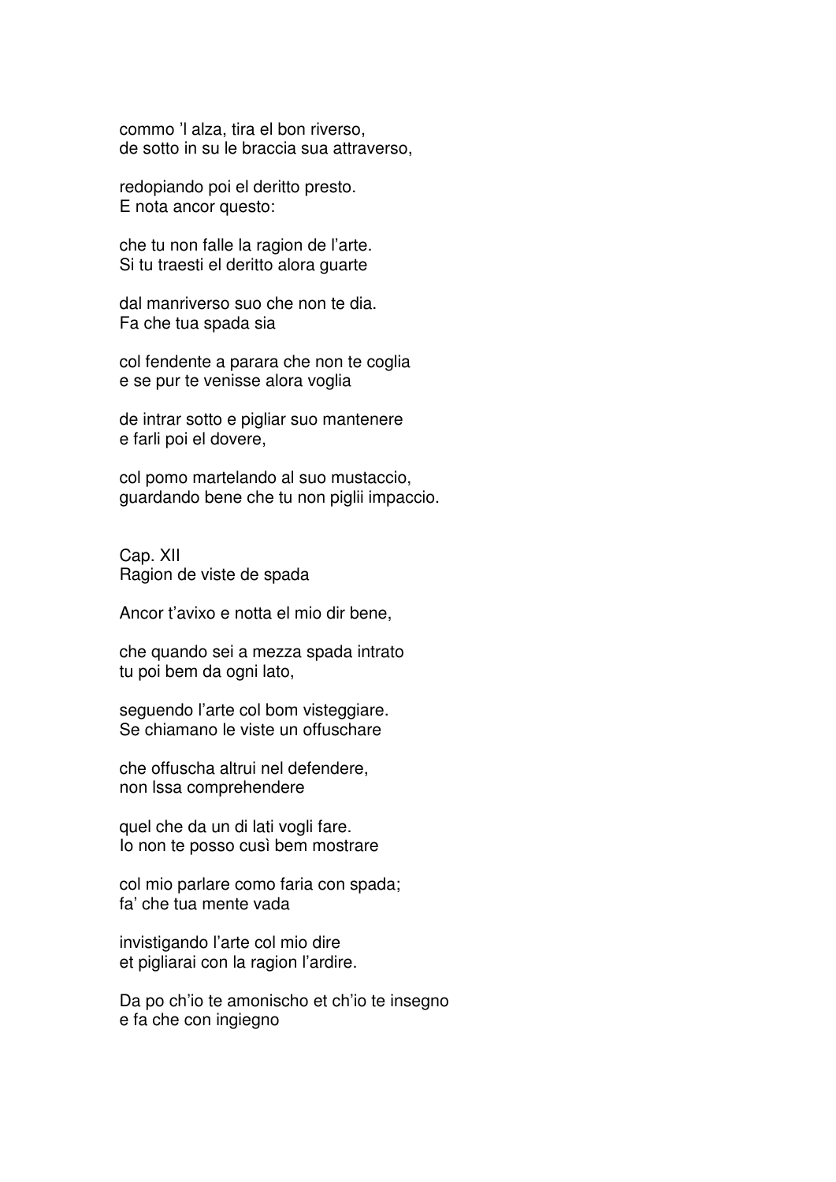commo ’l alza, tira el bon riverso,
de sotto in su le braccia sua attraverso,

redopiando poi el deritto presto.
E nota ancor questo:

che tu non falle la ragion de l’arte.
Si tu traesti el deritto alora guarte

dal manriverso suo che non te dia.
Fa che tua spada sia

col fendente a parara che non te coglia
e se pur te venisse alora voglia

de intrar sotto e pigliar suo mantenere
e farli poi el dovere,

col pomo martelando al suo mustaccio,
guardando bene che tu non piglii impaccio.

## Cap. XII
Ragion de viste de spada

Ancor t’avixo e notta el mio dir bene,

che quando sei a mezza spada intrato
tu poi bem da ogni lato,

seguendo l’arte col bom visteggiare.
Se chiamano le viste un offuschare

che offuscha altrui nel defendere,
non lssa comprehendere

quel che da un di lati vogli fare.
Io non te posso cusì bem mostrare

col mio parlare como faria con spada;
fa’ che tua mente vada

invistigando l’arte col mio dire
et pigliarai con la ragion l’ardire.

Da po ch’io te amonischo et ch’io te insegno
e fa che con ingiegno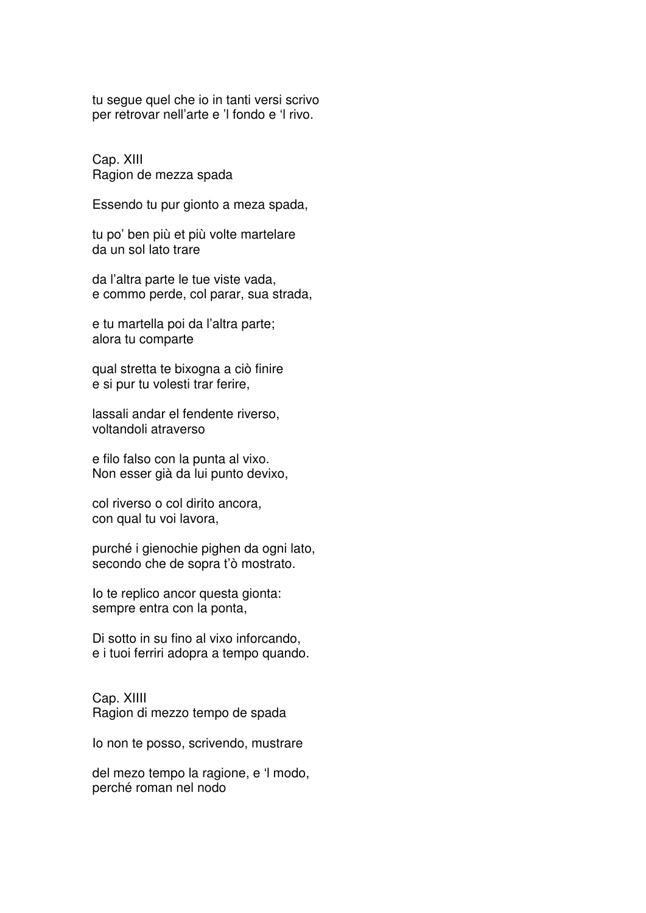tu segue quel che io in tanti versi scrivo  
per retrovar nell'arte e 'l fondo e 'l rivo.

## Cap. XIII
Ragion de mezza spada

Essendo tu pur gionto a meza spada,

tu po' ben più et più volte martelare  
da un sol lato trare

da l'altra parte le tue viste vada,  
e commo perde, col parar, sua strada,

e tu martella poi da l'altra parte;  
alora tu comparte

qual stretta te bixogna a ciò finire  
e si pur tu volesti trar ferire,

lassali andar el fendente riverso,  
voltandoli atraverso

e filo falso con la punta al vixo.  
Non esser già da lui punto devixo,

col riverso o col dirito ancora,  
con qual tu voi lavora,

purché i gienochie pighen da ogni lato,  
secondo che de sopra t'ò mostrato.

Io te replico ancor questa gionta:  
sempre entra con la ponta,

Di sotto in su fino al vixo inforcando,  
e i tuoi ferriri adopra a tempo quando.

## Cap. XIIII
Ragion di mezzo tempo de spada

Io non te posso, scrivendo, mustrare

del mezo tempo la ragione, e 'l modo,  
perché roman nel nodo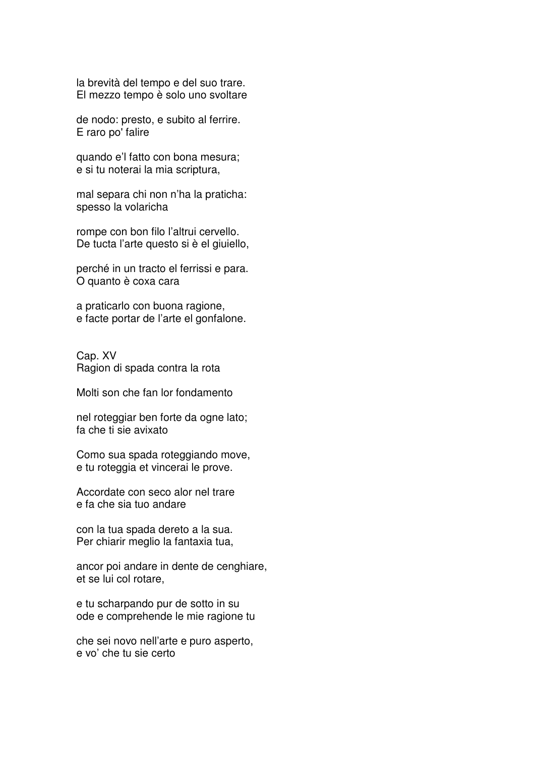la brevità del tempo e del suo trare.
El mezzo tempo è solo uno svoltare

de nodo: presto, e subito al ferrire.
E raro po' falire

quando e'l fatto con bona mesura;
e si tu noterai la mia scriptura,

mal separa chi non n'ha la praticha:
spesso la volaricha

rompe con bon filo l'altrui cervello.
De tucta l'arte questo si è el giuiello,

perché in un tracto el ferrissi e para.
O quanto è coxa cara

a praticarlo con buona ragione,
e facte portar de l'arte el gonfalone.

Cap. XV
Ragion di spada contra la rota

Molti son che fan lor fondamento

nel roteggiar ben forte da ogne lato;
fa che ti sie avixato

Como sua spada roteggiando move,
e tu roteggia et vincerai le prove.

Accordate con seco alor nel trare
e fa che sia tuo andare

con la tua spada dereto a la sua.
Per chiarir meglio la fantaxia tua,

ancor poi andare in dente de cenghiare,
et se lui col rotare,

e tu scharpando pur de sotto in su
ode e comprehende le mie ragione tu

che sei novo nell'arte e puro asperto,
e vo' che tu sie certo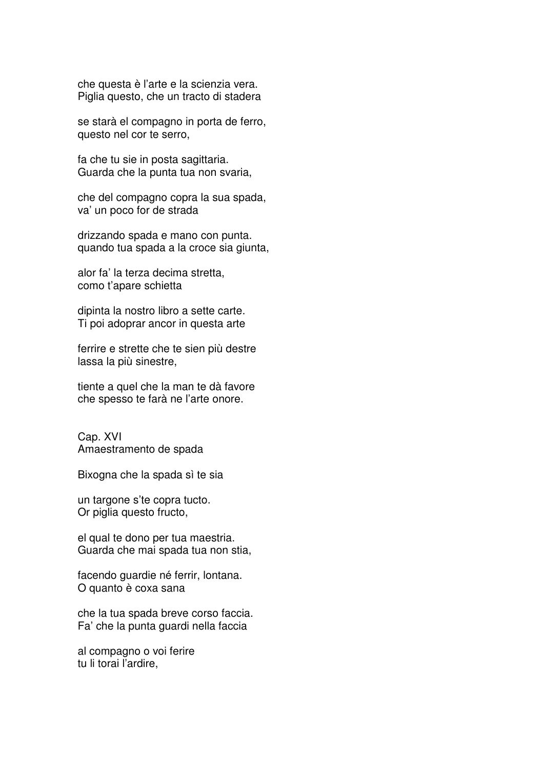che questa è l'arte e la scienzia vera.
Piglia questo, che un tracto di stadera

se starà el compagno in porta de ferro,
questo nel cor te serro,

fa che tu sie in posta sagittaria.
Guarda che la punta tua non svaria,

che del compagno copra la sua spada,
va' un poco for de strada

drizzando spada e mano con punta.
quando tua spada a la croce sia giunta,

alor fa' la terza decima stretta,
como t'apare schietta

dipinta la nostro libro a sette carte.
Ti poi adoprar ancor in questa arte

ferrire e strette che te sien più destre
lassa la più sinestre,

tiente a quel che la man te dà favore
che spesso te farà ne l'arte onore.

Cap. XVI
Amaestramento de spada

Bixogna che la spada sì te sia

un targone s'te copra tucto.
Or piglia questo fructo,

el qual te dono per tua maestria.
Guarda che mai spada tua non stia,

facendo guardie né ferrir, lontana.
O quanto è coxa sana

che la tua spada breve corso faccia.
Fa' che la punta guardi nella faccia

al compagno o voi ferire
tu li torai l'ardire,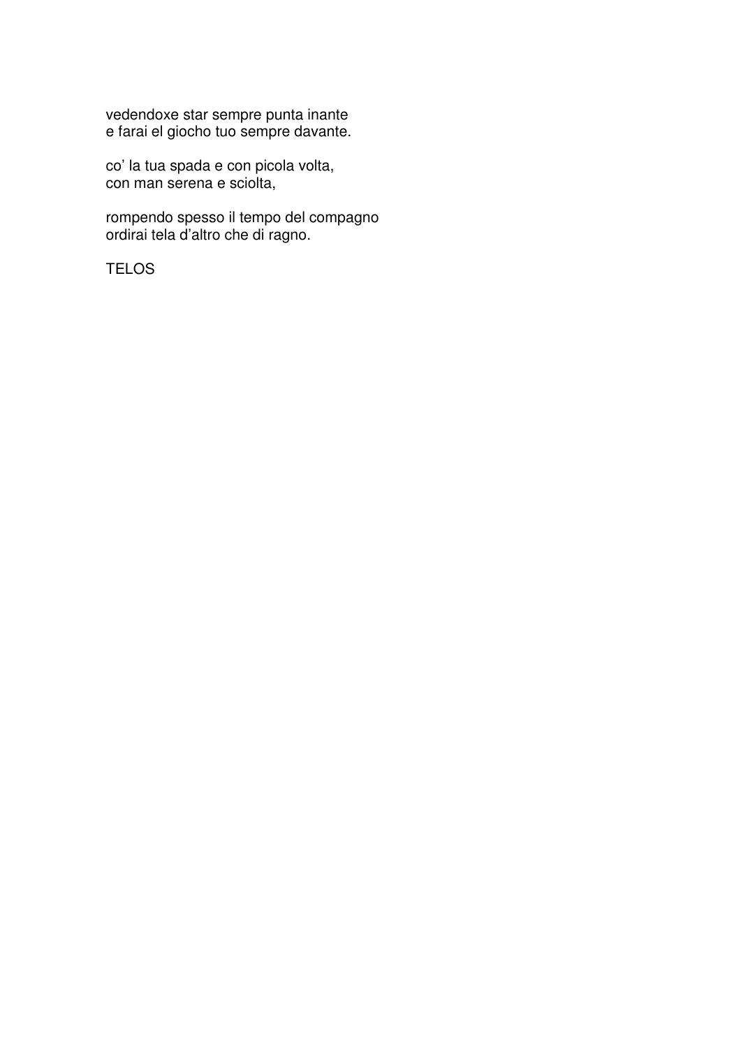vedendoxe star sempre punta inante
e farai el giocho tuo sempre davante.

co' la tua spada e con picola volta,
con man serena e sciolta,

rompendo spesso il tempo del compagno
ordirai tela d'altro che di ragno.

TELOS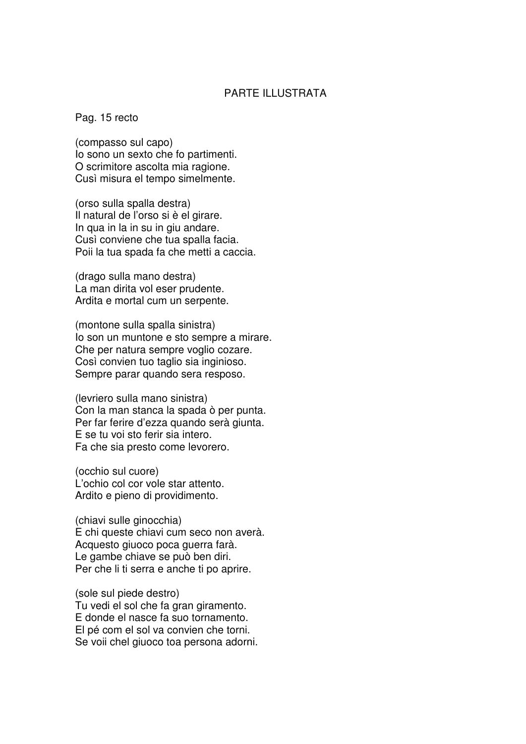PARTE ILLUSTRATA

Pag. 15 recto

(compasso sul capo)
Io sono un sexto che fo partimenti.
O scrimitore ascolta mia ragione.
Cusì misura el tempo simelmente.

(orso sulla spalla destra)
Il natural de l'orso si è el girare.
In qua in la in su in giu andare.
Cusì conviene che tua spalla facia.
Poii la tua spada fa che metti a caccia.

(drago sulla mano destra)
La man dirita vol eser prudente.
Ardita e mortal cum un serpente.

(montone sulla spalla sinistra)
Io son un muntone e sto sempre a mirare.
Che per natura sempre voglio cozare.
Così convien tuo taglio sia inginioso.
Sempre parar quando sera resposo.

(levriero sulla mano sinistra)
Con la man stanca la spada ò per punta.
Per far ferire d'ezza quando serà giunta.
E se tu voi sto ferir sia intero.
Fa che sia presto come levorero.

(occhio sul cuore)
L'ochio col cor vole star attento.
Ardito e pieno di providimento.

(chiavi sulle ginocchia)
E chi queste chiavi cum seco non averà.
Acquesto giuoco poca guerra farà.
Le gambe chiave se può ben diri.
Per che li ti serra e anche ti po aprire.

(sole sul piede destro)
Tu vedi el sol che fa gran giramento.
E donde el nasce fa suo tornamento.
El pé com el sol va convien che torni.
Se voii chel giuoco toa persona adorni.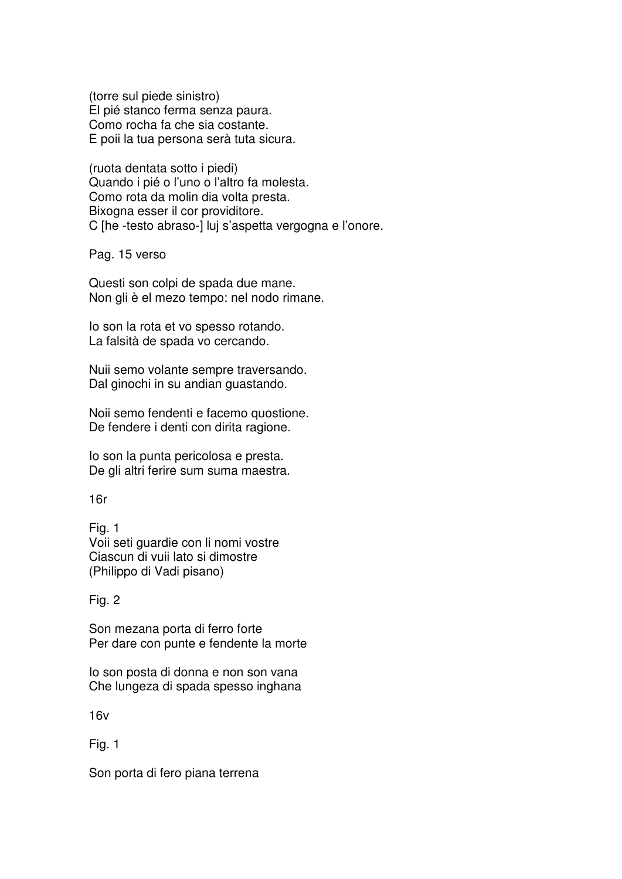(torre sul piede sinistro)
El pié stanco ferma senza paura.
Como rocha fa che sia costante.
E poii la tua persona serà tuta sicura.

(ruota dentata sotto i piedi)
Quando i pié o l'uno o l'altro fa molesta.
Como rota da molin dia volta presta.
Bixogna esser il cor providitore.
C [he -testo abraso-] luj s'aspetta vergogna e l'onore.

Pag. 15 verso

Questi son colpi de spada due mane.
Non gli è el mezo tempo: nel nodo rimane.

Io son la rota et vo spesso rotando.
La falsità de spada vo cercando.

Nuii semo volante sempre traversando.
Dal ginochi in su andian guastando.

Noii semo fendenti e facemo quostione.
De fendere i denti con dirita ragione.

Io son la punta pericolosa e presta.
De gli altri ferire sum suma maestra.

16r

Fig. 1
Voii seti guardie con li nomi vostre
Ciascun di vuii lato si dimostre
(Philippo di Vadi pisano)

Fig. 2

Son mezana porta di ferro forte
Per dare con punte e fendente la morte

Io son posta di donna e non son vana
Che lungeza di spada spesso inghana

16v

Fig. 1

Son porta di fero piana terrena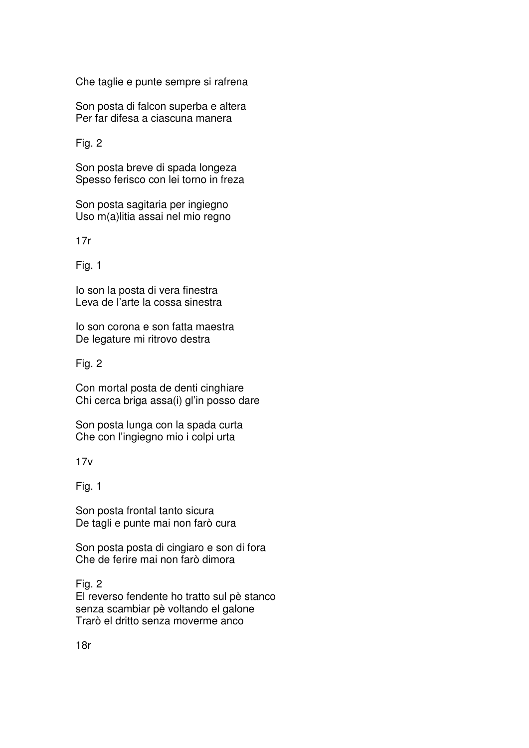Che taglie e punte sempre si rafrena

Son posta di falcon superba e altera
Per far difesa a ciascuna manera

Fig. 2

Son posta breve di spada longeza
Spesso ferisco con lei torno in freza

Son posta sagitaria per ingiegno
Uso m(a)litia assai nel mio regno

17r

Fig. 1

Io son la posta di vera finestra
Leva de l'arte la cossa sinestra

Io son corona e son fatta maestra
De legature mi ritrovo destra

Fig. 2

Con mortal posta de denti cinghiare
Chi cerca briga assa(i) gl'in posso dare

Son posta lunga con la spada curta
Che con l'ingiegno mio i colpi urta

17v

Fig. 1

Son posta frontal tanto sicura
De tagli e punte mai non farò cura

Son posta posta di cingiaro e son di fora
Che de ferire mai non farò dimora

Fig. 2
El reverso fendente ho tratto sul pè stanco
senza scambiar pè voltando el galone
Trarò el dritto senza moverme anco

18r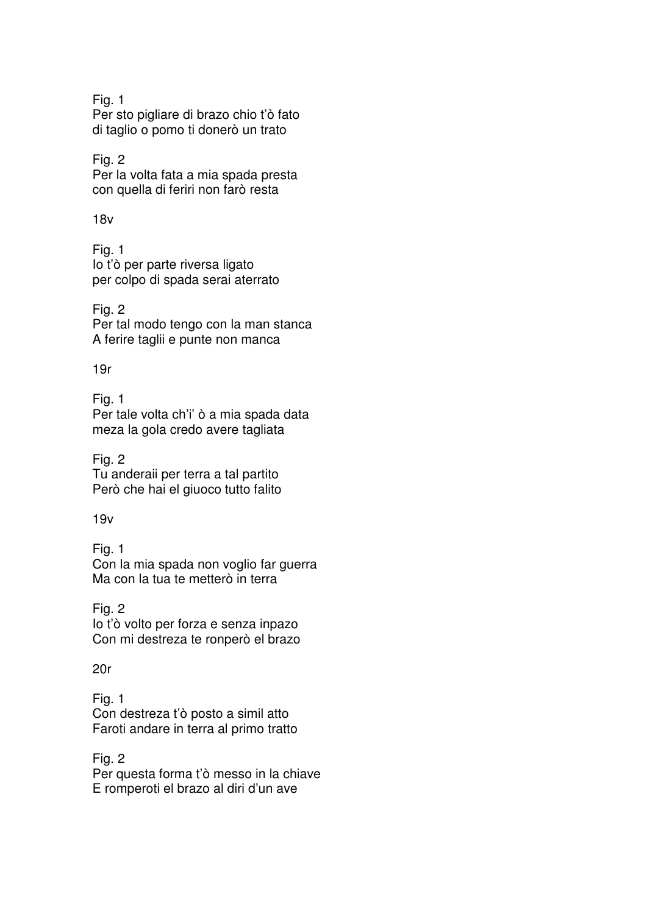Fig. 1
Per sto pigliare di brazo chio t'ò fato
di taglio o pomo ti donerò un trato

Fig. 2
Per la volta fata a mia spada presta
con quella di feriri non farò resta

18v

Fig. 1
Io t'ò per parte riversa ligato
per colpo di spada serai aterrato

Fig. 2
Per tal modo tengo con la man stanca
A ferire taglii e punte non manca

19r

Fig. 1
Per tale volta ch'i' ò a mia spada data
meza la gola credo avere tagliata

Fig. 2
Tu anderaii per terra a tal partito
Però che hai el giuoco tutto falito

19v

Fig. 1
Con la mia spada non voglio far guerra
Ma con la tua te metterò in terra

Fig. 2
Io t'ò volto per forza e senza inpazo
Con mi destreza te ronperò el brazo

20r

Fig. 1
Con destreza t'ò posto a simil atto
Faroti andare in terra al primo tratto

Fig. 2
Per questa forma t'ò messo in la chiave
E romperoti el brazo al diri d'un ave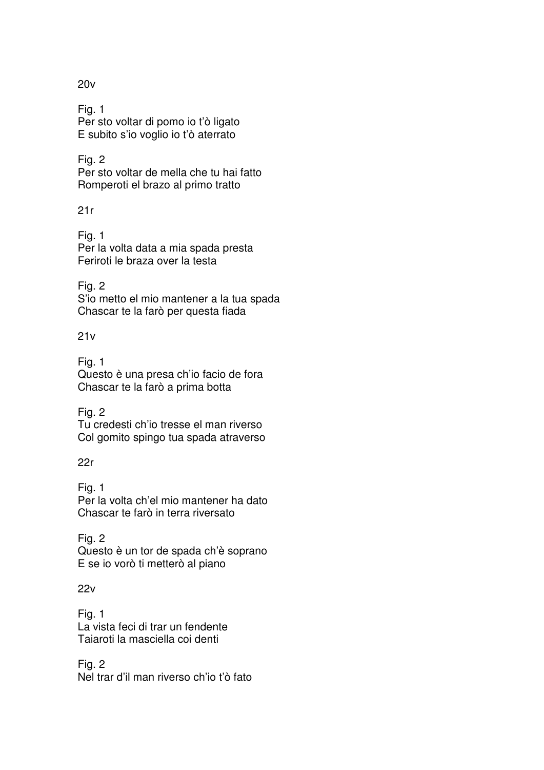20v

Fig. 1
Per sto voltar di pomo io t'ò ligato
E subito s'io voglio io t'ò aterrato

Fig. 2
Per sto voltar de mella che tu hai fatto
Romperoti el brazo al primo tratto

21r

Fig. 1
Per la volta data a mia spada presta
Feriroti le braza over la testa

Fig. 2
S'io metto el mio mantener a la tua spada
Chascar te la farò per questa fiada

21v

Fig. 1
Questo è una presa ch'io facio de fora
Chascar te la farò a prima botta

Fig. 2
Tu credesti ch'io tresse el man riverso
Col gomito spingo tua spada atraverso

22r

Fig. 1
Per la volta ch'el mio mantener ha dato
Chascar te farò in terra riversato

Fig. 2
Questo è un tor de spada ch'è soprano
E se io vorò ti metterò al piano

22v

Fig. 1
La vista feci di trar un fendente
Taiaroti la masciella coi denti

Fig. 2
Nel trar d'il man riverso ch'io t'ò fato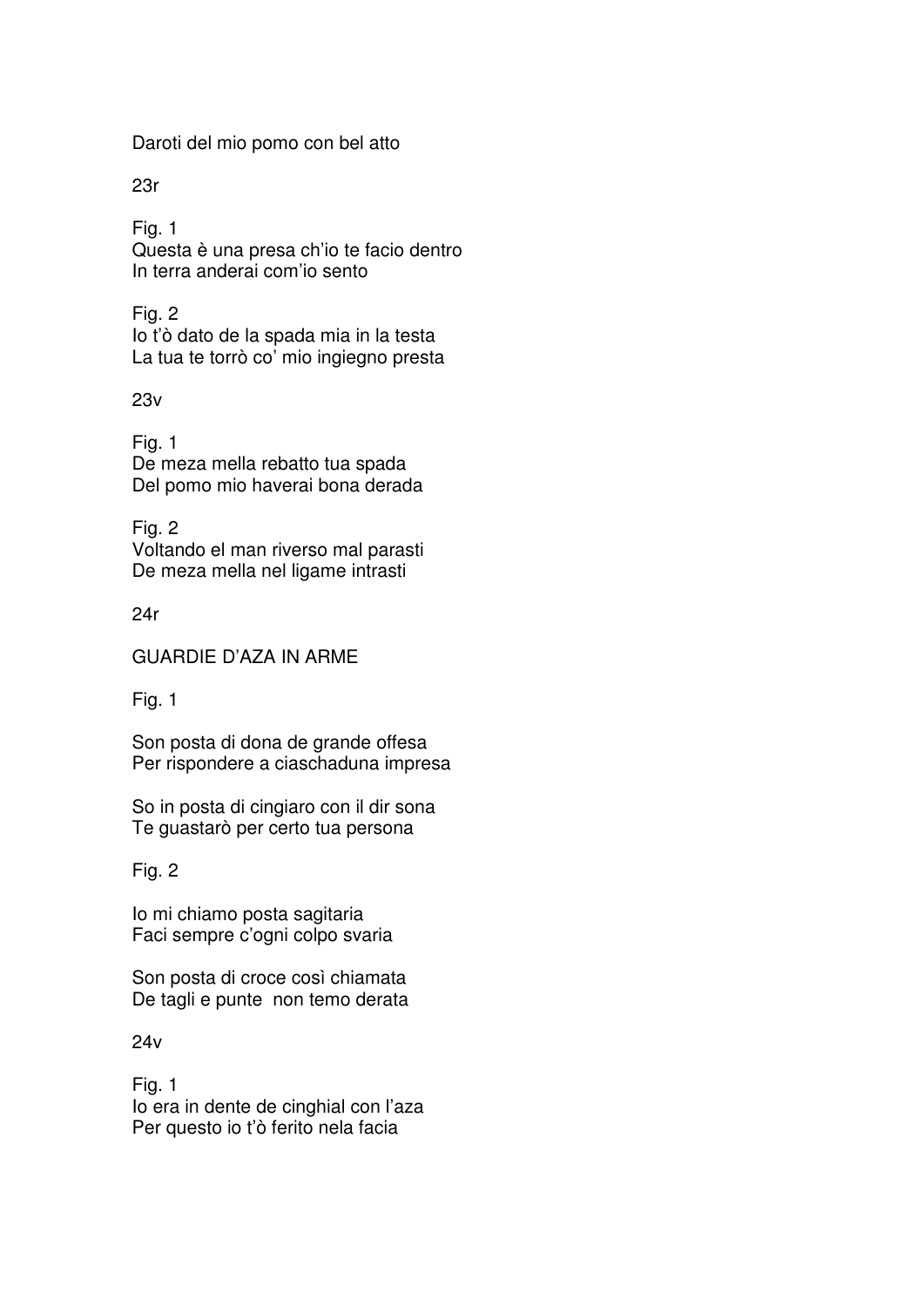Daroti del mio pomo con bel atto

23r

Fig. 1
Questa è una presa ch'io te facio dentro
In terra anderai com'io sento

Fig. 2
Io t'ò dato de la spada mia in la testa
La tua te torrò co' mio ingiegno presta

23v

Fig. 1
De meza mella rebatto tua spada
Del pomo mio haverai bona derada

Fig. 2
Voltando el man riverso mal parasti
De meza mella nel ligame intrasti

24r

GUARDIE D'AZA IN ARME

Fig. 1

Son posta di dona de grande offesa
Per rispondere a ciaschaduna impresa

So in posta di cingiaro con il dir sona
Te guastarò per certo tua persona

Fig. 2

Io mi chiamo posta sagitaria
Faci sempre c'ogni colpo svaria

Son posta di croce così chiamata
De tagli e punte non temo derata

24v

Fig. 1
Io era in dente de cinghial con l'aza
Per questo io t'ò ferito nela facia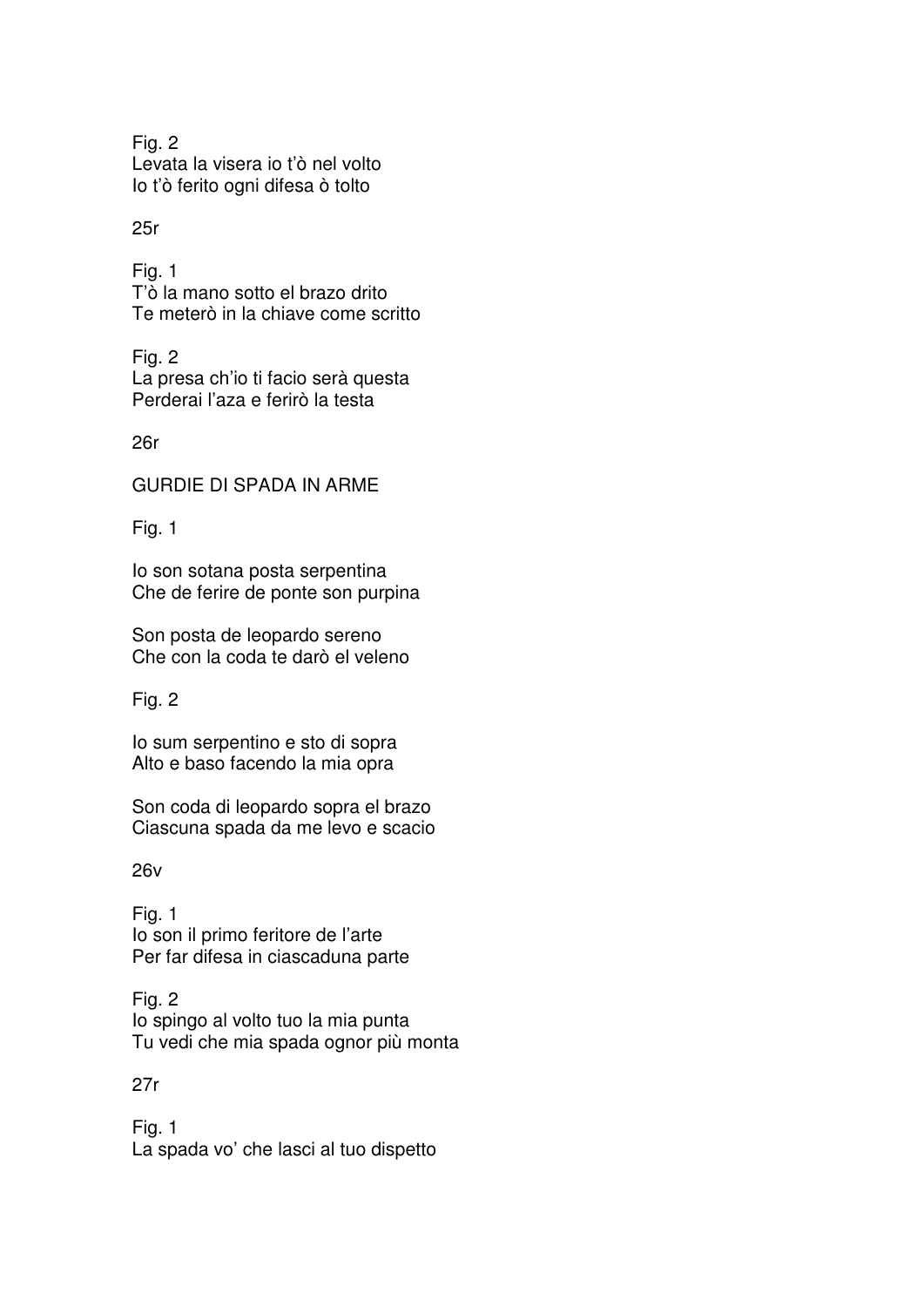Fig. 2
Levata la visera io t'ò nel volto
Io t'ò ferito ogni difesa ò tolto

25r

Fig. 1
T'ò la mano sotto el brazo drito
Te meterò in la chiave come scritto

Fig. 2
La presa ch'io ti facio serà questa
Perderai l'aza e ferirò la testa

26r

GURDIE DI SPADA IN ARME

Fig. 1

Io son sotana posta serpentina
Che de ferire de ponte son purpina

Son posta de leopardo sereno
Che con la coda te darò el veleno

Fig. 2

Io sum serpentino e sto di sopra
Alto e baso facendo la mia opra

Son coda di leopardo sopra el brazo
Ciascuna spada da me levo e scacio

26v

Fig. 1
Io son il primo feritore de l'arte
Per far difesa in ciascaduna parte

Fig. 2
Io spingo al volto tuo la mia punta
Tu vedi che mia spada ognor più monta

27r

Fig. 1
La spada vo' che lasci al tuo dispetto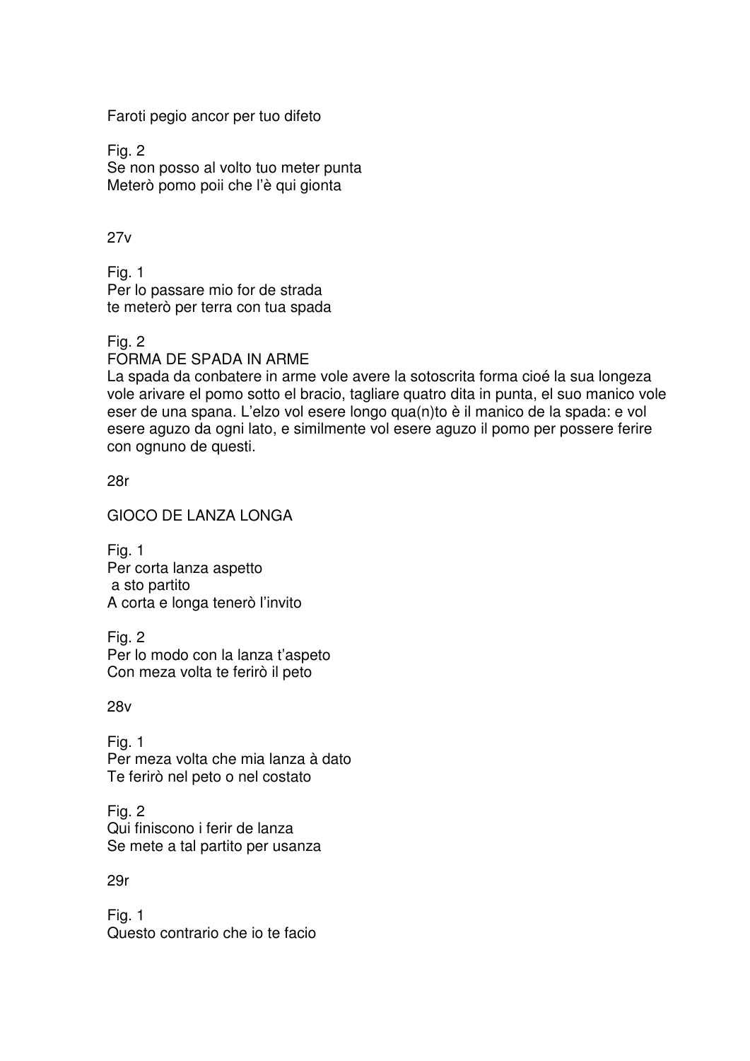Faroti pegio ancor per tuo difeto

Fig. 2
Se non posso al volto tuo meter punta
Meterò pomo poii che l'è qui gionta

27v

Fig. 1
Per lo passare mio for de strada
te meterò per terra con tua spada

Fig. 2
FORMA DE SPADA IN ARME
La spada da conbatere in arme vole avere la sotoscrita forma cioé la sua longeza vole arivare el pomo sotto el bracio, tagliare quatro dita in punta, el suo manico vole eser de una spana. L'elzo vol esere longo qua(n)to è il manico de la spada: e vol esere aguzo da ogni lato, e similmente vol esere aguzo il pomo per possere ferire con ognuno de questi.

28r

GIOCO DE LANZA LONGA

Fig. 1
Per corta lanza aspetto
 a sto partito
A corta e longa tenerò l'invito

Fig. 2
Per lo modo con la lanza t'aspeto
Con meza volta te ferirò il peto

28v

Fig. 1
Per meza volta che mia lanza à dato
Te ferirò nel peto o nel costato

Fig. 2
Qui finiscono i ferir de lanza
Se mete a tal partito per usanza

29r

Fig. 1
Questo contrario che io te facio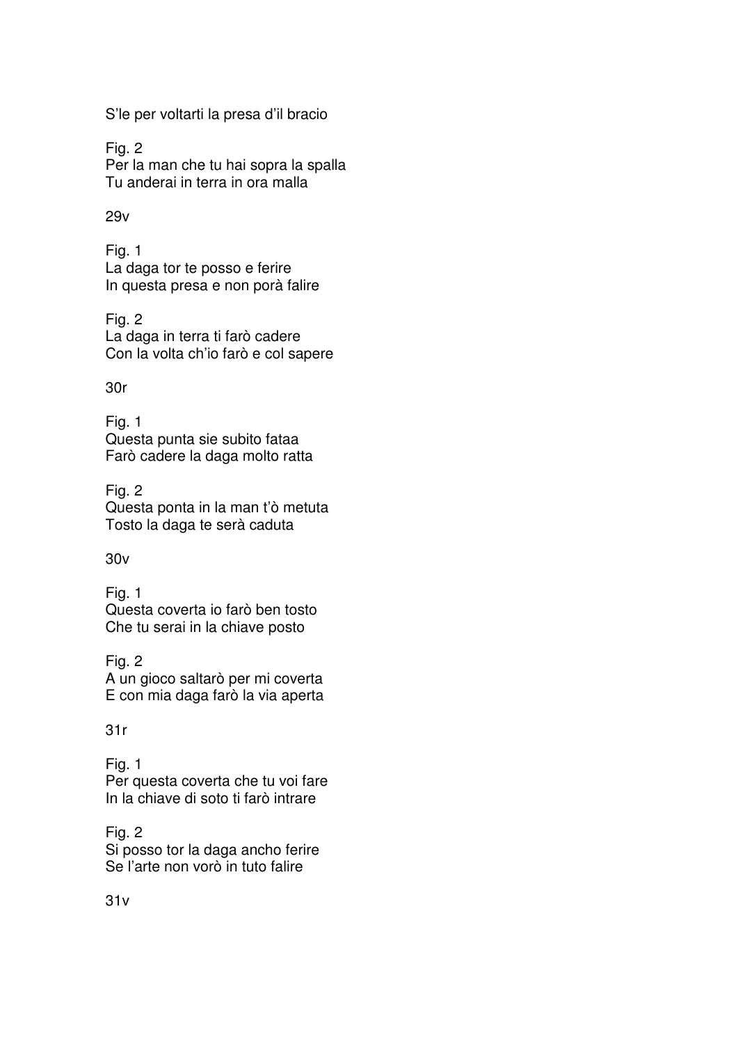S'le per voltarti la presa d'il bracio

Fig. 2
Per la man che tu hai sopra la spalla
Tu anderai in terra in ora malla

29v

Fig. 1
La daga tor te posso e ferire
In questa presa e non porà falire

Fig. 2
La daga in terra ti farò cadere
Con la volta ch'io farò e col sapere

30r

Fig. 1
Questa punta sie subito fataa
Farò cadere la daga molto ratta

Fig. 2
Questa ponta in la man t'ò metuta
Tosto la daga te serà caduta

30v

Fig. 1
Questa coverta io farò ben tosto
Che tu serai in la chiave posto

Fig. 2
A un gioco saltarò per mi coverta
E con mia daga farò la via aperta

31r

Fig. 1
Per questa coverta che tu voi fare
In la chiave di soto ti farò intrare

Fig. 2
Si posso tor la daga ancho ferire
Se l'arte non vorò in tuto falire

31v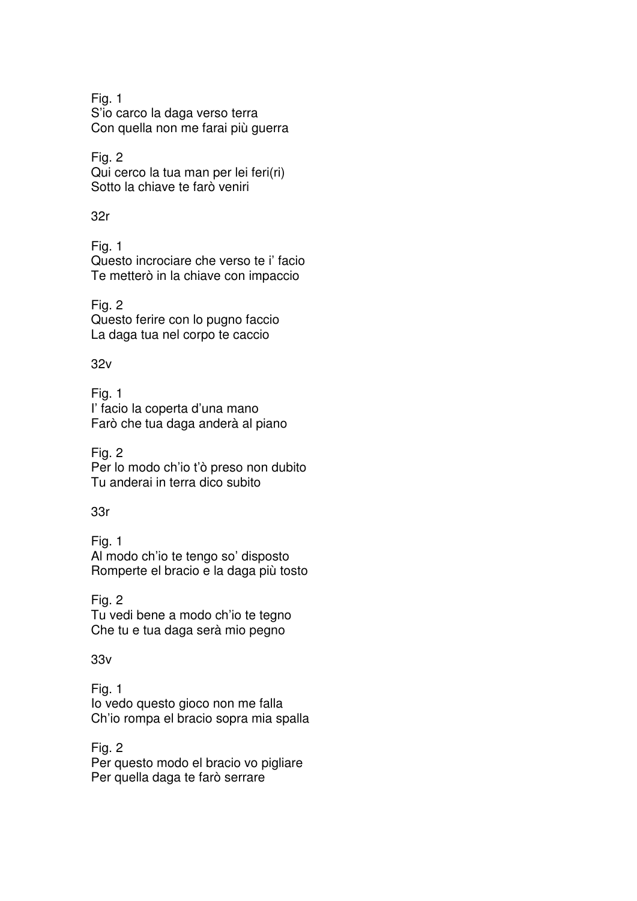Fig. 1
S'io carco la daga verso terra
Con quella non me farai più guerra

Fig. 2
Qui cerco la tua man per lei feri(ri)
Sotto la chiave te farò veniri

32r

Fig. 1
Questo incrociare che verso te i' facio
Te metterò in la chiave con impaccio

Fig. 2
Questo ferire con lo pugno faccio
La daga tua nel corpo te caccio

32v

Fig. 1
I' facio la coperta d'una mano
Farò che tua daga anderà al piano

Fig. 2
Per lo modo ch'io t'ò preso non dubito
Tu anderai in terra dico subito

33r

Fig. 1
Al modo ch'io te tengo so' disposto
Romperte el bracio e la daga più tosto

Fig. 2
Tu vedi bene a modo ch'io te tegno
Che tu e tua daga serà mio pegno

33v

Fig. 1
Io vedo questo gioco non me falla
Ch'io rompa el bracio sopra mia spalla

Fig. 2
Per questo modo el bracio vo pigliare
Per quella daga te farò serrare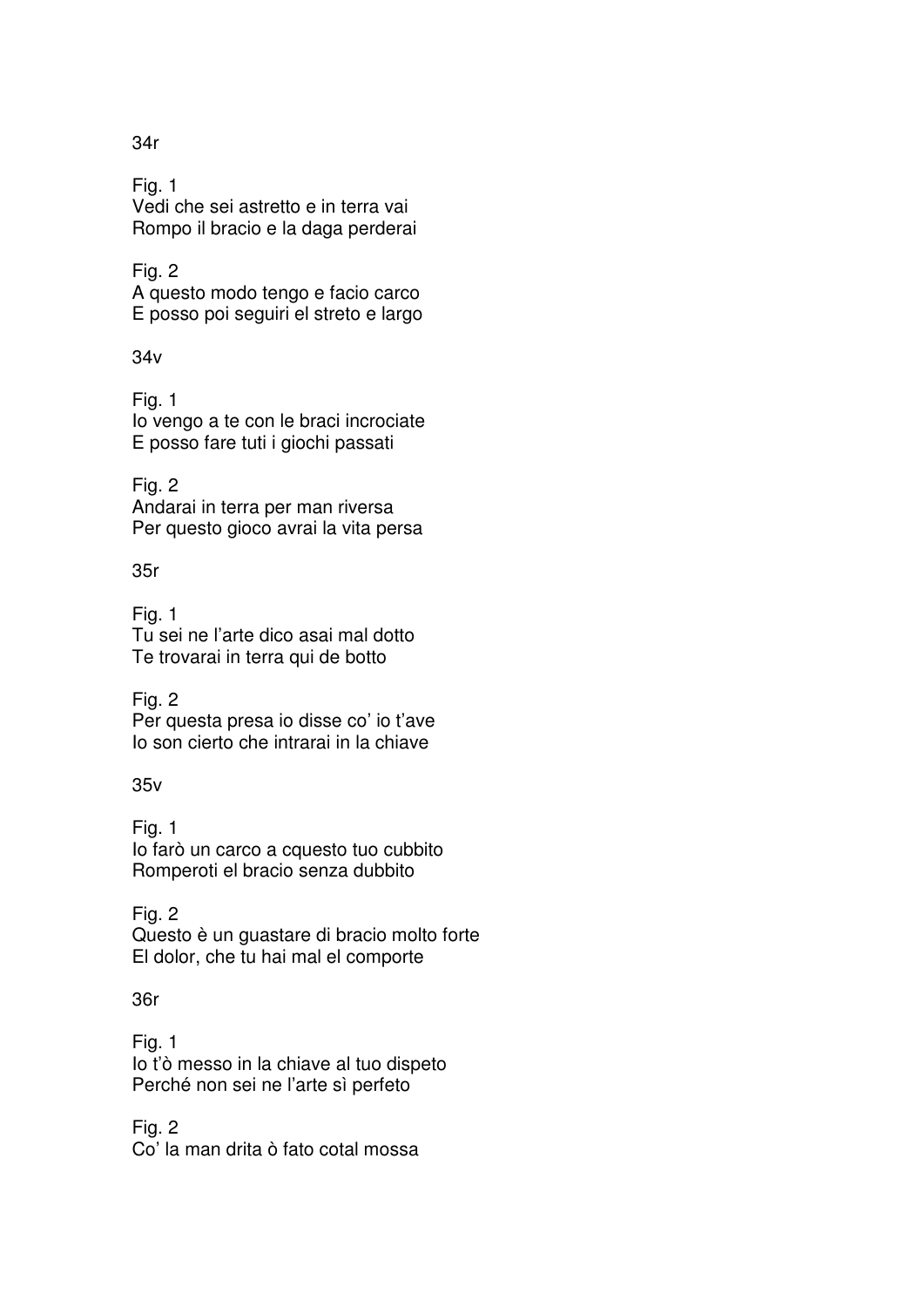34r

Fig. 1
Vedi che sei astretto e in terra vai
Rompo il bracio e la daga perderai

Fig. 2
A questo modo tengo e facio carco
E posso poi seguiri el streto e largo

34v

Fig. 1
Io vengo a te con le braci incrociate
E posso fare tuti i giochi passati

Fig. 2
Andarai in terra per man riversa
Per questo gioco avrai la vita persa

35r

Fig. 1
Tu sei ne l'arte dico asai mal dotto
Te trovarai in terra qui de botto

Fig. 2
Per questa presa io disse co' io t'ave
Io son cierto che intrarai in la chiave

35v

Fig. 1
Io farò un carco a cquesto tuo cubbito
Romperoti el bracio senza dubbito

Fig. 2
Questo è un guastare di bracio molto forte
El dolor, che tu hai mal el comporte

36r

Fig. 1
Io t'ò messo in la chiave al tuo dispeto
Perché non sei ne l'arte sì perfeto

Fig. 2
Co' la man drita ò fato cotal mossa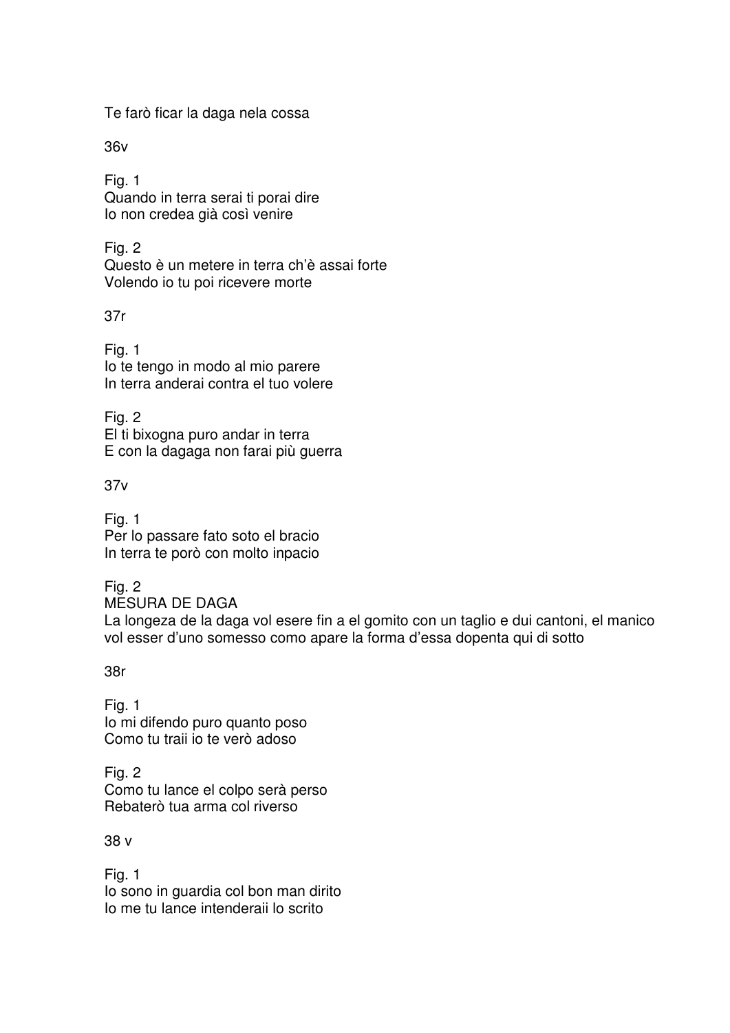Te farò ficar la daga nela cossa

36v

Fig. 1
Quando in terra serai ti porai dire
Io non credea già così venire

Fig. 2
Questo è un metere in terra ch'è assai forte
Volendo io tu poi ricevere morte

37r

Fig. 1
Io te tengo in modo al mio parere
In terra anderai contra el tuo volere

Fig. 2
El ti bixogna puro andar in terra
E con la dagaga non farai più guerra

37v

Fig. 1
Per lo passare fato soto el bracio
In terra te porò con molto inpacio

Fig. 2
MESURA DE DAGA
La longeza de la daga vol esere fin a el gomito con un taglio e dui cantoni, el manico vol esser d'uno somesso como apare la forma d'essa dopenta qui di sotto

38r

Fig. 1
Io mi difendo puro quanto poso
Como tu traii io te verò adoso

Fig. 2
Como tu lance el colpo serà perso
Rebaterò tua arma col riverso

38 v

Fig. 1
Io sono in guardia col bon man dirito
Io me tu lance intenderaii lo scrito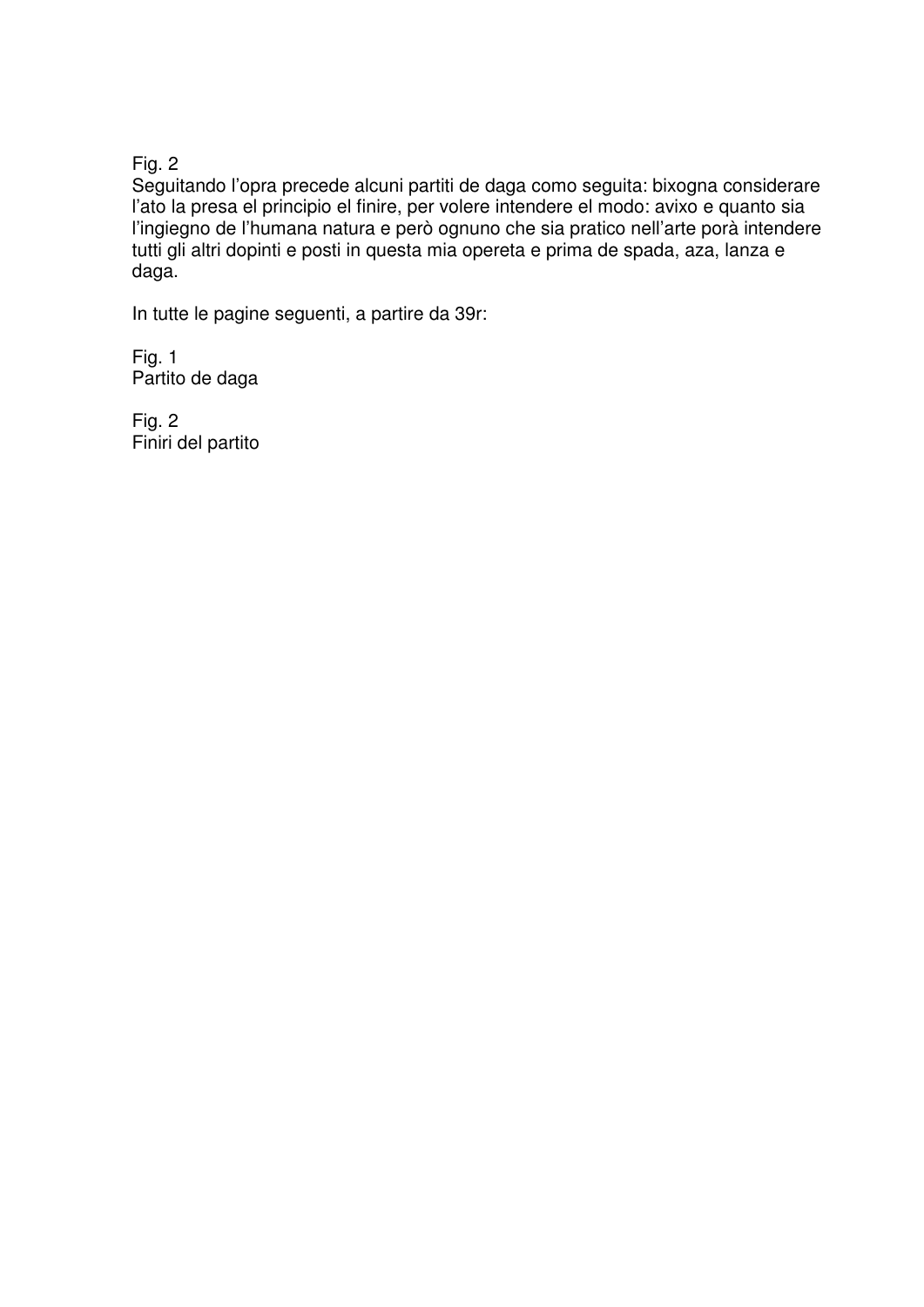Fig. 2
Seguitando l'opra precede alcuni partiti de daga como seguita: bixogna considerare l'ato la presa el principio el finire, per volere intendere el modo: avixo e quanto sia l'ingiegno de l'humana natura e però ognuno che sia pratico nell'arte porà intendere tutti gli altri dopinti e posti in questa mia opereta e prima de spada, aza, lanza e daga.

In tutte le pagine seguenti, a partire da 39r:

Fig. 1
Partito de daga

Fig. 2
Finiri del partito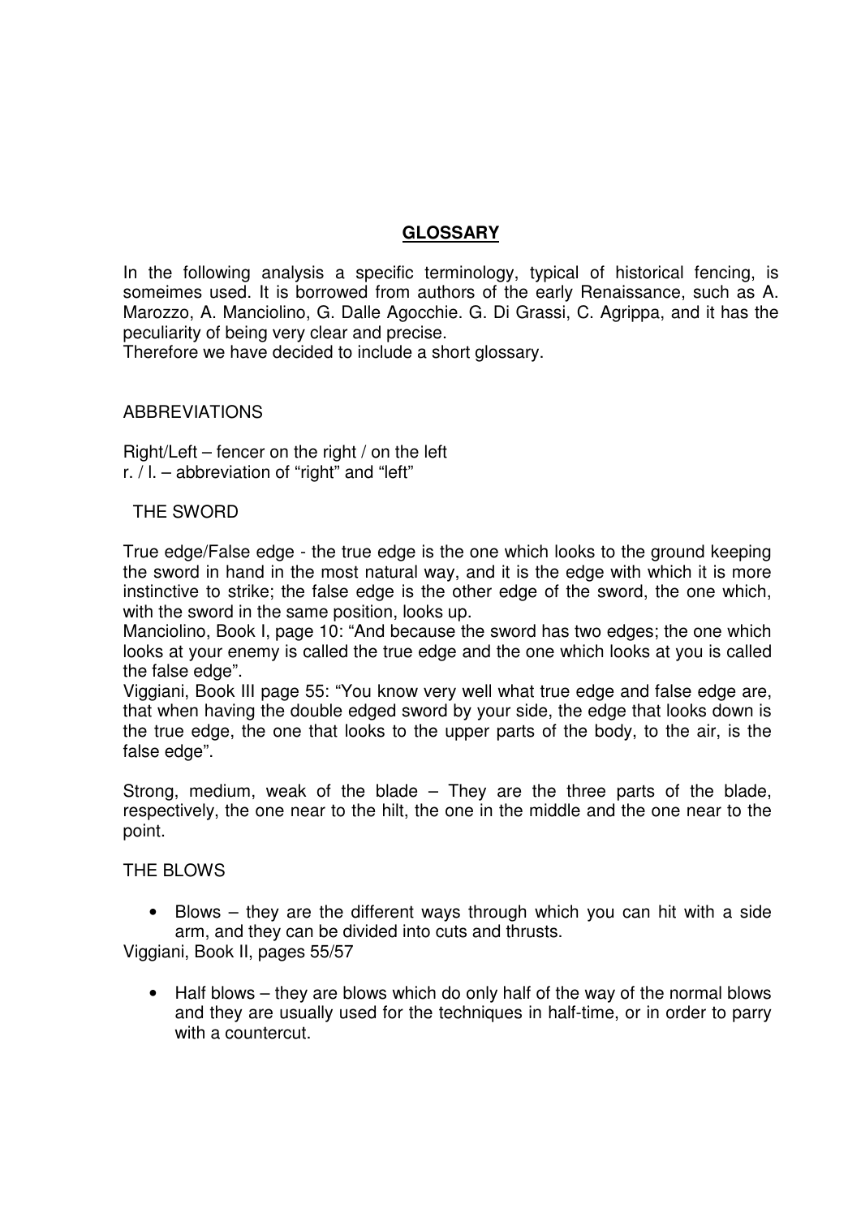## GLOSSARY

In the following analysis a specific terminology, typical of historical fencing, is someimes used. It is borrowed from authors of the early Renaissance, such as A. Marozzo, A. Manciolino, G. Dalle Agocchie. G. Di Grassi, C. Agrippa, and it has the peculiarity of being very clear and precise.
Therefore we have decided to include a short glossary.

ABBREVIATIONS

Right/Left – fencer on the right / on the left
r. / l. – abbreviation of "right" and "left"

THE SWORD

True edge/False edge - the true edge is the one which looks to the ground keeping the sword in hand in the most natural way, and it is the edge with which it is more instinctive to strike; the false edge is the other edge of the sword, the one which, with the sword in the same position, looks up.
Manciolino, Book I, page 10: "And because the sword has two edges; the one which looks at your enemy is called the true edge and the one which looks at you is called the false edge".
Viggiani, Book III page 55: "You know very well what true edge and false edge are, that when having the double edged sword by your side, the edge that looks down is the true edge, the one that looks to the upper parts of the body, to the air, is the false edge".

Strong, medium, weak of the blade – They are the three parts of the blade, respectively, the one near to the hilt, the one in the middle and the one near to the point.

THE BLOWS

- Blows – they are the different ways through which you can hit with a side arm, and they can be divided into cuts and thrusts.

Viggiani, Book II, pages 55/57

- Half blows – they are blows which do only half of the way of the normal blows and they are usually used for the techniques in half-time, or in order to parry with a countercut.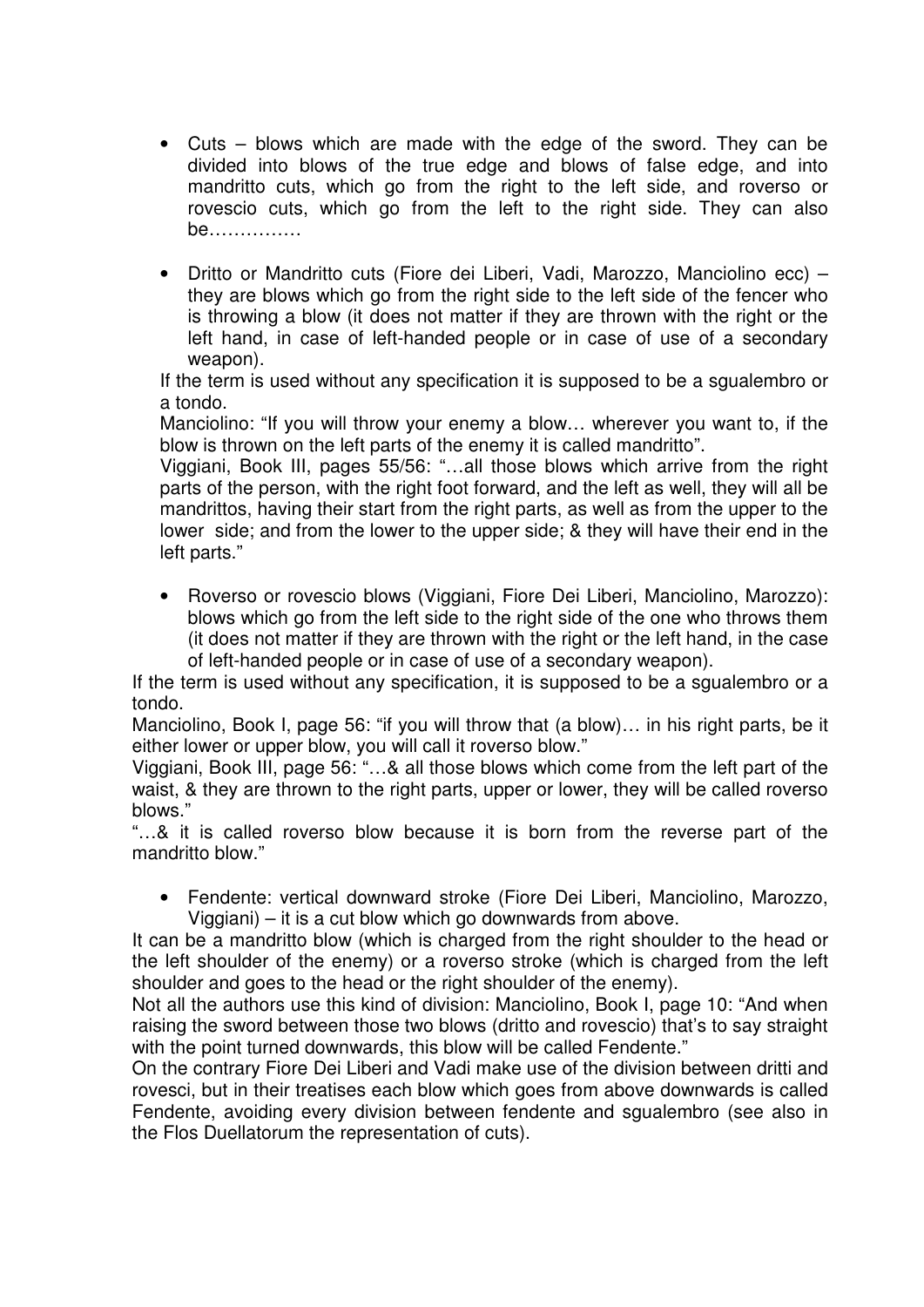- Cuts – blows which are made with the edge of the sword. They can be divided into blows of the true edge and blows of false edge, and into mandritto cuts, which go from the right to the left side, and roverso or rovescio cuts, which go from the left to the right side. They can also be……………

- Dritto or Mandritto cuts (Fiore dei Liberi, Vadi, Marozzo, Manciolino ecc) – they are blows which go from the right side to the left side of the fencer who is throwing a blow (it does not matter if they are thrown with the right or the left hand, in case of left-handed people or in case of use of a secondary weapon).

If the term is used without any specification it is supposed to be a sgualembro or a tondo.

Manciolino: "If you will throw your enemy a blow… wherever you want to, if the blow is thrown on the left parts of the enemy it is called mandritto".

Viggiani, Book III, pages 55/56: "…all those blows which arrive from the right parts of the person, with the right foot forward, and the left as well, they will all be mandrittos, having their start from the right parts, as well as from the upper to the lower side; and from the lower to the upper side; & they will have their end in the left parts."

- Roverso or rovescio blows (Viggiani, Fiore Dei Liberi, Manciolino, Marozzo): blows which go from the left side to the right side of the one who throws them (it does not matter if they are thrown with the right or the left hand, in the case of left-handed people or in case of use of a secondary weapon).

If the term is used without any specification, it is supposed to be a sgualembro or a tondo.

Manciolino, Book I, page 56: "if you will throw that (a blow)… in his right parts, be it either lower or upper blow, you will call it roverso blow."

Viggiani, Book III, page 56: "…& all those blows which come from the left part of the waist, & they are thrown to the right parts, upper or lower, they will be called roverso blows."

"…& it is called roverso blow because it is born from the reverse part of the mandritto blow."

- Fendente: vertical downward stroke (Fiore Dei Liberi, Manciolino, Marozzo, Viggiani) – it is a cut blow which go downwards from above.

It can be a mandritto blow (which is charged from the right shoulder to the head or the left shoulder of the enemy) or a roverso stroke (which is charged from the left shoulder and goes to the head or the right shoulder of the enemy).

Not all the authors use this kind of division: Manciolino, Book I, page 10: "And when raising the sword between those two blows (dritto and rovescio) that's to say straight with the point turned downwards, this blow will be called Fendente."

On the contrary Fiore Dei Liberi and Vadi make use of the division between dritti and rovesci, but in their treatises each blow which goes from above downwards is called Fendente, avoiding every division between fendente and sgualembro (see also in the Flos Duellatorum the representation of cuts).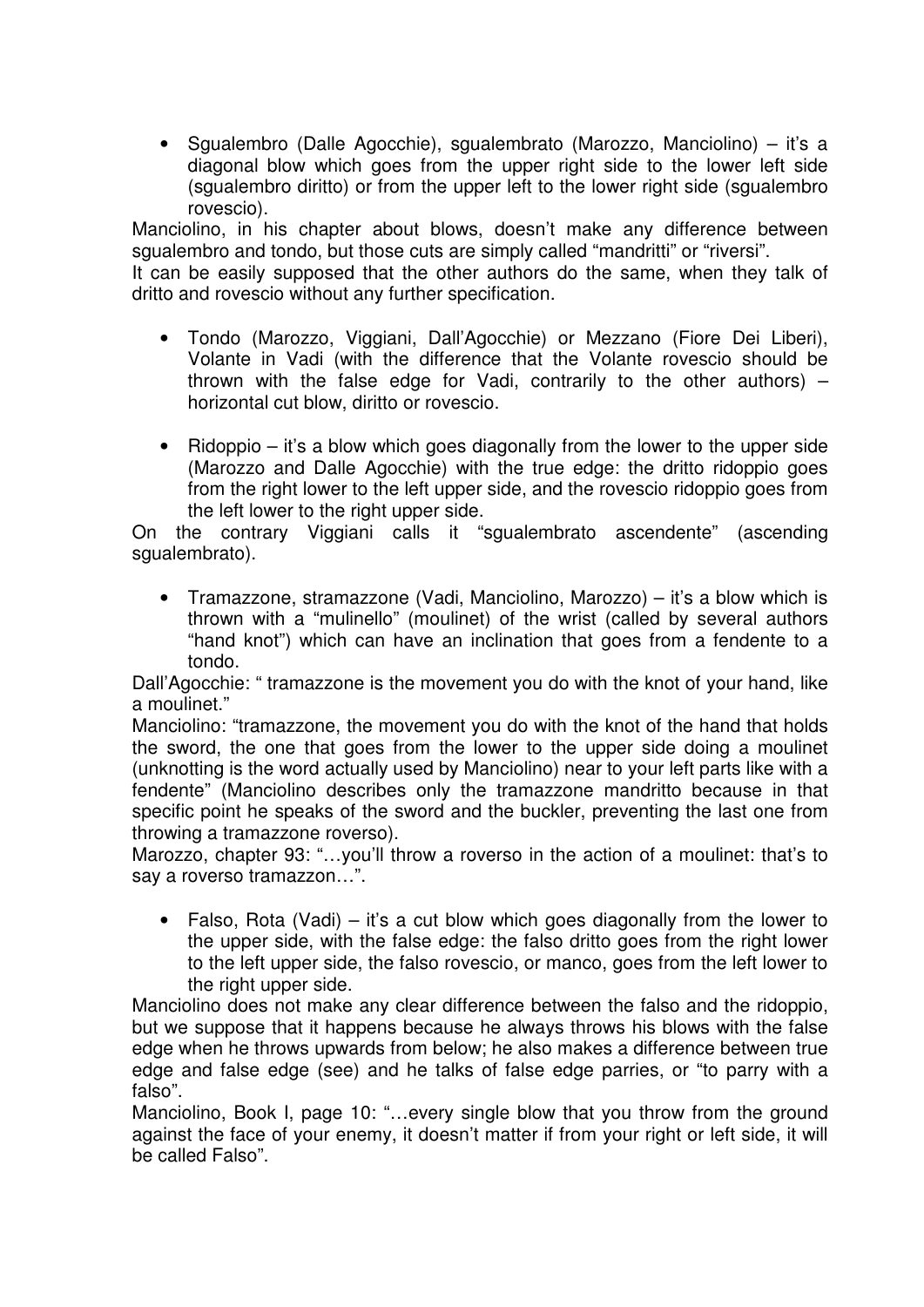- Sgualembro (Dalle Agocchie), sgualembrato (Marozzo, Manciolino) – it's a diagonal blow which goes from the upper right side to the lower left side (sgualembro diritto) or from the upper left to the lower right side (sgualembro rovescio).

Manciolino, in his chapter about blows, doesn't make any difference between sgualembro and tondo, but those cuts are simply called "mandritti" or "riversi".
It can be easily supposed that the other authors do the same, when they talk of dritto and rovescio without any further specification.

- Tondo (Marozzo, Viggiani, Dall'Agocchie) or Mezzano (Fiore Dei Liberi), Volante in Vadi (with the difference that the Volante rovescio should be thrown with the false edge for Vadi, contrarily to the other authors) – horizontal cut blow, diritto or rovescio.

- Ridoppio – it's a blow which goes diagonally from the lower to the upper side (Marozzo and Dalle Agocchie) with the true edge: the dritto ridoppio goes from the right lower to the left upper side, and the rovescio ridoppio goes from the left lower to the right upper side.

On the contrary Viggiani calls it "sgualembrato ascendente" (ascending sgualembrato).

- Tramazzone, stramazzone (Vadi, Manciolino, Marozzo) – it's a blow which is thrown with a "mulinello" (moulinet) of the wrist (called by several authors "hand knot") which can have an inclination that goes from a fendente to a tondo.

Dall'Agocchie: " tramazzone is the movement you do with the knot of your hand, like a moulinet."
Manciolino: "tramazzone, the movement you do with the knot of the hand that holds the sword, the one that goes from the lower to the upper side doing a moulinet (unknotting is the word actually used by Manciolino) near to your left parts like with a fendente" (Manciolino describes only the tramazzone mandritto because in that specific point he speaks of the sword and the buckler, preventing the last one from throwing a tramazzone roverso).
Marozzo, chapter 93: "…you'll throw a roverso in the action of a moulinet: that's to say a roverso tramazzon…".

- Falso, Rota (Vadi) – it's a cut blow which goes diagonally from the lower to the upper side, with the false edge: the falso dritto goes from the right lower to the left upper side, the falso rovescio, or manco, goes from the left lower to the right upper side.

Manciolino does not make any clear difference between the falso and the ridoppio, but we suppose that it happens because he always throws his blows with the false edge when he throws upwards from below; he also makes a difference between true edge and false edge (see) and he talks of false edge parries, or "to parry with a falso".
Manciolino, Book I, page 10: "…every single blow that you throw from the ground against the face of your enemy, it doesn't matter if from your right or left side, it will be called Falso".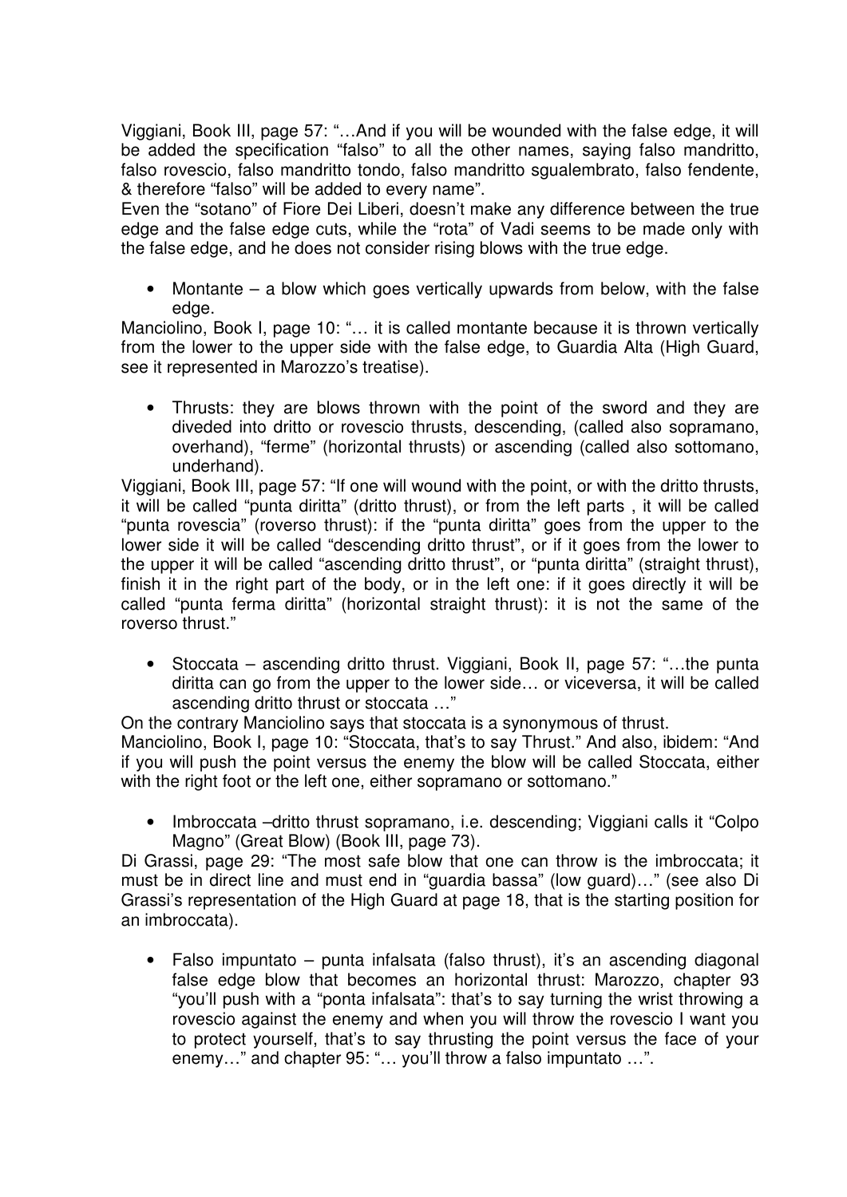Viggiani, Book III, page 57: "…And if you will be wounded with the false edge, it will be added the specification "falso" to all the other names, saying falso mandritto, falso rovescio, falso mandritto tondo, falso mandritto sgualembrato, falso fendente, & therefore "falso" will be added to every name".

Even the "sotano" of Fiore Dei Liberi, doesn't make any difference between the true edge and the false edge cuts, while the "rota" of Vadi seems to be made only with the false edge, and he does not consider rising blows with the true edge.

- Montante – a blow which goes vertically upwards from below, with the false edge.

Manciolino, Book I, page 10: "… it is called montante because it is thrown vertically from the lower to the upper side with the false edge, to Guardia Alta (High Guard, see it represented in Marozzo's treatise).

- Thrusts: they are blows thrown with the point of the sword and they are diveded into dritto or rovescio thrusts, descending, (called also sopramano, overhand), "ferme" (horizontal thrusts) or ascending (called also sottomano, underhand).

Viggiani, Book III, page 57: "If one will wound with the point, or with the dritto thrusts, it will be called "punta diritta" (dritto thrust), or from the left parts , it will be called "punta rovescia" (roverso thrust): if the "punta diritta" goes from the upper to the lower side it will be called "descending dritto thrust", or if it goes from the lower to the upper it will be called "ascending dritto thrust", or "punta diritta" (straight thrust), finish it in the right part of the body, or in the left one: if it goes directly it will be called "punta ferma diritta" (horizontal straight thrust): it is not the same of the roverso thrust."

- Stoccata – ascending dritto thrust. Viggiani, Book II, page 57: "…the punta diritta can go from the upper to the lower side… or viceversa, it will be called ascending dritto thrust or stoccata …"

On the contrary Manciolino says that stoccata is a synonymous of thrust.

Manciolino, Book I, page 10: "Stoccata, that's to say Thrust." And also, ibidem: "And if you will push the point versus the enemy the blow will be called Stoccata, either with the right foot or the left one, either sopramano or sottomano."

- Imbroccata –dritto thrust sopramano, i.e. descending; Viggiani calls it "Colpo Magno" (Great Blow) (Book III, page 73).

Di Grassi, page 29: "The most safe blow that one can throw is the imbroccata; it must be in direct line and must end in "guardia bassa" (low guard)…" (see also Di Grassi's representation of the High Guard at page 18, that is the starting position for an imbroccata).

- Falso impuntato – punta infalsata (falso thrust), it's an ascending diagonal false edge blow that becomes an horizontal thrust: Marozzo, chapter 93 "you'll push with a "ponta infalsata": that's to say turning the wrist throwing a rovescio against the enemy and when you will throw the rovescio I want you to protect yourself, that's to say thrusting the point versus the face of your enemy…" and chapter 95: "… you'll throw a falso impuntato …".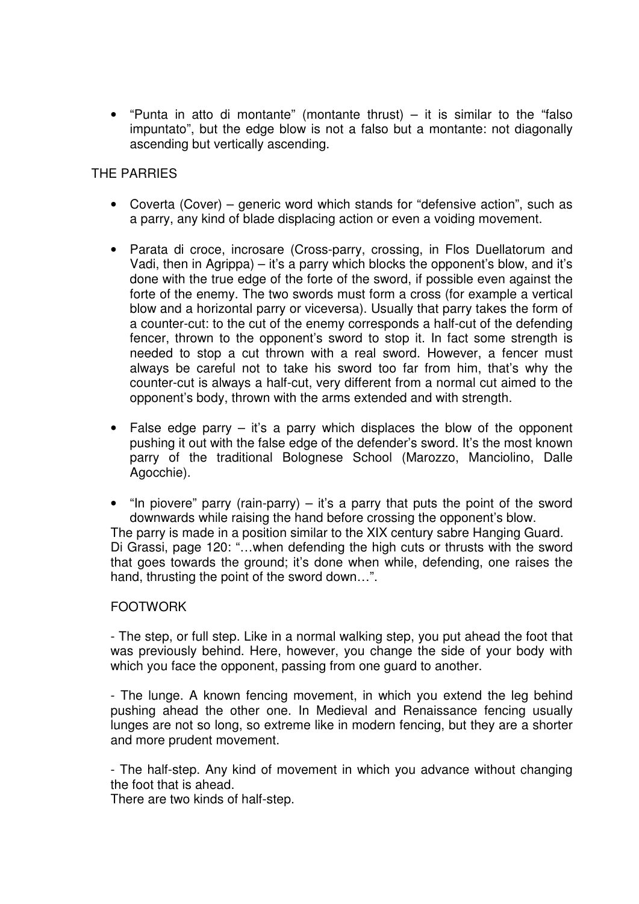- "Punta in atto di montante" (montante thrust) – it is similar to the "falso impuntato", but the edge blow is not a falso but a montante: not diagonally ascending but vertically ascending.

## THE PARRIES

- Coverta (Cover) – generic word which stands for "defensive action", such as a parry, any kind of blade displacing action or even a voiding movement.

- Parata di croce, incrosare (Cross-parry, crossing, in Flos Duellatorum and Vadi, then in Agrippa) – it's a parry which blocks the opponent's blow, and it's done with the true edge of the forte of the sword, if possible even against the forte of the enemy. The two swords must form a cross (for example a vertical blow and a horizontal parry or viceversa). Usually that parry takes the form of a counter-cut: to the cut of the enemy corresponds a half-cut of the defending fencer, thrown to the opponent's sword to stop it. In fact some strength is needed to stop a cut thrown with a real sword. However, a fencer must always be careful not to take his sword too far from him, that's why the counter-cut is always a half-cut, very different from a normal cut aimed to the opponent's body, thrown with the arms extended and with strength.

- False edge parry – it's a parry which displaces the blow of the opponent pushing it out with the false edge of the defender's sword. It's the most known parry of the traditional Bolognese School (Marozzo, Manciolino, Dalle Agocchie).

- "In piovere" parry (rain-parry) – it's a parry that puts the point of the sword downwards while raising the hand before crossing the opponent's blow.

The parry is made in a position similar to the XIX century sabre Hanging Guard. Di Grassi, page 120: "…when defending the high cuts or thrusts with the sword that goes towards the ground; it's done when while, defending, one raises the hand, thrusting the point of the sword down…".

## FOOTWORK

- The step, or full step. Like in a normal walking step, you put ahead the foot that was previously behind. Here, however, you change the side of your body with which you face the opponent, passing from one guard to another.

- The lunge. A known fencing movement, in which you extend the leg behind pushing ahead the other one. In Medieval and Renaissance fencing usually lunges are not so long, so extreme like in modern fencing, but they are a shorter and more prudent movement.

- The half-step. Any kind of movement in which you advance without changing the foot that is ahead.

There are two kinds of half-step.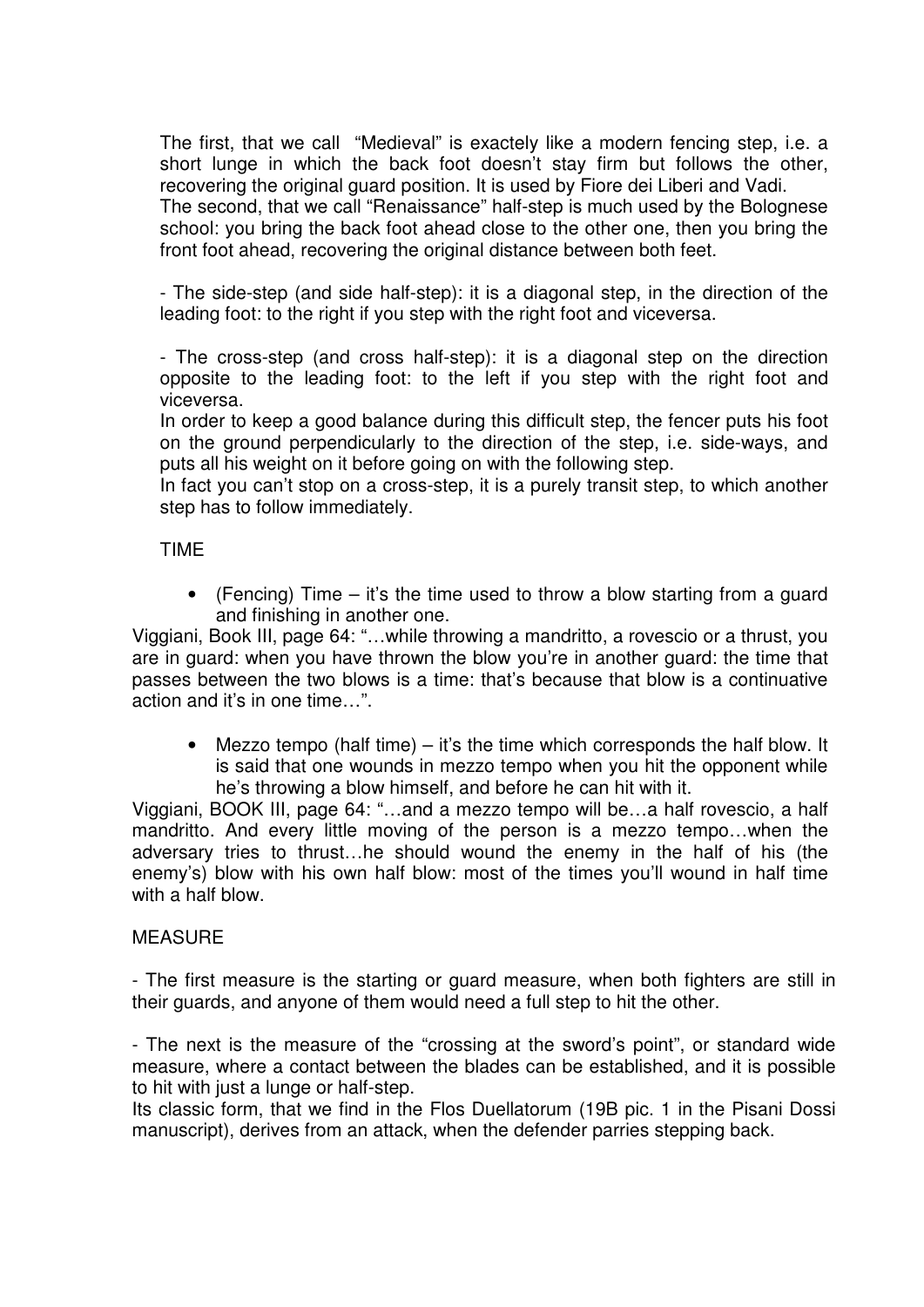The first, that we call "Medieval" is exactely like a modern fencing step, i.e. a short lunge in which the back foot doesn't stay firm but follows the other, recovering the original guard position. It is used by Fiore dei Liberi and Vadi.
The second, that we call "Renaissance" half-step is much used by the Bolognese school: you bring the back foot ahead close to the other one, then you bring the front foot ahead, recovering the original distance between both feet.

- The side-step (and side half-step): it is a diagonal step, in the direction of the leading foot: to the right if you step with the right foot and viceversa.

- The cross-step (and cross half-step): it is a diagonal step on the direction opposite to the leading foot: to the left if you step with the right foot and viceversa.
In order to keep a good balance during this difficult step, the fencer puts his foot on the ground perpendicularly to the direction of the step, i.e. side-ways, and puts all his weight on it before going on with the following step.
In fact you can't stop on a cross-step, it is a purely transit step, to which another step has to follow immediately.

TIME

- (Fencing) Time – it's the time used to throw a blow starting from a guard and finishing in another one.

Viggiani, Book III, page 64: "…while throwing a mandritto, a rovescio or a thrust, you are in guard: when you have thrown the blow you're in another guard: the time that passes between the two blows is a time: that's because that blow is a continuative action and it's in one time…".

- Mezzo tempo (half time) – it's the time which corresponds the half blow. It is said that one wounds in mezzo tempo when you hit the opponent while he's throwing a blow himself, and before he can hit with it.

Viggiani, BOOK III, page 64: "…and a mezzo tempo will be…a half rovescio, a half mandritto. And every little moving of the person is a mezzo tempo…when the adversary tries to thrust…he should wound the enemy in the half of his (the enemy's) blow with his own half blow: most of the times you'll wound in half time with a half blow.

MEASURE

- The first measure is the starting or guard measure, when both fighters are still in their guards, and anyone of them would need a full step to hit the other.

- The next is the measure of the "crossing at the sword's point", or standard wide measure, where a contact between the blades can be established, and it is possible to hit with just a lunge or half-step.
Its classic form, that we find in the Flos Duellatorum (19B pic. 1 in the Pisani Dossi manuscript), derives from an attack, when the defender parries stepping back.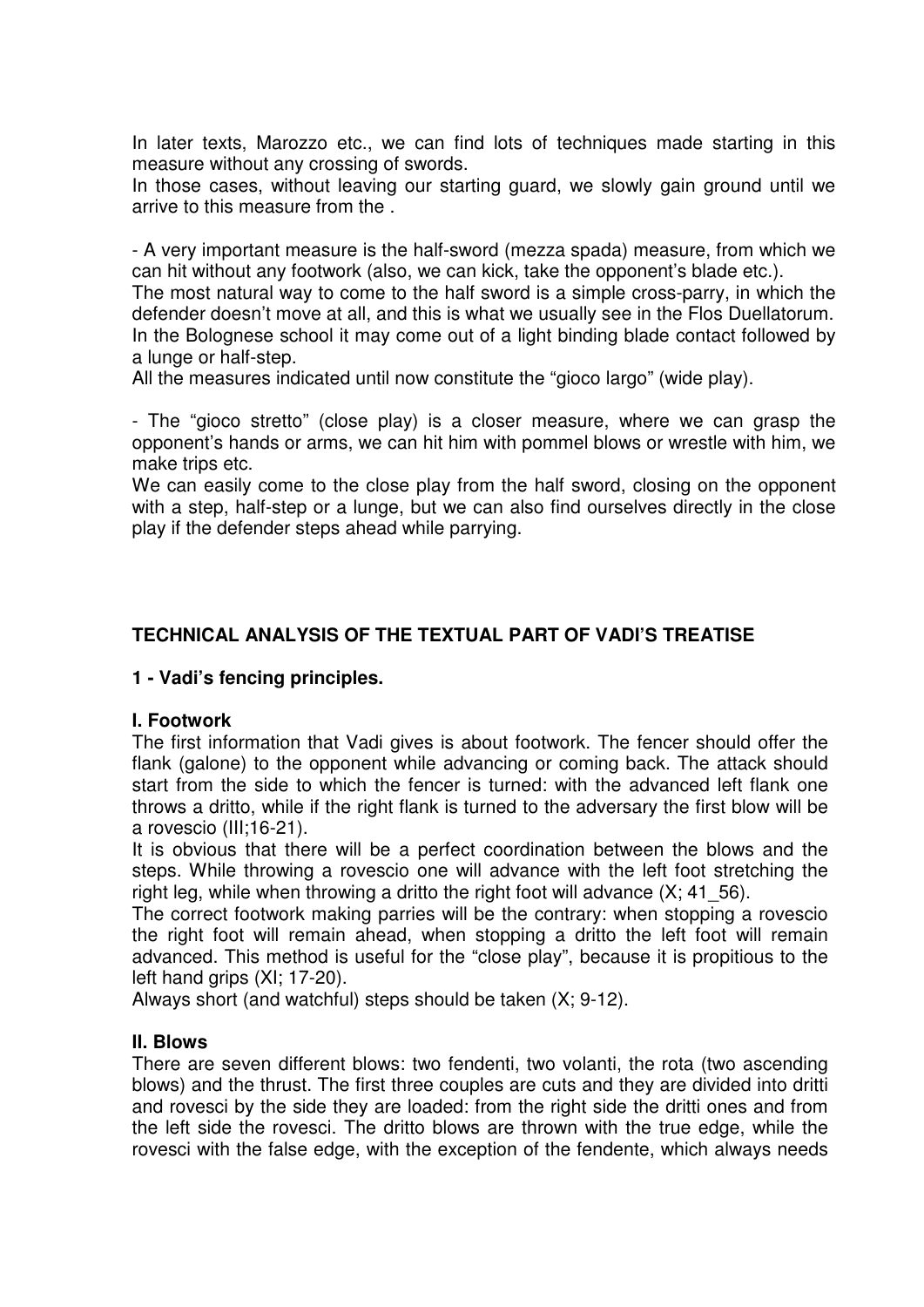In later texts, Marozzo etc., we can find lots of techniques made starting in this measure without any crossing of swords.
In those cases, without leaving our starting guard, we slowly gain ground until we arrive to this measure from the .

- A very important measure is the half-sword (mezza spada) measure, from which we can hit without any footwork (also, we can kick, take the opponent's blade etc.).
The most natural way to come to the half sword is a simple cross-parry, in which the defender doesn't move at all, and this is what we usually see in the Flos Duellatorum. In the Bolognese school it may come out of a light binding blade contact followed by a lunge or half-step.
All the measures indicated until now constitute the "gioco largo" (wide play).

- The "gioco stretto" (close play) is a closer measure, where we can grasp the opponent's hands or arms, we can hit him with pommel blows or wrestle with him, we make trips etc.
We can easily come to the close play from the half sword, closing on the opponent with a step, half-step or a lunge, but we can also find ourselves directly in the close play if the defender steps ahead while parrying.

## TECHNICAL ANALYSIS OF THE TEXTUAL PART OF VADI'S TREATISE

### 1 - Vadi's fencing principles.

#### I. Footwork

The first information that Vadi gives is about footwork. The fencer should offer the flank (galone) to the opponent while advancing or coming back. The attack should start from the side to which the fencer is turned: with the advanced left flank one throws a dritto, while if the right flank is turned to the adversary the first blow will be a rovescio (III;16-21).
It is obvious that there will be a perfect coordination between the blows and the steps. While throwing a rovescio one will advance with the left foot stretching the right leg, while when throwing a dritto the right foot will advance (X; 41_56).
The correct footwork making parries will be the contrary: when stopping a rovescio the right foot will remain ahead, when stopping a dritto the left foot will remain advanced. This method is useful for the "close play", because it is propitious to the left hand grips (XI; 17-20).
Always short (and watchful) steps should be taken (X; 9-12).

#### II. Blows

There are seven different blows: two fendenti, two volanti, the rota (two ascending blows) and the thrust. The first three couples are cuts and they are divided into dritti and rovesci by the side they are loaded: from the right side the dritti ones and from the left side the rovesci. The dritto blows are thrown with the true edge, while the rovesci with the false edge, with the exception of the fendente, which always needs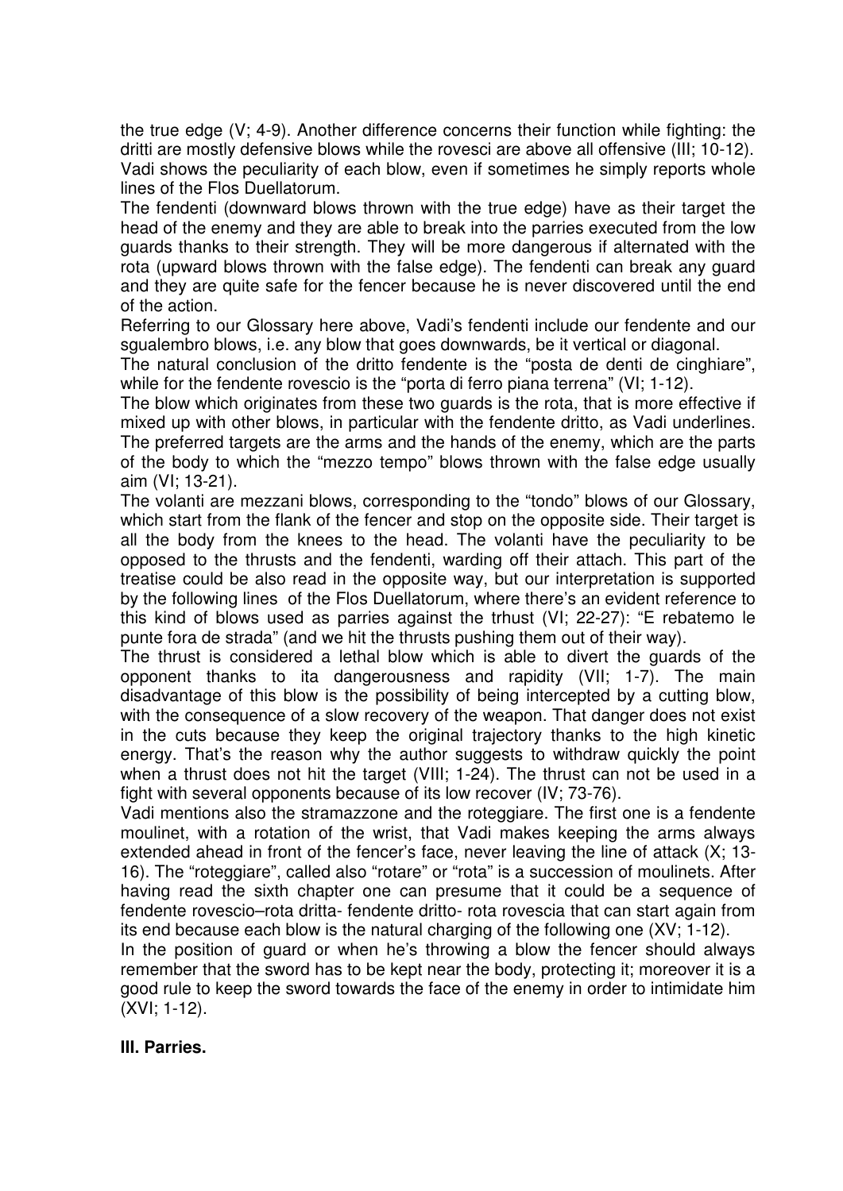the true edge (V; 4-9). Another difference concerns their function while fighting: the dritti are mostly defensive blows while the rovesci are above all offensive (III; 10-12). Vadi shows the peculiarity of each blow, even if sometimes he simply reports whole lines of the Flos Duellatorum.

The fendenti (downward blows thrown with the true edge) have as their target the head of the enemy and they are able to break into the parries executed from the low guards thanks to their strength. They will be more dangerous if alternated with the rota (upward blows thrown with the false edge). The fendenti can break any guard and they are quite safe for the fencer because he is never discovered until the end of the action.

Referring to our Glossary here above, Vadi's fendenti include our fendente and our sgualembro blows, i.e. any blow that goes downwards, be it vertical or diagonal.

The natural conclusion of the dritto fendente is the "posta de denti de cinghiare", while for the fendente rovescio is the "porta di ferro piana terrena" (VI; 1-12).

The blow which originates from these two guards is the rota, that is more effective if mixed up with other blows, in particular with the fendente dritto, as Vadi underlines. The preferred targets are the arms and the hands of the enemy, which are the parts of the body to which the "mezzo tempo" blows thrown with the false edge usually aim (VI; 13-21).

The volanti are mezzani blows, corresponding to the "tondo" blows of our Glossary, which start from the flank of the fencer and stop on the opposite side. Their target is all the body from the knees to the head. The volanti have the peculiarity to be opposed to the thrusts and the fendenti, warding off their attach. This part of the treatise could be also read in the opposite way, but our interpretation is supported by the following lines of the Flos Duellatorum, where there's an evident reference to this kind of blows used as parries against the trhust (VI; 22-27): "E rebatemo le punte fora de strada" (and we hit the thrusts pushing them out of their way).

The thrust is considered a lethal blow which is able to divert the guards of the opponent thanks to ita dangerousness and rapidity (VII; 1-7). The main disadvantage of this blow is the possibility of being intercepted by a cutting blow, with the consequence of a slow recovery of the weapon. That danger does not exist in the cuts because they keep the original trajectory thanks to the high kinetic energy. That's the reason why the author suggests to withdraw quickly the point when a thrust does not hit the target (VIII; 1-24). The thrust can not be used in a fight with several opponents because of its low recover (IV; 73-76).

Vadi mentions also the stramazzone and the roteggiare. The first one is a fendente moulinet, with a rotation of the wrist, that Vadi makes keeping the arms always extended ahead in front of the fencer's face, never leaving the line of attack (X; 13-16). The "roteggiare", called also "rotare" or "rota" is a succession of moulinets. After having read the sixth chapter one can presume that it could be a sequence of fendente rovescio–rota dritta- fendente dritto- rota rovescia that can start again from its end because each blow is the natural charging of the following one (XV; 1-12).

In the position of guard or when he's throwing a blow the fencer should always remember that the sword has to be kept near the body, protecting it; moreover it is a good rule to keep the sword towards the face of the enemy in order to intimidate him (XVI; 1-12).

### III. Parries.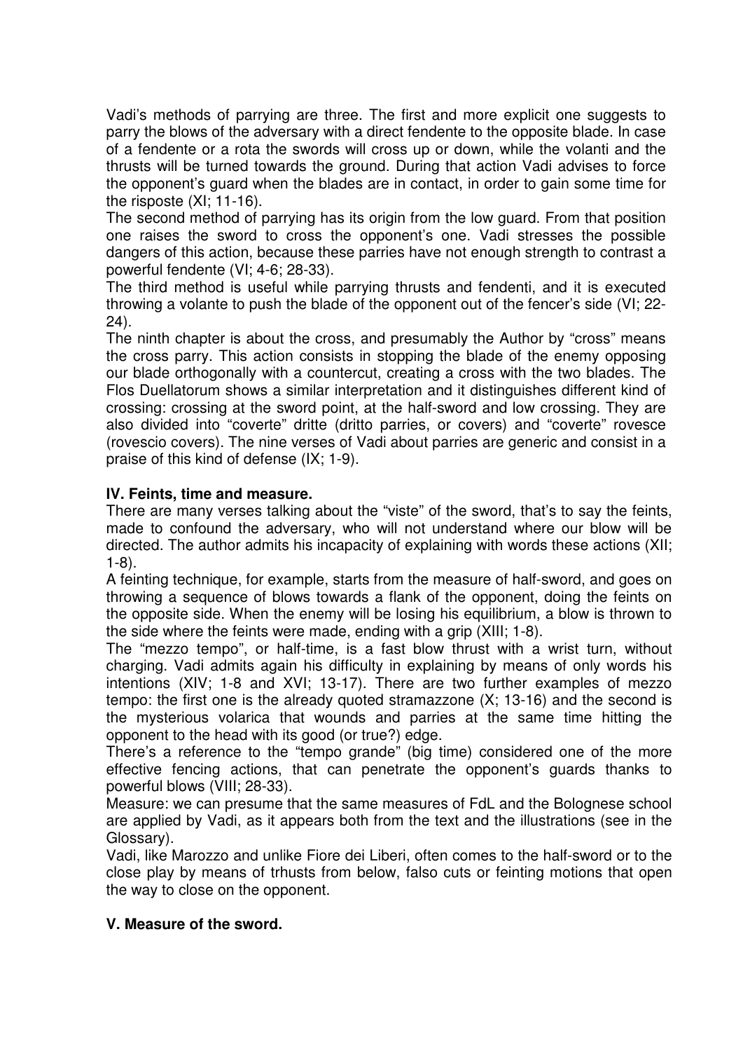Vadi's methods of parrying are three. The first and more explicit one suggests to parry the blows of the adversary with a direct fendente to the opposite blade. In case of a fendente or a rota the swords will cross up or down, while the volanti and the thrusts will be turned towards the ground. During that action Vadi advises to force the opponent's guard when the blades are in contact, in order to gain some time for the risposte (XI; 11-16).

The second method of parrying has its origin from the low guard. From that position one raises the sword to cross the opponent's one. Vadi stresses the possible dangers of this action, because these parries have not enough strength to contrast a powerful fendente (VI; 4-6; 28-33).

The third method is useful while parrying thrusts and fendenti, and it is executed throwing a volante to push the blade of the opponent out of the fencer's side (VI; 22-24).

The ninth chapter is about the cross, and presumably the Author by "cross" means the cross parry. This action consists in stopping the blade of the enemy opposing our blade orthogonally with a countercut, creating a cross with the two blades. The Flos Duellatorum shows a similar interpretation and it distinguishes different kind of crossing: crossing at the sword point, at the half-sword and low crossing. They are also divided into "coverte" dritte (dritto parries, or covers) and "coverte" rovesce (rovescio covers). The nine verses of Vadi about parries are generic and consist in a praise of this kind of defense (IX; 1-9).

## IV. Feints, time and measure.

There are many verses talking about the "viste" of the sword, that's to say the feints, made to confound the adversary, who will not understand where our blow will be directed. The author admits his incapacity of explaining with words these actions (XII; 1-8).

A feinting technique, for example, starts from the measure of half-sword, and goes on throwing a sequence of blows towards a flank of the opponent, doing the feints on the opposite side. When the enemy will be losing his equilibrium, a blow is thrown to the side where the feints were made, ending with a grip (XIII; 1-8).

The "mezzo tempo", or half-time, is a fast blow thrust with a wrist turn, without charging. Vadi admits again his difficulty in explaining by means of only words his intentions (XIV; 1-8 and XVI; 13-17). There are two further examples of mezzo tempo: the first one is the already quoted stramazzone (X; 13-16) and the second is the mysterious volarica that wounds and parries at the same time hitting the opponent to the head with its good (or true?) edge.

There's a reference to the "tempo grande" (big time) considered one of the more effective fencing actions, that can penetrate the opponent's guards thanks to powerful blows (VIII; 28-33).

Measure: we can presume that the same measures of FdL and the Bolognese school are applied by Vadi, as it appears both from the text and the illustrations (see in the Glossary).

Vadi, like Marozzo and unlike Fiore dei Liberi, often comes to the half-sword or to the close play by means of trhusts from below, falso cuts or feinting motions that open the way to close on the opponent.

## V. Measure of the sword.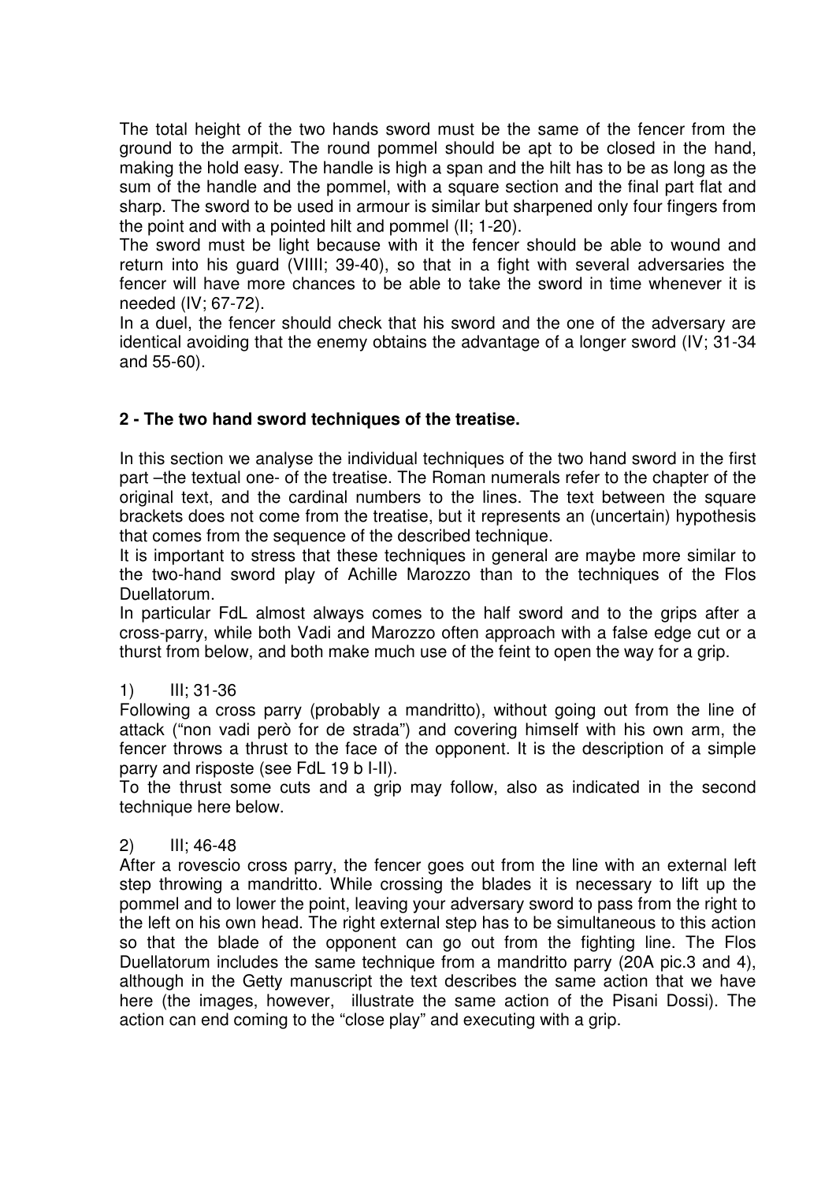The total height of the two hands sword must be the same of the fencer from the ground to the armpit. The round pommel should be apt to be closed in the hand, making the hold easy. The handle is high a span and the hilt has to be as long as the sum of the handle and the pommel, with a square section and the final part flat and sharp. The sword to be used in armour is similar but sharpened only four fingers from the point and with a pointed hilt and pommel (II; 1-20).

The sword must be light because with it the fencer should be able to wound and return into his guard (VIIII; 39-40), so that in a fight with several adversaries the fencer will have more chances to be able to take the sword in time whenever it is needed (IV; 67-72).

In a duel, the fencer should check that his sword and the one of the adversary are identical avoiding that the enemy obtains the advantage of a longer sword (IV; 31-34 and 55-60).

### 2 - The two hand sword techniques of the treatise.

In this section we analyse the individual techniques of the two hand sword in the first part –the textual one- of the treatise. The Roman numerals refer to the chapter of the original text, and the cardinal numbers to the lines. The text between the square brackets does not come from the treatise, but it represents an (uncertain) hypothesis that comes from the sequence of the described technique.

It is important to stress that these techniques in general are maybe more similar to the two-hand sword play of Achille Marozzo than to the techniques of the Flos Duellatorum.

In particular FdL almost always comes to the half sword and to the grips after a cross-parry, while both Vadi and Marozzo often approach with a false edge cut or a thurst from below, and both make much use of the feint to open the way for a grip.

1) III; 31-36

Following a cross parry (probably a mandritto), without going out from the line of attack ("non vadi però for de strada") and covering himself with his own arm, the fencer throws a thrust to the face of the opponent. It is the description of a simple parry and risposte (see FdL 19 b I-II).

To the thrust some cuts and a grip may follow, also as indicated in the second technique here below.

2) III; 46-48

After a rovescio cross parry, the fencer goes out from the line with an external left step throwing a mandritto. While crossing the blades it is necessary to lift up the pommel and to lower the point, leaving your adversary sword to pass from the right to the left on his own head. The right external step has to be simultaneous to this action so that the blade of the opponent can go out from the fighting line. The Flos Duellatorum includes the same technique from a mandritto parry (20A pic.3 and 4), although in the Getty manuscript the text describes the same action that we have here (the images, however, illustrate the same action of the Pisani Dossi). The action can end coming to the "close play" and executing with a grip.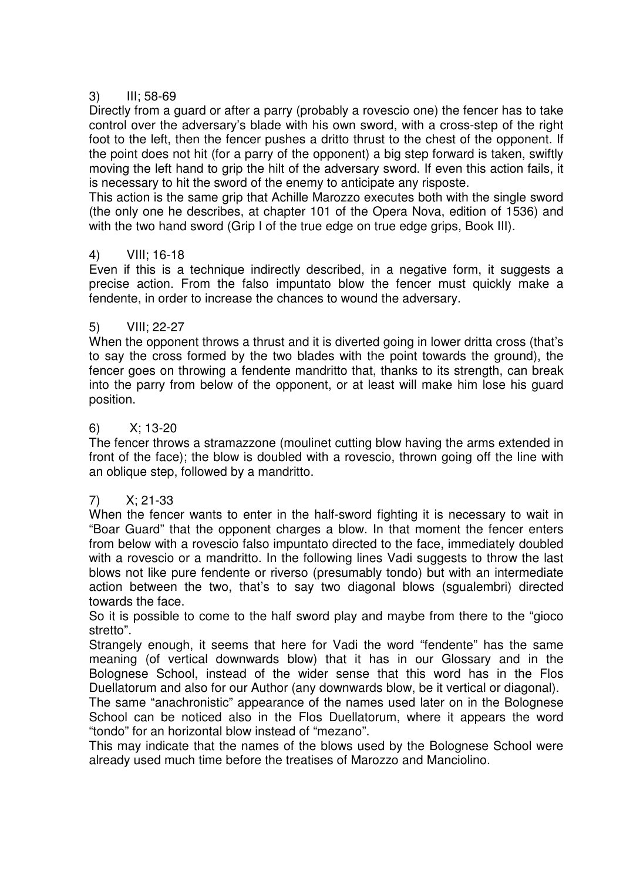3) III; 58-69

Directly from a guard or after a parry (probably a rovescio one) the fencer has to take control over the adversary's blade with his own sword, with a cross-step of the right foot to the left, then the fencer pushes a dritto thrust to the chest of the opponent. If the point does not hit (for a parry of the opponent) a big step forward is taken, swiftly moving the left hand to grip the hilt of the adversary sword. If even this action fails, it is necessary to hit the sword of the enemy to anticipate any risposte.

This action is the same grip that Achille Marozzo executes both with the single sword (the only one he describes, at chapter 101 of the Opera Nova, edition of 1536) and with the two hand sword (Grip I of the true edge on true edge grips, Book III).

4) VIII; 16-18

Even if this is a technique indirectly described, in a negative form, it suggests a precise action. From the falso impuntato blow the fencer must quickly make a fendente, in order to increase the chances to wound the adversary.

5) VIII; 22-27

When the opponent throws a thrust and it is diverted going in lower dritta cross (that's to say the cross formed by the two blades with the point towards the ground), the fencer goes on throwing a fendente mandritto that, thanks to its strength, can break into the parry from below of the opponent, or at least will make him lose his guard position.

6) X; 13-20

The fencer throws a stramazzone (moulinet cutting blow having the arms extended in front of the face); the blow is doubled with a rovescio, thrown going off the line with an oblique step, followed by a mandritto.

7) X; 21-33

When the fencer wants to enter in the half-sword fighting it is necessary to wait in "Boar Guard" that the opponent charges a blow. In that moment the fencer enters from below with a rovescio falso impuntato directed to the face, immediately doubled with a rovescio or a mandritto. In the following lines Vadi suggests to throw the last blows not like pure fendente or riverso (presumably tondo) but with an intermediate action between the two, that's to say two diagonal blows (sgualembri) directed towards the face.

So it is possible to come to the half sword play and maybe from there to the "gioco stretto".

Strangely enough, it seems that here for Vadi the word "fendente" has the same meaning (of vertical downwards blow) that it has in our Glossary and in the Bolognese School, instead of the wider sense that this word has in the Flos Duellatorum and also for our Author (any downwards blow, be it vertical or diagonal).

The same "anachronistic" appearance of the names used later on in the Bolognese School can be noticed also in the Flos Duellatorum, where it appears the word "tondo" for an horizontal blow instead of "mezano".

This may indicate that the names of the blows used by the Bolognese School were already used much time before the treatises of Marozzo and Manciolino.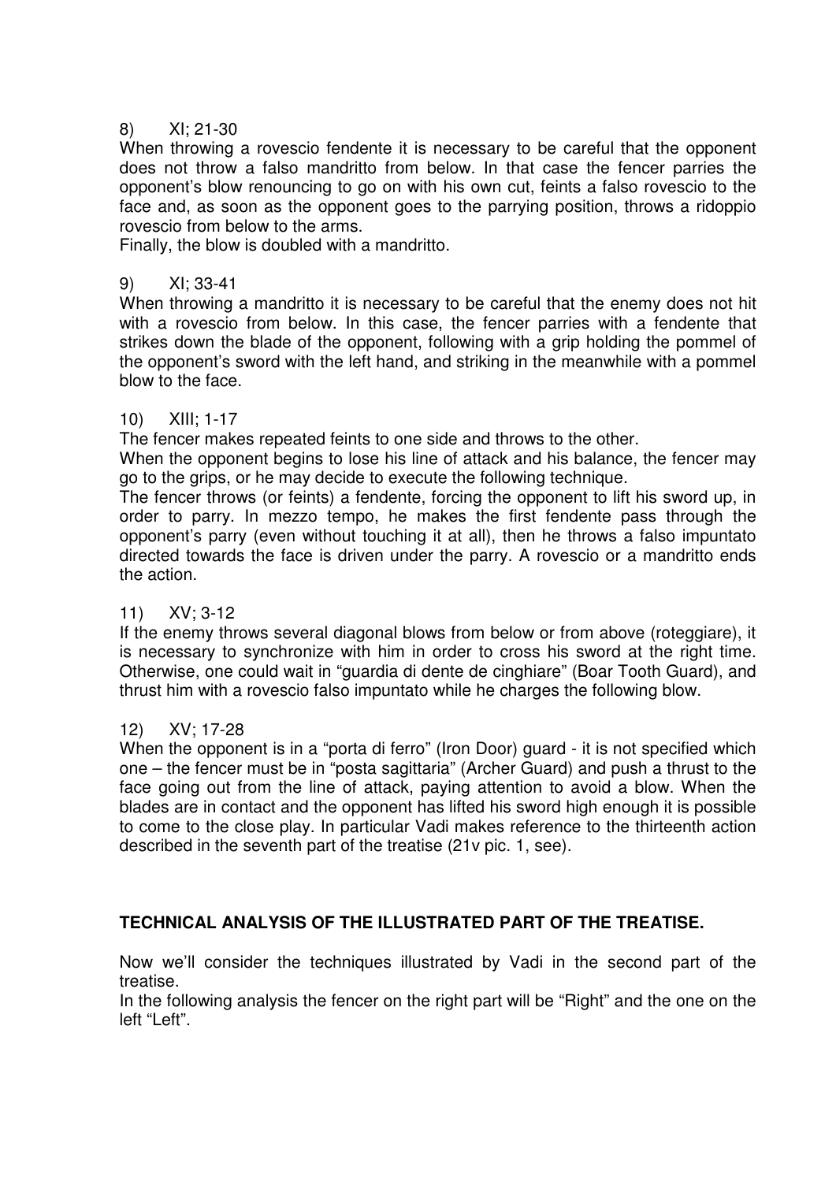8) XI; 21-30

When throwing a rovescio fendente it is necessary to be careful that the opponent does not throw a falso mandritto from below. In that case the fencer parries the opponent's blow renouncing to go on with his own cut, feints a falso rovescio to the face and, as soon as the opponent goes to the parrying position, throws a ridoppio rovescio from below to the arms.

Finally, the blow is doubled with a mandritto.

9) XI; 33-41

When throwing a mandritto it is necessary to be careful that the enemy does not hit with a rovescio from below. In this case, the fencer parries with a fendente that strikes down the blade of the opponent, following with a grip holding the pommel of the opponent's sword with the left hand, and striking in the meanwhile with a pommel blow to the face.

10) XIII; 1-17

The fencer makes repeated feints to one side and throws to the other.

When the opponent begins to lose his line of attack and his balance, the fencer may go to the grips, or he may decide to execute the following technique.

The fencer throws (or feints) a fendente, forcing the opponent to lift his sword up, in order to parry. In mezzo tempo, he makes the first fendente pass through the opponent's parry (even without touching it at all), then he throws a falso impuntato directed towards the face is driven under the parry. A rovescio or a mandritto ends the action.

11) XV; 3-12

If the enemy throws several diagonal blows from below or from above (roteggiare), it is necessary to synchronize with him in order to cross his sword at the right time. Otherwise, one could wait in "guardia di dente de cinghiare" (Boar Tooth Guard), and thrust him with a rovescio falso impuntato while he charges the following blow.

12) XV; 17-28

When the opponent is in a "porta di ferro" (Iron Door) guard - it is not specified which one – the fencer must be in "posta sagittaria" (Archer Guard) and push a thrust to the face going out from the line of attack, paying attention to avoid a blow. When the blades are in contact and the opponent has lifted his sword high enough it is possible to come to the close play. In particular Vadi makes reference to the thirteenth action described in the seventh part of the treatise (21v pic. 1, see).

## TECHNICAL ANALYSIS OF THE ILLUSTRATED PART OF THE TREATISE.

Now we'll consider the techniques illustrated by Vadi in the second part of the treatise.

In the following analysis the fencer on the right part will be "Right" and the one on the left "Left".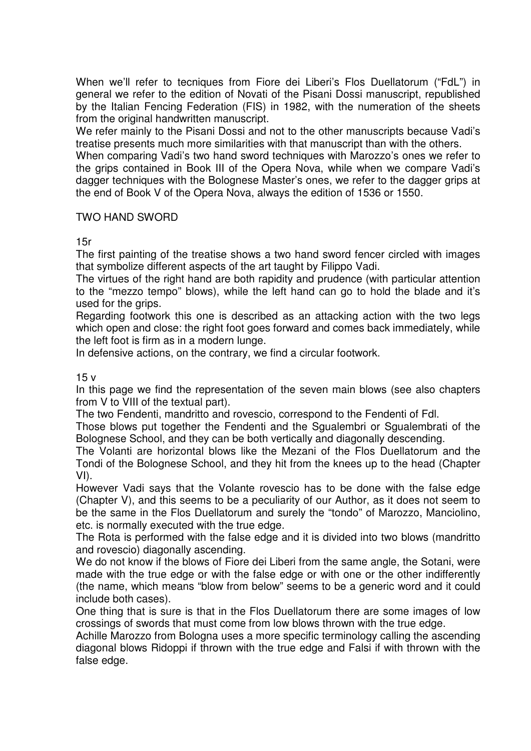When we'll refer to tecniques from Fiore dei Liberi's Flos Duellatorum ("FdL") in general we refer to the edition of Novati of the Pisani Dossi manuscript, republished by the Italian Fencing Federation (FIS) in 1982, with the numeration of the sheets from the original handwritten manuscript.

We refer mainly to the Pisani Dossi and not to the other manuscripts because Vadi's treatise presents much more similarities with that manuscript than with the others.

When comparing Vadi's two hand sword techniques with Marozzo's ones we refer to the grips contained in Book III of the Opera Nova, while when we compare Vadi's dagger techniques with the Bolognese Master's ones, we refer to the dagger grips at the end of Book V of the Opera Nova, always the edition of 1536 or 1550.

## TWO HAND SWORD

### 15r

The first painting of the treatise shows a two hand sword fencer circled with images that symbolize different aspects of the art taught by Filippo Vadi.

The virtues of the right hand are both rapidity and prudence (with particular attention to the "mezzo tempo" blows), while the left hand can go to hold the blade and it's used for the grips.

Regarding footwork this one is described as an attacking action with the two legs which open and close: the right foot goes forward and comes back immediately, while the left foot is firm as in a modern lunge.

In defensive actions, on the contrary, we find a circular footwork.

### 15 v

In this page we find the representation of the seven main blows (see also chapters from V to VIII of the textual part).

The two Fendenti, mandritto and rovescio, correspond to the Fendenti of Fdl.

Those blows put together the Fendenti and the Sgualembri or Sgualembrati of the Bolognese School, and they can be both vertically and diagonally descending.

The Volanti are horizontal blows like the Mezani of the Flos Duellatorum and the Tondi of the Bolognese School, and they hit from the knees up to the head (Chapter VI).

However Vadi says that the Volante rovescio has to be done with the false edge (Chapter V), and this seems to be a peculiarity of our Author, as it does not seem to be the same in the Flos Duellatorum and surely the "tondo" of Marozzo, Manciolino, etc. is normally executed with the true edge.

The Rota is performed with the false edge and it is divided into two blows (mandritto and rovescio) diagonally ascending.

We do not know if the blows of Fiore dei Liberi from the same angle, the Sotani, were made with the true edge or with the false edge or with one or the other indifferently (the name, which means "blow from below" seems to be a generic word and it could include both cases).

One thing that is sure is that in the Flos Duellatorum there are some images of low crossings of swords that must come from low blows thrown with the true edge.

Achille Marozzo from Bologna uses a more specific terminology calling the ascending diagonal blows Ridoppi if thrown with the true edge and Falsi if with thrown with the false edge.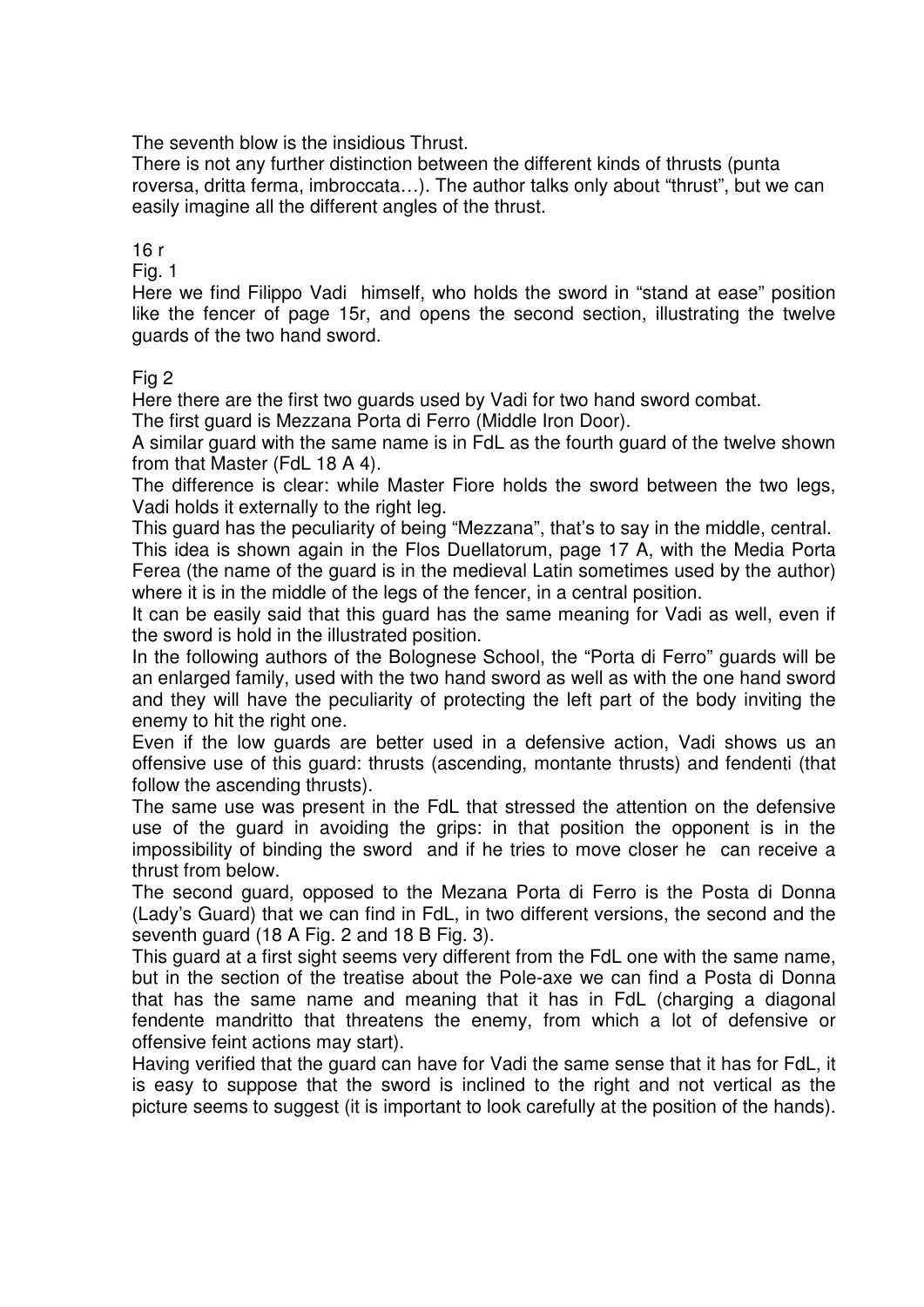The seventh blow is the insidious Thrust.

There is not any further distinction between the different kinds of thrusts (punta roversa, dritta ferma, imbroccata…). The author talks only about "thrust", but we can easily imagine all the different angles of the thrust.

16 r

Fig. 1

Here we find Filippo Vadi himself, who holds the sword in "stand at ease" position like the fencer of page 15r, and opens the second section, illustrating the twelve guards of the two hand sword.

Fig 2

Here there are the first two guards used by Vadi for two hand sword combat.

The first guard is Mezzana Porta di Ferro (Middle Iron Door).

A similar guard with the same name is in FdL as the fourth guard of the twelve shown from that Master (FdL 18 A 4).

The difference is clear: while Master Fiore holds the sword between the two legs, Vadi holds it externally to the right leg.

This guard has the peculiarity of being "Mezzana", that's to say in the middle, central.

This idea is shown again in the Flos Duellatorum, page 17 A, with the Media Porta Ferea (the name of the guard is in the medieval Latin sometimes used by the author) where it is in the middle of the legs of the fencer, in a central position.

It can be easily said that this guard has the same meaning for Vadi as well, even if the sword is hold in the illustrated position.

In the following authors of the Bolognese School, the "Porta di Ferro" guards will be an enlarged family, used with the two hand sword as well as with the one hand sword and they will have the peculiarity of protecting the left part of the body inviting the enemy to hit the right one.

Even if the low guards are better used in a defensive action, Vadi shows us an offensive use of this guard: thrusts (ascending, montante thrusts) and fendenti (that follow the ascending thrusts).

The same use was present in the FdL that stressed the attention on the defensive use of the guard in avoiding the grips: in that position the opponent is in the impossibility of binding the sword and if he tries to move closer he can receive a thrust from below.

The second guard, opposed to the Mezana Porta di Ferro is the Posta di Donna (Lady's Guard) that we can find in FdL, in two different versions, the second and the seventh guard (18 A Fig. 2 and 18 B Fig. 3).

This guard at a first sight seems very different from the FdL one with the same name, but in the section of the treatise about the Pole-axe we can find a Posta di Donna that has the same name and meaning that it has in FdL (charging a diagonal fendente mandritto that threatens the enemy, from which a lot of defensive or offensive feint actions may start).

Having verified that the guard can have for Vadi the same sense that it has for FdL, it is easy to suppose that the sword is inclined to the right and not vertical as the picture seems to suggest (it is important to look carefully at the position of the hands).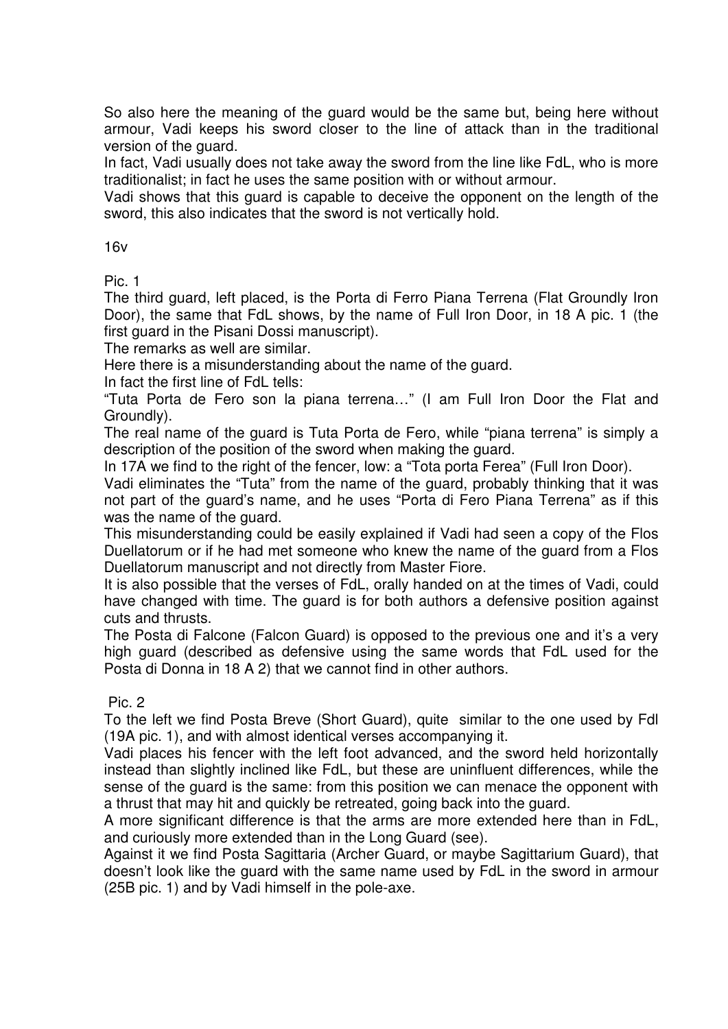So also here the meaning of the guard would be the same but, being here without armour, Vadi keeps his sword closer to the line of attack than in the traditional version of the guard.

In fact, Vadi usually does not take away the sword from the line like FdL, who is more traditionalist; in fact he uses the same position with or without armour.

Vadi shows that this guard is capable to deceive the opponent on the length of the sword, this also indicates that the sword is not vertically hold.

16v

Pic. 1

The third guard, left placed, is the Porta di Ferro Piana Terrena (Flat Groundly Iron Door), the same that FdL shows, by the name of Full Iron Door, in 18 A pic. 1 (the first guard in the Pisani Dossi manuscript).

The remarks as well are similar.

Here there is a misunderstanding about the name of the guard.

In fact the first line of FdL tells:

"Tuta Porta de Fero son la piana terrena…" (I am Full Iron Door the Flat and Groundly).

The real name of the guard is Tuta Porta de Fero, while "piana terrena" is simply a description of the position of the sword when making the guard.

In 17A we find to the right of the fencer, low: a "Tota porta Ferea" (Full Iron Door).

Vadi eliminates the "Tuta" from the name of the guard, probably thinking that it was not part of the guard's name, and he uses "Porta di Fero Piana Terrena" as if this was the name of the guard.

This misunderstanding could be easily explained if Vadi had seen a copy of the Flos Duellatorum or if he had met someone who knew the name of the guard from a Flos Duellatorum manuscript and not directly from Master Fiore.

It is also possible that the verses of FdL, orally handed on at the times of Vadi, could have changed with time. The guard is for both authors a defensive position against cuts and thrusts.

The Posta di Falcone (Falcon Guard) is opposed to the previous one and it's a very high guard (described as defensive using the same words that FdL used for the Posta di Donna in 18 A 2) that we cannot find in other authors.

Pic. 2

To the left we find Posta Breve (Short Guard), quite similar to the one used by Fdl (19A pic. 1), and with almost identical verses accompanying it.

Vadi places his fencer with the left foot advanced, and the sword held horizontally instead than slightly inclined like FdL, but these are uninfluent differences, while the sense of the guard is the same: from this position we can menace the opponent with a thrust that may hit and quickly be retreated, going back into the guard.

A more significant difference is that the arms are more extended here than in FdL, and curiously more extended than in the Long Guard (see).

Against it we find Posta Sagittaria (Archer Guard, or maybe Sagittarium Guard), that doesn't look like the guard with the same name used by FdL in the sword in armour (25B pic. 1) and by Vadi himself in the pole-axe.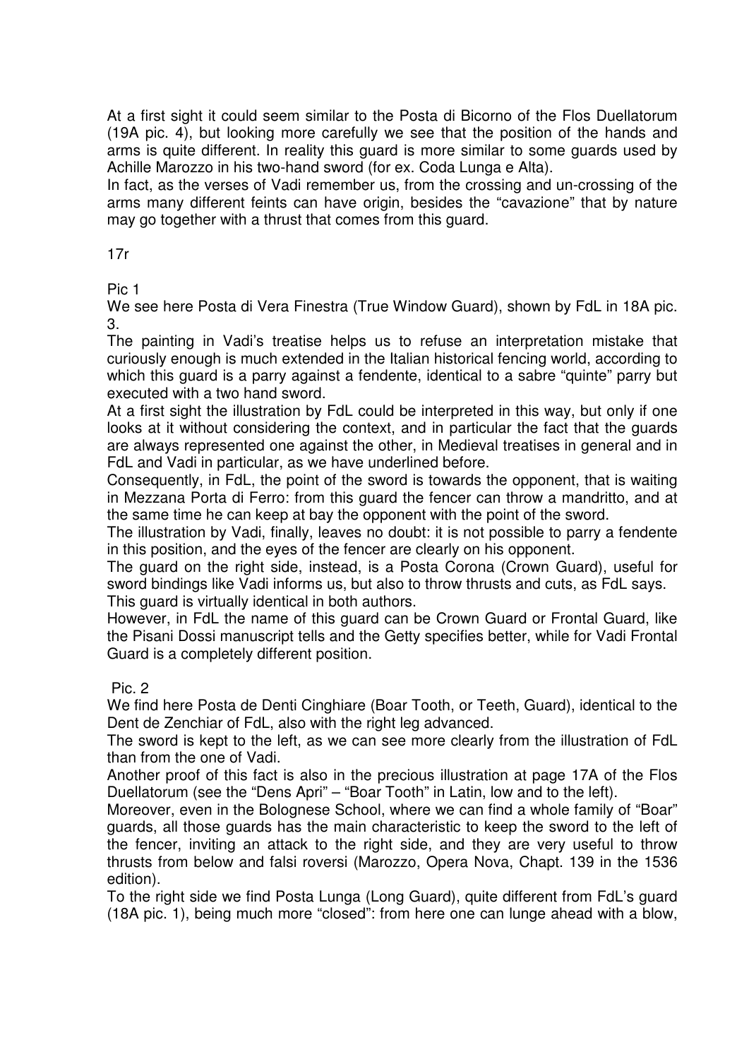At a first sight it could seem similar to the Posta di Bicorno of the Flos Duellatorum (19A pic. 4), but looking more carefully we see that the position of the hands and arms is quite different. In reality this guard is more similar to some guards used by Achille Marozzo in his two-hand sword (for ex. Coda Lunga e Alta).

In fact, as the verses of Vadi remember us, from the crossing and un-crossing of the arms many different feints can have origin, besides the "cavazione" that by nature may go together with a thrust that comes from this guard.

17r

Pic 1

We see here Posta di Vera Finestra (True Window Guard), shown by FdL in 18A pic. 3.

The painting in Vadi's treatise helps us to refuse an interpretation mistake that curiously enough is much extended in the Italian historical fencing world, according to which this guard is a parry against a fendente, identical to a sabre "quinte" parry but executed with a two hand sword.

At a first sight the illustration by FdL could be interpreted in this way, but only if one looks at it without considering the context, and in particular the fact that the guards are always represented one against the other, in Medieval treatises in general and in FdL and Vadi in particular, as we have underlined before.

Consequently, in FdL, the point of the sword is towards the opponent, that is waiting in Mezzana Porta di Ferro: from this guard the fencer can throw a mandritto, and at the same time he can keep at bay the opponent with the point of the sword.

The illustration by Vadi, finally, leaves no doubt: it is not possible to parry a fendente in this position, and the eyes of the fencer are clearly on his opponent.

The guard on the right side, instead, is a Posta Corona (Crown Guard), useful for sword bindings like Vadi informs us, but also to throw thrusts and cuts, as FdL says.

This guard is virtually identical in both authors.

However, in FdL the name of this guard can be Crown Guard or Frontal Guard, like the Pisani Dossi manuscript tells and the Getty specifies better, while for Vadi Frontal Guard is a completely different position.

Pic. 2

We find here Posta de Denti Cinghiare (Boar Tooth, or Teeth, Guard), identical to the Dent de Zenchiar of FdL, also with the right leg advanced.

The sword is kept to the left, as we can see more clearly from the illustration of FdL than from the one of Vadi.

Another proof of this fact is also in the precious illustration at page 17A of the Flos Duellatorum (see the "Dens Apri" – "Boar Tooth" in Latin, low and to the left).

Moreover, even in the Bolognese School, where we can find a whole family of "Boar" guards, all those guards has the main characteristic to keep the sword to the left of the fencer, inviting an attack to the right side, and they are very useful to throw thrusts from below and falsi roversi (Marozzo, Opera Nova, Chapt. 139 in the 1536 edition).

To the right side we find Posta Lunga (Long Guard), quite different from FdL's guard (18A pic. 1), being much more "closed": from here one can lunge ahead with a blow,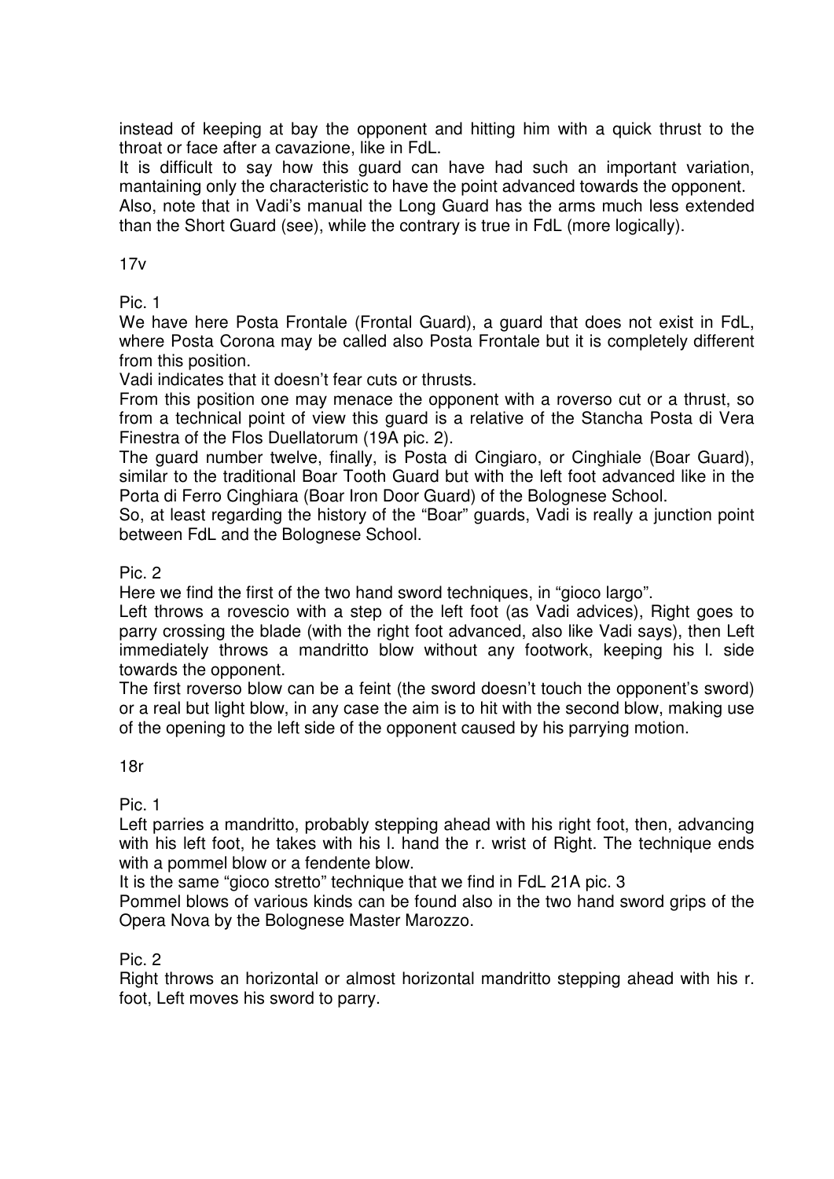instead of keeping at bay the opponent and hitting him with a quick thrust to the throat or face after a cavazione, like in FdL.

It is difficult to say how this guard can have had such an important variation, mantaining only the characteristic to have the point advanced towards the opponent.

Also, note that in Vadi's manual the Long Guard has the arms much less extended than the Short Guard (see), while the contrary is true in FdL (more logically).

17v

Pic. 1

We have here Posta Frontale (Frontal Guard), a guard that does not exist in FdL, where Posta Corona may be called also Posta Frontale but it is completely different from this position.

Vadi indicates that it doesn't fear cuts or thrusts.

From this position one may menace the opponent with a roverso cut or a thrust, so from a technical point of view this guard is a relative of the Stancha Posta di Vera Finestra of the Flos Duellatorum (19A pic. 2).

The guard number twelve, finally, is Posta di Cingiaro, or Cinghiale (Boar Guard), similar to the traditional Boar Tooth Guard but with the left foot advanced like in the Porta di Ferro Cinghiara (Boar Iron Door Guard) of the Bolognese School.

So, at least regarding the history of the "Boar" guards, Vadi is really a junction point between FdL and the Bolognese School.

Pic. 2

Here we find the first of the two hand sword techniques, in "gioco largo".

Left throws a rovescio with a step of the left foot (as Vadi advices), Right goes to parry crossing the blade (with the right foot advanced, also like Vadi says), then Left immediately throws a mandritto blow without any footwork, keeping his l. side towards the opponent.

The first roverso blow can be a feint (the sword doesn't touch the opponent's sword) or a real but light blow, in any case the aim is to hit with the second blow, making use of the opening to the left side of the opponent caused by his parrying motion.

18r

Pic. 1

Left parries a mandritto, probably stepping ahead with his right foot, then, advancing with his left foot, he takes with his l. hand the r. wrist of Right. The technique ends with a pommel blow or a fendente blow.

It is the same "gioco stretto" technique that we find in FdL 21A pic. 3

Pommel blows of various kinds can be found also in the two hand sword grips of the Opera Nova by the Bolognese Master Marozzo.

Pic. 2

Right throws an horizontal or almost horizontal mandritto stepping ahead with his r. foot, Left moves his sword to parry.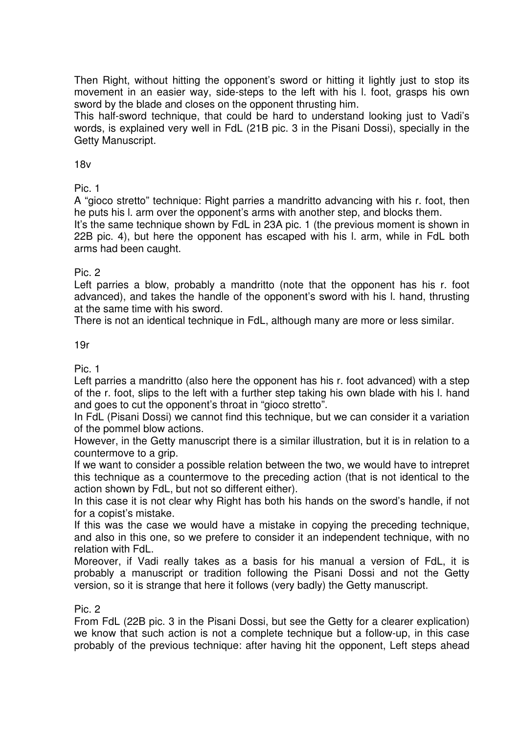Then Right, without hitting the opponent's sword or hitting it lightly just to stop its movement in an easier way, side-steps to the left with his l. foot, grasps his own sword by the blade and closes on the opponent thrusting him.

This half-sword technique, that could be hard to understand looking just to Vadi's words, is explained very well in FdL (21B pic. 3 in the Pisani Dossi), specially in the Getty Manuscript.

18v

Pic. 1

A "gioco stretto" technique: Right parries a mandritto advancing with his r. foot, then he puts his l. arm over the opponent's arms with another step, and blocks them.

It's the same technique shown by FdL in 23A pic. 1 (the previous moment is shown in 22B pic. 4), but here the opponent has escaped with his l. arm, while in FdL both arms had been caught.

Pic. 2

Left parries a blow, probably a mandritto (note that the opponent has his r. foot advanced), and takes the handle of the opponent's sword with his l. hand, thrusting at the same time with his sword.

There is not an identical technique in FdL, although many are more or less similar.

19r

Pic. 1

Left parries a mandritto (also here the opponent has his r. foot advanced) with a step of the r. foot, slips to the left with a further step taking his own blade with his l. hand and goes to cut the opponent's throat in "gioco stretto".

In FdL (Pisani Dossi) we cannot find this technique, but we can consider it a variation of the pommel blow actions.

However, in the Getty manuscript there is a similar illustration, but it is in relation to a countermove to a grip.

If we want to consider a possible relation between the two, we would have to intrepret this technique as a countermove to the preceding action (that is not identical to the action shown by FdL, but not so different either).

In this case it is not clear why Right has both his hands on the sword's handle, if not for a copist's mistake.

If this was the case we would have a mistake in copying the preceding technique, and also in this one, so we prefere to consider it an independent technique, with no relation with FdL.

Moreover, if Vadi really takes as a basis for his manual a version of FdL, it is probably a manuscript or tradition following the Pisani Dossi and not the Getty version, so it is strange that here it follows (very badly) the Getty manuscript.

Pic. 2

From FdL (22B pic. 3 in the Pisani Dossi, but see the Getty for a clearer explication) we know that such action is not a complete technique but a follow-up, in this case probably of the previous technique: after having hit the opponent, Left steps ahead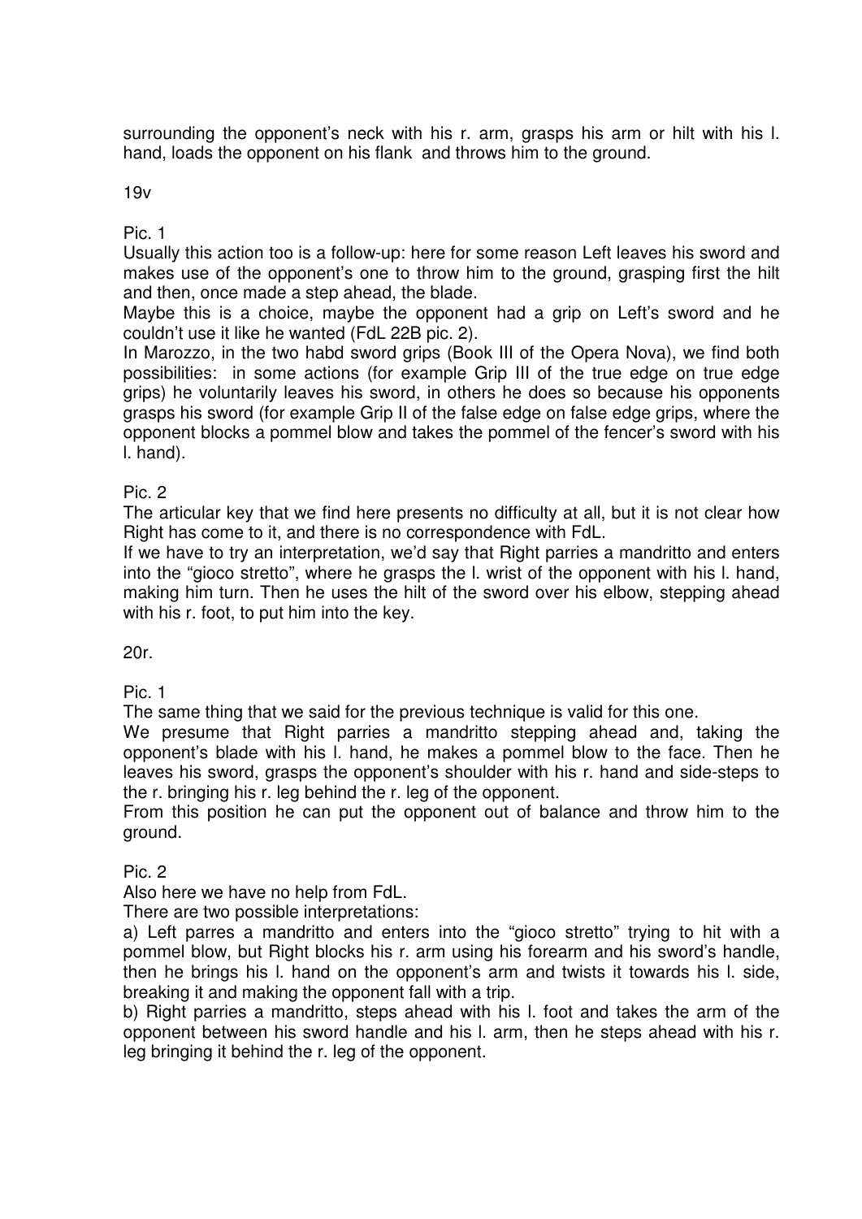surrounding the opponent's neck with his r. arm, grasps his arm or hilt with his l. hand, loads the opponent on his flank and throws him to the ground.

19v

Pic. 1

Usually this action too is a follow-up: here for some reason Left leaves his sword and makes use of the opponent's one to throw him to the ground, grasping first the hilt and then, once made a step ahead, the blade.

Maybe this is a choice, maybe the opponent had a grip on Left's sword and he couldn't use it like he wanted (FdL 22B pic. 2).

In Marozzo, in the two habd sword grips (Book III of the Opera Nova), we find both possibilities: in some actions (for example Grip III of the true edge on true edge grips) he voluntarily leaves his sword, in others he does so because his opponents grasps his sword (for example Grip II of the false edge on false edge grips, where the opponent blocks a pommel blow and takes the pommel of the fencer's sword with his l. hand).

Pic. 2

The articular key that we find here presents no difficulty at all, but it is not clear how Right has come to it, and there is no correspondence with FdL.

If we have to try an interpretation, we'd say that Right parries a mandritto and enters into the "gioco stretto", where he grasps the l. wrist of the opponent with his l. hand, making him turn. Then he uses the hilt of the sword over his elbow, stepping ahead with his r. foot, to put him into the key.

20r.

Pic. 1

The same thing that we said for the previous technique is valid for this one.

We presume that Right parries a mandritto stepping ahead and, taking the opponent's blade with his l. hand, he makes a pommel blow to the face. Then he leaves his sword, grasps the opponent's shoulder with his r. hand and side-steps to the r. bringing his r. leg behind the r. leg of the opponent.

From this position he can put the opponent out of balance and throw him to the ground.

Pic. 2

Also here we have no help from FdL.

There are two possible interpretations:

a) Left parres a mandritto and enters into the "gioco stretto" trying to hit with a pommel blow, but Right blocks his r. arm using his forearm and his sword's handle, then he brings his l. hand on the opponent's arm and twists it towards his l. side, breaking it and making the opponent fall with a trip.

b) Right parries a mandritto, steps ahead with his l. foot and takes the arm of the opponent between his sword handle and his l. arm, then he steps ahead with his r. leg bringing it behind the r. leg of the opponent.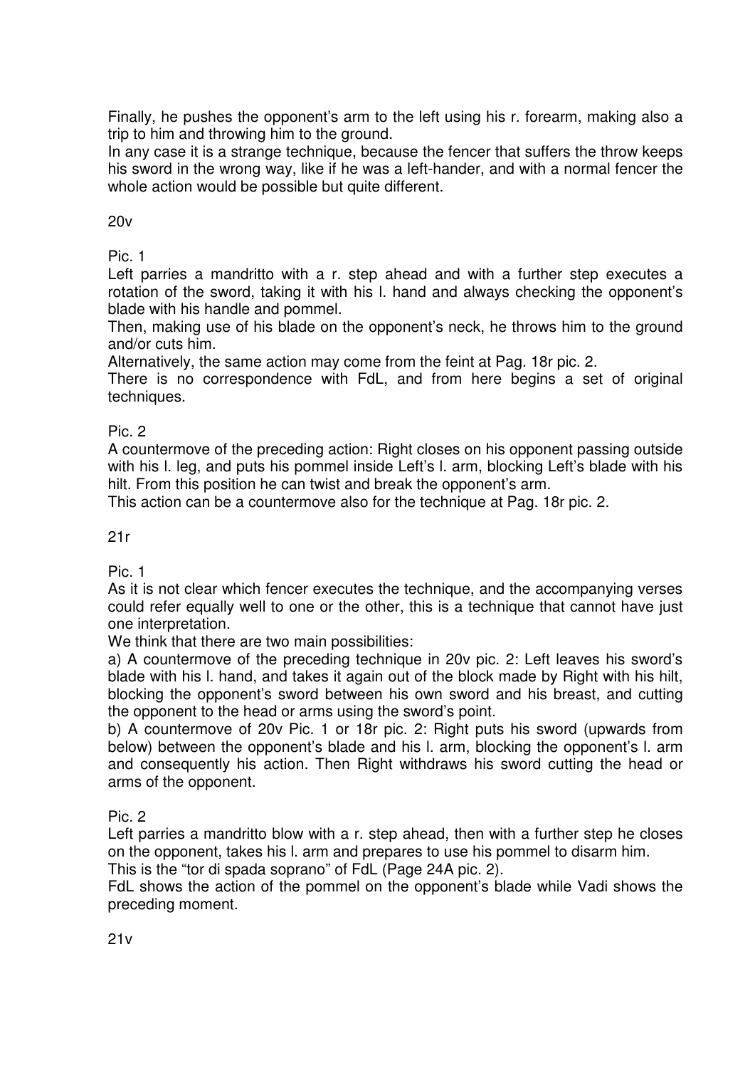Finally, he pushes the opponent's arm to the left using his r. forearm, making also a trip to him and throwing him to the ground.
In any case it is a strange technique, because the fencer that suffers the throw keeps his sword in the wrong way, like if he was a left-hander, and with a normal fencer the whole action would be possible but quite different.

20v

Pic. 1
Left parries a mandritto with a r. step ahead and with a further step executes a rotation of the sword, taking it with his l. hand and always checking the opponent's blade with his handle and pommel.
Then, making use of his blade on the opponent's neck, he throws him to the ground and/or cuts him.
Alternatively, the same action may come from the feint at Pag. 18r pic. 2.
There is no correspondence with FdL, and from here begins a set of original techniques.

Pic. 2
A countermove of the preceding action: Right closes on his opponent passing outside with his l. leg, and puts his pommel inside Left's l. arm, blocking Left's blade with his hilt. From this position he can twist and break the opponent's arm.
This action can be a countermove also for the technique at Pag. 18r pic. 2.

21r

Pic. 1
As it is not clear which fencer executes the technique, and the accompanying verses could refer equally well to one or the other, this is a technique that cannot have just one interpretation.
We think that there are two main possibilities:
a) A countermove of the preceding technique in 20v pic. 2: Left leaves his sword's blade with his l. hand, and takes it again out of the block made by Right with his hilt, blocking the opponent's sword between his own sword and his breast, and cutting the opponent to the head or arms using the sword's point.
b) A countermove of 20v Pic. 1 or 18r pic. 2: Right puts his sword (upwards from below) between the opponent's blade and his l. arm, blocking the opponent's l. arm and consequently his action. Then Right withdraws his sword cutting the head or arms of the opponent.

Pic. 2
Left parries a mandritto blow with a r. step ahead, then with a further step he closes on the opponent, takes his l. arm and prepares to use his pommel to disarm him.
This is the "tor di spada soprano" of FdL (Page 24A pic. 2).
FdL shows the action of the pommel on the opponent's blade while Vadi shows the preceding moment.

21v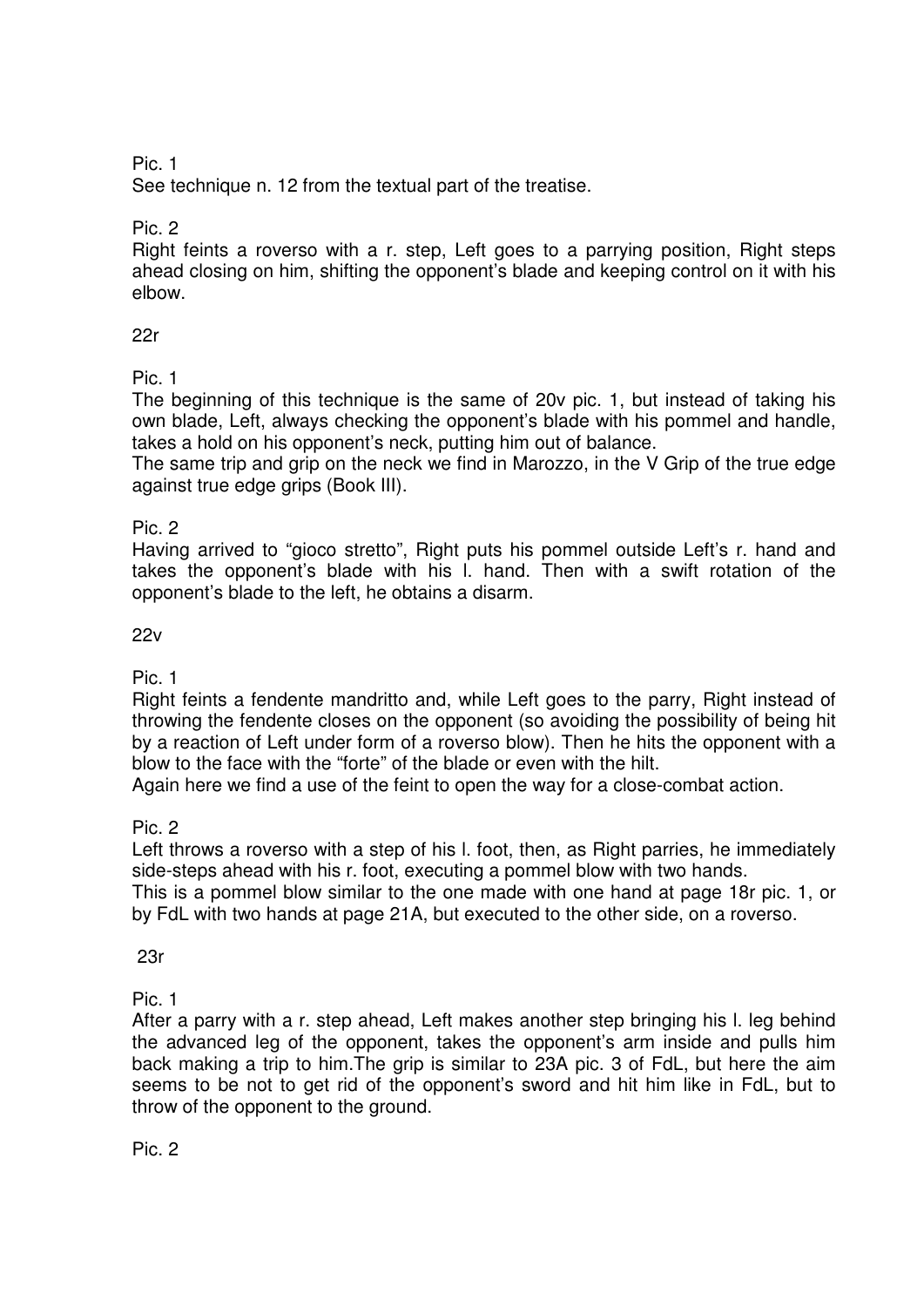Pic. 1

See technique n. 12 from the textual part of the treatise.

Pic. 2

Right feints a roverso with a r. step, Left goes to a parrying position, Right steps ahead closing on him, shifting the opponent's blade and keeping control on it with his elbow.

22r

Pic. 1

The beginning of this technique is the same of 20v pic. 1, but instead of taking his own blade, Left, always checking the opponent's blade with his pommel and handle, takes a hold on his opponent's neck, putting him out of balance.

The same trip and grip on the neck we find in Marozzo, in the V Grip of the true edge against true edge grips (Book III).

Pic. 2

Having arrived to "gioco stretto", Right puts his pommel outside Left's r. hand and takes the opponent's blade with his l. hand. Then with a swift rotation of the opponent's blade to the left, he obtains a disarm.

22v

Pic. 1

Right feints a fendente mandritto and, while Left goes to the parry, Right instead of throwing the fendente closes on the opponent (so avoiding the possibility of being hit by a reaction of Left under form of a roverso blow). Then he hits the opponent with a blow to the face with the "forte" of the blade or even with the hilt.

Again here we find a use of the feint to open the way for a close-combat action.

Pic. 2

Left throws a roverso with a step of his l. foot, then, as Right parries, he immediately side-steps ahead with his r. foot, executing a pommel blow with two hands.

This is a pommel blow similar to the one made with one hand at page 18r pic. 1, or by FdL with two hands at page 21A, but executed to the other side, on a roverso.

23r

Pic. 1

After a parry with a r. step ahead, Left makes another step bringing his l. leg behind the advanced leg of the opponent, takes the opponent's arm inside and pulls him back making a trip to him.The grip is similar to 23A pic. 3 of FdL, but here the aim seems to be not to get rid of the opponent's sword and hit him like in FdL, but to throw of the opponent to the ground.

Pic. 2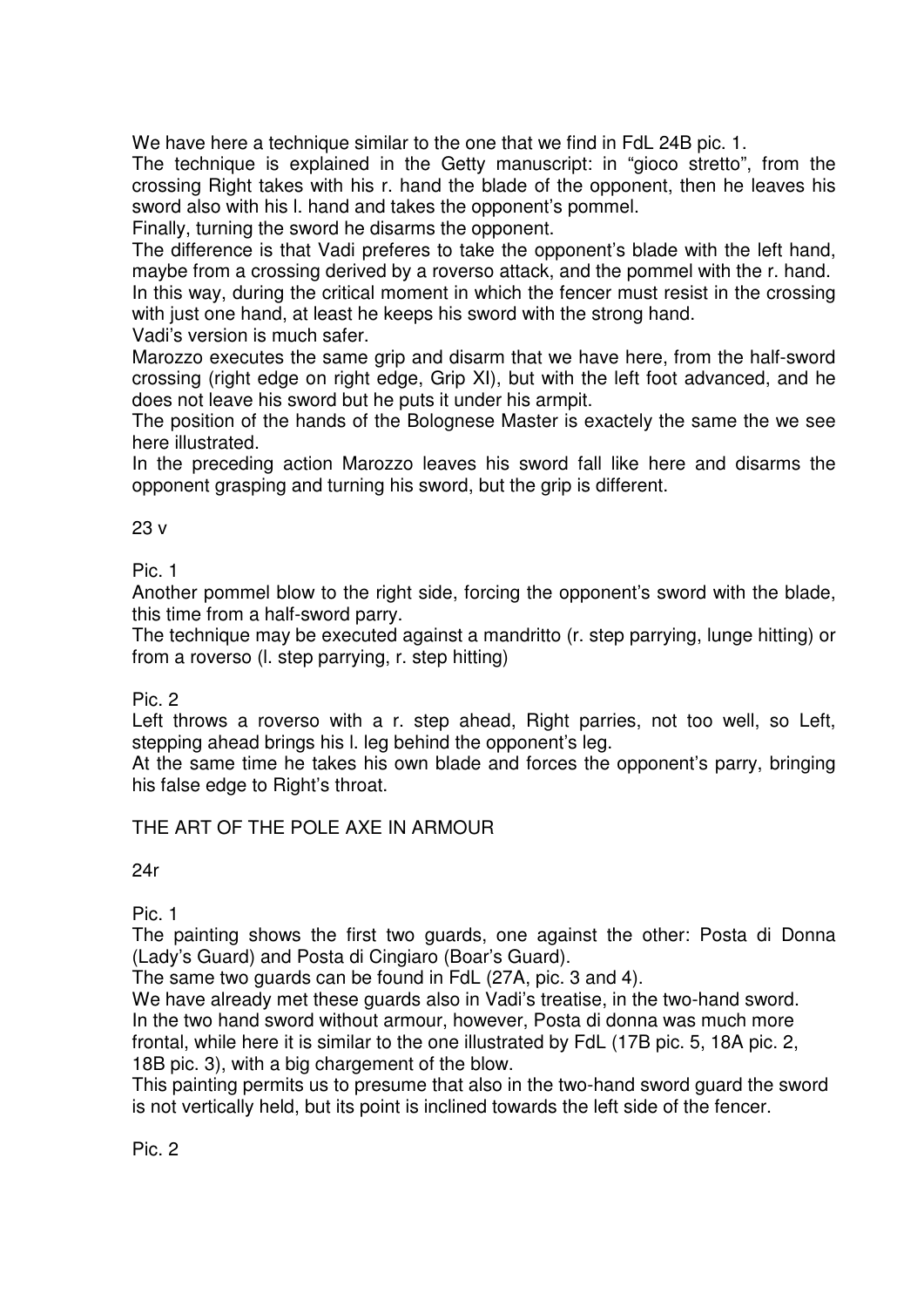We have here a technique similar to the one that we find in FdL 24B pic. 1.

The technique is explained in the Getty manuscript: in "gioco stretto", from the crossing Right takes with his r. hand the blade of the opponent, then he leaves his sword also with his l. hand and takes the opponent's pommel.

Finally, turning the sword he disarms the opponent.

The difference is that Vadi preferes to take the opponent's blade with the left hand, maybe from a crossing derived by a roverso attack, and the pommel with the r. hand.

In this way, during the critical moment in which the fencer must resist in the crossing with just one hand, at least he keeps his sword with the strong hand.

Vadi's version is much safer.

Marozzo executes the same grip and disarm that we have here, from the half-sword crossing (right edge on right edge, Grip XI), but with the left foot advanced, and he does not leave his sword but he puts it under his armpit.

The position of the hands of the Bolognese Master is exactely the same the we see here illustrated.

In the preceding action Marozzo leaves his sword fall like here and disarms the opponent grasping and turning his sword, but the grip is different.

23 v

Pic. 1

Another pommel blow to the right side, forcing the opponent's sword with the blade, this time from a half-sword parry.

The technique may be executed against a mandritto (r. step parrying, lunge hitting) or from a roverso (l. step parrying, r. step hitting)

Pic. 2

Left throws a roverso with a r. step ahead, Right parries, not too well, so Left, stepping ahead brings his l. leg behind the opponent's leg.

At the same time he takes his own blade and forces the opponent's parry, bringing his false edge to Right's throat.

## THE ART OF THE POLE AXE IN ARMOUR

24r

Pic. 1

The painting shows the first two guards, one against the other: Posta di Donna (Lady's Guard) and Posta di Cingiaro (Boar's Guard).

The same two guards can be found in FdL (27A, pic. 3 and 4).

We have already met these guards also in Vadi's treatise, in the two-hand sword.

In the two hand sword without armour, however, Posta di donna was much more frontal, while here it is similar to the one illustrated by FdL (17B pic. 5, 18A pic. 2, 18B pic. 3), with a big chargement of the blow.

This painting permits us to presume that also in the two-hand sword guard the sword is not vertically held, but its point is inclined towards the left side of the fencer.

Pic. 2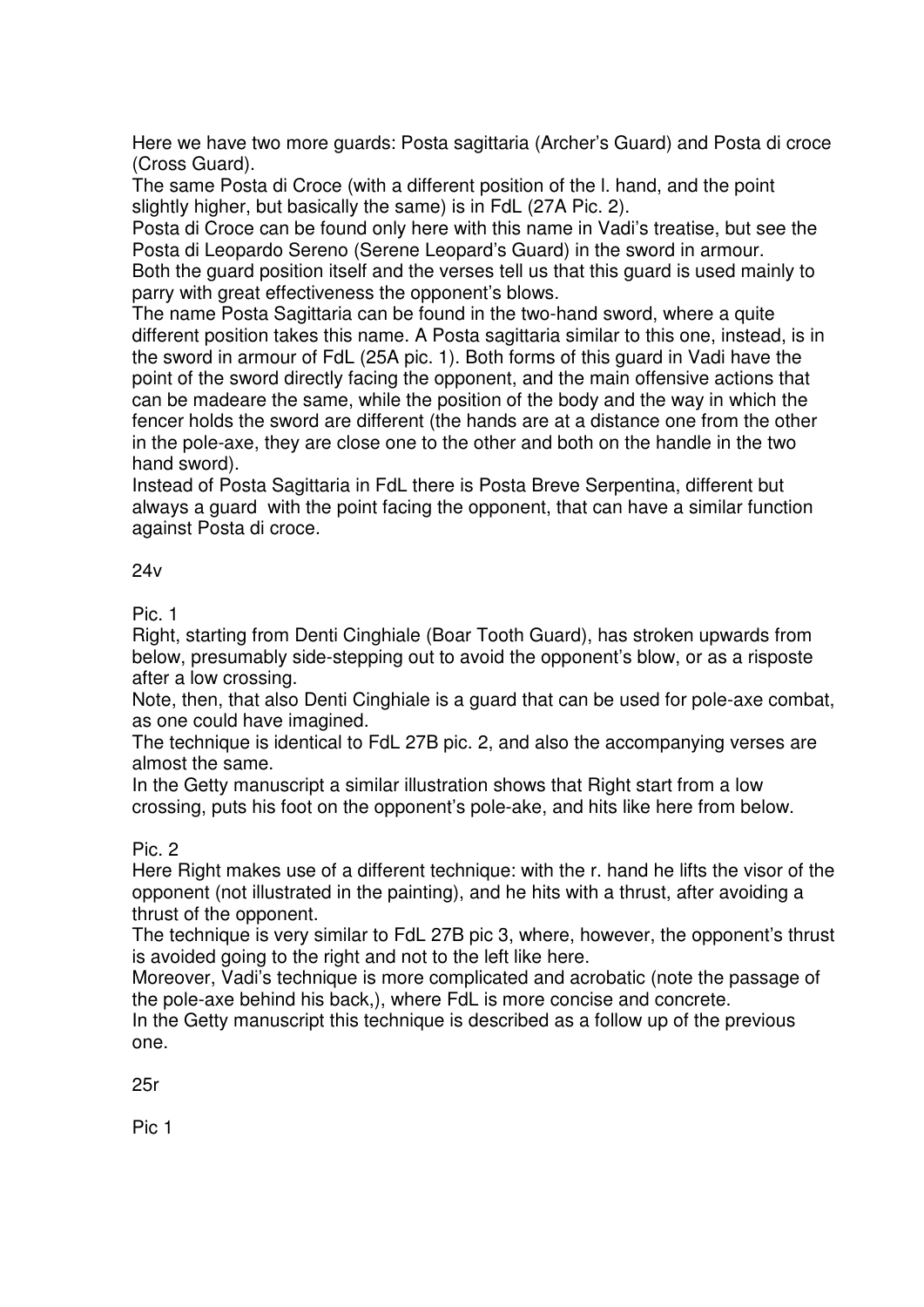Here we have two more guards: Posta sagittaria (Archer's Guard) and Posta di croce (Cross Guard).

The same Posta di Croce (with a different position of the l. hand, and the point slightly higher, but basically the same) is in FdL (27A Pic. 2).

Posta di Croce can be found only here with this name in Vadi's treatise, but see the Posta di Leopardo Sereno (Serene Leopard's Guard) in the sword in armour.

Both the guard position itself and the verses tell us that this guard is used mainly to parry with great effectiveness the opponent's blows.

The name Posta Sagittaria can be found in the two-hand sword, where a quite different position takes this name. A Posta sagittaria similar to this one, instead, is in the sword in armour of FdL (25A pic. 1). Both forms of this guard in Vadi have the point of the sword directly facing the opponent, and the main offensive actions that can be madeare the same, while the position of the body and the way in which the fencer holds the sword are different (the hands are at a distance one from the other in the pole-axe, they are close one to the other and both on the handle in the two hand sword).

Instead of Posta Sagittaria in FdL there is Posta Breve Serpentina, different but always a guard with the point facing the opponent, that can have a similar function against Posta di croce.

24v

Pic. 1

Right, starting from Denti Cinghiale (Boar Tooth Guard), has stroken upwards from below, presumably side-stepping out to avoid the opponent's blow, or as a risposte after a low crossing.

Note, then, that also Denti Cinghiale is a guard that can be used for pole-axe combat, as one could have imagined.

The technique is identical to FdL 27B pic. 2, and also the accompanying verses are almost the same.

In the Getty manuscript a similar illustration shows that Right start from a low crossing, puts his foot on the opponent's pole-ake, and hits like here from below.

Pic. 2

Here Right makes use of a different technique: with the r. hand he lifts the visor of the opponent (not illustrated in the painting), and he hits with a thrust, after avoiding a thrust of the opponent.

The technique is very similar to FdL 27B pic 3, where, however, the opponent's thrust is avoided going to the right and not to the left like here.

Moreover, Vadi's technique is more complicated and acrobatic (note the passage of the pole-axe behind his back,), where FdL is more concise and concrete.

In the Getty manuscript this technique is described as a follow up of the previous one.

25r

Pic 1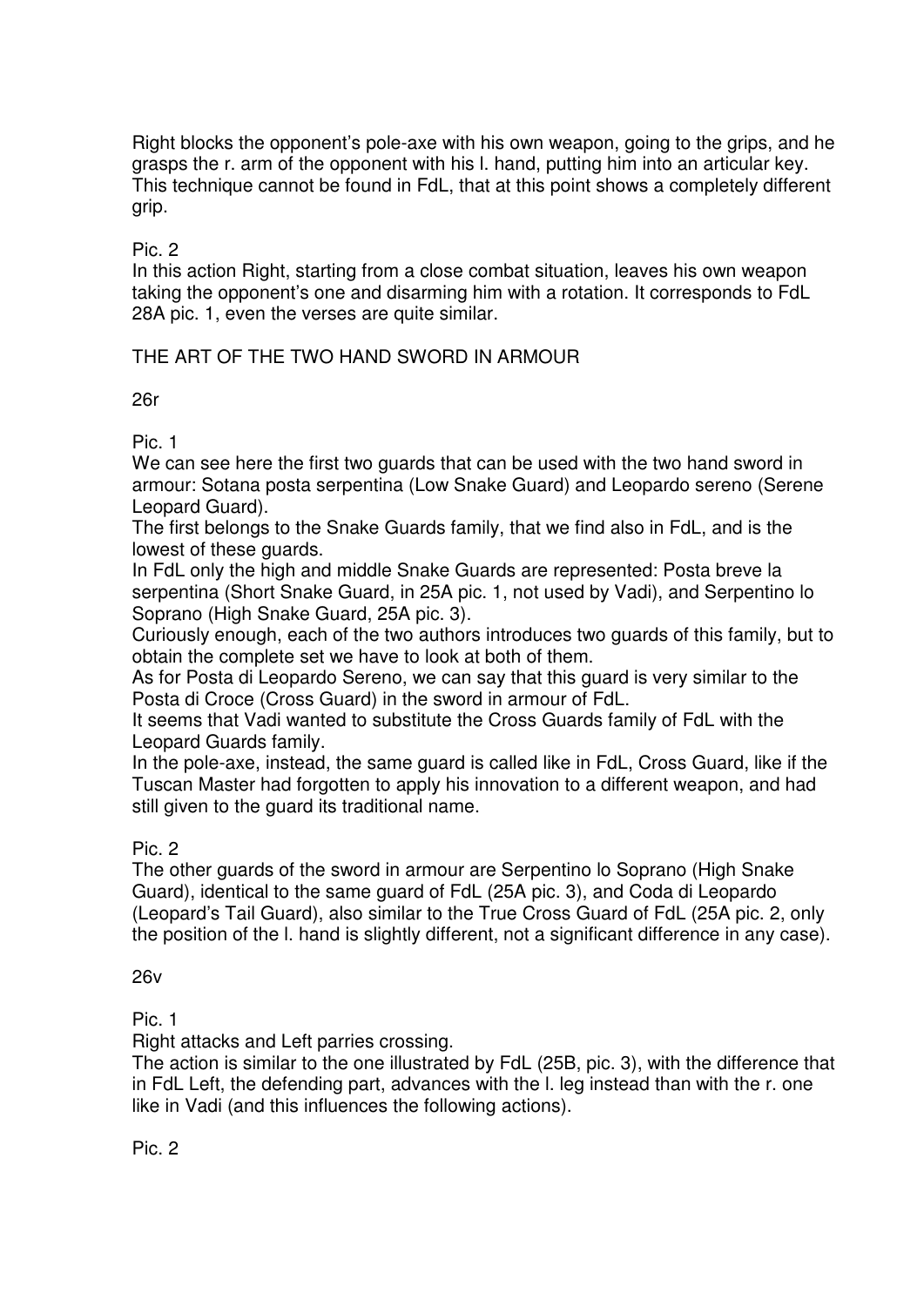Right blocks the opponent's pole-axe with his own weapon, going to the grips, and he grasps the r. arm of the opponent with his l. hand, putting him into an articular key. This technique cannot be found in FdL, that at this point shows a completely different grip.

Pic. 2

In this action Right, starting from a close combat situation, leaves his own weapon taking the opponent's one and disarming him with a rotation. It corresponds to FdL 28A pic. 1, even the verses are quite similar.

## THE ART OF THE TWO HAND SWORD IN ARMOUR

26r

Pic. 1

We can see here the first two guards that can be used with the two hand sword in armour: Sotana posta serpentina (Low Snake Guard) and Leopardo sereno (Serene Leopard Guard).

The first belongs to the Snake Guards family, that we find also in FdL, and is the lowest of these guards.

In FdL only the high and middle Snake Guards are represented: Posta breve la serpentina (Short Snake Guard, in 25A pic. 1, not used by Vadi), and Serpentino lo Soprano (High Snake Guard, 25A pic. 3).

Curiously enough, each of the two authors introduces two guards of this family, but to obtain the complete set we have to look at both of them.

As for Posta di Leopardo Sereno, we can say that this guard is very similar to the Posta di Croce (Cross Guard) in the sword in armour of FdL.

It seems that Vadi wanted to substitute the Cross Guards family of FdL with the Leopard Guards family.

In the pole-axe, instead, the same guard is called like in FdL, Cross Guard, like if the Tuscan Master had forgotten to apply his innovation to a different weapon, and had still given to the guard its traditional name.

Pic. 2

The other guards of the sword in armour are Serpentino lo Soprano (High Snake Guard), identical to the same guard of FdL (25A pic. 3), and Coda di Leopardo (Leopard's Tail Guard), also similar to the True Cross Guard of FdL (25A pic. 2, only the position of the l. hand is slightly different, not a significant difference in any case).

26v

Pic. 1

Right attacks and Left parries crossing.

The action is similar to the one illustrated by FdL (25B, pic. 3), with the difference that in FdL Left, the defending part, advances with the l. leg instead than with the r. one like in Vadi (and this influences the following actions).

Pic. 2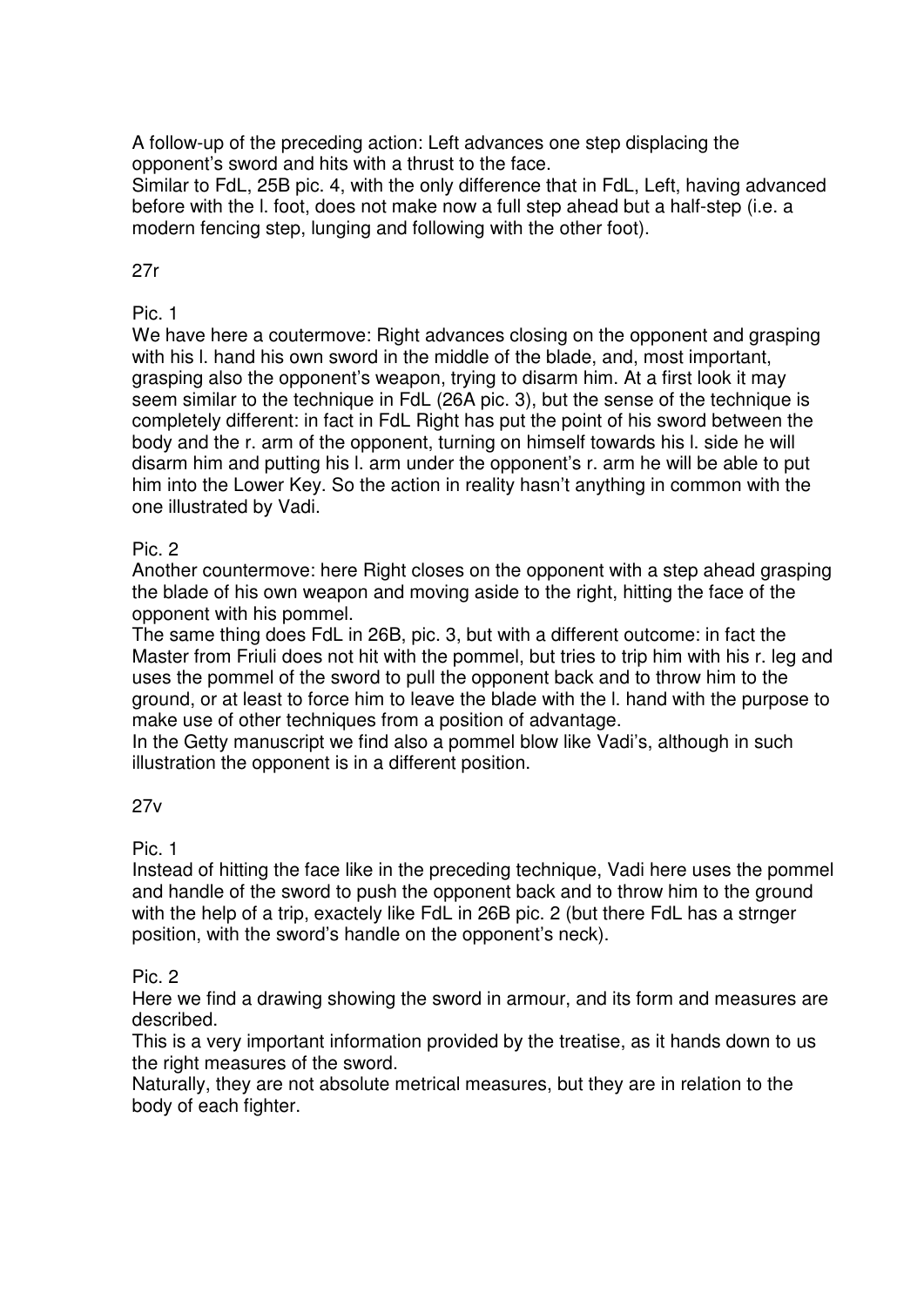A follow-up of the preceding action: Left advances one step displacing the opponent's sword and hits with a thrust to the face.
Similar to FdL, 25B pic. 4, with the only difference that in FdL, Left, having advanced before with the l. foot, does not make now a full step ahead but a half-step (i.e. a modern fencing step, lunging and following with the other foot).

## 27r

### Pic. 1

We have here a coutermove: Right advances closing on the opponent and grasping with his l. hand his own sword in the middle of the blade, and, most important, grasping also the opponent's weapon, trying to disarm him. At a first look it may seem similar to the technique in FdL (26A pic. 3), but the sense of the technique is completely different: in fact in FdL Right has put the point of his sword between the body and the r. arm of the opponent, turning on himself towards his l. side he will disarm him and putting his l. arm under the opponent's r. arm he will be able to put him into the Lower Key. So the action in reality hasn't anything in common with the one illustrated by Vadi.

### Pic. 2

Another countermove: here Right closes on the opponent with a step ahead grasping the blade of his own weapon and moving aside to the right, hitting the face of the opponent with his pommel.
The same thing does FdL in 26B, pic. 3, but with a different outcome: in fact the Master from Friuli does not hit with the pommel, but tries to trip him with his r. leg and uses the pommel of the sword to pull the opponent back and to throw him to the ground, or at least to force him to leave the blade with the l. hand with the purpose to make use of other techniques from a position of advantage.
In the Getty manuscript we find also a pommel blow like Vadi's, although in such illustration the opponent is in a different position.

## 27v

### Pic. 1

Instead of hitting the face like in the preceding technique, Vadi here uses the pommel and handle of the sword to push the opponent back and to throw him to the ground with the help of a trip, exactely like FdL in 26B pic. 2 (but there FdL has a strnger position, with the sword's handle on the opponent's neck).

### Pic. 2

Here we find a drawing showing the sword in armour, and its form and measures are described.
This is a very important information provided by the treatise, as it hands down to us the right measures of the sword.
Naturally, they are not absolute metrical measures, but they are in relation to the body of each fighter.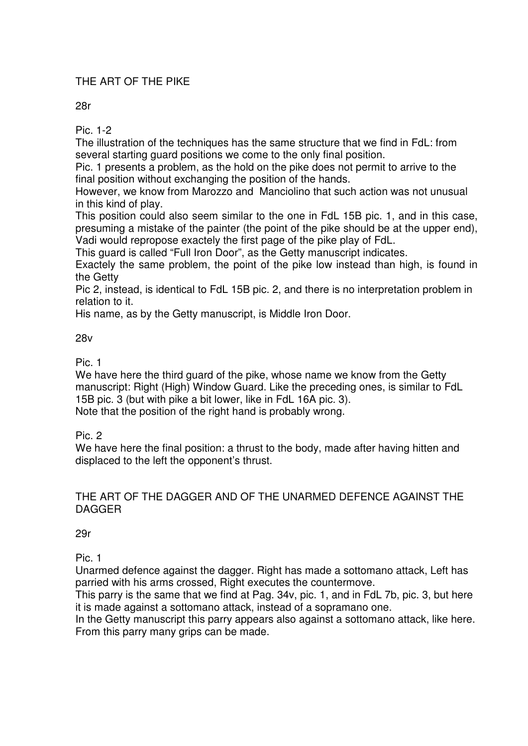## THE ART OF THE PIKE

### 28r

Pic. 1-2

The illustration of the techniques has the same structure that we find in FdL: from several starting guard positions we come to the only final position.

Pic. 1 presents a problem, as the hold on the pike does not permit to arrive to the final position without exchanging the position of the hands.

However, we know from Marozzo and Manciolino that such action was not unusual in this kind of play.

This position could also seem similar to the one in FdL 15B pic. 1, and in this case, presuming a mistake of the painter (the point of the pike should be at the upper end), Vadi would repropose exactly the first page of the pike play of FdL.

This guard is called "Full Iron Door", as the Getty manuscript indicates.

Exactely the same problem, the point of the pike low instead than high, is found in the Getty

Pic 2, instead, is identical to FdL 15B pic. 2, and there is no interpretation problem in relation to it.

His name, as by the Getty manuscript, is Middle Iron Door.

### 28v

Pic. 1

We have here the third guard of the pike, whose name we know from the Getty manuscript: Right (High) Window Guard. Like the preceding ones, is similar to FdL 15B pic. 3 (but with pike a bit lower, like in FdL 16A pic. 3).

Note that the position of the right hand is probably wrong.

Pic. 2

We have here the final position: a thrust to the body, made after having hitten and displaced to the left the opponent's thrust.

## THE ART OF THE DAGGER AND OF THE UNARMED DEFENCE AGAINST THE DAGGER

### 29r

Pic. 1

Unarmed defence against the dagger. Right has made a sottomano attack, Left has parried with his arms crossed, Right executes the countermove.

This parry is the same that we find at Pag. 34v, pic. 1, and in FdL 7b, pic. 3, but here it is made against a sottomano attack, instead of a sopramano one.

In the Getty manuscript this parry appears also against a sottomano attack, like here.

From this parry many grips can be made.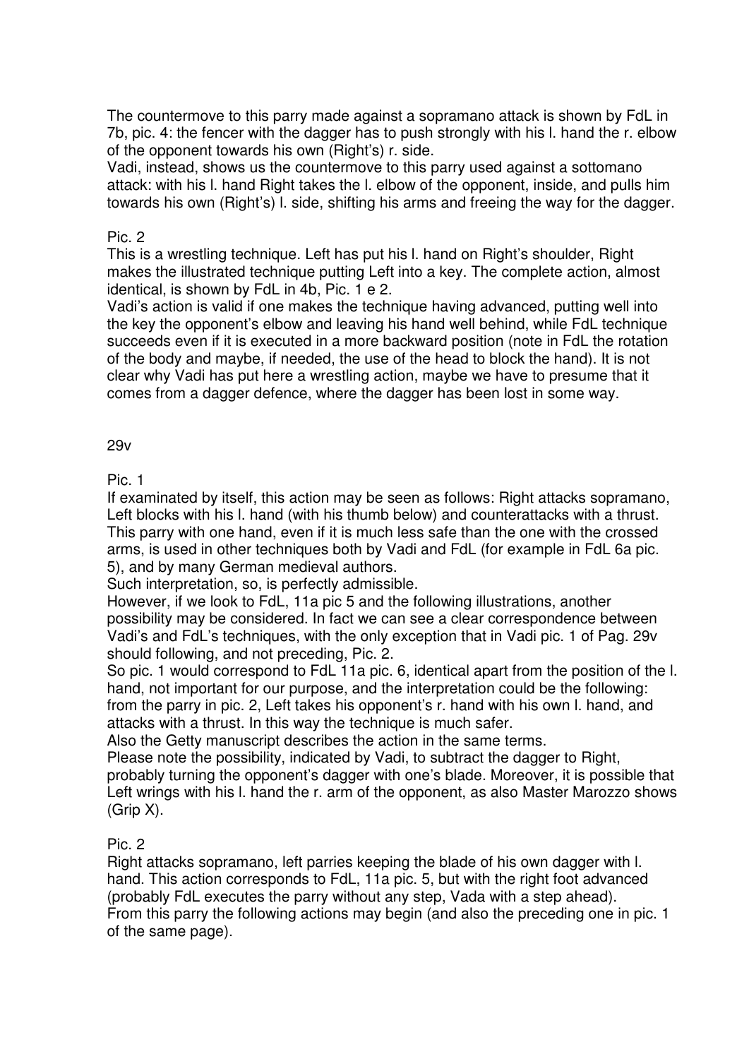The countermove to this parry made against a sopramano attack is shown by FdL in 7b, pic. 4: the fencer with the dagger has to push strongly with his l. hand the r. elbow of the opponent towards his own (Right's) r. side.
Vadi, instead, shows us the countermove to this parry used against a sottomano attack: with his l. hand Right takes the l. elbow of the opponent, inside, and pulls him towards his own (Right's) l. side, shifting his arms and freeing the way for the dagger.

Pic. 2
This is a wrestling technique. Left has put his l. hand on Right's shoulder, Right makes the illustrated technique putting Left into a key. The complete action, almost identical, is shown by FdL in 4b, Pic. 1 e 2.
Vadi's action is valid if one makes the technique having advanced, putting well into the key the opponent's elbow and leaving his hand well behind, while FdL technique succeeds even if it is executed in a more backward position (note in FdL the rotation of the body and maybe, if needed, the use of the head to block the hand). It is not clear why Vadi has put here a wrestling action, maybe we have to presume that it comes from a dagger defence, where the dagger has been lost in some way.

29v

Pic. 1
If examinated by itself, this action may be seen as follows: Right attacks sopramano, Left blocks with his l. hand (with his thumb below) and counterattacks with a thrust. This parry with one hand, even if it is much less safe than the one with the crossed arms, is used in other techniques both by Vadi and FdL (for example in FdL 6a pic. 5), and by many German medieval authors.
Such interpretation, so, is perfectly admissible.
However, if we look to FdL, 11a pic 5 and the following illustrations, another possibility may be considered. In fact we can see a clear correspondence between Vadi's and FdL's techniques, with the only exception that in Vadi pic. 1 of Pag. 29v should following, and not preceding, Pic. 2.
So pic. 1 would correspond to FdL 11a pic. 6, identical apart from the position of the l. hand, not important for our purpose, and the interpretation could be the following: from the parry in pic. 2, Left takes his opponent's r. hand with his own l. hand, and attacks with a thrust. In this way the technique is much safer.
Also the Getty manuscript describes the action in the same terms.
Please note the possibility, indicated by Vadi, to subtract the dagger to Right, probably turning the opponent's dagger with one's blade. Moreover, it is possible that Left wrings with his l. hand the r. arm of the opponent, as also Master Marozzo shows (Grip X).

Pic. 2
Right attacks sopramano, left parries keeping the blade of his own dagger with l. hand. This action corresponds to FdL, 11a pic. 5, but with the right foot advanced (probably FdL executes the parry without any step, Vada with a step ahead).
From this parry the following actions may begin (and also the preceding one in pic. 1 of the same page).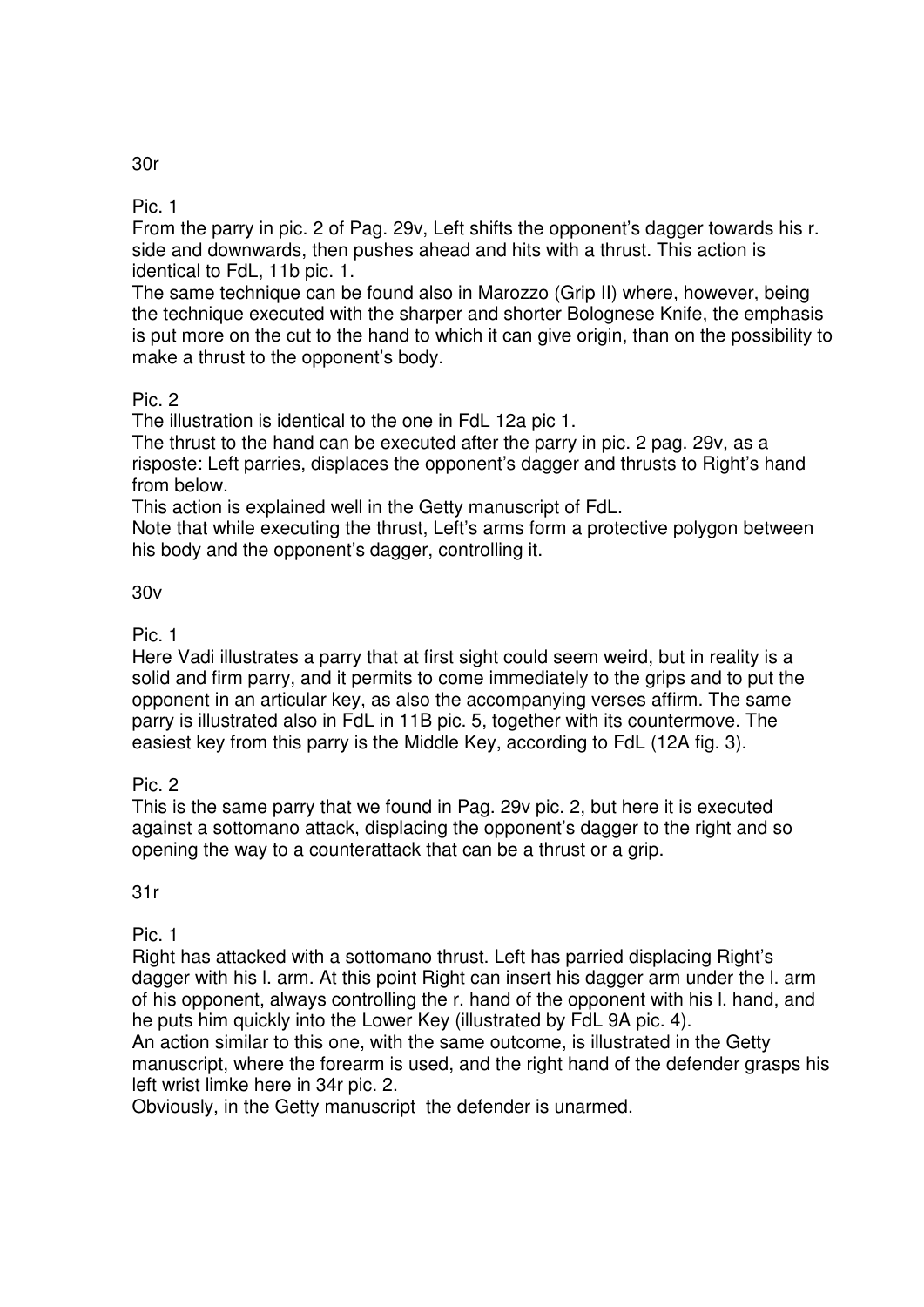### 30r

#### Pic. 1

From the parry in pic. 2 of Pag. 29v, Left shifts the opponent's dagger towards his r. side and downwards, then pushes ahead and hits with a thrust. This action is identical to FdL, 11b pic. 1.

The same technique can be found also in Marozzo (Grip II) where, however, being the technique executed with the sharper and shorter Bolognese Knife, the emphasis is put more on the cut to the hand to which it can give origin, than on the possibility to make a thrust to the opponent's body.

#### Pic. 2

The illustration is identical to the one in FdL 12a pic 1.

The thrust to the hand can be executed after the parry in pic. 2 pag. 29v, as a risposte: Left parries, displaces the opponent's dagger and thrusts to Right's hand from below.

This action is explained well in the Getty manuscript of FdL.

Note that while executing the thrust, Left's arms form a protective polygon between his body and the opponent's dagger, controlling it.

### 30v

#### Pic. 1

Here Vadi illustrates a parry that at first sight could seem weird, but in reality is a solid and firm parry, and it permits to come immediately to the grips and to put the opponent in an articular key, as also the accompanying verses affirm. The same parry is illustrated also in FdL in 11B pic. 5, together with its countermove. The easiest key from this parry is the Middle Key, according to FdL (12A fig. 3).

#### Pic. 2

This is the same parry that we found in Pag. 29v pic. 2, but here it is executed against a sottomano attack, displacing the opponent's dagger to the right and so opening the way to a counterattack that can be a thrust or a grip.

### 31r

#### Pic. 1

Right has attacked with a sottomano thrust. Left has parried displacing Right's dagger with his l. arm. At this point Right can insert his dagger arm under the l. arm of his opponent, always controlling the r. hand of the opponent with his l. hand, and he puts him quickly into the Lower Key (illustrated by FdL 9A pic. 4).

An action similar to this one, with the same outcome, is illustrated in the Getty manuscript, where the forearm is used, and the right hand of the defender grasps his left wrist limke here in 34r pic. 2.

Obviously, in the Getty manuscript the defender is unarmed.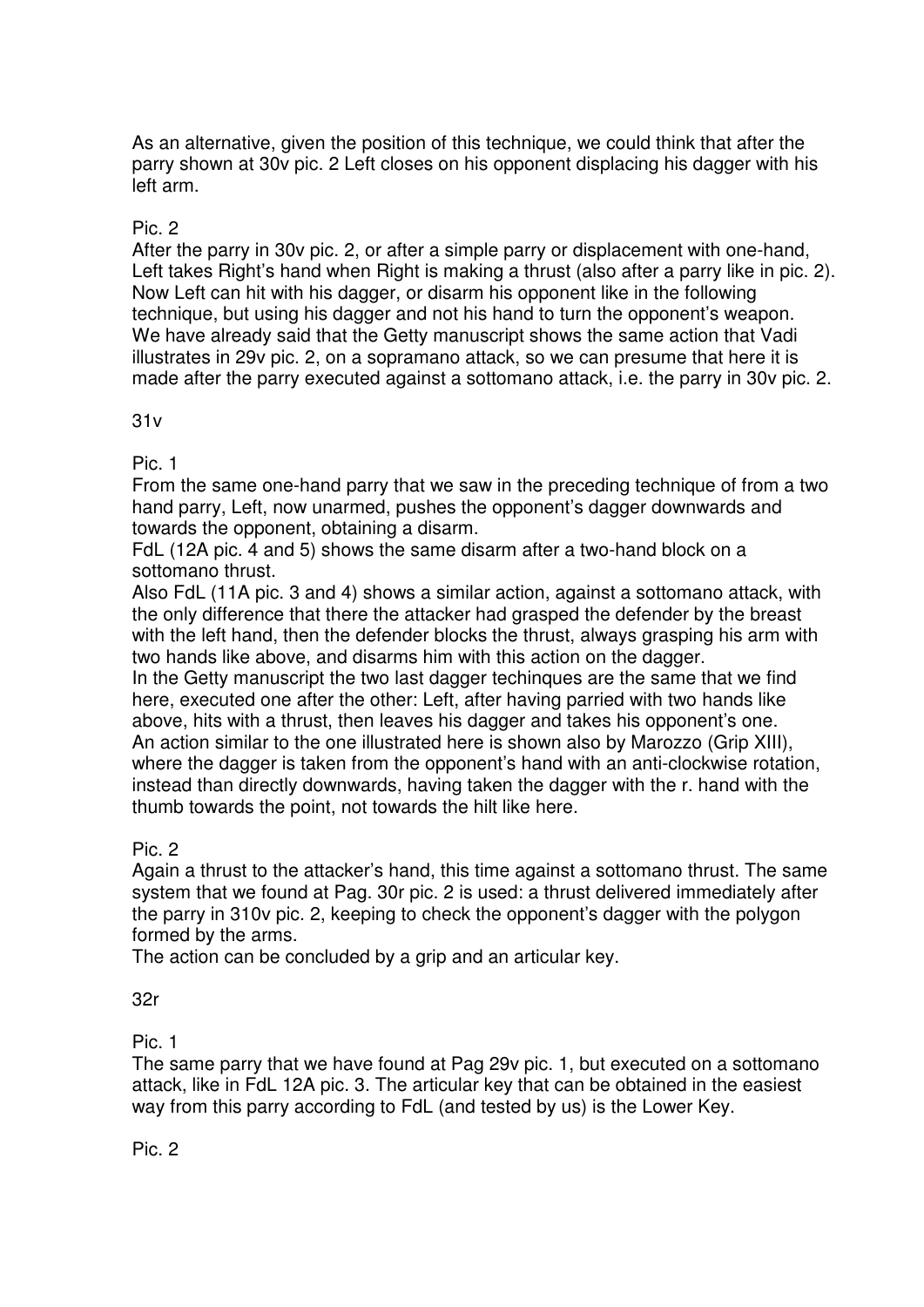As an alternative, given the position of this technique, we could think that after the parry shown at 30v pic. 2 Left closes on his opponent displacing his dagger with his left arm.

Pic. 2

After the parry in 30v pic. 2, or after a simple parry or displacement with one-hand, Left takes Right's hand when Right is making a thrust (also after a parry like in pic. 2). Now Left can hit with his dagger, or disarm his opponent like in the following technique, but using his dagger and not his hand to turn the opponent's weapon. We have already said that the Getty manuscript shows the same action that Vadi illustrates in 29v pic. 2, on a sopramano attack, so we can presume that here it is made after the parry executed against a sottomano attack, i.e. the parry in 30v pic. 2.

31v

Pic. 1

From the same one-hand parry that we saw in the preceding technique of from a two hand parry, Left, now unarmed, pushes the opponent's dagger downwards and towards the opponent, obtaining a disarm.

FdL (12A pic. 4 and 5) shows the same disarm after a two-hand block on a sottomano thrust.

Also FdL (11A pic. 3 and 4) shows a similar action, against a sottomano attack, with the only difference that there the attacker had grasped the defender by the breast with the left hand, then the defender blocks the thrust, always grasping his arm with two hands like above, and disarms him with this action on the dagger.

In the Getty manuscript the two last dagger techinques are the same that we find here, executed one after the other: Left, after having parried with two hands like above, hits with a thrust, then leaves his dagger and takes his opponent's one.

An action similar to the one illustrated here is shown also by Marozzo (Grip XIII), where the dagger is taken from the opponent's hand with an anti-clockwise rotation, instead than directly downwards, having taken the dagger with the r. hand with the thumb towards the point, not towards the hilt like here.

Pic. 2

Again a thrust to the attacker's hand, this time against a sottomano thrust. The same system that we found at Pag. 30r pic. 2 is used: a thrust delivered immediately after the parry in 310v pic. 2, keeping to check the opponent's dagger with the polygon formed by the arms.

The action can be concluded by a grip and an articular key.

32r

Pic. 1

The same parry that we have found at Pag 29v pic. 1, but executed on a sottomano attack, like in FdL 12A pic. 3. The articular key that can be obtained in the easiest way from this parry according to FdL (and tested by us) is the Lower Key.

Pic. 2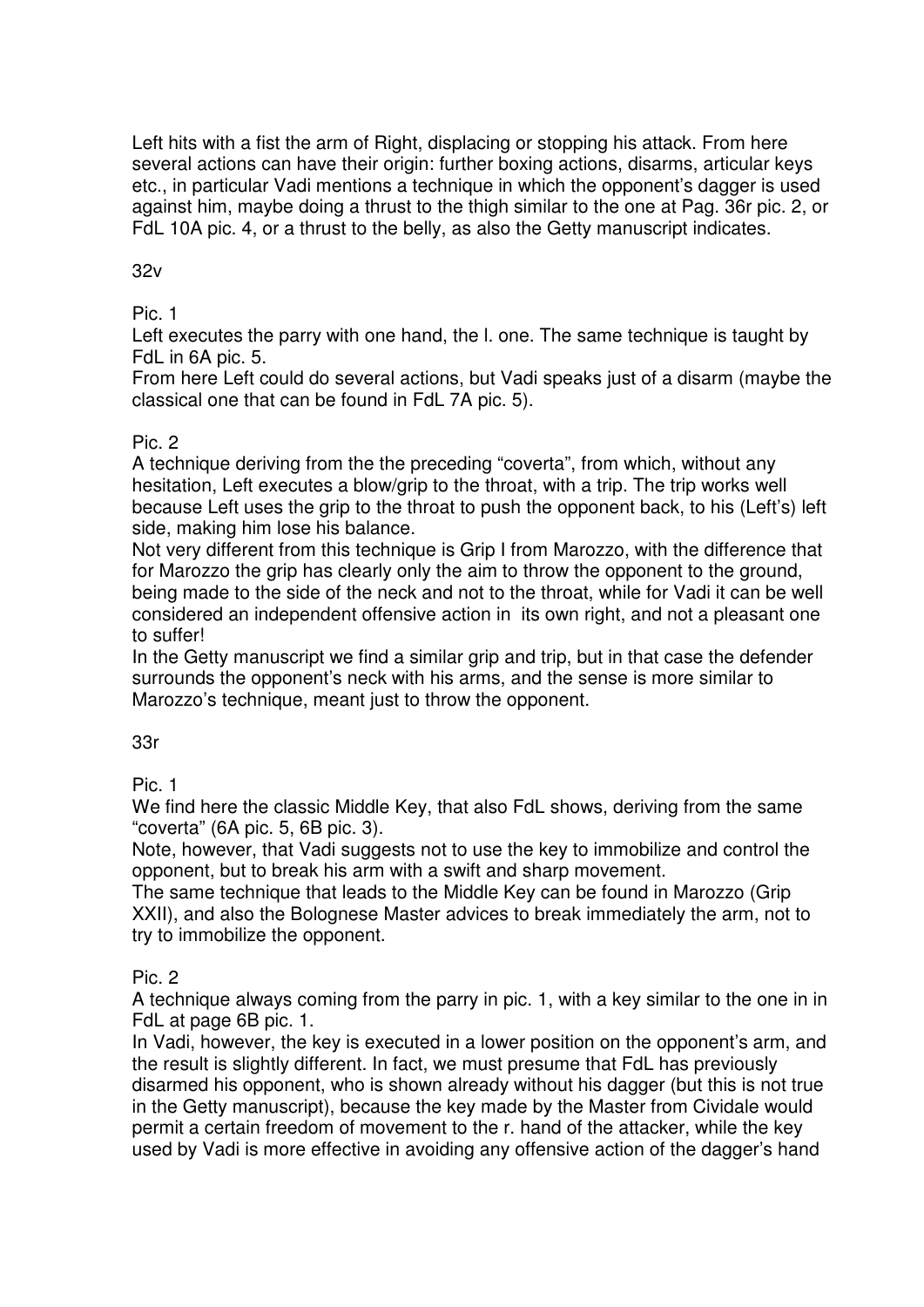Left hits with a fist the arm of Right, displacing or stopping his attack. From here several actions can have their origin: further boxing actions, disarms, articular keys etc., in particular Vadi mentions a technique in which the opponent's dagger is used against him, maybe doing a thrust to the thigh similar to the one at Pag. 36r pic. 2, or FdL 10A pic. 4, or a thrust to the belly, as also the Getty manuscript indicates.

32v

Pic. 1

Left executes the parry with one hand, the l. one. The same technique is taught by FdL in 6A pic. 5.

From here Left could do several actions, but Vadi speaks just of a disarm (maybe the classical one that can be found in FdL 7A pic. 5).

Pic. 2

A technique deriving from the the preceding "coverta", from which, without any hesitation, Left executes a blow/grip to the throat, with a trip. The trip works well because Left uses the grip to the throat to push the opponent back, to his (Left's) left side, making him lose his balance.

Not very different from this technique is Grip I from Marozzo, with the difference that for Marozzo the grip has clearly only the aim to throw the opponent to the ground, being made to the side of the neck and not to the throat, while for Vadi it can be well considered an independent offensive action in its own right, and not a pleasant one to suffer!

In the Getty manuscript we find a similar grip and trip, but in that case the defender surrounds the opponent's neck with his arms, and the sense is more similar to Marozzo's technique, meant just to throw the opponent.

33r

Pic. 1

We find here the classic Middle Key, that also FdL shows, deriving from the same "coverta" (6A pic. 5, 6B pic. 3).

Note, however, that Vadi suggests not to use the key to immobilize and control the opponent, but to break his arm with a swift and sharp movement.

The same technique that leads to the Middle Key can be found in Marozzo (Grip XXII), and also the Bolognese Master advices to break immediately the arm, not to try to immobilize the opponent.

Pic. 2

A technique always coming from the parry in pic. 1, with a key similar to the one in in FdL at page 6B pic. 1.

In Vadi, however, the key is executed in a lower position on the opponent's arm, and the result is slightly different. In fact, we must presume that FdL has previously disarmed his opponent, who is shown already without his dagger (but this is not true in the Getty manuscript), because the key made by the Master from Cividale would permit a certain freedom of movement to the r. hand of the attacker, while the key used by Vadi is more effective in avoiding any offensive action of the dagger's hand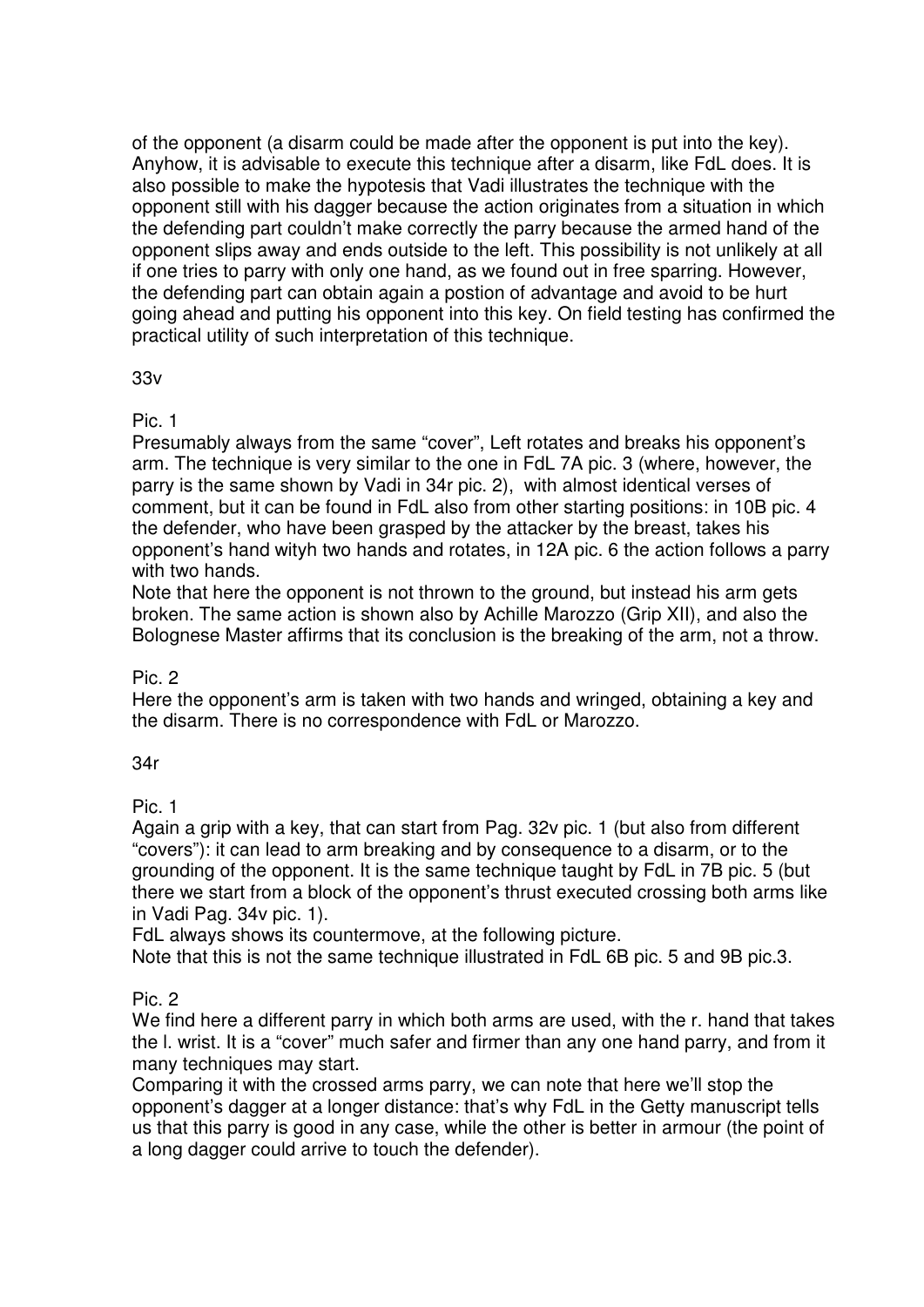of the opponent (a disarm could be made after the opponent is put into the key). Anyhow, it is advisable to execute this technique after a disarm, like FdL does. It is also possible to make the hypotesis that Vadi illustrates the technique with the opponent still with his dagger because the action originates from a situation in which the defending part couldn't make correctly the parry because the armed hand of the opponent slips away and ends outside to the left. This possibility is not unlikely at all if one tries to parry with only one hand, as we found out in free sparring. However, the defending part can obtain again a postion of advantage and avoid to be hurt going ahead and putting his opponent into this key. On field testing has confirmed the practical utility of such interpretation of this technique.

33v

Pic. 1

Presumably always from the same "cover", Left rotates and breaks his opponent's arm. The technique is very similar to the one in FdL 7A pic. 3 (where, however, the parry is the same shown by Vadi in 34r pic. 2), with almost identical verses of comment, but it can be found in FdL also from other starting positions: in 10B pic. 4 the defender, who have been grasped by the attacker by the breast, takes his opponent's hand wityh two hands and rotates, in 12A pic. 6 the action follows a parry with two hands.

Note that here the opponent is not thrown to the ground, but instead his arm gets broken. The same action is shown also by Achille Marozzo (Grip XII), and also the Bolognese Master affirms that its conclusion is the breaking of the arm, not a throw.

Pic. 2

Here the opponent's arm is taken with two hands and wringed, obtaining a key and the disarm. There is no correspondence with FdL or Marozzo.

34r

Pic. 1

Again a grip with a key, that can start from Pag. 32v pic. 1 (but also from different "covers"): it can lead to arm breaking and by consequence to a disarm, or to the grounding of the opponent. It is the same technique taught by FdL in 7B pic. 5 (but there we start from a block of the opponent's thrust executed crossing both arms like in Vadi Pag. 34v pic. 1).

FdL always shows its countermove, at the following picture.

Note that this is not the same technique illustrated in FdL 6B pic. 5 and 9B pic.3.

Pic. 2

We find here a different parry in which both arms are used, with the r. hand that takes the l. wrist. It is a "cover" much safer and firmer than any one hand parry, and from it many techniques may start.

Comparing it with the crossed arms parry, we can note that here we'll stop the opponent's dagger at a longer distance: that's why FdL in the Getty manuscript tells us that this parry is good in any case, while the other is better in armour (the point of a long dagger could arrive to touch the defender).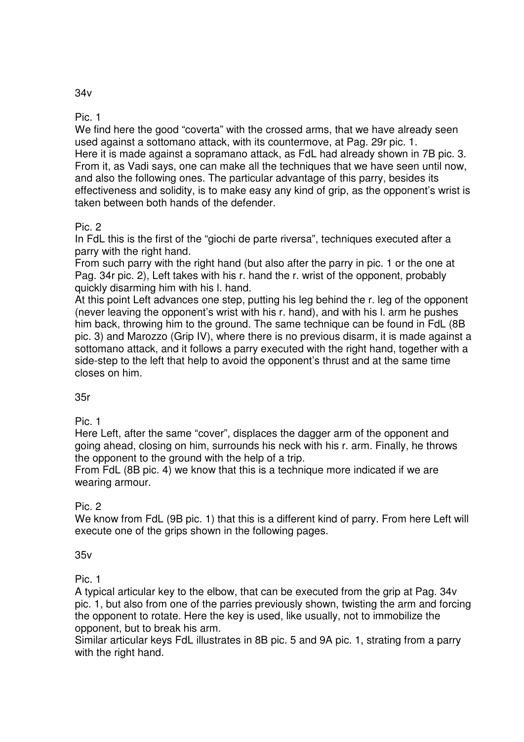## 34v

### Pic. 1

We find here the good "coverta" with the crossed arms, that we have already seen used against a sottomano attack, with its countermove, at Pag. 29r pic. 1.
Here it is made against a sopramano attack, as FdL had already shown in 7B pic. 3. From it, as Vadi says, one can make all the techniques that we have seen until now, and also the following ones. The particular advantage of this parry, besides its effectiveness and solidity, is to make easy any kind of grip, as the opponent's wrist is taken between both hands of the defender.

### Pic. 2

In FdL this is the first of the "giochi de parte riversa", techniques executed after a parry with the right hand.
From such parry with the right hand (but also after the parry in pic. 1 or the one at Pag. 34r pic. 2), Left takes with his r. hand the r. wrist of the opponent, probably quickly disarming him with his l. hand.
At this point Left advances one step, putting his leg behind the r. leg of the opponent (never leaving the opponent's wrist with his r. hand), and with his l. arm he pushes him back, throwing him to the ground. The same technique can be found in FdL (8B pic. 3) and Marozzo (Grip IV), where there is no previous disarm, it is made against a sottomano attack, and it follows a parry executed with the right hand, together with a side-step to the left that help to avoid the opponent's thrust and at the same time closes on him.

## 35r

### Pic. 1

Here Left, after the same "cover", displaces the dagger arm of the opponent and going ahead, closing on him, surrounds his neck with his r. arm. Finally, he throws the opponent to the ground with the help of a trip.
From FdL (8B pic. 4) we know that this is a technique more indicated if we are wearing armour.

### Pic. 2

We know from FdL (9B pic. 1) that this is a different kind of parry. From here Left will execute one of the grips shown in the following pages.

## 35v

### Pic. 1

A typical articular key to the elbow, that can be executed from the grip at Pag. 34v pic. 1, but also from one of the parries previously shown, twisting the arm and forcing the opponent to rotate. Here the key is used, like usually, not to immobilize the opponent, but to break his arm.
Similar articular keys FdL illustrates in 8B pic. 5 and 9A pic. 1, strating from a parry with the right hand.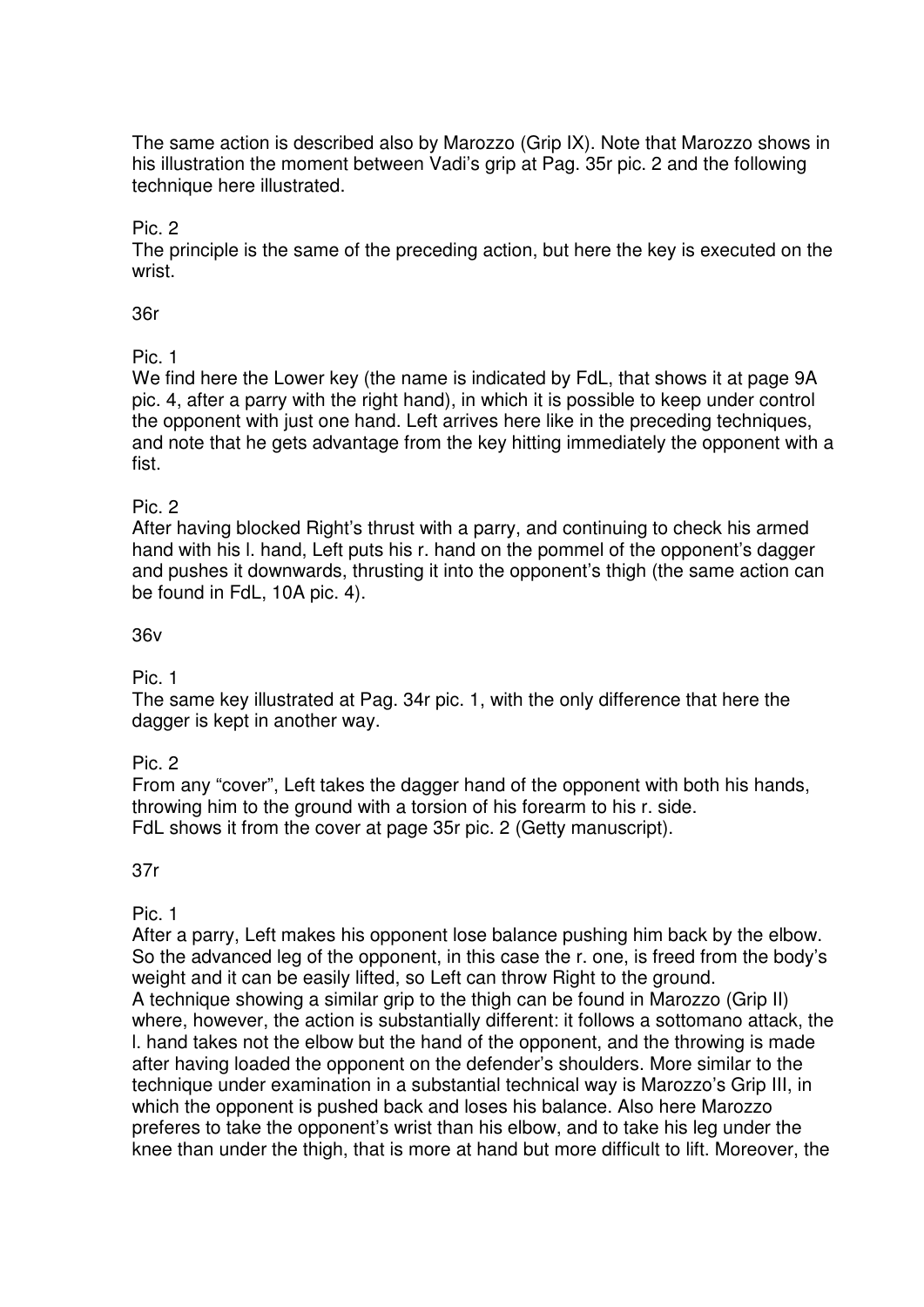The same action is described also by Marozzo (Grip IX). Note that Marozzo shows in his illustration the moment between Vadi's grip at Pag. 35r pic. 2 and the following technique here illustrated.

Pic. 2
The principle is the same of the preceding action, but here the key is executed on the wrist.

36r

Pic. 1
We find here the Lower key (the name is indicated by FdL, that shows it at page 9A pic. 4, after a parry with the right hand), in which it is possible to keep under control the opponent with just one hand. Left arrives here like in the preceding techniques, and note that he gets advantage from the key hitting immediately the opponent with a fist.

Pic. 2
After having blocked Right's thrust with a parry, and continuing to check his armed hand with his l. hand, Left puts his r. hand on the pommel of the opponent's dagger and pushes it downwards, thrusting it into the opponent's thigh (the same action can be found in FdL, 10A pic. 4).

36v

Pic. 1
The same key illustrated at Pag. 34r pic. 1, with the only difference that here the dagger is kept in another way.

Pic. 2
From any "cover", Left takes the dagger hand of the opponent with both his hands, throwing him to the ground with a torsion of his forearm to his r. side.
FdL shows it from the cover at page 35r pic. 2 (Getty manuscript).

37r

Pic. 1
After a parry, Left makes his opponent lose balance pushing him back by the elbow. So the advanced leg of the opponent, in this case the r. one, is freed from the body's weight and it can be easily lifted, so Left can throw Right to the ground.
A technique showing a similar grip to the thigh can be found in Marozzo (Grip II) where, however, the action is substantially different: it follows a sottomano attack, the l. hand takes not the elbow but the hand of the opponent, and the throwing is made after having loaded the opponent on the defender's shoulders. More similar to the technique under examination in a substantial technical way is Marozzo's Grip III, in which the opponent is pushed back and loses his balance. Also here Marozzo preferes to take the opponent's wrist than his elbow, and to take his leg under the knee than under the thigh, that is more at hand but more difficult to lift. Moreover, the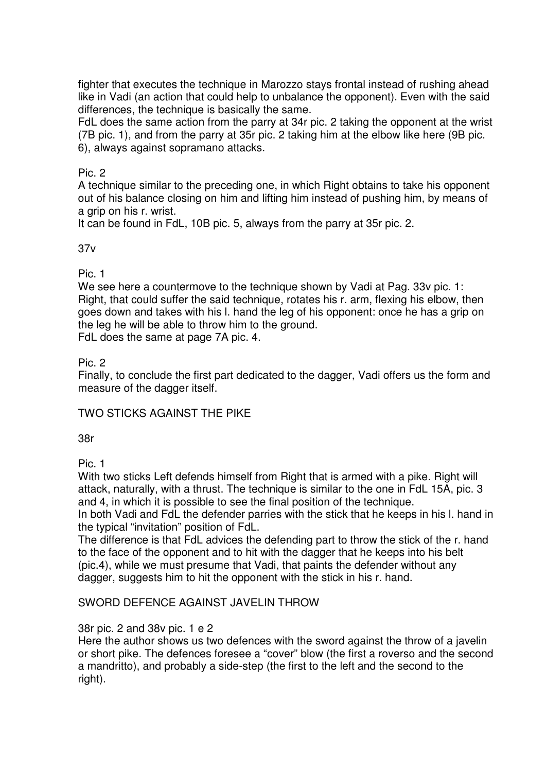fighter that executes the technique in Marozzo stays frontal instead of rushing ahead like in Vadi (an action that could help to unbalance the opponent). Even with the said differences, the technique is basically the same.
FdL does the same action from the parry at 34r pic. 2 taking the opponent at the wrist (7B pic. 1), and from the parry at 35r pic. 2 taking him at the elbow like here (9B pic. 6), always against sopramano attacks.

Pic. 2

A technique similar to the preceding one, in which Right obtains to take his opponent out of his balance closing on him and lifting him instead of pushing him, by means of a grip on his r. wrist.
It can be found in FdL, 10B pic. 5, always from the parry at 35r pic. 2.

37v

Pic. 1

We see here a countermove to the technique shown by Vadi at Pag. 33v pic. 1: Right, that could suffer the said technique, rotates his r. arm, flexing his elbow, then goes down and takes with his l. hand the leg of his opponent: once he has a grip on the leg he will be able to throw him to the ground.
FdL does the same at page 7A pic. 4.

Pic. 2

Finally, to conclude the first part dedicated to the dagger, Vadi offers us the form and measure of the dagger itself.

## TWO STICKS AGAINST THE PIKE

38r

Pic. 1

With two sticks Left defends himself from Right that is armed with a pike. Right will attack, naturally, with a thrust. The technique is similar to the one in FdL 15A, pic. 3 and 4, in which it is possible to see the final position of the technique.
In both Vadi and FdL the defender parries with the stick that he keeps in his l. hand in the typical "invitation" position of FdL.
The difference is that FdL advices the defending part to throw the stick of the r. hand to the face of the opponent and to hit with the dagger that he keeps into his belt (pic.4), while we must presume that Vadi, that paints the defender without any dagger, suggests him to hit the opponent with the stick in his r. hand.

## SWORD DEFENCE AGAINST JAVELIN THROW

38r pic. 2 and 38v pic. 1 e 2

Here the author shows us two defences with the sword against the throw of a javelin or short pike. The defences foresee a "cover" blow (the first a roverso and the second a mandritto), and probably a side-step (the first to the left and the second to the right).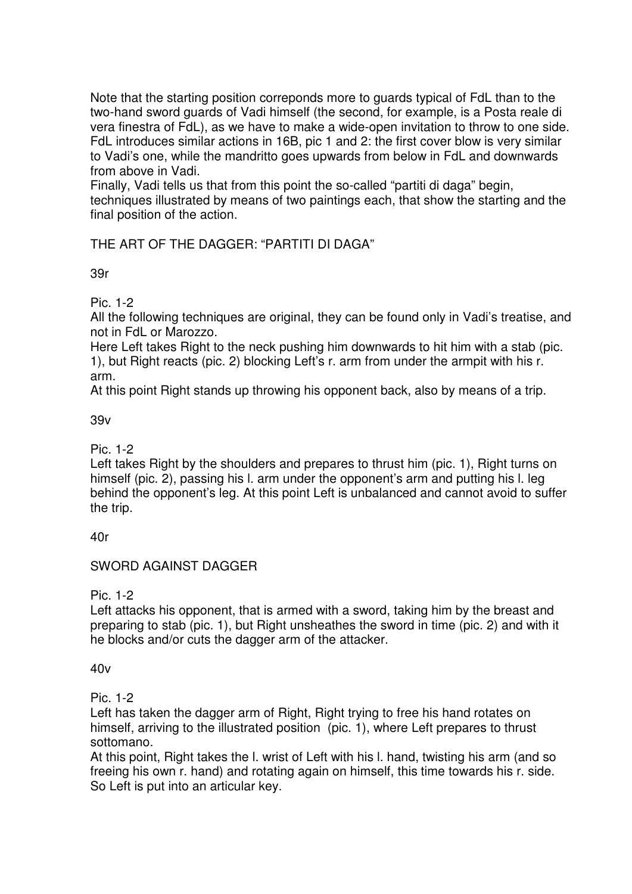Note that the starting position correponds more to guards typical of FdL than to the two-hand sword guards of Vadi himself (the second, for example, is a Posta reale di vera finestra of FdL), as we have to make a wide-open invitation to throw to one side. FdL introduces similar actions in 16B, pic 1 and 2: the first cover blow is very similar to Vadi's one, while the mandritto goes upwards from below in FdL and downwards from above in Vadi.
Finally, Vadi tells us that from this point the so-called "partiti di daga" begin, techniques illustrated by means of two paintings each, that show the starting and the final position of the action.

## THE ART OF THE DAGGER: "PARTITI DI DAGA"

### 39r

Pic. 1-2
All the following techniques are original, they can be found only in Vadi's treatise, and not in FdL or Marozzo.
Here Left takes Right to the neck pushing him downwards to hit him with a stab (pic. 1), but Right reacts (pic. 2) blocking Left's r. arm from under the armpit with his r. arm.
At this point Right stands up throwing his opponent back, also by means of a trip.

### 39v

Pic. 1-2
Left takes Right by the shoulders and prepares to thrust him (pic. 1), Right turns on himself (pic. 2), passing his l. arm under the opponent's arm and putting his l. leg behind the opponent's leg. At this point Left is unbalanced and cannot avoid to suffer the trip.

### 40r

## SWORD AGAINST DAGGER

Pic. 1-2
Left attacks his opponent, that is armed with a sword, taking him by the breast and preparing to stab (pic. 1), but Right unsheathes the sword in time (pic. 2) and with it he blocks and/or cuts the dagger arm of the attacker.

### 40v

Pic. 1-2
Left has taken the dagger arm of Right, Right trying to free his hand rotates on himself, arriving to the illustrated position (pic. 1), where Left prepares to thrust sottomano.
At this point, Right takes the l. wrist of Left with his l. hand, twisting his arm (and so freeing his own r. hand) and rotating again on himself, this time towards his r. side. So Left is put into an articular key.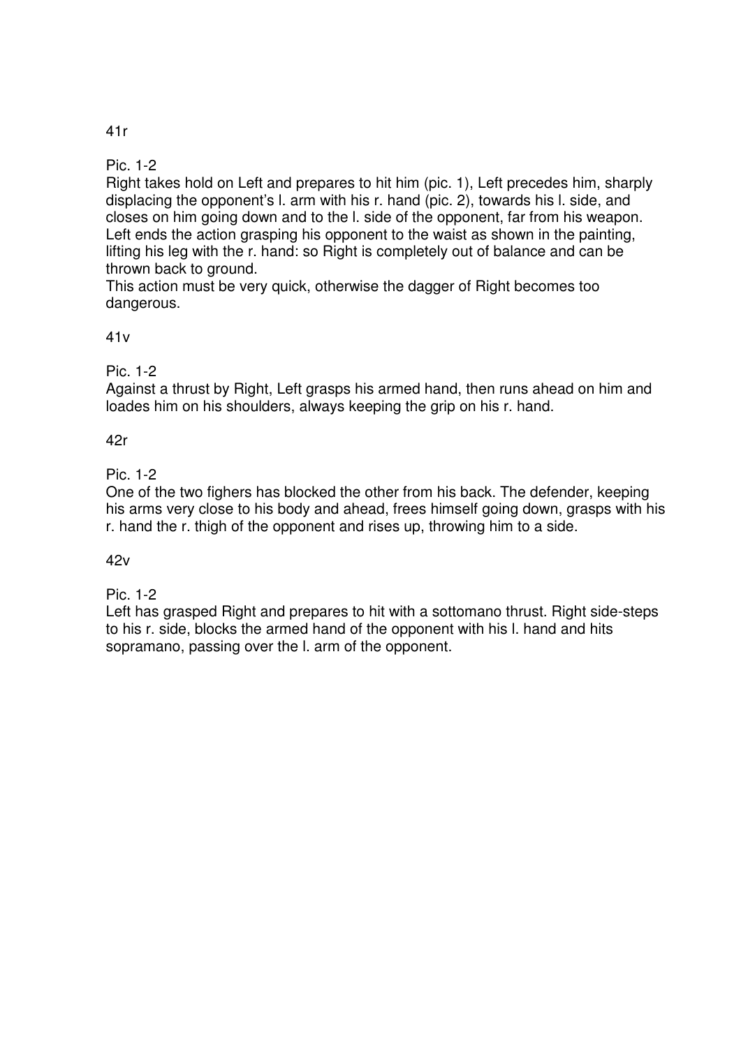41r

Pic. 1-2

Right takes hold on Left and prepares to hit him (pic. 1), Left precedes him, sharply displacing the opponent's l. arm with his r. hand (pic. 2), towards his l. side, and closes on him going down and to the l. side of the opponent, far from his weapon. Left ends the action grasping his opponent to the waist as shown in the painting, lifting his leg with the r. hand: so Right is completely out of balance and can be thrown back to ground.

This action must be very quick, otherwise the dagger of Right becomes too dangerous.

41v

Pic. 1-2

Against a thrust by Right, Left grasps his armed hand, then runs ahead on him and loades him on his shoulders, always keeping the grip on his r. hand.

42r

Pic. 1-2

One of the two fighers has blocked the other from his back. The defender, keeping his arms very close to his body and ahead, frees himself going down, grasps with his r. hand the r. thigh of the opponent and rises up, throwing him to a side.

42v

Pic. 1-2

Left has grasped Right and prepares to hit with a sottomano thrust. Right side-steps to his r. side, blocks the armed hand of the opponent with his l. hand and hits sopramano, passing over the l. arm of the opponent.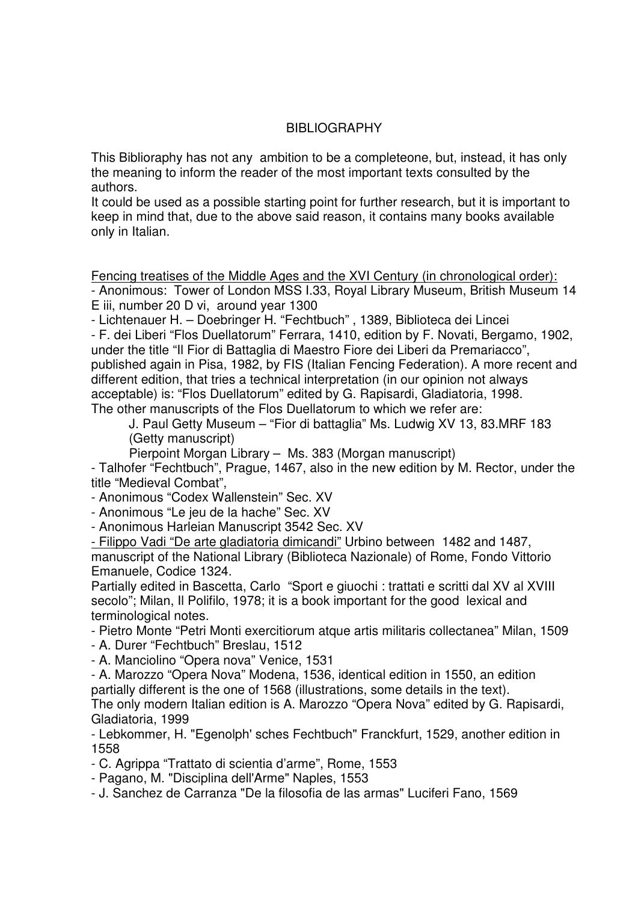# BIBLIOGRAPHY

This Biblioraphy has not any ambition to be a completeone, but, instead, it has only the meaning to inform the reader of the most important texts consulted by the authors.
It could be used as a possible starting point for further research, but it is important to keep in mind that, due to the above said reason, it contains many books available only in Italian.

Fencing treatises of the Middle Ages and the XVI Century (in chronological order):

- Anonimous: Tower of London MSS I.33, Royal Library Museum, British Museum 14 E iii, number 20 D vi, around year 1300
- Lichtenauer H. – Doebringer H. "Fechtbuch" , 1389, Biblioteca dei Lincei
- F. dei Liberi "Flos Duellatorum" Ferrara, 1410, edition by F. Novati, Bergamo, 1902, under the title "Il Fior di Battaglia di Maestro Fiore dei Liberi da Premariacco", published again in Pisa, 1982, by FIS (Italian Fencing Federation). A more recent and different edition, that tries a technical interpretation (in our opinion not always acceptable) is: "Flos Duellatorum" edited by G. Rapisardi, Gladiatoria, 1998.
The other manuscripts of the Flos Duellatorum to which we refer are:
  J. Paul Getty Museum – "Fior di battaglia" Ms. Ludwig XV 13, 83.MRF 183 (Getty manuscript)
  Pierpoint Morgan Library – Ms. 383 (Morgan manuscript)
- Talhofer "Fechtbuch", Prague, 1467, also in the new edition by M. Rector, under the title "Medieval Combat",
- Anonimous "Codex Wallenstein" Sec. XV
- Anonimous "Le jeu de la hache" Sec. XV
- Anonimous Harleian Manuscript 3542 Sec. XV
- Filippo Vadi "De arte gladiatoria dimicandi" Urbino between 1482 and 1487, manuscript of the National Library (Biblioteca Nazionale) of Rome, Fondo Vittorio Emanuele, Codice 1324.
Partially edited in Bascetta, Carlo "Sport e giuochi : trattati e scritti dal XV al XVIII secolo"; Milan, Il Polifilo, 1978; it is a book important for the good lexical and terminological notes.
- Pietro Monte "Petri Monti exercitiorum atque artis militaris collectanea" Milan, 1509
- A. Durer "Fechtbuch" Breslau, 1512
- A. Manciolino "Opera nova" Venice, 1531
- A. Marozzo "Opera Nova" Modena, 1536, identical edition in 1550, an edition partially different is the one of 1568 (illustrations, some details in the text).
The only modern Italian edition is A. Marozzo "Opera Nova" edited by G. Rapisardi, Gladiatoria, 1999
- Lebkommer, H. "Egenolph' sches Fechtbuch" Franckfurt, 1529, another edition in 1558
- C. Agrippa "Trattato di scientia d'arme", Rome, 1553
- Pagano, M. "Disciplina dell'Arme" Naples, 1553
- J. Sanchez de Carranza "De la filosofia de las armas" Luciferi Fano, 1569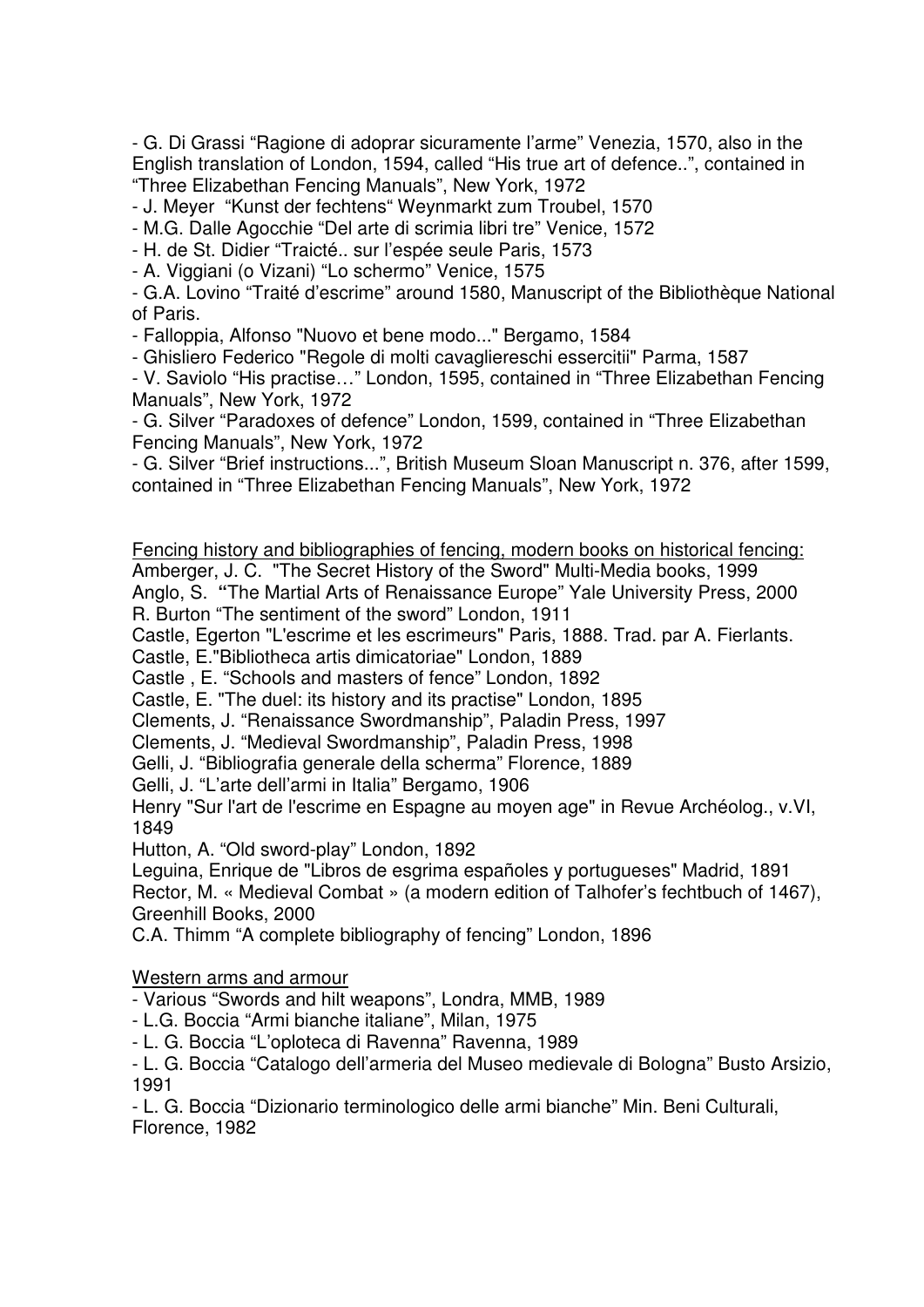- G. Di Grassi "Ragione di adoprar sicuramente l'arme" Venezia, 1570, also in the English translation of London, 1594, called "His true art of defence..", contained in "Three Elizabethan Fencing Manuals", New York, 1972
- J. Meyer "Kunst der fechtens" Weynmarkt zum Troubel, 1570
- M.G. Dalle Agocchie "Del arte di scrimia libri tre" Venice, 1572
- H. de St. Didier "Traicté.. sur l'espée seule Paris, 1573
- A. Viggiani (o Vizani) "Lo schermo" Venice, 1575
- G.A. Lovino "Traité d'escrime" around 1580, Manuscript of the Bibliothèque National of Paris.
- Falloppia, Alfonso "Nuovo et bene modo..." Bergamo, 1584
- Ghisliero Federico "Regole di molti cavagliereschi essercitii" Parma, 1587
- V. Saviolo "His practise…" London, 1595, contained in "Three Elizabethan Fencing Manuals", New York, 1972
- G. Silver "Paradoxes of defence" London, 1599, contained in "Three Elizabethan Fencing Manuals", New York, 1972
- G. Silver "Brief instructions...", British Museum Sloan Manuscript n. 376, after 1599, contained in "Three Elizabethan Fencing Manuals", New York, 1972

<u>Fencing history and bibliographies of fencing, modern books on historical fencing:</u>

Amberger, J. C. "The Secret History of the Sword" Multi-Media books, 1999
Anglo, S. **"**The Martial Arts of Renaissance Europe" Yale University Press, 2000
R. Burton "The sentiment of the sword" London, 1911
Castle, Egerton "L'escrime et les escrimeurs" Paris, 1888. Trad. par A. Fierlants.
Castle, E."Bibliotheca artis dimicatoriae" London, 1889
Castle , E. "Schools and masters of fence" London, 1892
Castle, E. "The duel: its history and its practise" London, 1895
Clements, J. "Renaissance Swordmanship", Paladin Press, 1997
Clements, J. "Medieval Swordmanship", Paladin Press, 1998
Gelli, J. "Bibliografia generale della scherma" Florence, 1889
Gelli, J. "L'arte dell'armi in Italia" Bergamo, 1906
Henry "Sur l'art de l'escrime en Espagne au moyen age" in Revue Archéolog., v.VI, 1849
Hutton, A. "Old sword-play" London, 1892
Leguina, Enrique de "Libros de esgrima españoles y portugueses" Madrid, 1891
Rector, M. « Medieval Combat » (a modern edition of Talhofer's fechtbuch of 1467), Greenhill Books, 2000
C.A. Thimm "A complete bibliography of fencing" London, 1896

<u>Western arms and armour</u>

- Various "Swords and hilt weapons", Londra, MMB, 1989
- L.G. Boccia "Armi bianche italiane", Milan, 1975
- L. G. Boccia "L'oploteca di Ravenna" Ravenna, 1989
- L. G. Boccia "Catalogo dell'armeria del Museo medievale di Bologna" Busto Arsizio, 1991
- L. G. Boccia "Dizionario terminologico delle armi bianche" Min. Beni Culturali, Florence, 1982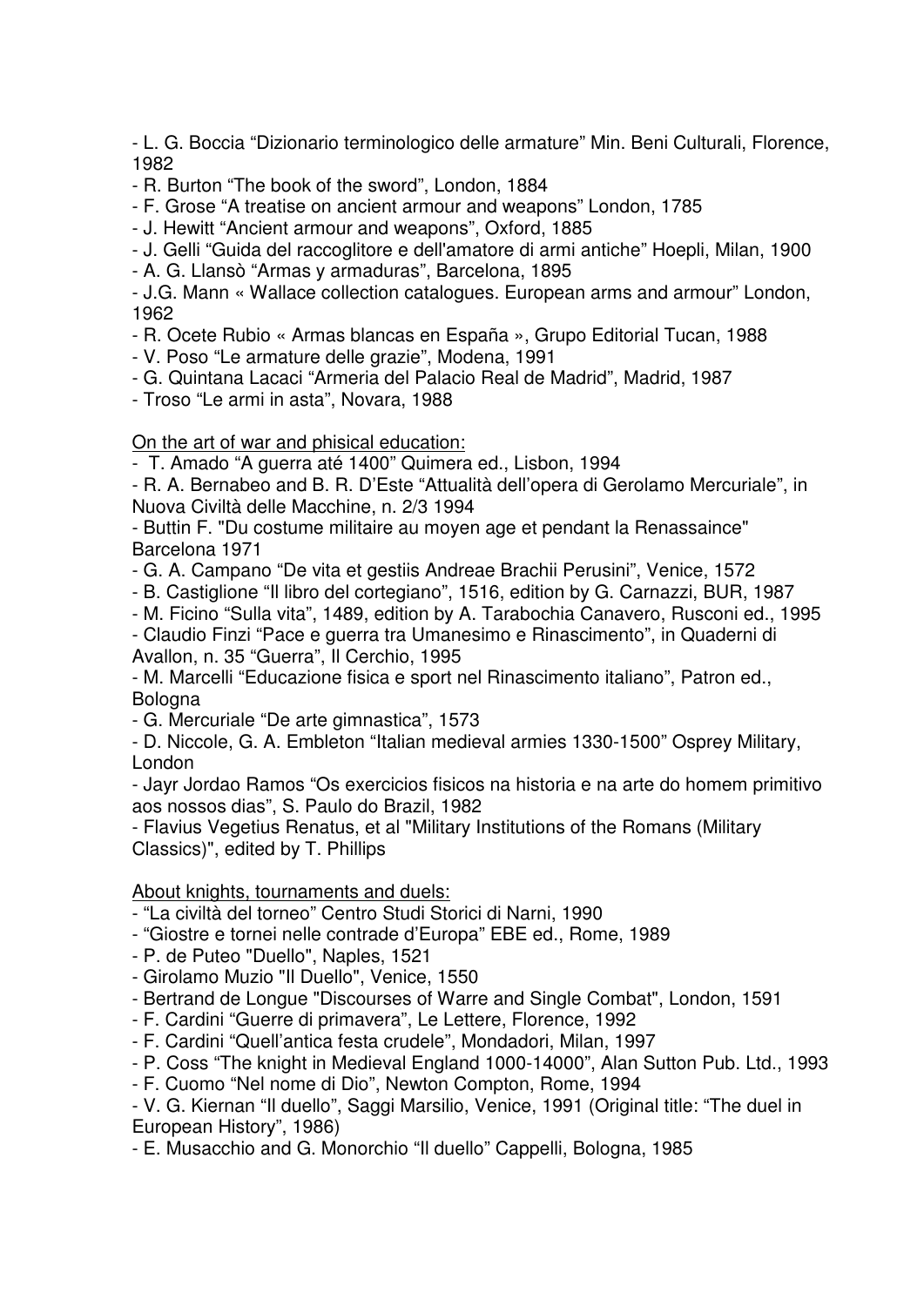- L. G. Boccia "Dizionario terminologico delle armature" Min. Beni Culturali, Florence, 1982
- R. Burton "The book of the sword", London, 1884
- F. Grose "A treatise on ancient armour and weapons" London, 1785
- J. Hewitt "Ancient armour and weapons", Oxford, 1885
- J. Gelli "Guida del raccoglitore e dell'amatore di armi antiche" Hoepli, Milan, 1900
- A. G. Llansò "Armas y armaduras", Barcelona, 1895
- J.G. Mann « Wallace collection catalogues. European arms and armour" London, 1962
- R. Ocete Rubio « Armas blancas en España », Grupo Editorial Tucan, 1988
- V. Poso "Le armature delle grazie", Modena, 1991
- G. Quintana Lacaci "Armeria del Palacio Real de Madrid", Madrid, 1987
- Troso "Le armi in asta", Novara, 1988

<u>On the art of war and phisical education:</u>

- T. Amado "A guerra até 1400" Quimera ed., Lisbon, 1994
- R. A. Bernabeo and B. R. D'Este "Attualità dell'opera di Gerolamo Mercuriale", in Nuova Civiltà delle Macchine, n. 2/3 1994
- Buttin F. "Du costume militaire au moyen age et pendant la Renassaince" Barcelona 1971
- G. A. Campano "De vita et gestiis Andreae Brachii Perusini", Venice, 1572
- B. Castiglione "Il libro del cortegiano", 1516, edition by G. Carnazzi, BUR, 1987
- M. Ficino "Sulla vita", 1489, edition by A. Tarabochia Canavero, Rusconi ed., 1995
- Claudio Finzi "Pace e guerra tra Umanesimo e Rinascimento", in Quaderni di Avallon, n. 35 "Guerra", Il Cerchio, 1995
- M. Marcelli "Educazione fisica e sport nel Rinascimento italiano", Patron ed., Bologna
- G. Mercuriale "De arte gimnastica", 1573
- D. Niccole, G. A. Embleton "Italian medieval armies 1330-1500" Osprey Military, London
- Jayr Jordao Ramos "Os exercicios fisicos na historia e na arte do homem primitivo aos nossos dias", S. Paulo do Brazil, 1982
- Flavius Vegetius Renatus, et al "Military Institutions of the Romans (Military Classics)", edited by T. Phillips

<u>About knights, tournaments and duels:</u>

- "La civiltà del torneo" Centro Studi Storici di Narni, 1990
- "Giostre e tornei nelle contrade d'Europa" EBE ed., Rome, 1989
- P. de Puteo "Duello", Naples, 1521
- Girolamo Muzio "Il Duello", Venice, 1550
- Bertrand de Longue "Discourses of Warre and Single Combat", London, 1591
- F. Cardini "Guerre di primavera", Le Lettere, Florence, 1992
- F. Cardini "Quell'antica festa crudele", Mondadori, Milan, 1997
- P. Coss "The knight in Medieval England 1000-14000", Alan Sutton Pub. Ltd., 1993
- F. Cuomo "Nel nome di Dio", Newton Compton, Rome, 1994
- V. G. Kiernan "Il duello", Saggi Marsilio, Venice, 1991 (Original title: "The duel in European History", 1986)
- E. Musacchio and G. Monorchio "Il duello" Cappelli, Bologna, 1985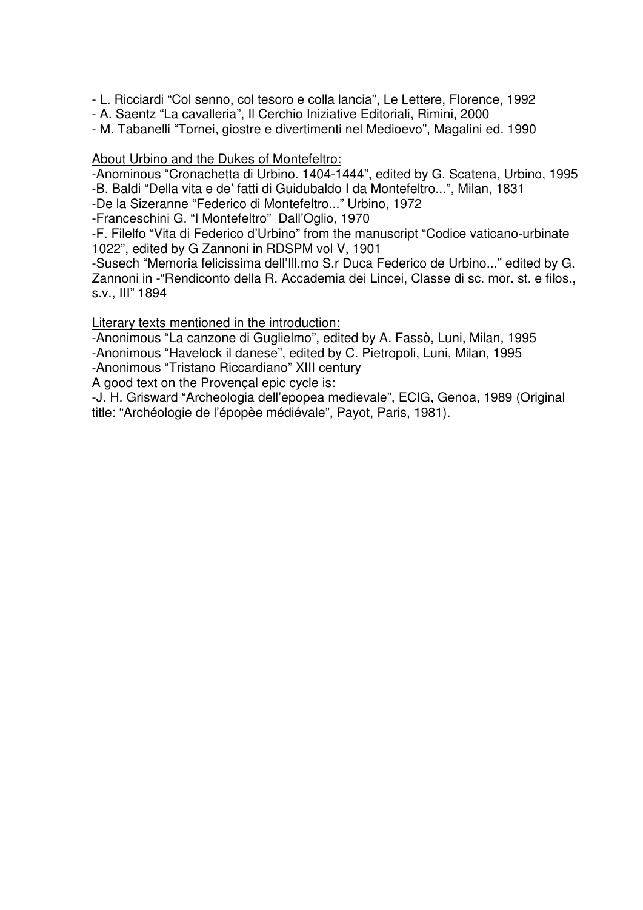- L. Ricciardi "Col senno, col tesoro e colla lancia", Le Lettere, Florence, 1992
- A. Saentz "La cavalleria", Il Cerchio Iniziative Editoriali, Rimini, 2000
- M. Tabanelli "Tornei, giostre e divertimenti nel Medioevo", Magalini ed. 1990

<u>About Urbino and the Dukes of Montefeltro:</u>

-Anominous "Cronachetta di Urbino. 1404-1444", edited by G. Scatena, Urbino, 1995
-B. Baldi "Della vita e de' fatti di Guidubaldo I da Montefeltro...", Milan, 1831
-De la Sizeranne "Federico di Montefeltro..." Urbino, 1972
-Franceschini G. "I Montefeltro" Dall'Oglio, 1970
-F. Filelfo "Vita di Federico d'Urbino" from the manuscript "Codice vaticano-urbinate 1022", edited by G Zannoni in RDSPM vol V, 1901
-Susech "Memoria felicissima dell'Ill.mo S.r Duca Federico de Urbino..." edited by G. Zannoni in -"Rendiconto della R. Accademia dei Lincei, Classe di sc. mor. st. e filos., s.v., III" 1894

<u>Literary texts mentioned in the introduction:</u>

-Anonimous "La canzone di Guglielmo", edited by A. Fassò, Luni, Milan, 1995
-Anonimous "Havelock il danese", edited by C. Pietropoli, Luni, Milan, 1995
-Anonimous "Tristano Riccardiano" XIII century
A good text on the Provençal epic cycle is:
-J. H. Grisward "Archeologia dell'epopea medievale", ECIG, Genoa, 1989 (Original title: "Archéologie de l'épopèe médiévale", Payot, Paris, 1981).